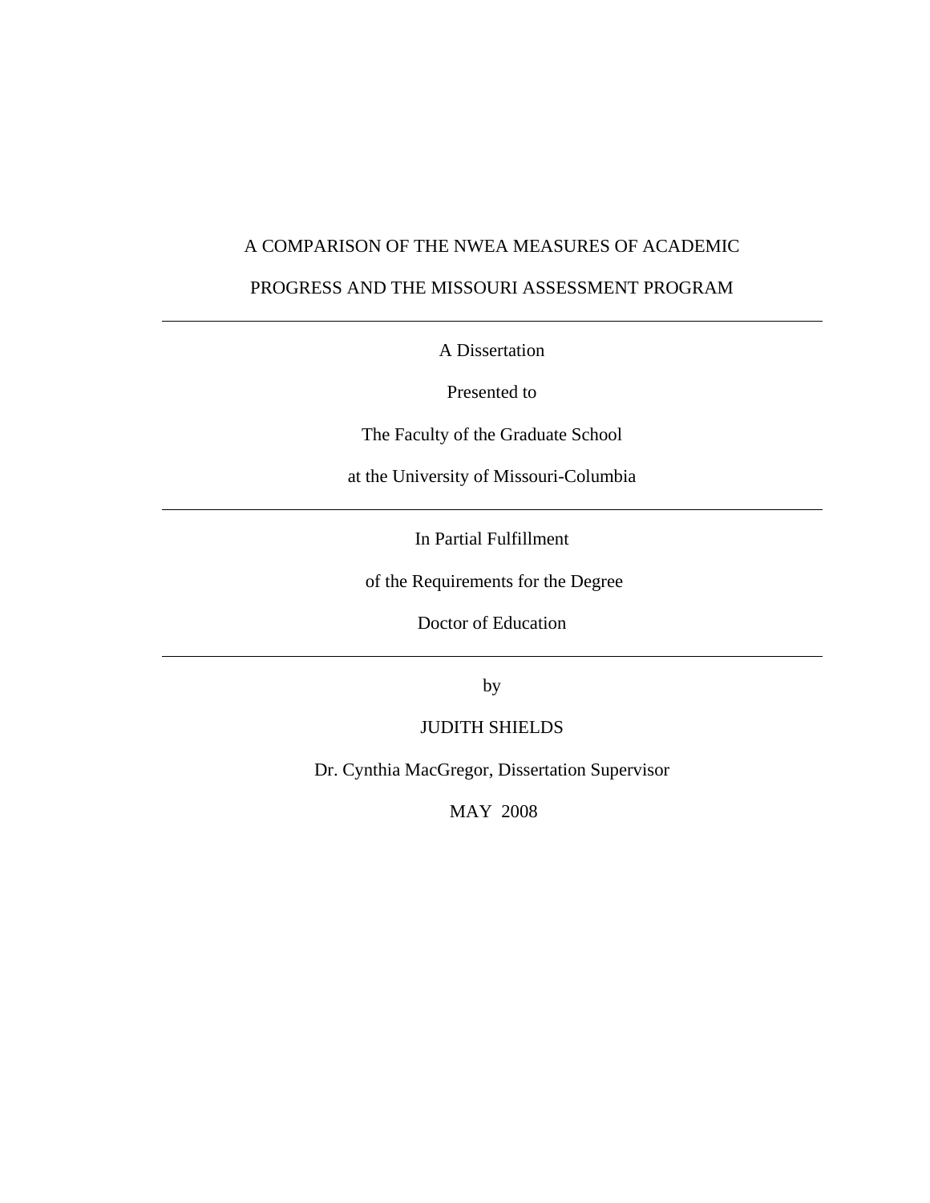# A COMPARISON OF THE NWEA MEASURES OF ACADEMIC PROGRESS AND THE MISSOURI ASSESSMENT PROGRAM

---

A Dissertation

Presented to

The Faculty of the Graduate School

at the University of Missouri-Columbia

---

In Partial Fulfillment

of the Requirements for the Degree

Doctor of Education

---

by

JUDITH SHIELDS

Dr. Cynthia MacGregor, Dissertation Supervisor

MAY 2008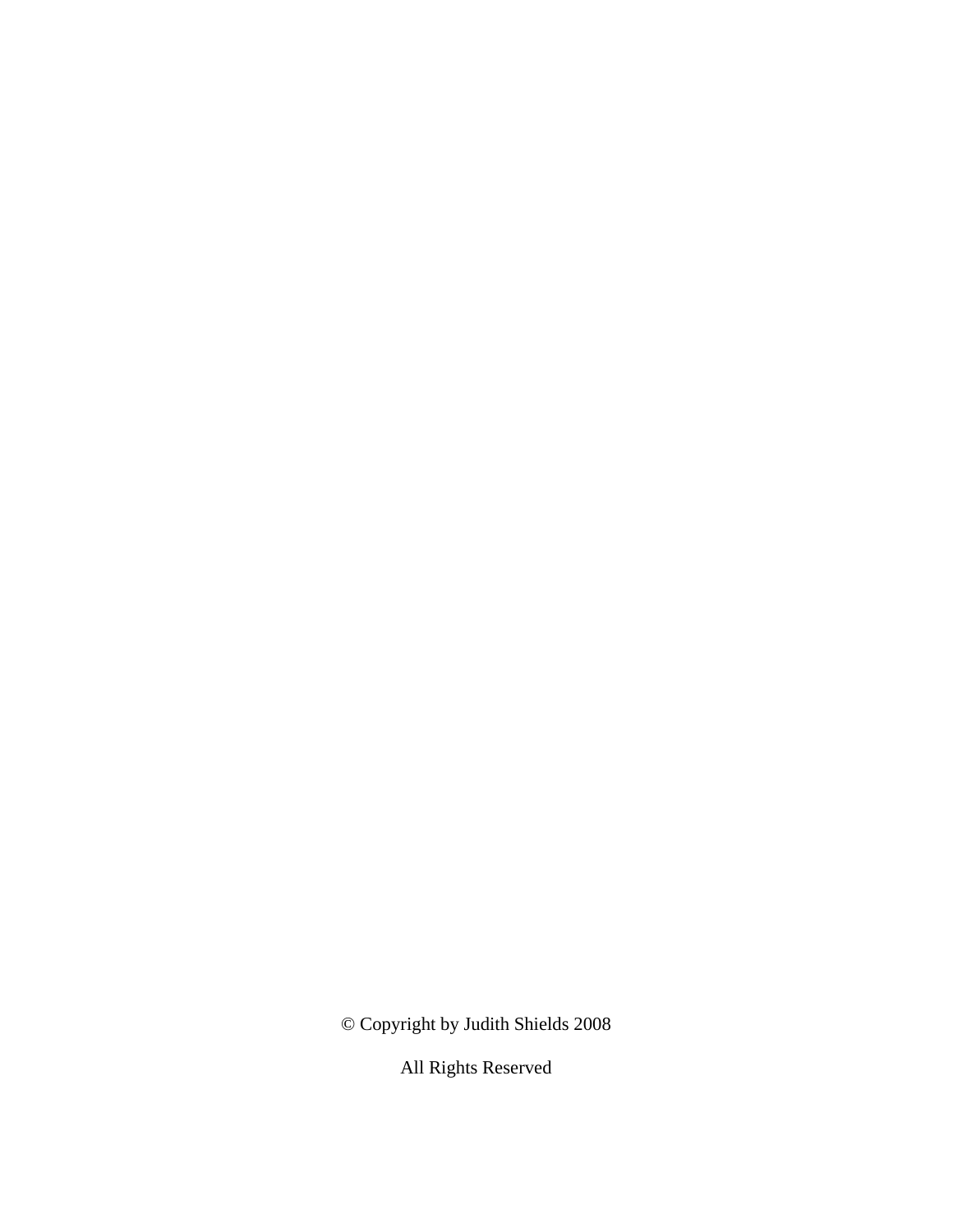© Copyright by Judith Shields 2008

All Rights Reserved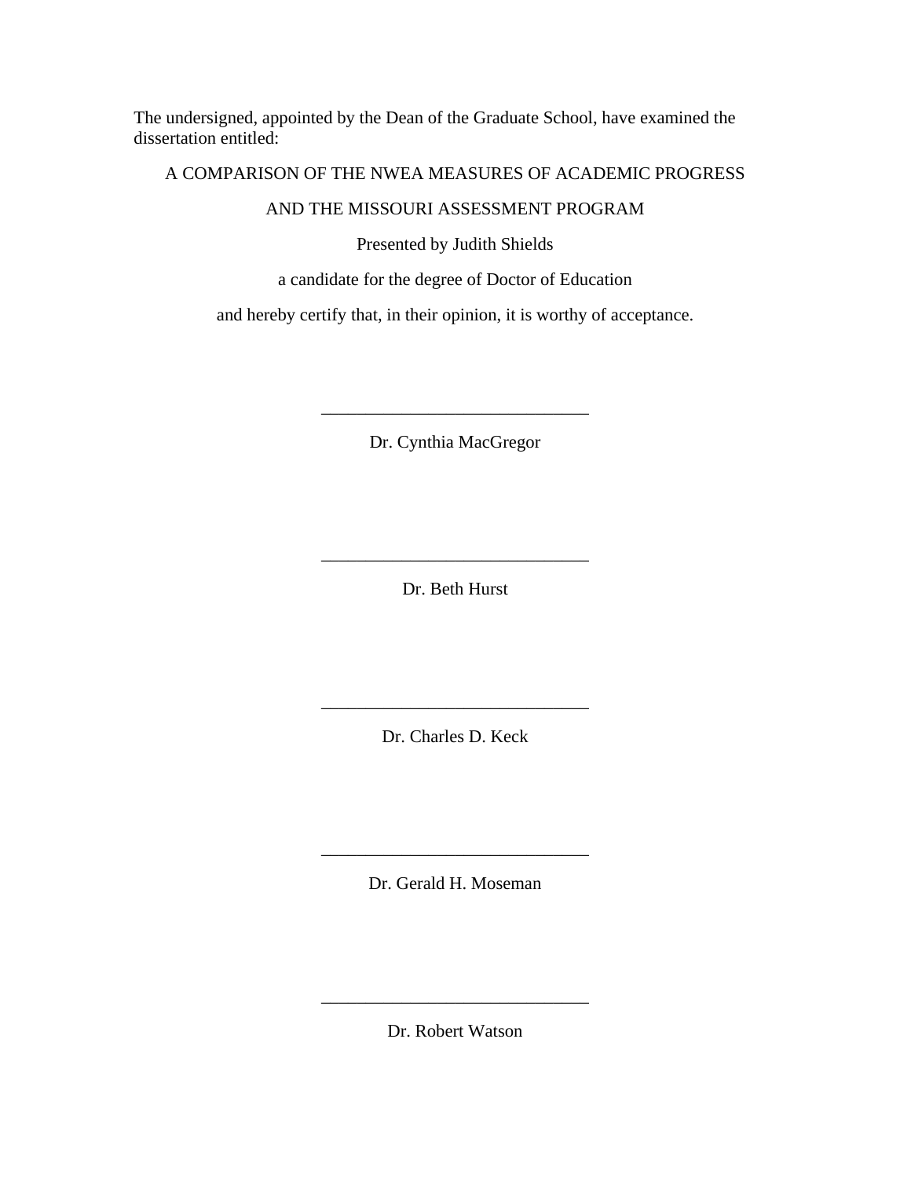The undersigned, appointed by the Dean of the Graduate School, have examined the dissertation entitled:

A COMPARISON OF THE NWEA MEASURES OF ACADEMIC PROGRESS

AND THE MISSOURI ASSESSMENT PROGRAM

Presented by Judith Shields

a candidate for the degree of Doctor of Education

and hereby certify that, in their opinion, it is worthy of acceptance.

______________________________

Dr. Cynthia MacGregor

______________________________

Dr. Beth Hurst

______________________________

Dr. Charles D. Keck

______________________________

Dr. Gerald H. Moseman

______________________________

Dr. Robert Watson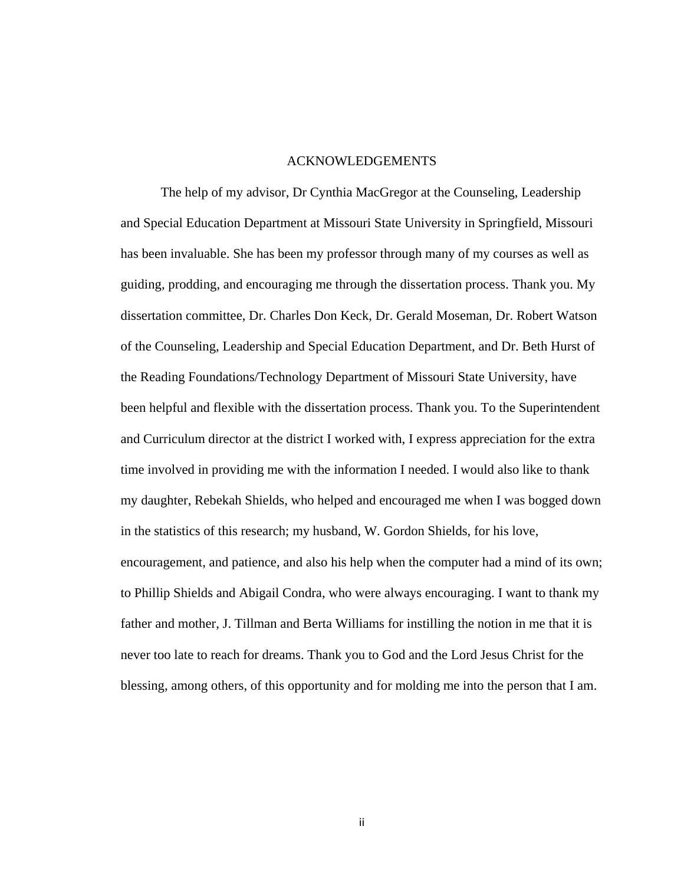# ACKNOWLEDGEMENTS

The help of my advisor, Dr Cynthia MacGregor at the Counseling, Leadership and Special Education Department at Missouri State University in Springfield, Missouri has been invaluable. She has been my professor through many of my courses as well as guiding, prodding, and encouraging me through the dissertation process. Thank you. My dissertation committee, Dr. Charles Don Keck, Dr. Gerald Moseman, Dr. Robert Watson of the Counseling, Leadership and Special Education Department, and Dr. Beth Hurst of the Reading Foundations/Technology Department of Missouri State University, have been helpful and flexible with the dissertation process. Thank you. To the Superintendent and Curriculum director at the district I worked with, I express appreciation for the extra time involved in providing me with the information I needed. I would also like to thank my daughter, Rebekah Shields, who helped and encouraged me when I was bogged down in the statistics of this research; my husband, W. Gordon Shields, for his love, encouragement, and patience, and also his help when the computer had a mind of its own; to Phillip Shields and Abigail Condra, who were always encouraging. I want to thank my father and mother, J. Tillman and Berta Williams for instilling the notion in me that it is never too late to reach for dreams. Thank you to God and the Lord Jesus Christ for the blessing, among others, of this opportunity and for molding me into the person that I am.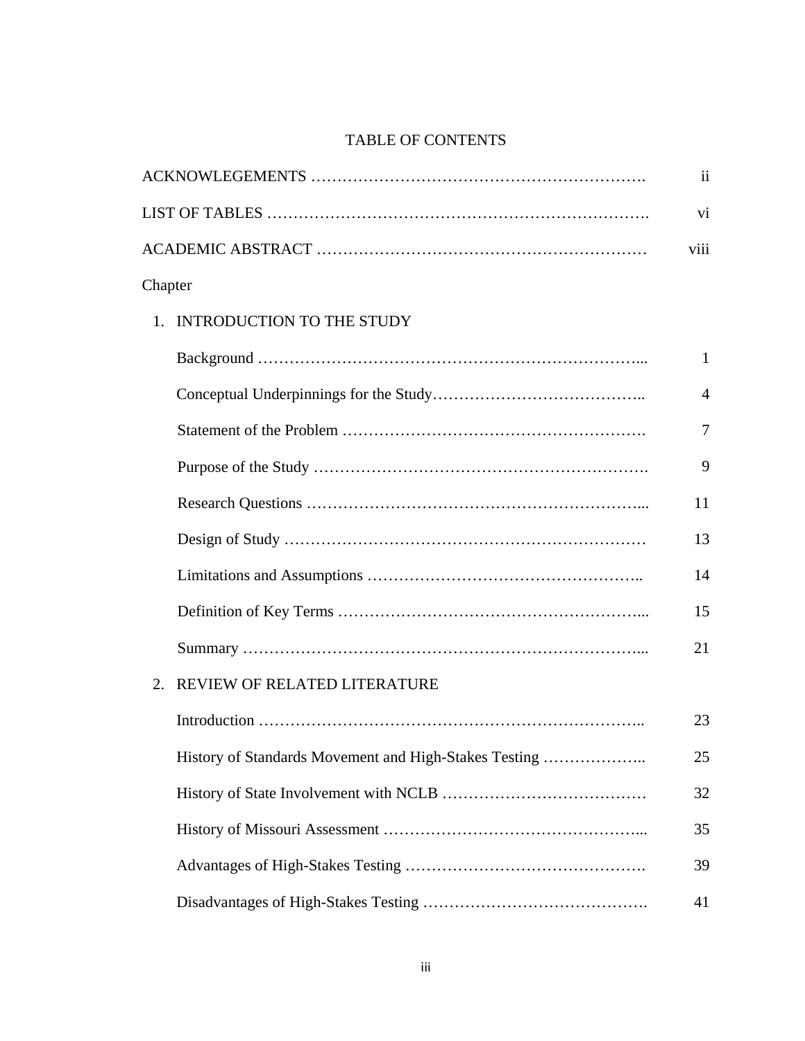# TABLE OF CONTENTS

ACKNOWLEGEMENTS ……………………………………………………. ii

LIST OF TABLES ……………………………………………………………. vi

ACADEMIC ABSTRACT …………………………………………………… viii

Chapter

1. INTRODUCTION TO THE STUDY

   Background ………………………………………………………………... 1

   Conceptual Underpinnings for the Study………………………………….. 4

   Statement of the Problem …………………………………………………. 7

   Purpose of the Study ………………………………………………………. 9

   Research Questions ………………………………………………………... 11

   Design of Study …………………………………………………………… 13

   Limitations and Assumptions …………………………………………….. 14

   Definition of Key Terms …………………………………………………... 15

   Summary …………………………………………………………………... 21

2. REVIEW OF RELATED LITERATURE

   Introduction ……………………………………………………………….. 23

   History of Standards Movement and High-Stakes Testing ……………….. 25

   History of State Involvement with NCLB ………………………………… 32

   History of Missouri Assessment …………………………………………... 35

   Advantages of High-Stakes Testing ………………………………………. 39

   Disadvantages of High-Stakes Testing ……………………………………. 41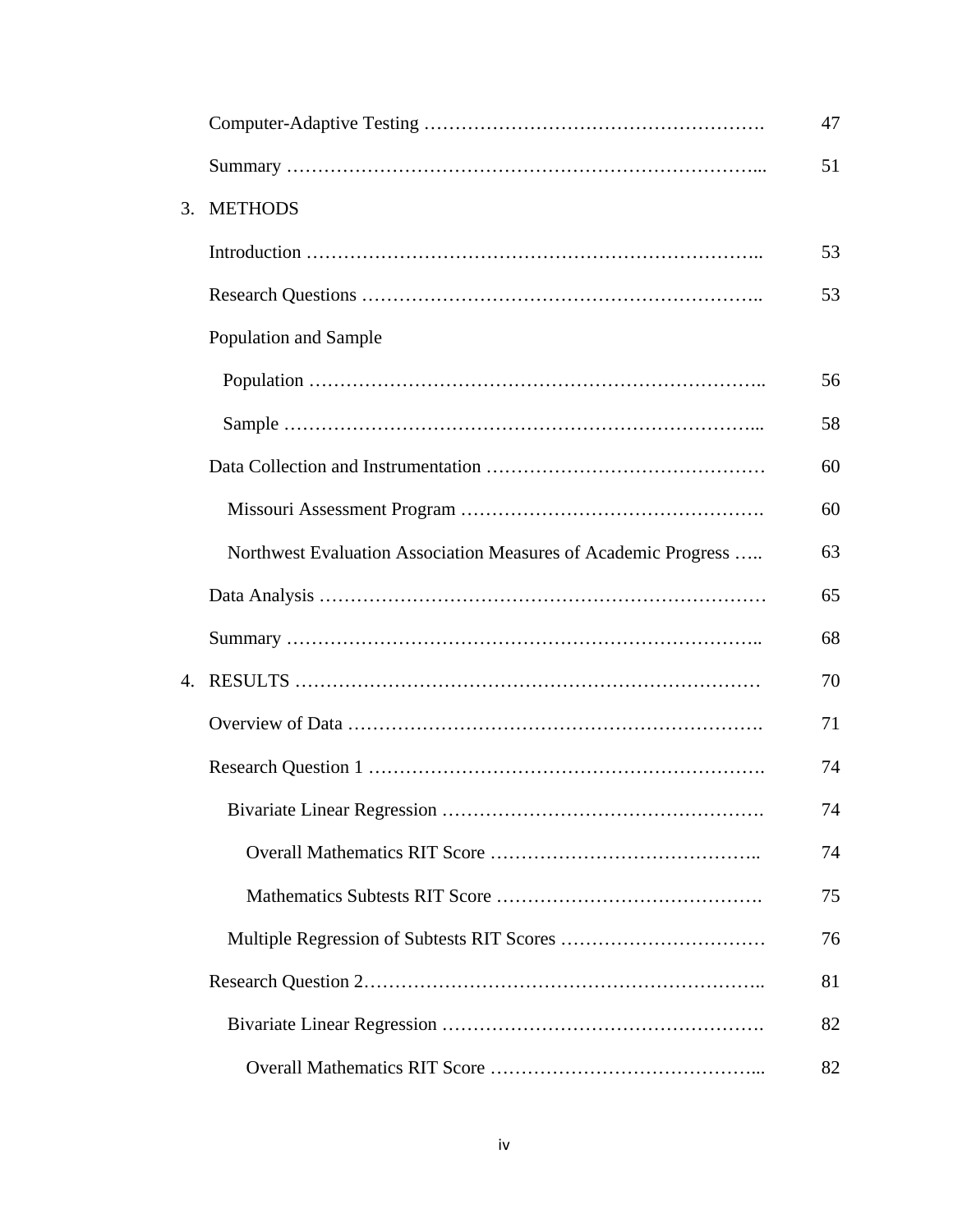Computer-Adaptive Testing ………………………………………………. 47

Summary …………………………………………………………………... 51

3. METHODS

Introduction ……………………………………………………………….. 53

Research Questions ……………………………………………………….. 53

Population and Sample

Population ……………………………………………………………….. 56

Sample …………………………………………………………………... 58

Data Collection and Instrumentation ……………………………………… 60

Missouri Assessment Program …………………………………………. 60

Northwest Evaluation Association Measures of Academic Progress ….. 63

Data Analysis ……………………………………………………………… 65

Summary ………………………………………………………………….. 68

4. RESULTS ………………………………………………………………… 70

Overview of Data …………………………………………………………. 71

Research Question 1 ……………………………………………………… 74

Bivariate Linear Regression ……………………………………………. 74

Overall Mathematics RIT Score …………………………………….. 74

Mathematics Subtests RIT Score ……………………………………. 75

Multiple Regression of Subtests RIT Scores …………………………… 76

Research Question 2……………………………………………………….. 81

Bivariate Linear Regression ……………………………………………. 82

Overall Mathematics RIT Score ……………………………………... 82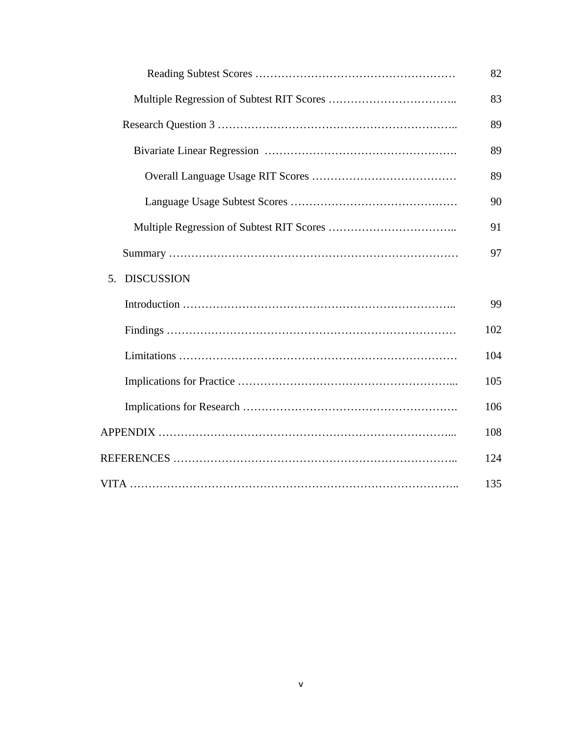| | |
|---|---|
| Reading Subtest Scores | 82 |
| Multiple Regression of Subtest RIT Scores | 83 |
| Research Question 3 | 89 |
| Bivariate Linear Regression | 89 |
| Overall Language Usage RIT Scores | 89 |
| Language Usage Subtest Scores | 90 |
| Multiple Regression of Subtest RIT Scores | 91 |
| Summary | 97 |
| 5. DISCUSSION | |
| Introduction | 99 |
| Findings | 102 |
| Limitations | 104 |
| Implications for Practice | 105 |
| Implications for Research | 106 |
| APPENDIX | 108 |
| REFERENCES | 124 |
| VITA | 135 |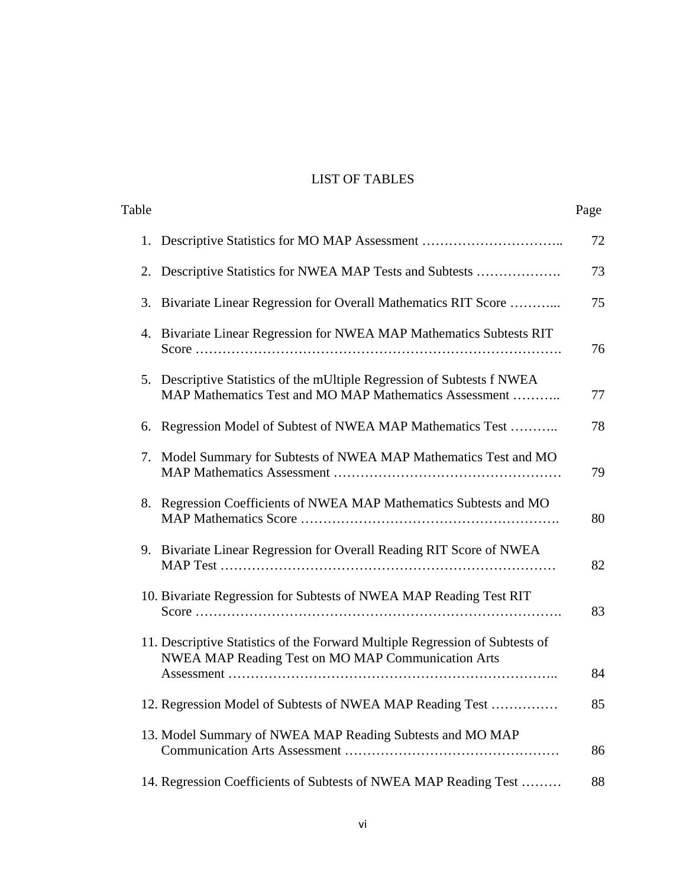# LIST OF TABLES

| Table | | Page |
|---|---|---|
| 1. | Descriptive Statistics for MO MAP Assessment | 72 |
| 2. | Descriptive Statistics for NWEA MAP Tests and Subtests | 73 |
| 3. | Bivariate Linear Regression for Overall Mathematics RIT Score | 75 |
| 4. | Bivariate Linear Regression for NWEA MAP Mathematics Subtests RIT Score | 76 |
| 5. | Descriptive Statistics of the mUltiple Regression of Subtests f NWEA MAP Mathematics Test and MO MAP Mathematics Assessment | 77 |
| 6. | Regression Model of Subtest of NWEA MAP Mathematics Test | 78 |
| 7. | Model Summary for Subtests of NWEA MAP Mathematics Test and MO MAP Mathematics Assessment | 79 |
| 8. | Regression Coefficients of NWEA MAP Mathematics Subtests and MO MAP Mathematics Score | 80 |
| 9. | Bivariate Linear Regression for Overall Reading RIT Score of NWEA MAP Test | 82 |
| 10. | Bivariate Regression for Subtests of NWEA MAP Reading Test RIT Score | 83 |
| 11. | Descriptive Statistics of the Forward Multiple Regression of Subtests of NWEA MAP Reading Test on MO MAP Communication Arts Assessment | 84 |
| 12. | Regression Model of Subtests of NWEA MAP Reading Test | 85 |
| 13. | Model Summary of NWEA MAP Reading Subtests and MO MAP Communication Arts Assessment | 86 |
| 14. | Regression Coefficients of Subtests of NWEA MAP Reading Test | 88 |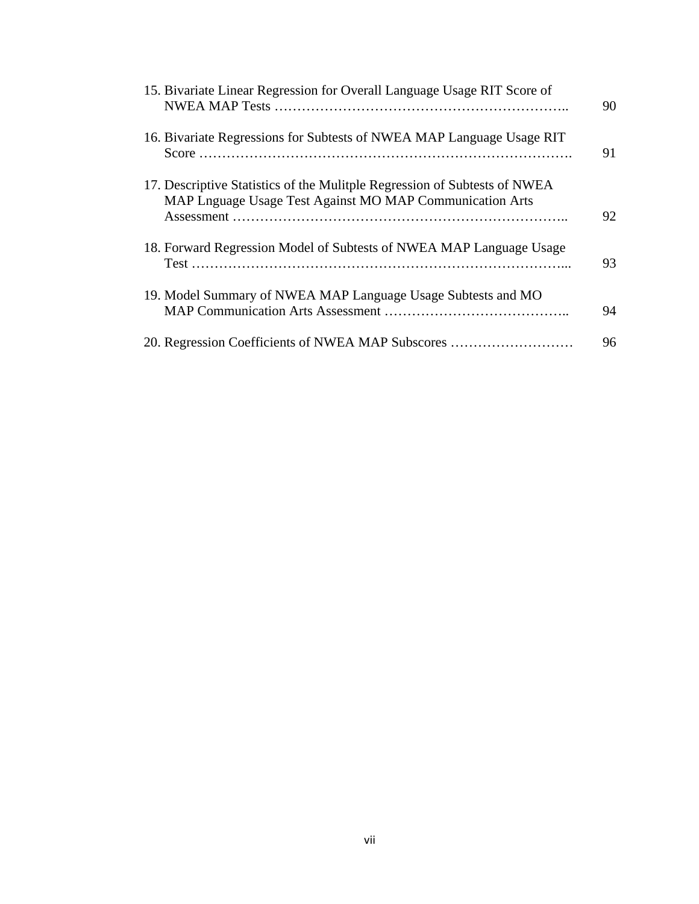15. Bivariate Linear Regression for Overall Language Usage RIT Score of NWEA MAP Tests …………………………………………………….. 90

16. Bivariate Regressions for Subtests of NWEA MAP Language Usage RIT Score ………………………………………………………………………. 91

17. Descriptive Statistics of the Mulitple Regression of Subtests of NWEA MAP Lnguage Usage Test Against MO MAP Communication Arts Assessment …………………………………………………………….. 92

18. Forward Regression Model of Subtests of NWEA MAP Language Usage Test ………………………………………………………………………... 93

19. Model Summary of NWEA MAP Language Usage Subtests and MO MAP Communication Arts Assessment ………………………………….. 94

20. Regression Coefficients of NWEA MAP Subscores ……………………… 96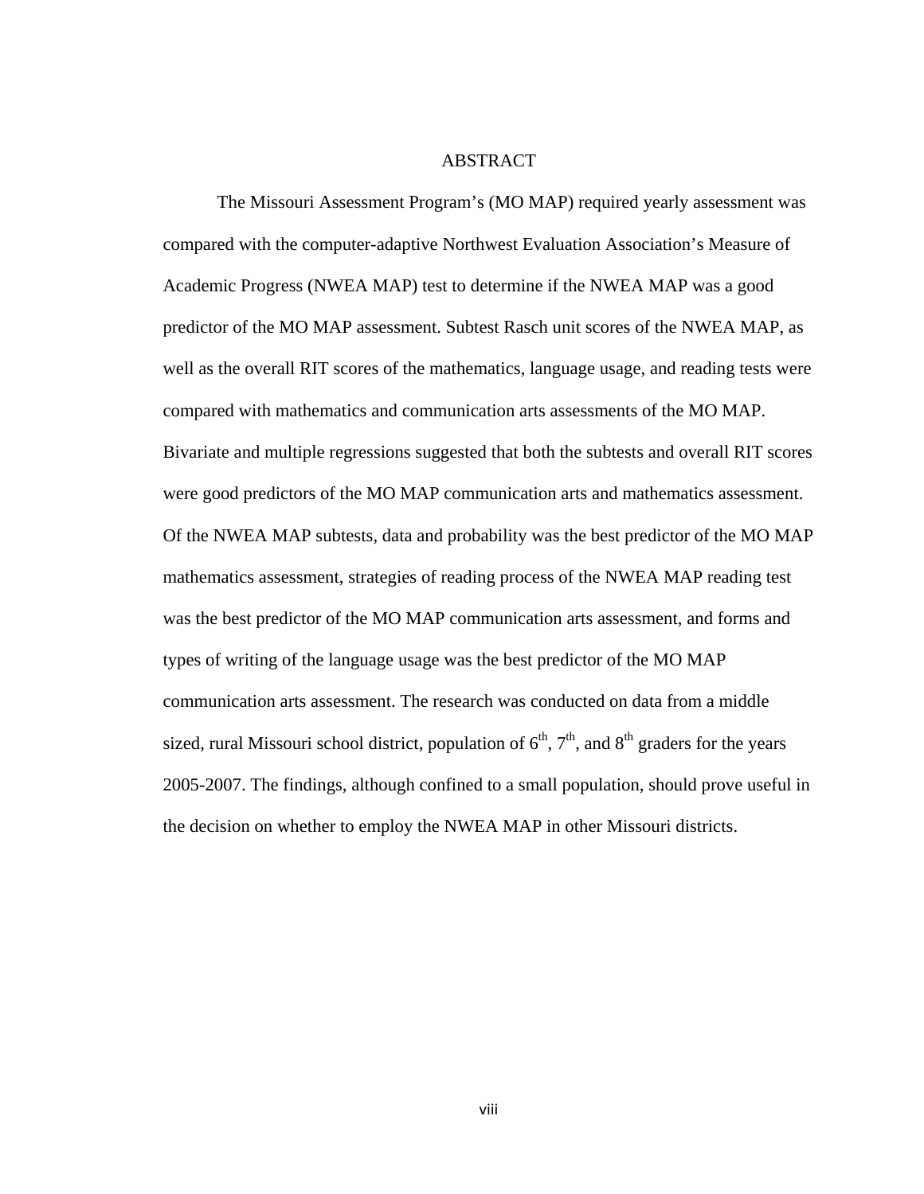# ABSTRACT

The Missouri Assessment Program's (MO MAP) required yearly assessment was compared with the computer-adaptive Northwest Evaluation Association's Measure of Academic Progress (NWEA MAP) test to determine if the NWEA MAP was a good predictor of the MO MAP assessment. Subtest Rasch unit scores of the NWEA MAP, as well as the overall RIT scores of the mathematics, language usage, and reading tests were compared with mathematics and communication arts assessments of the MO MAP. Bivariate and multiple regressions suggested that both the subtests and overall RIT scores were good predictors of the MO MAP communication arts and mathematics assessment. Of the NWEA MAP subtests, data and probability was the best predictor of the MO MAP mathematics assessment, strategies of reading process of the NWEA MAP reading test was the best predictor of the MO MAP communication arts assessment, and forms and types of writing of the language usage was the best predictor of the MO MAP communication arts assessment. The research was conducted on data from a middle sized, rural Missouri school district, population of 6th, 7th, and 8th graders for the years 2005-2007. The findings, although confined to a small population, should prove useful in the decision on whether to employ the NWEA MAP in other Missouri districts.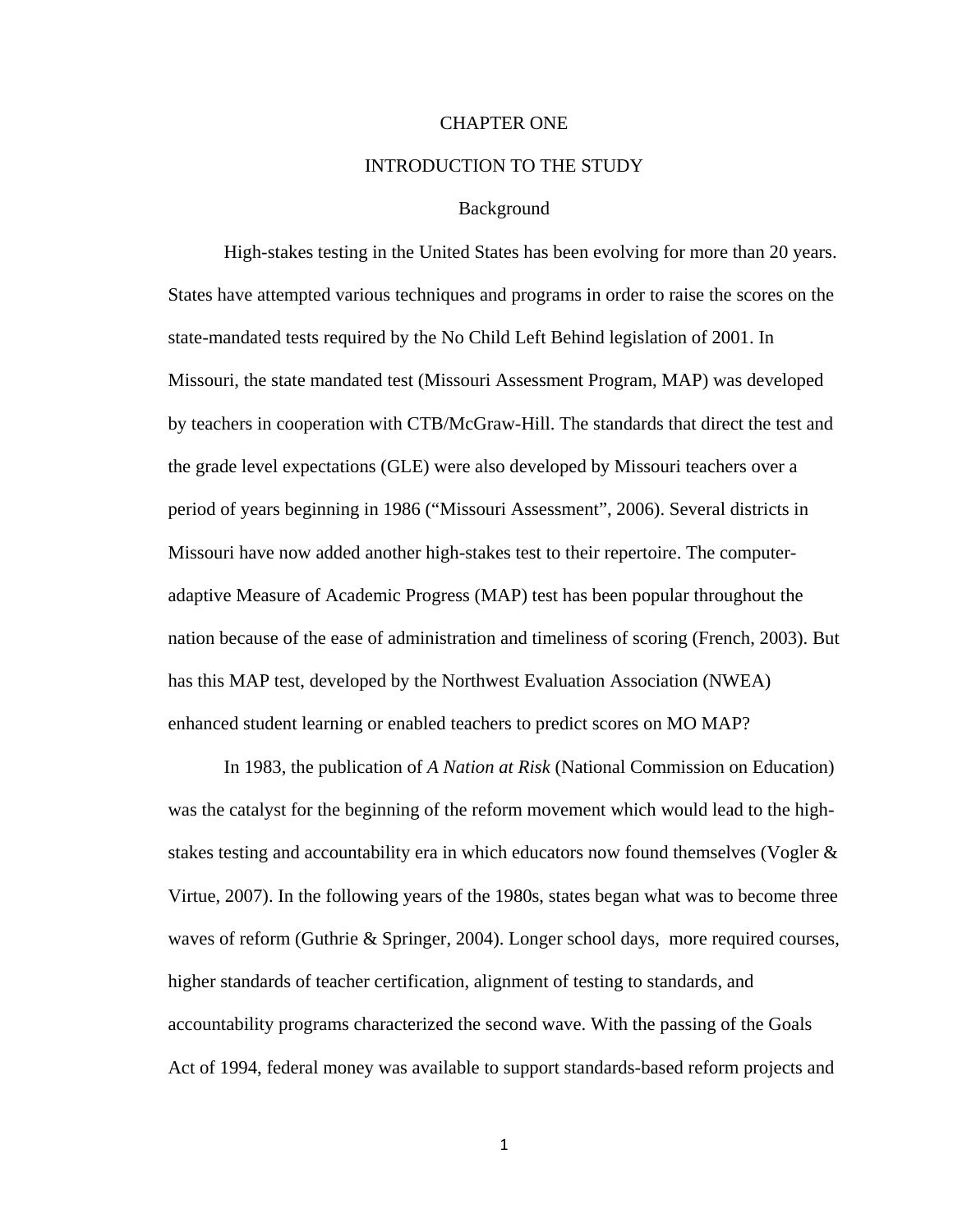# CHAPTER ONE

## INTRODUCTION TO THE STUDY

### Background

High-stakes testing in the United States has been evolving for more than 20 years. States have attempted various techniques and programs in order to raise the scores on the state-mandated tests required by the No Child Left Behind legislation of 2001. In Missouri, the state mandated test (Missouri Assessment Program, MAP) was developed by teachers in cooperation with CTB/McGraw-Hill. The standards that direct the test and the grade level expectations (GLE) were also developed by Missouri teachers over a period of years beginning in 1986 ("Missouri Assessment", 2006). Several districts in Missouri have now added another high-stakes test to their repertoire. The computer-adaptive Measure of Academic Progress (MAP) test has been popular throughout the nation because of the ease of administration and timeliness of scoring (French, 2003). But has this MAP test, developed by the Northwest Evaluation Association (NWEA) enhanced student learning or enabled teachers to predict scores on MO MAP?

In 1983, the publication of *A Nation at Risk* (National Commission on Education) was the catalyst for the beginning of the reform movement which would lead to the high-stakes testing and accountability era in which educators now found themselves (Vogler & Virtue, 2007). In the following years of the 1980s, states began what was to become three waves of reform (Guthrie & Springer, 2004). Longer school days, more required courses, higher standards of teacher certification, alignment of testing to standards, and accountability programs characterized the second wave. With the passing of the Goals Act of 1994, federal money was available to support standards-based reform projects and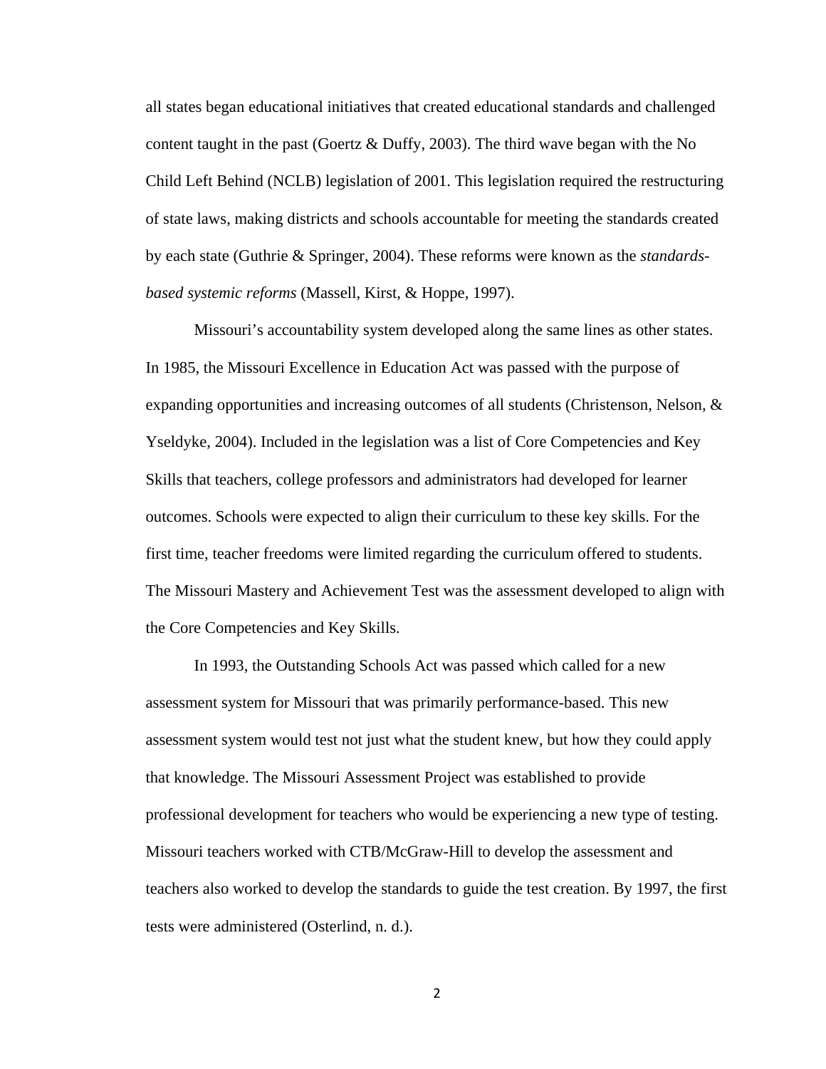all states began educational initiatives that created educational standards and challenged content taught in the past (Goertz & Duffy, 2003). The third wave began with the No Child Left Behind (NCLB) legislation of 2001. This legislation required the restructuring of state laws, making districts and schools accountable for meeting the standards created by each state (Guthrie & Springer, 2004). These reforms were known as the *standards-based systemic reforms* (Massell, Kirst, & Hoppe, 1997).

Missouri's accountability system developed along the same lines as other states. In 1985, the Missouri Excellence in Education Act was passed with the purpose of expanding opportunities and increasing outcomes of all students (Christenson, Nelson, & Yseldyke, 2004). Included in the legislation was a list of Core Competencies and Key Skills that teachers, college professors and administrators had developed for learner outcomes. Schools were expected to align their curriculum to these key skills. For the first time, teacher freedoms were limited regarding the curriculum offered to students. The Missouri Mastery and Achievement Test was the assessment developed to align with the Core Competencies and Key Skills.

In 1993, the Outstanding Schools Act was passed which called for a new assessment system for Missouri that was primarily performance-based. This new assessment system would test not just what the student knew, but how they could apply that knowledge. The Missouri Assessment Project was established to provide professional development for teachers who would be experiencing a new type of testing. Missouri teachers worked with CTB/McGraw-Hill to develop the assessment and teachers also worked to develop the standards to guide the test creation. By 1997, the first tests were administered (Osterlind, n. d.).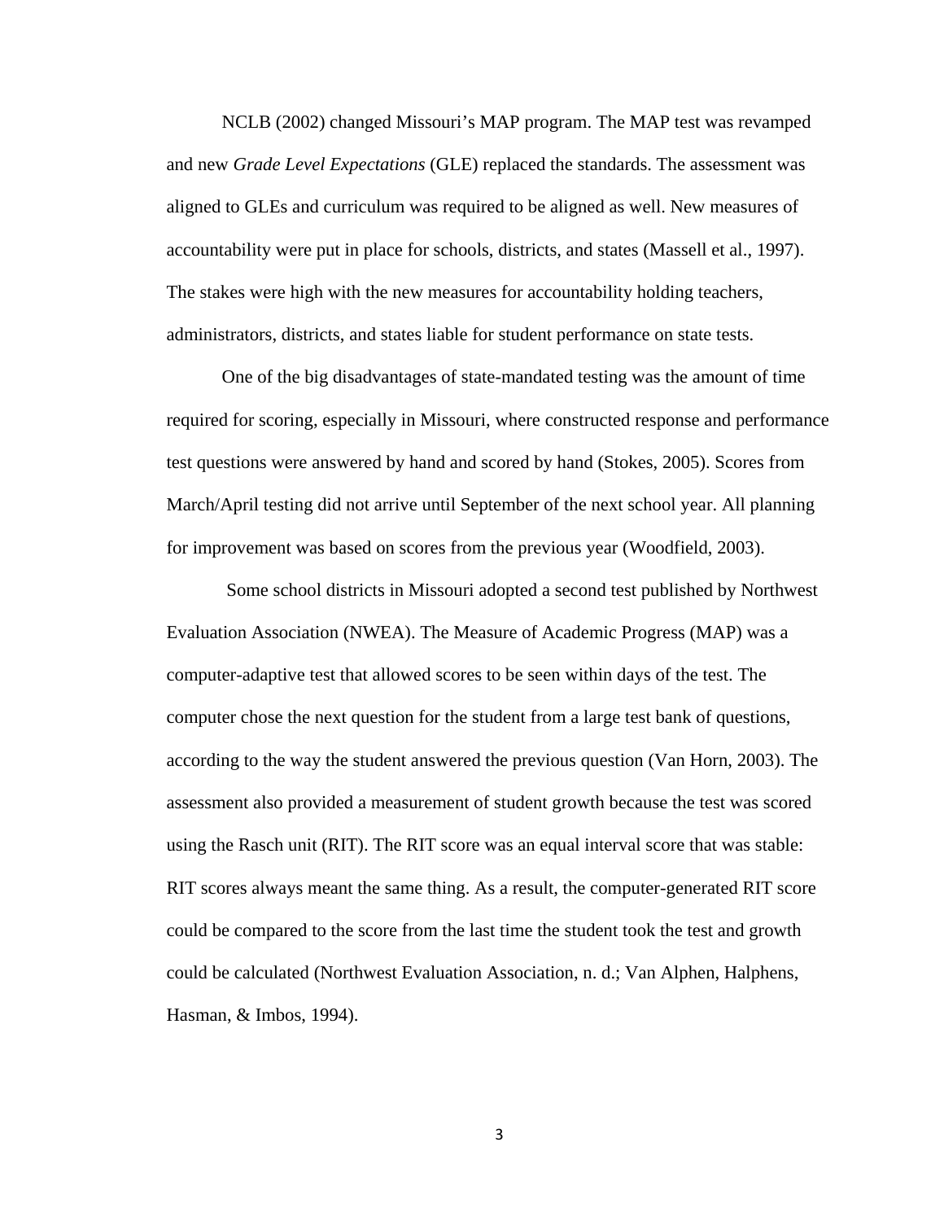NCLB (2002) changed Missouri's MAP program. The MAP test was revamped and new *Grade Level Expectations* (GLE) replaced the standards. The assessment was aligned to GLEs and curriculum was required to be aligned as well. New measures of accountability were put in place for schools, districts, and states (Massell et al., 1997). The stakes were high with the new measures for accountability holding teachers, administrators, districts, and states liable for student performance on state tests.

One of the big disadvantages of state-mandated testing was the amount of time required for scoring, especially in Missouri, where constructed response and performance test questions were answered by hand and scored by hand (Stokes, 2005). Scores from March/April testing did not arrive until September of the next school year. All planning for improvement was based on scores from the previous year (Woodfield, 2003).

Some school districts in Missouri adopted a second test published by Northwest Evaluation Association (NWEA). The Measure of Academic Progress (MAP) was a computer-adaptive test that allowed scores to be seen within days of the test. The computer chose the next question for the student from a large test bank of questions, according to the way the student answered the previous question (Van Horn, 2003). The assessment also provided a measurement of student growth because the test was scored using the Rasch unit (RIT). The RIT score was an equal interval score that was stable: RIT scores always meant the same thing. As a result, the computer-generated RIT score could be compared to the score from the last time the student took the test and growth could be calculated (Northwest Evaluation Association, n. d.; Van Alphen, Halphens, Hasman, & Imbos, 1994).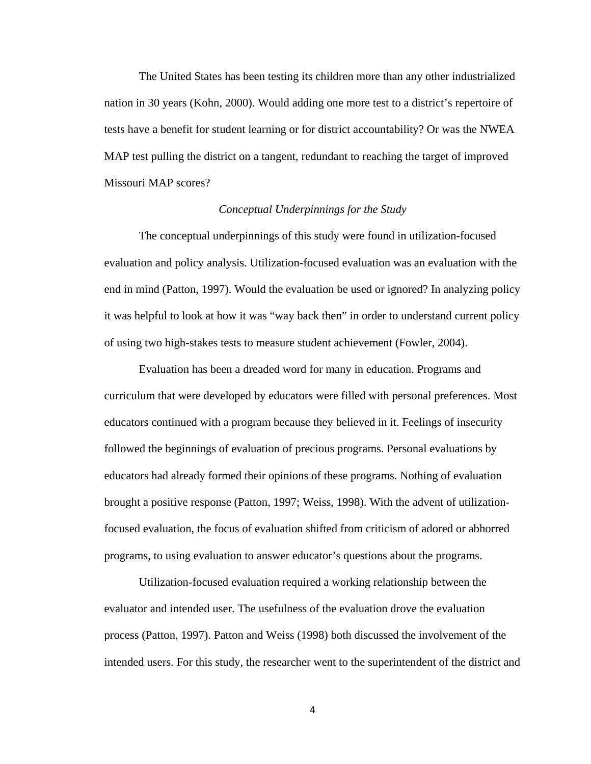The United States has been testing its children more than any other industrialized nation in 30 years (Kohn, 2000). Would adding one more test to a district's repertoire of tests have a benefit for student learning or for district accountability? Or was the NWEA MAP test pulling the district on a tangent, redundant to reaching the target of improved Missouri MAP scores?

### *Conceptual Underpinnings for the Study*

The conceptual underpinnings of this study were found in utilization-focused evaluation and policy analysis. Utilization-focused evaluation was an evaluation with the end in mind (Patton, 1997). Would the evaluation be used or ignored? In analyzing policy it was helpful to look at how it was "way back then" in order to understand current policy of using two high-stakes tests to measure student achievement (Fowler, 2004).

Evaluation has been a dreaded word for many in education. Programs and curriculum that were developed by educators were filled with personal preferences. Most educators continued with a program because they believed in it. Feelings of insecurity followed the beginnings of evaluation of precious programs. Personal evaluations by educators had already formed their opinions of these programs. Nothing of evaluation brought a positive response (Patton, 1997; Weiss, 1998). With the advent of utilization-focused evaluation, the focus of evaluation shifted from criticism of adored or abhorred programs, to using evaluation to answer educator's questions about the programs.

Utilization-focused evaluation required a working relationship between the evaluator and intended user. The usefulness of the evaluation drove the evaluation process (Patton, 1997). Patton and Weiss (1998) both discussed the involvement of the intended users. For this study, the researcher went to the superintendent of the district and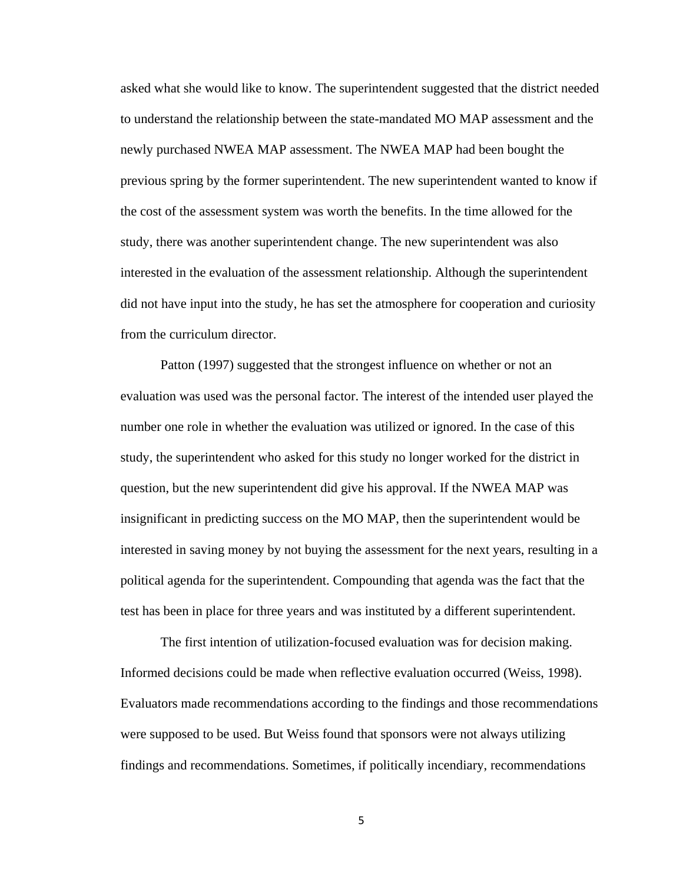asked what she would like to know. The superintendent suggested that the district needed to understand the relationship between the state-mandated MO MAP assessment and the newly purchased NWEA MAP assessment. The NWEA MAP had been bought the previous spring by the former superintendent. The new superintendent wanted to know if the cost of the assessment system was worth the benefits. In the time allowed for the study, there was another superintendent change. The new superintendent was also interested in the evaluation of the assessment relationship. Although the superintendent did not have input into the study, he has set the atmosphere for cooperation and curiosity from the curriculum director.

Patton (1997) suggested that the strongest influence on whether or not an evaluation was used was the personal factor. The interest of the intended user played the number one role in whether the evaluation was utilized or ignored. In the case of this study, the superintendent who asked for this study no longer worked for the district in question, but the new superintendent did give his approval. If the NWEA MAP was insignificant in predicting success on the MO MAP, then the superintendent would be interested in saving money by not buying the assessment for the next years, resulting in a political agenda for the superintendent. Compounding that agenda was the fact that the test has been in place for three years and was instituted by a different superintendent.

The first intention of utilization-focused evaluation was for decision making. Informed decisions could be made when reflective evaluation occurred (Weiss, 1998). Evaluators made recommendations according to the findings and those recommendations were supposed to be used. But Weiss found that sponsors were not always utilizing findings and recommendations. Sometimes, if politically incendiary, recommendations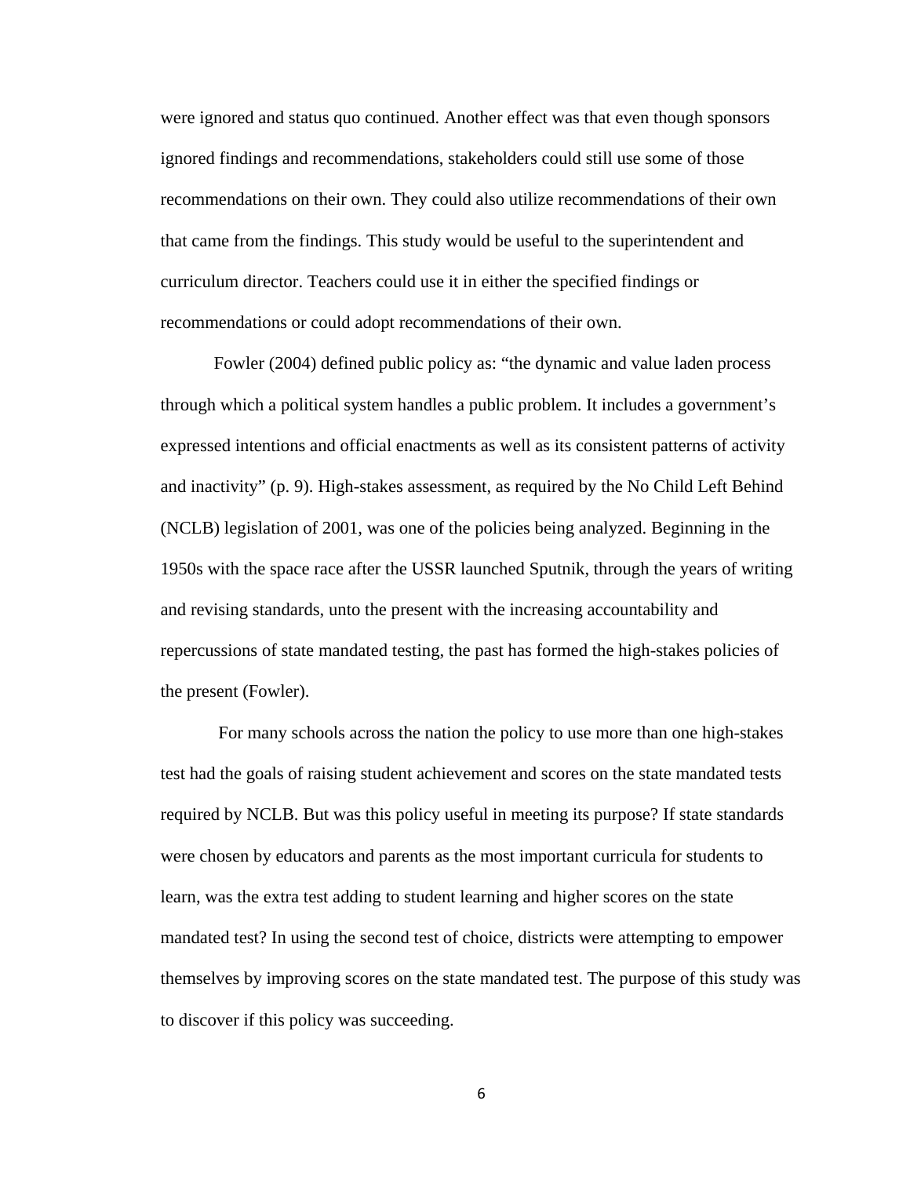were ignored and status quo continued. Another effect was that even though sponsors ignored findings and recommendations, stakeholders could still use some of those recommendations on their own. They could also utilize recommendations of their own that came from the findings. This study would be useful to the superintendent and curriculum director. Teachers could use it in either the specified findings or recommendations or could adopt recommendations of their own.

Fowler (2004) defined public policy as: "the dynamic and value laden process through which a political system handles a public problem. It includes a government's expressed intentions and official enactments as well as its consistent patterns of activity and inactivity" (p. 9). High-stakes assessment, as required by the No Child Left Behind (NCLB) legislation of 2001, was one of the policies being analyzed. Beginning in the 1950s with the space race after the USSR launched Sputnik, through the years of writing and revising standards, unto the present with the increasing accountability and repercussions of state mandated testing, the past has formed the high-stakes policies of the present (Fowler).

For many schools across the nation the policy to use more than one high-stakes test had the goals of raising student achievement and scores on the state mandated tests required by NCLB. But was this policy useful in meeting its purpose? If state standards were chosen by educators and parents as the most important curricula for students to learn, was the extra test adding to student learning and higher scores on the state mandated test? In using the second test of choice, districts were attempting to empower themselves by improving scores on the state mandated test. The purpose of this study was to discover if this policy was succeeding.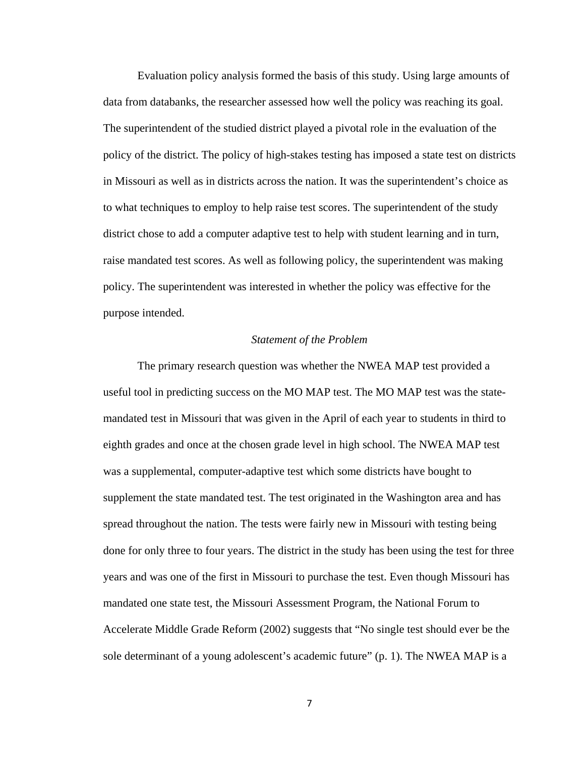Evaluation policy analysis formed the basis of this study. Using large amounts of data from databanks, the researcher assessed how well the policy was reaching its goal. The superintendent of the studied district played a pivotal role in the evaluation of the policy of the district. The policy of high-stakes testing has imposed a state test on districts in Missouri as well as in districts across the nation. It was the superintendent's choice as to what techniques to employ to help raise test scores. The superintendent of the study district chose to add a computer adaptive test to help with student learning and in turn, raise mandated test scores. As well as following policy, the superintendent was making policy. The superintendent was interested in whether the policy was effective for the purpose intended.

### *Statement of the Problem*

The primary research question was whether the NWEA MAP test provided a useful tool in predicting success on the MO MAP test. The MO MAP test was the state-mandated test in Missouri that was given in the April of each year to students in third to eighth grades and once at the chosen grade level in high school. The NWEA MAP test was a supplemental, computer-adaptive test which some districts have bought to supplement the state mandated test. The test originated in the Washington area and has spread throughout the nation. The tests were fairly new in Missouri with testing being done for only three to four years. The district in the study has been using the test for three years and was one of the first in Missouri to purchase the test. Even though Missouri has mandated one state test, the Missouri Assessment Program, the National Forum to Accelerate Middle Grade Reform (2002) suggests that "No single test should ever be the sole determinant of a young adolescent's academic future" (p. 1). The NWEA MAP is a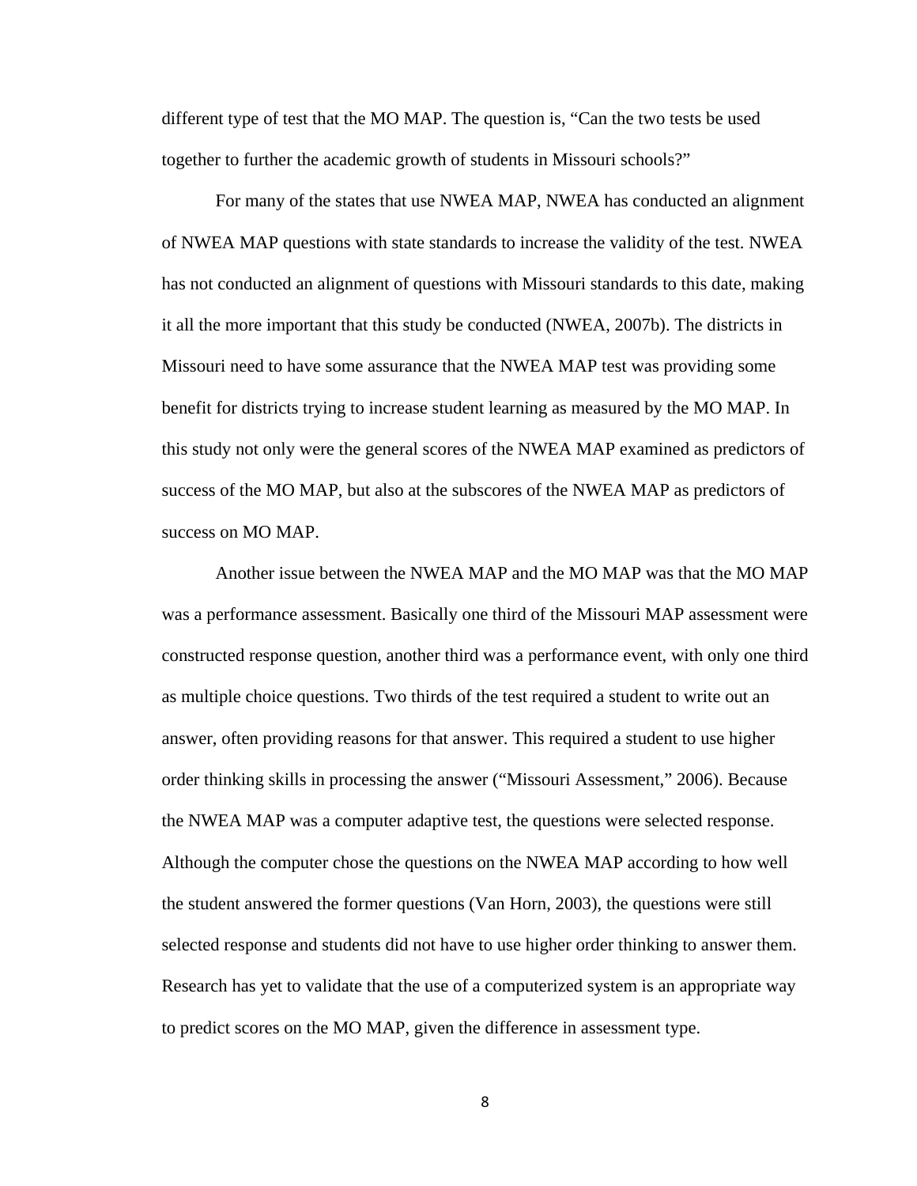different type of test that the MO MAP. The question is, "Can the two tests be used together to further the academic growth of students in Missouri schools?"

For many of the states that use NWEA MAP, NWEA has conducted an alignment of NWEA MAP questions with state standards to increase the validity of the test. NWEA has not conducted an alignment of questions with Missouri standards to this date, making it all the more important that this study be conducted (NWEA, 2007b). The districts in Missouri need to have some assurance that the NWEA MAP test was providing some benefit for districts trying to increase student learning as measured by the MO MAP. In this study not only were the general scores of the NWEA MAP examined as predictors of success of the MO MAP, but also at the subscores of the NWEA MAP as predictors of success on MO MAP.

Another issue between the NWEA MAP and the MO MAP was that the MO MAP was a performance assessment. Basically one third of the Missouri MAP assessment were constructed response question, another third was a performance event, with only one third as multiple choice questions. Two thirds of the test required a student to write out an answer, often providing reasons for that answer. This required a student to use higher order thinking skills in processing the answer ("Missouri Assessment," 2006). Because the NWEA MAP was a computer adaptive test, the questions were selected response. Although the computer chose the questions on the NWEA MAP according to how well the student answered the former questions (Van Horn, 2003), the questions were still selected response and students did not have to use higher order thinking to answer them. Research has yet to validate that the use of a computerized system is an appropriate way to predict scores on the MO MAP, given the difference in assessment type.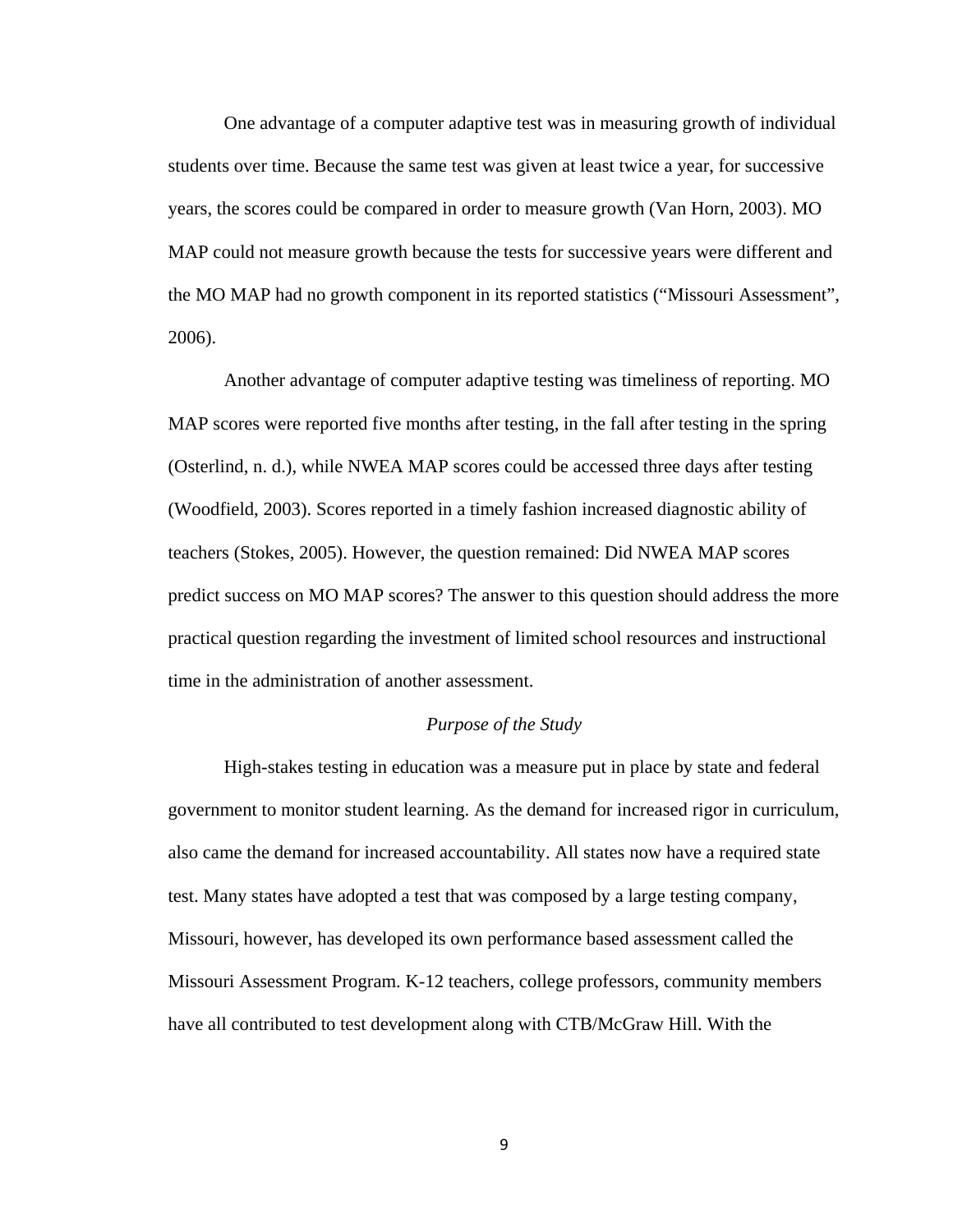One advantage of a computer adaptive test was in measuring growth of individual students over time. Because the same test was given at least twice a year, for successive years, the scores could be compared in order to measure growth (Van Horn, 2003). MO MAP could not measure growth because the tests for successive years were different and the MO MAP had no growth component in its reported statistics ("Missouri Assessment", 2006).

Another advantage of computer adaptive testing was timeliness of reporting. MO MAP scores were reported five months after testing, in the fall after testing in the spring (Osterlind, n. d.), while NWEA MAP scores could be accessed three days after testing (Woodfield, 2003). Scores reported in a timely fashion increased diagnostic ability of teachers (Stokes, 2005). However, the question remained: Did NWEA MAP scores predict success on MO MAP scores? The answer to this question should address the more practical question regarding the investment of limited school resources and instructional time in the administration of another assessment.

### *Purpose of the Study*

High-stakes testing in education was a measure put in place by state and federal government to monitor student learning. As the demand for increased rigor in curriculum, also came the demand for increased accountability. All states now have a required state test. Many states have adopted a test that was composed by a large testing company, Missouri, however, has developed its own performance based assessment called the Missouri Assessment Program. K-12 teachers, college professors, community members have all contributed to test development along with CTB/McGraw Hill. With the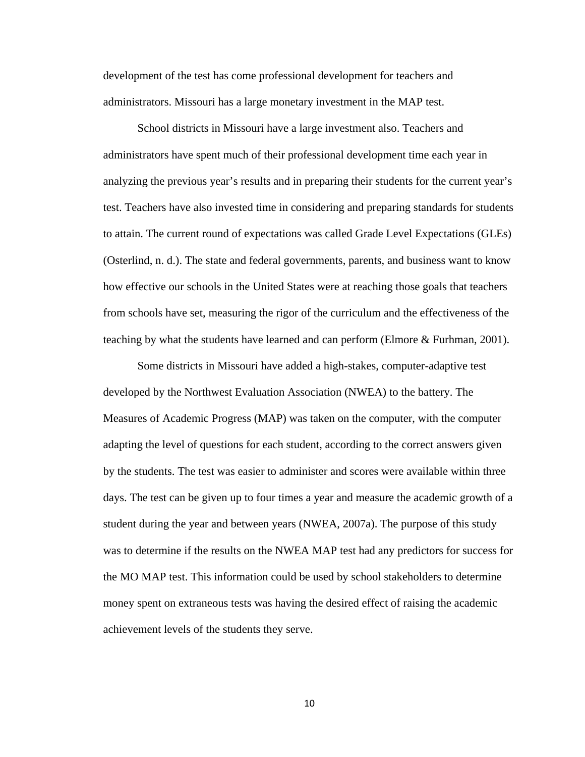development of the test has come professional development for teachers and administrators. Missouri has a large monetary investment in the MAP test.

School districts in Missouri have a large investment also. Teachers and administrators have spent much of their professional development time each year in analyzing the previous year's results and in preparing their students for the current year's test. Teachers have also invested time in considering and preparing standards for students to attain. The current round of expectations was called Grade Level Expectations (GLEs) (Osterlind, n. d.). The state and federal governments, parents, and business want to know how effective our schools in the United States were at reaching those goals that teachers from schools have set, measuring the rigor of the curriculum and the effectiveness of the teaching by what the students have learned and can perform (Elmore & Furhman, 2001).

Some districts in Missouri have added a high-stakes, computer-adaptive test developed by the Northwest Evaluation Association (NWEA) to the battery. The Measures of Academic Progress (MAP) was taken on the computer, with the computer adapting the level of questions for each student, according to the correct answers given by the students. The test was easier to administer and scores were available within three days. The test can be given up to four times a year and measure the academic growth of a student during the year and between years (NWEA, 2007a). The purpose of this study was to determine if the results on the NWEA MAP test had any predictors for success for the MO MAP test. This information could be used by school stakeholders to determine money spent on extraneous tests was having the desired effect of raising the academic achievement levels of the students they serve.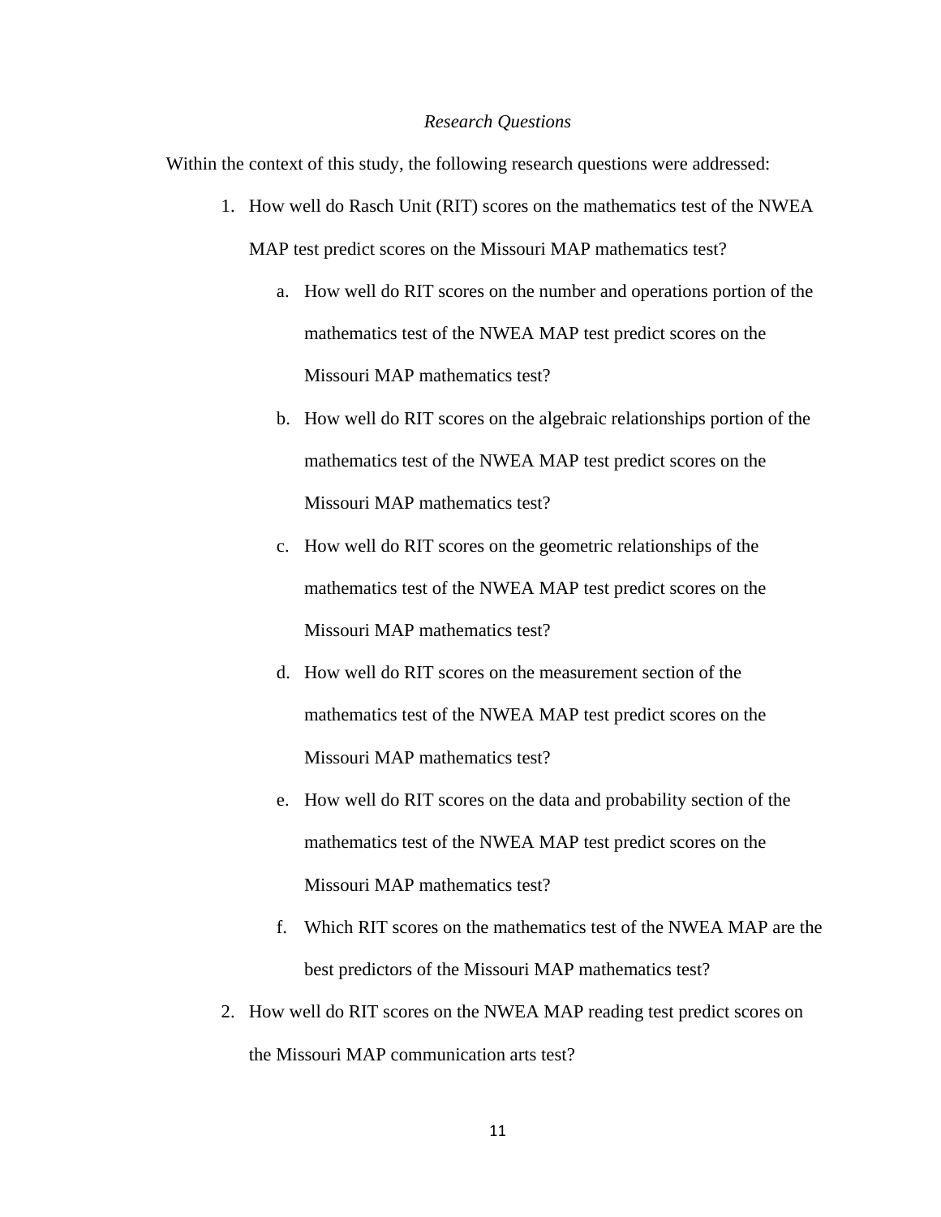*Research Questions*

Within the context of this study, the following research questions were addressed:

1. How well do Rasch Unit (RIT) scores on the mathematics test of the NWEA MAP test predict scores on the Missouri MAP mathematics test?
   a. How well do RIT scores on the number and operations portion of the mathematics test of the NWEA MAP test predict scores on the Missouri MAP mathematics test?
   b. How well do RIT scores on the algebraic relationships portion of the mathematics test of the NWEA MAP test predict scores on the Missouri MAP mathematics test?
   c. How well do RIT scores on the geometric relationships of the mathematics test of the NWEA MAP test predict scores on the Missouri MAP mathematics test?
   d. How well do RIT scores on the measurement section of the mathematics test of the NWEA MAP test predict scores on the Missouri MAP mathematics test?
   e. How well do RIT scores on the data and probability section of the mathematics test of the NWEA MAP test predict scores on the Missouri MAP mathematics test?
   f. Which RIT scores on the mathematics test of the NWEA MAP are the best predictors of the Missouri MAP mathematics test?
2. How well do RIT scores on the NWEA MAP reading test predict scores on the Missouri MAP communication arts test?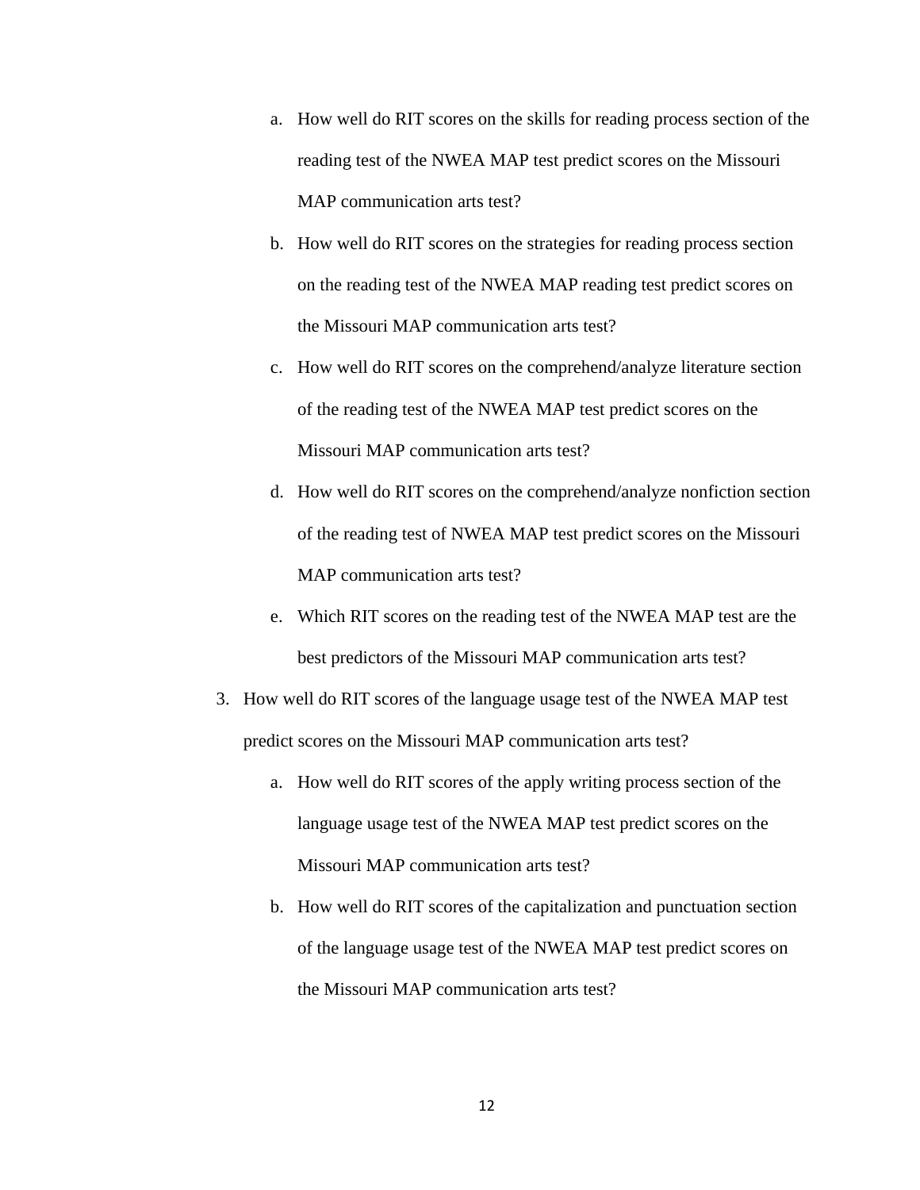a. How well do RIT scores on the skills for reading process section of the reading test of the NWEA MAP test predict scores on the Missouri MAP communication arts test?
   b. How well do RIT scores on the strategies for reading process section on the reading test of the NWEA MAP reading test predict scores on the Missouri MAP communication arts test?
   c. How well do RIT scores on the comprehend/analyze literature section of the reading test of the NWEA MAP test predict scores on the Missouri MAP communication arts test?
   d. How well do RIT scores on the comprehend/analyze nonfiction section of the reading test of NWEA MAP test predict scores on the Missouri MAP communication arts test?
   e. Which RIT scores on the reading test of the NWEA MAP test are the best predictors of the Missouri MAP communication arts test?

3. How well do RIT scores of the language usage test of the NWEA MAP test predict scores on the Missouri MAP communication arts test?
   a. How well do RIT scores of the apply writing process section of the language usage test of the NWEA MAP test predict scores on the Missouri MAP communication arts test?
   b. How well do RIT scores of the capitalization and punctuation section of the language usage test of the NWEA MAP test predict scores on the Missouri MAP communication arts test?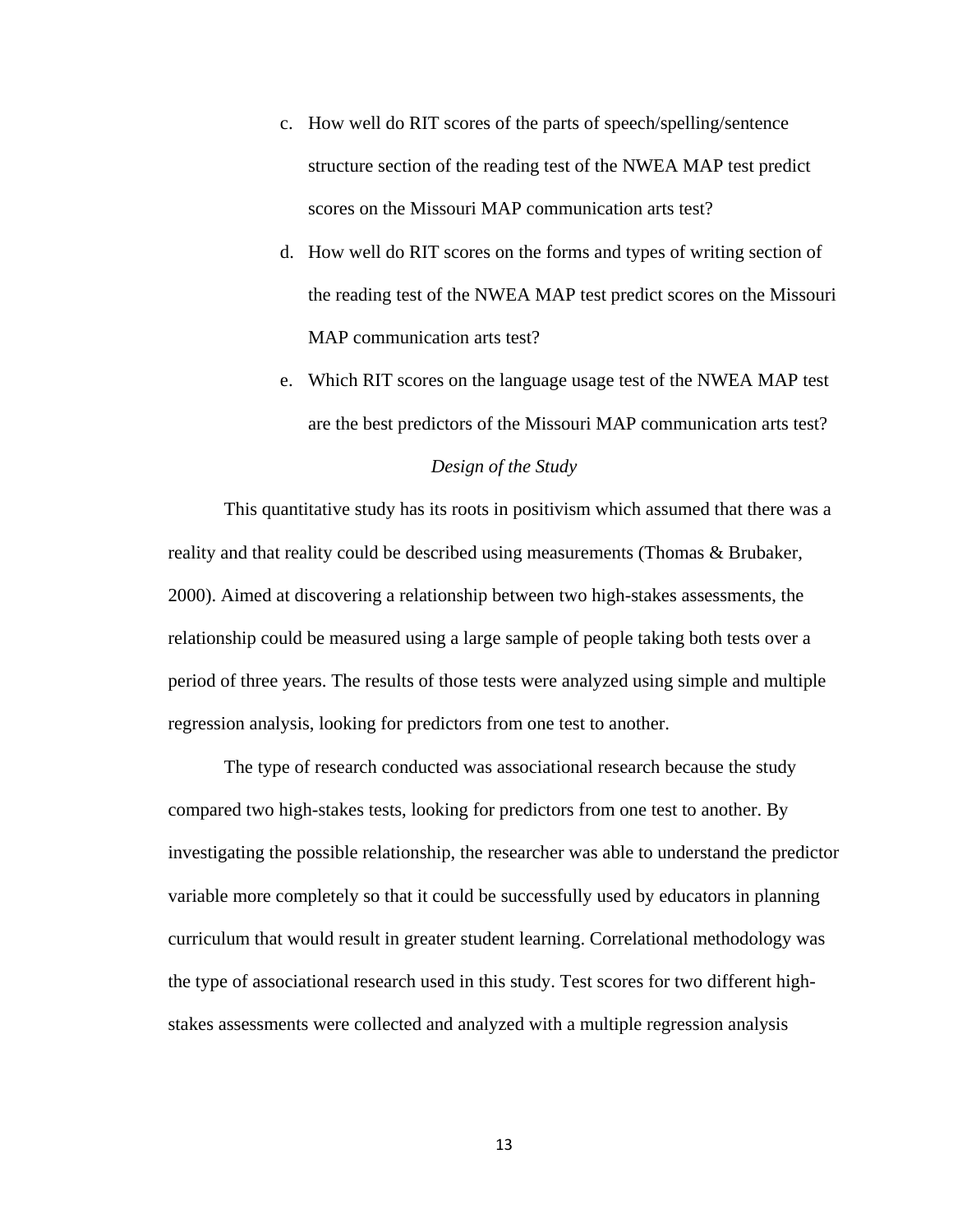c. How well do RIT scores of the parts of speech/spelling/sentence structure section of the reading test of the NWEA MAP test predict scores on the Missouri MAP communication arts test?

d. How well do RIT scores on the forms and types of writing section of the reading test of the NWEA MAP test predict scores on the Missouri MAP communication arts test?

e. Which RIT scores on the language usage test of the NWEA MAP test are the best predictors of the Missouri MAP communication arts test?

### *Design of the Study*

This quantitative study has its roots in positivism which assumed that there was a reality and that reality could be described using measurements (Thomas & Brubaker, 2000). Aimed at discovering a relationship between two high-stakes assessments, the relationship could be measured using a large sample of people taking both tests over a period of three years. The results of those tests were analyzed using simple and multiple regression analysis, looking for predictors from one test to another.

The type of research conducted was associational research because the study compared two high-stakes tests, looking for predictors from one test to another. By investigating the possible relationship, the researcher was able to understand the predictor variable more completely so that it could be successfully used by educators in planning curriculum that would result in greater student learning. Correlational methodology was the type of associational research used in this study. Test scores for two different high-stakes assessments were collected and analyzed with a multiple regression analysis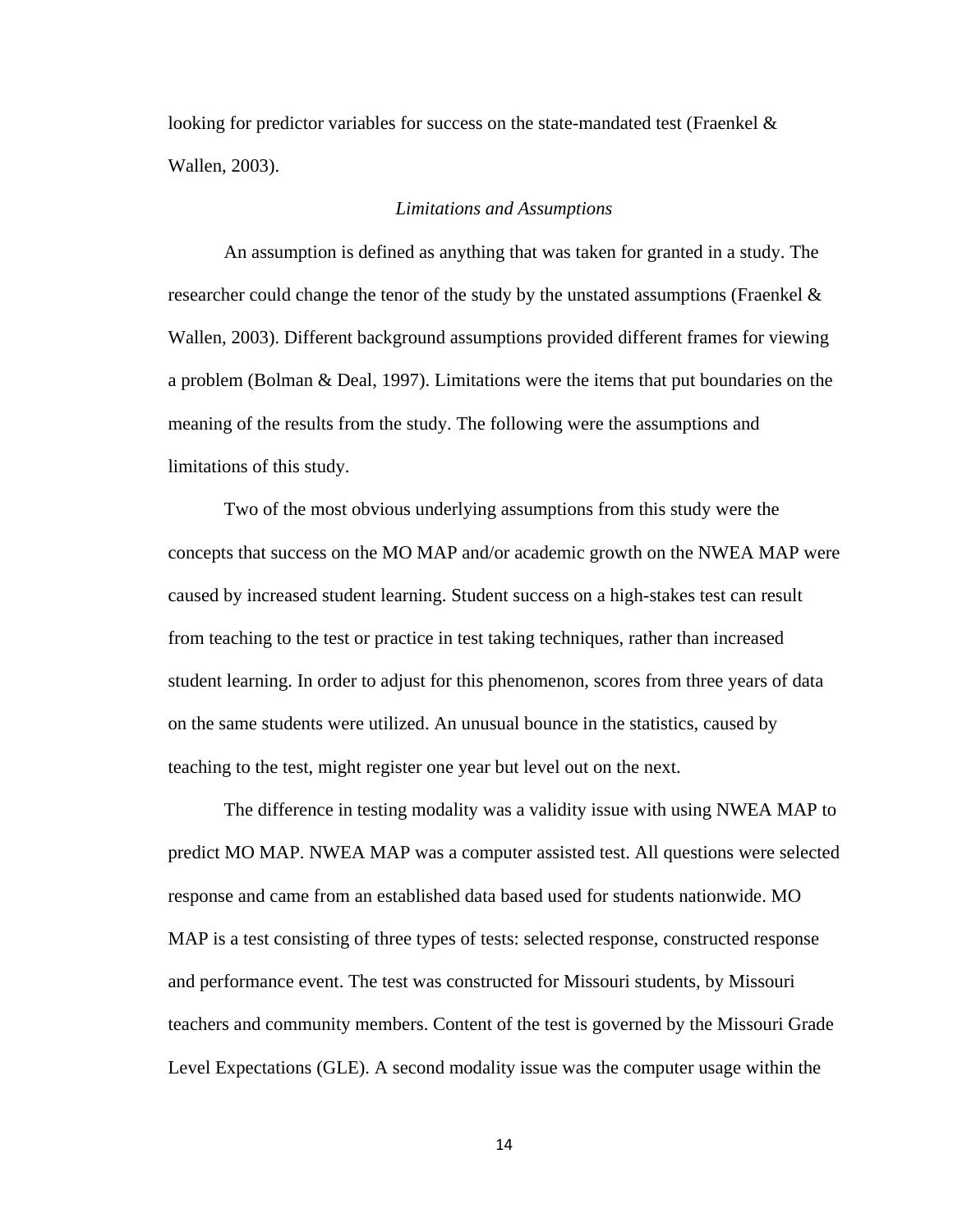looking for predictor variables for success on the state-mandated test (Fraenkel & Wallen, 2003).

### *Limitations and Assumptions*

An assumption is defined as anything that was taken for granted in a study. The researcher could change the tenor of the study by the unstated assumptions (Fraenkel & Wallen, 2003). Different background assumptions provided different frames for viewing a problem (Bolman & Deal, 1997). Limitations were the items that put boundaries on the meaning of the results from the study. The following were the assumptions and limitations of this study.

Two of the most obvious underlying assumptions from this study were the concepts that success on the MO MAP and/or academic growth on the NWEA MAP were caused by increased student learning. Student success on a high-stakes test can result from teaching to the test or practice in test taking techniques, rather than increased student learning. In order to adjust for this phenomenon, scores from three years of data on the same students were utilized. An unusual bounce in the statistics, caused by teaching to the test, might register one year but level out on the next.

The difference in testing modality was a validity issue with using NWEA MAP to predict MO MAP. NWEA MAP was a computer assisted test. All questions were selected response and came from an established data based used for students nationwide. MO MAP is a test consisting of three types of tests: selected response, constructed response and performance event. The test was constructed for Missouri students, by Missouri teachers and community members. Content of the test is governed by the Missouri Grade Level Expectations (GLE). A second modality issue was the computer usage within the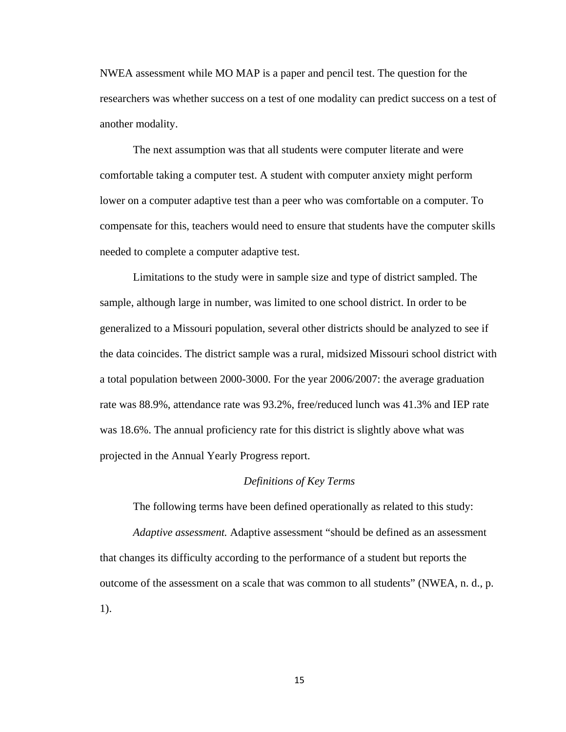NWEA assessment while MO MAP is a paper and pencil test. The question for the researchers was whether success on a test of one modality can predict success on a test of another modality.

The next assumption was that all students were computer literate and were comfortable taking a computer test. A student with computer anxiety might perform lower on a computer adaptive test than a peer who was comfortable on a computer. To compensate for this, teachers would need to ensure that students have the computer skills needed to complete a computer adaptive test.

Limitations to the study were in sample size and type of district sampled. The sample, although large in number, was limited to one school district. In order to be generalized to a Missouri population, several other districts should be analyzed to see if the data coincides. The district sample was a rural, midsized Missouri school district with a total population between 2000-3000. For the year 2006/2007: the average graduation rate was 88.9%, attendance rate was 93.2%, free/reduced lunch was 41.3% and IEP rate was 18.6%. The annual proficiency rate for this district is slightly above what was projected in the Annual Yearly Progress report.

### *Definitions of Key Terms*

The following terms have been defined operationally as related to this study:

*Adaptive assessment.* Adaptive assessment "should be defined as an assessment that changes its difficulty according to the performance of a student but reports the outcome of the assessment on a scale that was common to all students" (NWEA, n. d., p. 1).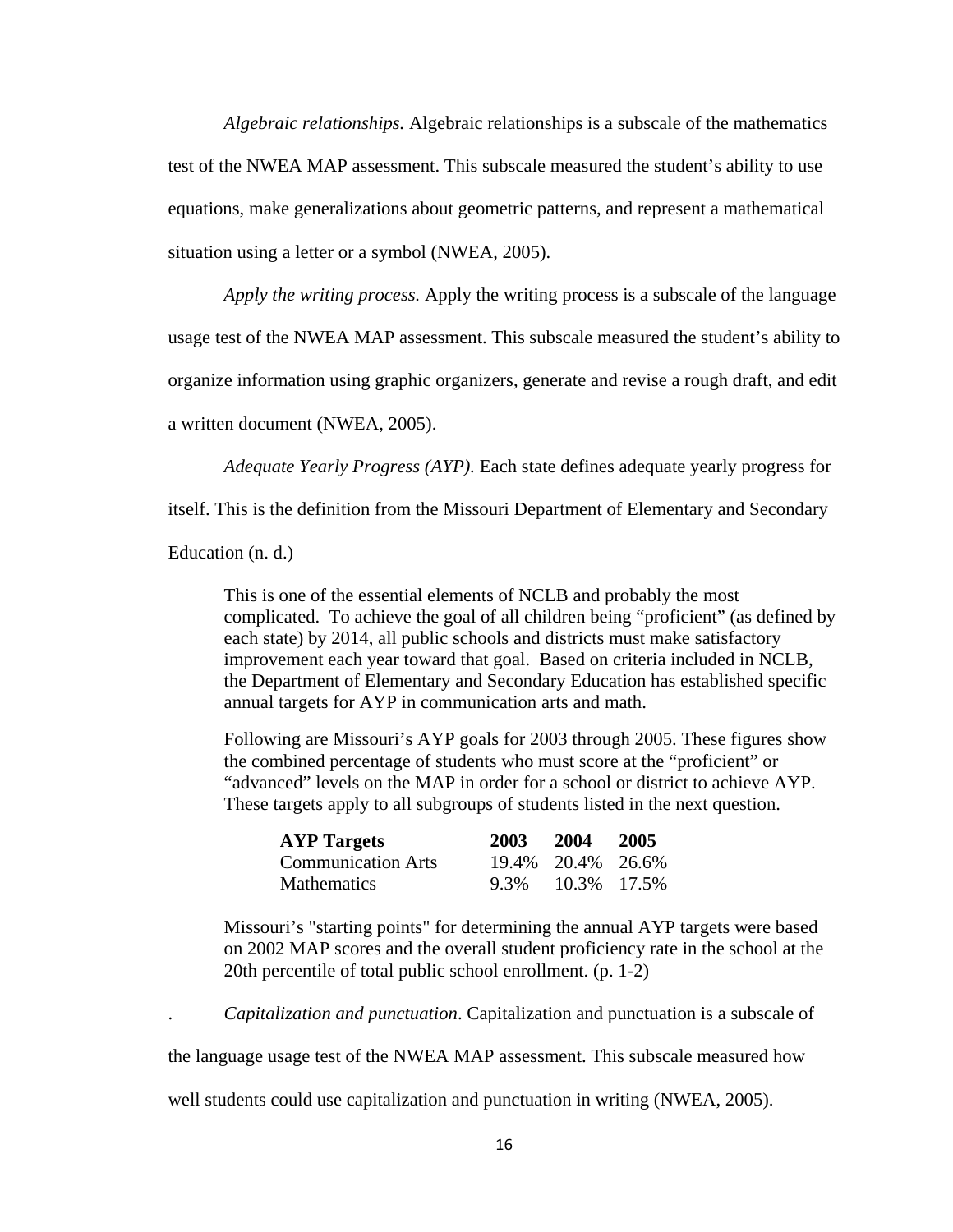*Algebraic relationships.* Algebraic relationships is a subscale of the mathematics test of the NWEA MAP assessment. This subscale measured the student's ability to use equations, make generalizations about geometric patterns, and represent a mathematical situation using a letter or a symbol (NWEA, 2005).

*Apply the writing process.* Apply the writing process is a subscale of the language usage test of the NWEA MAP assessment. This subscale measured the student's ability to organize information using graphic organizers, generate and revise a rough draft, and edit a written document (NWEA, 2005).

*Adequate Yearly Progress (AYP).* Each state defines adequate yearly progress for itself. This is the definition from the Missouri Department of Elementary and Secondary Education (n. d.)

> This is one of the essential elements of NCLB and probably the most complicated. To achieve the goal of all children being "proficient" (as defined by each state) by 2014, all public schools and districts must make satisfactory improvement each year toward that goal. Based on criteria included in NCLB, the Department of Elementary and Secondary Education has established specific annual targets for AYP in communication arts and math.
>
> Following are Missouri's AYP goals for 2003 through 2005. These figures show the combined percentage of students who must score at the "proficient" or "advanced" levels on the MAP in order for a school or district to achieve AYP. These targets apply to all subgroups of students listed in the next question.
>
> | **AYP Targets** | **2003** | **2004** | **2005** |
> |---|---|---|---|
> | Communication Arts | 19.4% | 20.4% | 26.6% |
> | Mathematics | 9.3% | 10.3% | 17.5% |
>
> Missouri's "starting points" for determining the annual AYP targets were based on 2002 MAP scores and the overall student proficiency rate in the school at the 20th percentile of total public school enrollment. (p. 1-2)

. *Capitalization and punctuation*. Capitalization and punctuation is a subscale of the language usage test of the NWEA MAP assessment. This subscale measured how well students could use capitalization and punctuation in writing (NWEA, 2005).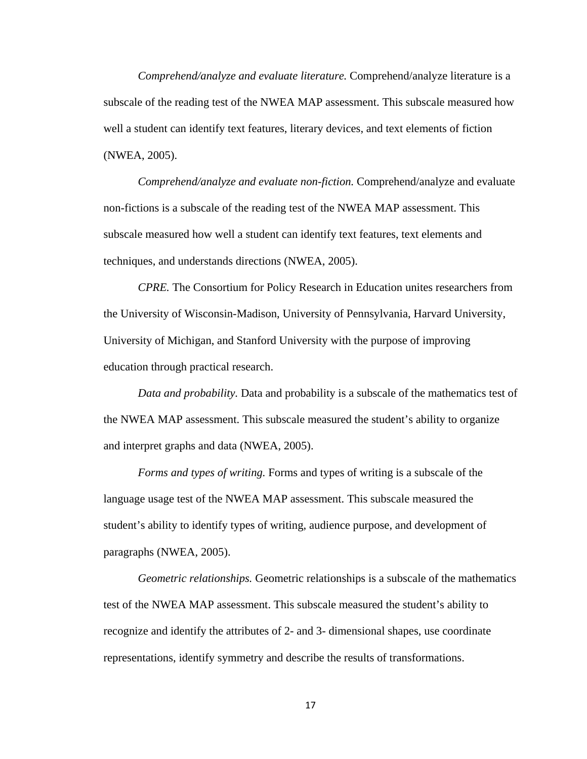*Comprehend/analyze and evaluate literature.* Comprehend/analyze literature is a subscale of the reading test of the NWEA MAP assessment. This subscale measured how well a student can identify text features, literary devices, and text elements of fiction (NWEA, 2005).

*Comprehend/analyze and evaluate non-fiction.* Comprehend/analyze and evaluate non-fictions is a subscale of the reading test of the NWEA MAP assessment. This subscale measured how well a student can identify text features, text elements and techniques, and understands directions (NWEA, 2005).

*CPRE.* The Consortium for Policy Research in Education unites researchers from the University of Wisconsin-Madison, University of Pennsylvania, Harvard University, University of Michigan, and Stanford University with the purpose of improving education through practical research.

*Data and probability.* Data and probability is a subscale of the mathematics test of the NWEA MAP assessment. This subscale measured the student's ability to organize and interpret graphs and data (NWEA, 2005).

*Forms and types of writing.* Forms and types of writing is a subscale of the language usage test of the NWEA MAP assessment. This subscale measured the student's ability to identify types of writing, audience purpose, and development of paragraphs (NWEA, 2005).

*Geometric relationships.* Geometric relationships is a subscale of the mathematics test of the NWEA MAP assessment. This subscale measured the student's ability to recognize and identify the attributes of 2- and 3- dimensional shapes, use coordinate representations, identify symmetry and describe the results of transformations.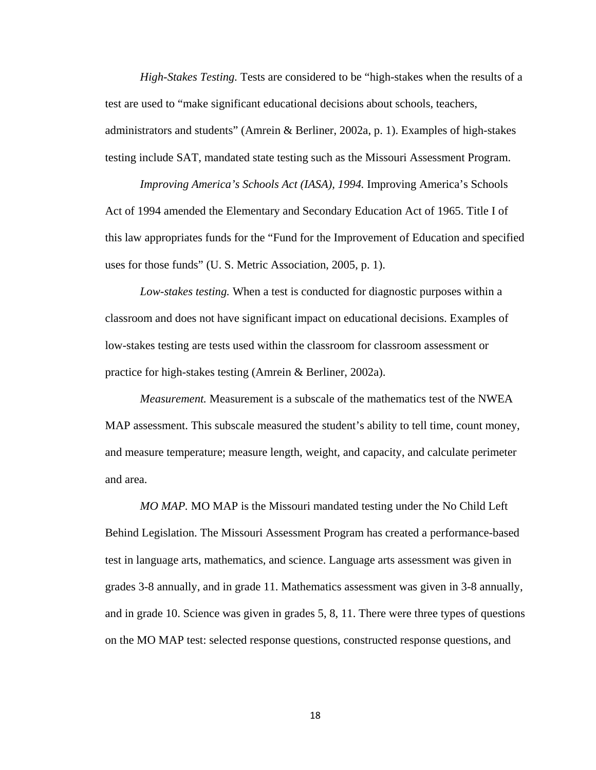*High-Stakes Testing.* Tests are considered to be "high-stakes when the results of a test are used to "make significant educational decisions about schools, teachers, administrators and students" (Amrein & Berliner, 2002a, p. 1). Examples of high-stakes testing include SAT, mandated state testing such as the Missouri Assessment Program.

*Improving America's Schools Act (IASA), 1994.* Improving America's Schools Act of 1994 amended the Elementary and Secondary Education Act of 1965. Title I of this law appropriates funds for the "Fund for the Improvement of Education and specified uses for those funds" (U. S. Metric Association, 2005, p. 1).

*Low-stakes testing.* When a test is conducted for diagnostic purposes within a classroom and does not have significant impact on educational decisions. Examples of low-stakes testing are tests used within the classroom for classroom assessment or practice for high-stakes testing (Amrein & Berliner, 2002a).

*Measurement.* Measurement is a subscale of the mathematics test of the NWEA MAP assessment. This subscale measured the student's ability to tell time, count money, and measure temperature; measure length, weight, and capacity, and calculate perimeter and area.

*MO MAP.* MO MAP is the Missouri mandated testing under the No Child Left Behind Legislation. The Missouri Assessment Program has created a performance-based test in language arts, mathematics, and science. Language arts assessment was given in grades 3-8 annually, and in grade 11. Mathematics assessment was given in 3-8 annually, and in grade 10. Science was given in grades 5, 8, 11. There were three types of questions on the MO MAP test: selected response questions, constructed response questions, and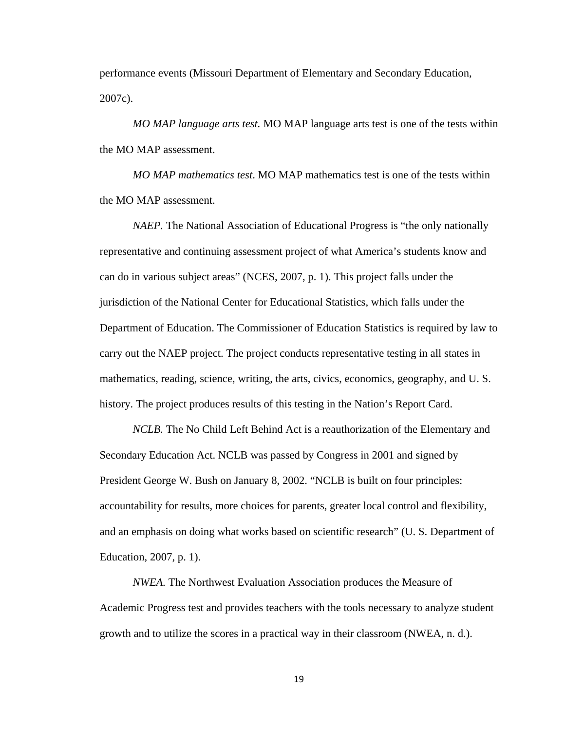performance events (Missouri Department of Elementary and Secondary Education, 2007c).

*MO MAP language arts test.* MO MAP language arts test is one of the tests within the MO MAP assessment.

*MO MAP mathematics test*. MO MAP mathematics test is one of the tests within the MO MAP assessment.

*NAEP.* The National Association of Educational Progress is “the only nationally representative and continuing assessment project of what America’s students know and can do in various subject areas” (NCES, 2007, p. 1). This project falls under the jurisdiction of the National Center for Educational Statistics, which falls under the Department of Education. The Commissioner of Education Statistics is required by law to carry out the NAEP project. The project conducts representative testing in all states in mathematics, reading, science, writing, the arts, civics, economics, geography, and U. S. history. The project produces results of this testing in the Nation’s Report Card.

*NCLB.* The No Child Left Behind Act is a reauthorization of the Elementary and Secondary Education Act. NCLB was passed by Congress in 2001 and signed by President George W. Bush on January 8, 2002. “NCLB is built on four principles: accountability for results, more choices for parents, greater local control and flexibility, and an emphasis on doing what works based on scientific research” (U. S. Department of Education, 2007, p. 1).

*NWEA.* The Northwest Evaluation Association produces the Measure of Academic Progress test and provides teachers with the tools necessary to analyze student growth and to utilize the scores in a practical way in their classroom (NWEA, n. d.).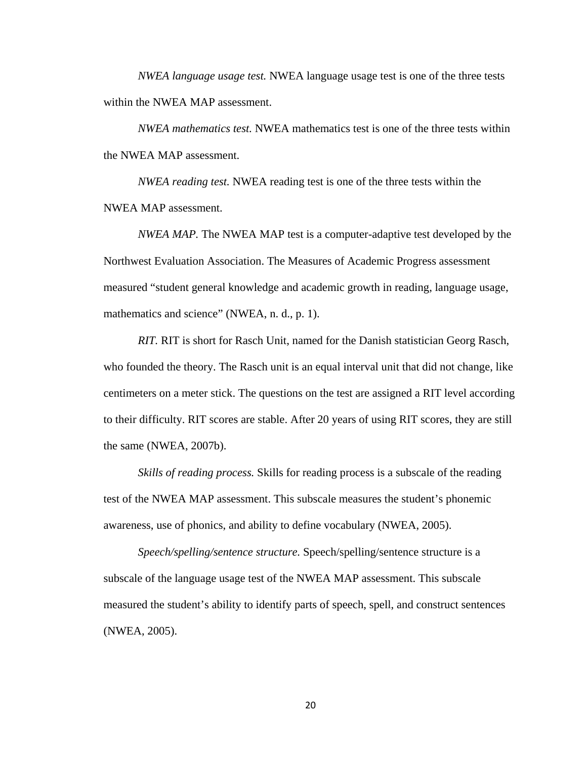*NWEA language usage test.* NWEA language usage test is one of the three tests within the NWEA MAP assessment.

*NWEA mathematics test.* NWEA mathematics test is one of the three tests within the NWEA MAP assessment.

*NWEA reading test.* NWEA reading test is one of the three tests within the NWEA MAP assessment.

*NWEA MAP.* The NWEA MAP test is a computer-adaptive test developed by the Northwest Evaluation Association. The Measures of Academic Progress assessment measured "student general knowledge and academic growth in reading, language usage, mathematics and science" (NWEA, n. d., p. 1).

*RIT.* RIT is short for Rasch Unit, named for the Danish statistician Georg Rasch, who founded the theory. The Rasch unit is an equal interval unit that did not change, like centimeters on a meter stick. The questions on the test are assigned a RIT level according to their difficulty. RIT scores are stable. After 20 years of using RIT scores, they are still the same (NWEA, 2007b).

*Skills of reading process.* Skills for reading process is a subscale of the reading test of the NWEA MAP assessment. This subscale measures the student's phonemic awareness, use of phonics, and ability to define vocabulary (NWEA, 2005).

*Speech/spelling/sentence structure.* Speech/spelling/sentence structure is a subscale of the language usage test of the NWEA MAP assessment. This subscale measured the student's ability to identify parts of speech, spell, and construct sentences (NWEA, 2005).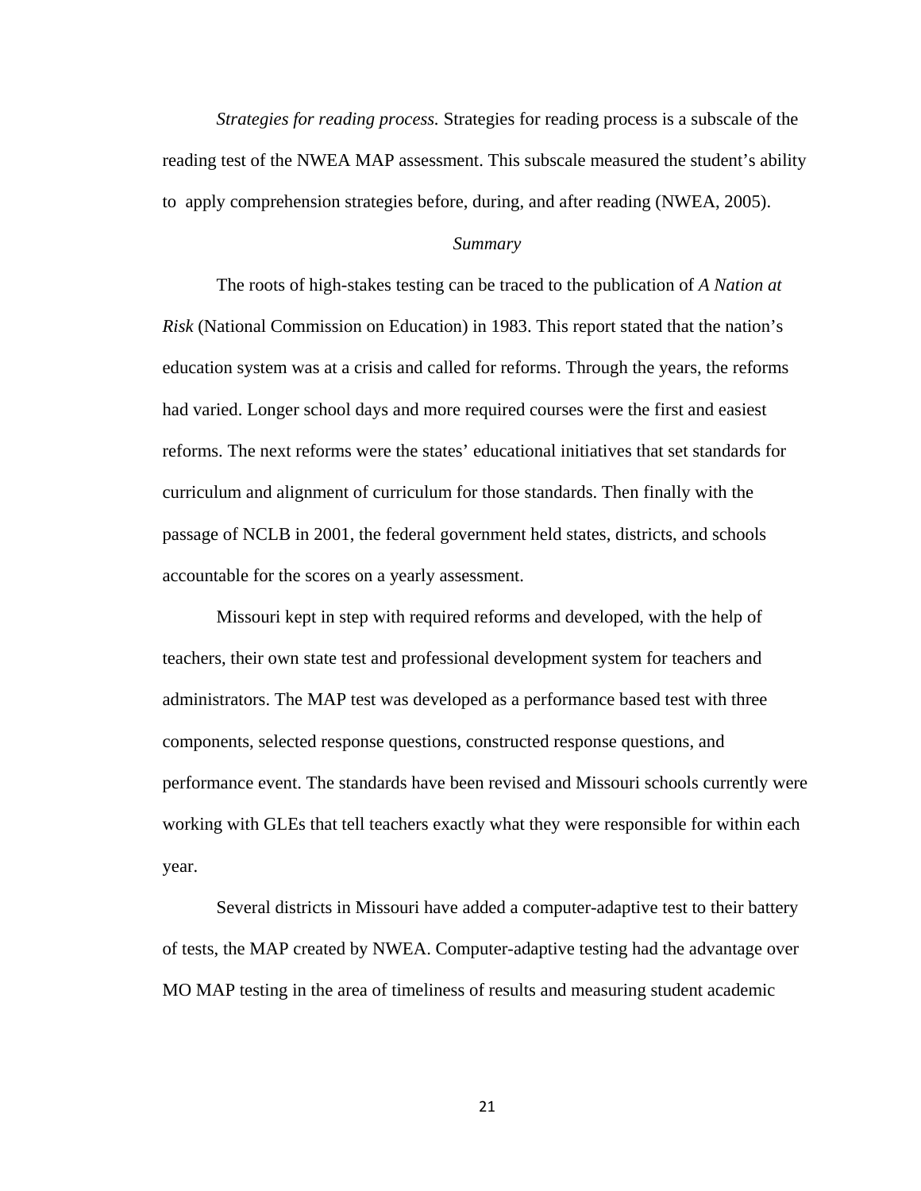*Strategies for reading process.* Strategies for reading process is a subscale of the reading test of the NWEA MAP assessment. This subscale measured the student's ability to apply comprehension strategies before, during, and after reading (NWEA, 2005).

### *Summary*

The roots of high-stakes testing can be traced to the publication of *A Nation at Risk* (National Commission on Education) in 1983. This report stated that the nation's education system was at a crisis and called for reforms. Through the years, the reforms had varied. Longer school days and more required courses were the first and easiest reforms. The next reforms were the states' educational initiatives that set standards for curriculum and alignment of curriculum for those standards. Then finally with the passage of NCLB in 2001, the federal government held states, districts, and schools accountable for the scores on a yearly assessment.

Missouri kept in step with required reforms and developed, with the help of teachers, their own state test and professional development system for teachers and administrators. The MAP test was developed as a performance based test with three components, selected response questions, constructed response questions, and performance event. The standards have been revised and Missouri schools currently were working with GLEs that tell teachers exactly what they were responsible for within each year.

Several districts in Missouri have added a computer-adaptive test to their battery of tests, the MAP created by NWEA. Computer-adaptive testing had the advantage over MO MAP testing in the area of timeliness of results and measuring student academic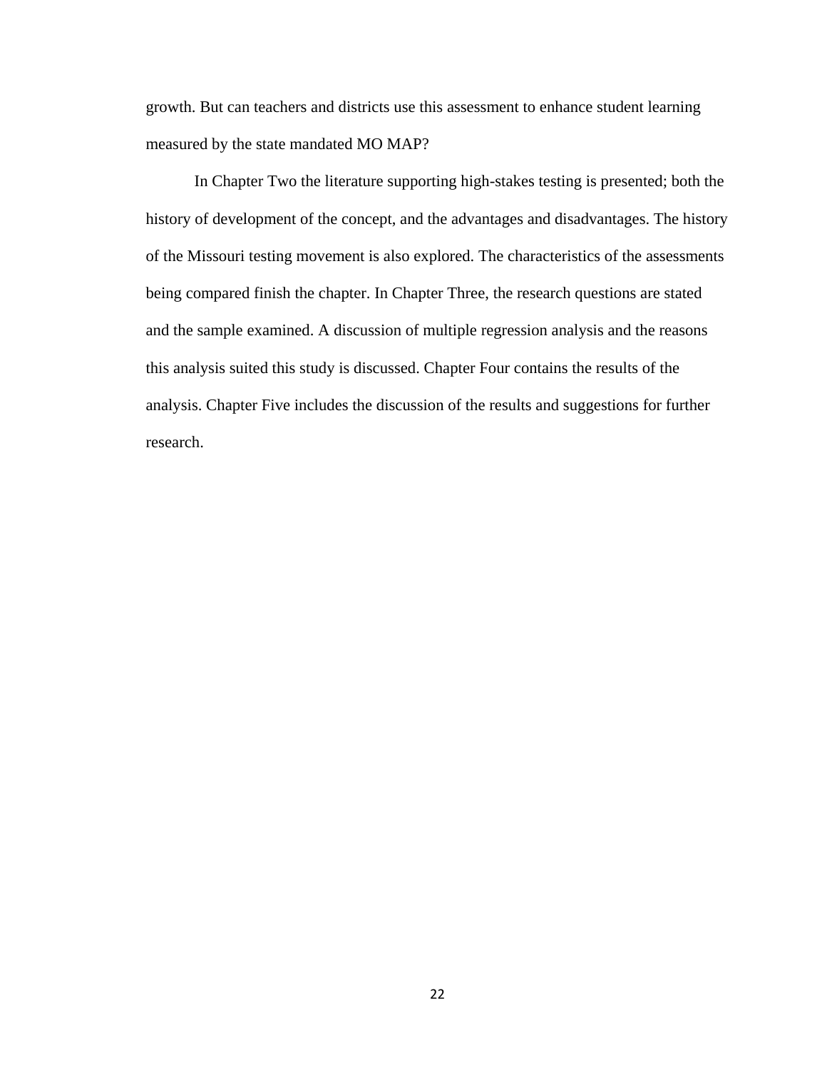growth. But can teachers and districts use this assessment to enhance student learning measured by the state mandated MO MAP?

In Chapter Two the literature supporting high-stakes testing is presented; both the history of development of the concept, and the advantages and disadvantages. The history of the Missouri testing movement is also explored. The characteristics of the assessments being compared finish the chapter. In Chapter Three, the research questions are stated and the sample examined. A discussion of multiple regression analysis and the reasons this analysis suited this study is discussed. Chapter Four contains the results of the analysis. Chapter Five includes the discussion of the results and suggestions for further research.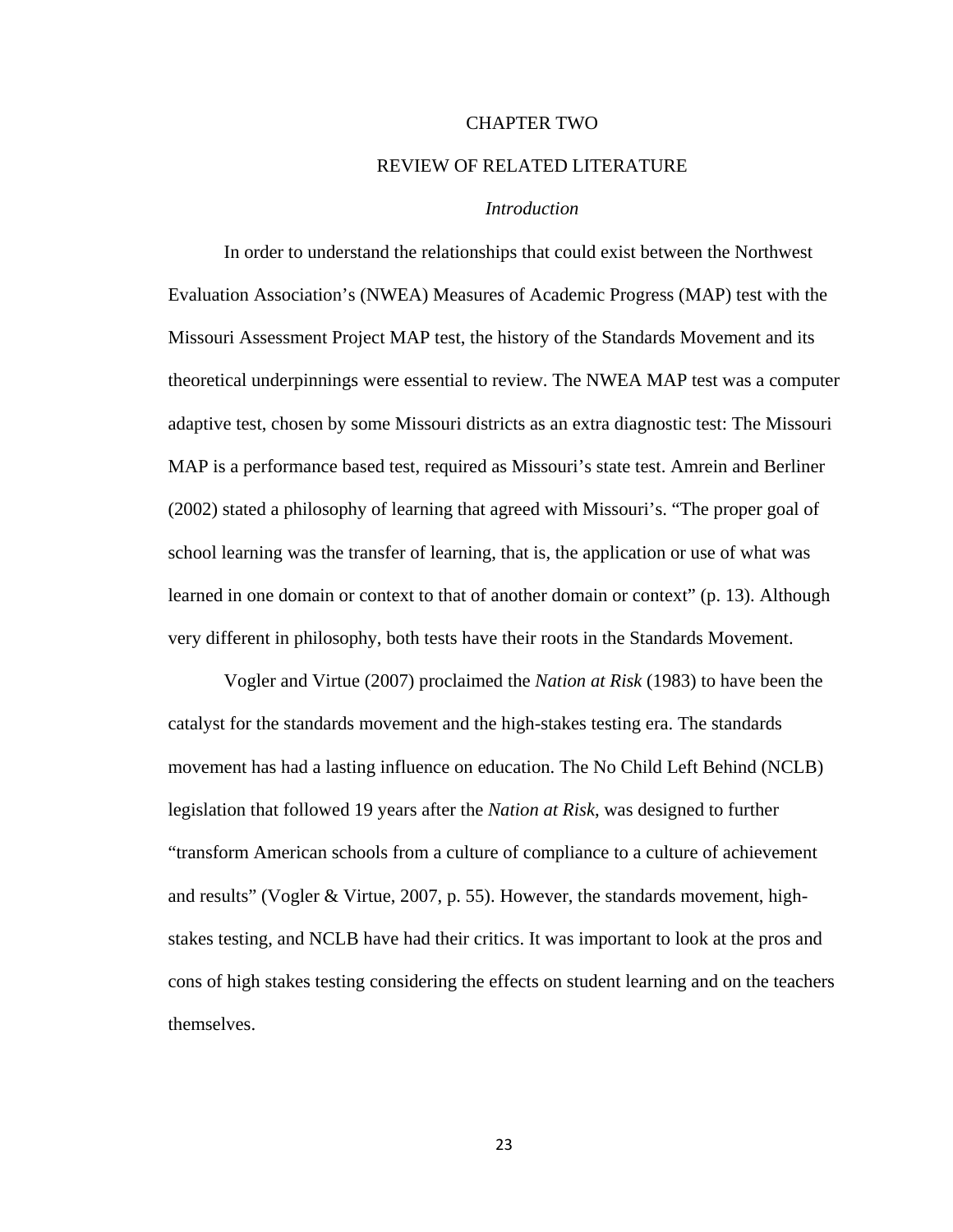# CHAPTER TWO

# REVIEW OF RELATED LITERATURE

## *Introduction*

In order to understand the relationships that could exist between the Northwest Evaluation Association's (NWEA) Measures of Academic Progress (MAP) test with the Missouri Assessment Project MAP test, the history of the Standards Movement and its theoretical underpinnings were essential to review. The NWEA MAP test was a computer adaptive test, chosen by some Missouri districts as an extra diagnostic test: The Missouri MAP is a performance based test, required as Missouri's state test. Amrein and Berliner (2002) stated a philosophy of learning that agreed with Missouri's. "The proper goal of school learning was the transfer of learning, that is, the application or use of what was learned in one domain or context to that of another domain or context" (p. 13). Although very different in philosophy, both tests have their roots in the Standards Movement.

Vogler and Virtue (2007) proclaimed the *Nation at Risk* (1983) to have been the catalyst for the standards movement and the high-stakes testing era. The standards movement has had a lasting influence on education. The No Child Left Behind (NCLB) legislation that followed 19 years after the *Nation at Risk*, was designed to further "transform American schools from a culture of compliance to a culture of achievement and results" (Vogler & Virtue, 2007, p. 55). However, the standards movement, high-stakes testing, and NCLB have had their critics. It was important to look at the pros and cons of high stakes testing considering the effects on student learning and on the teachers themselves.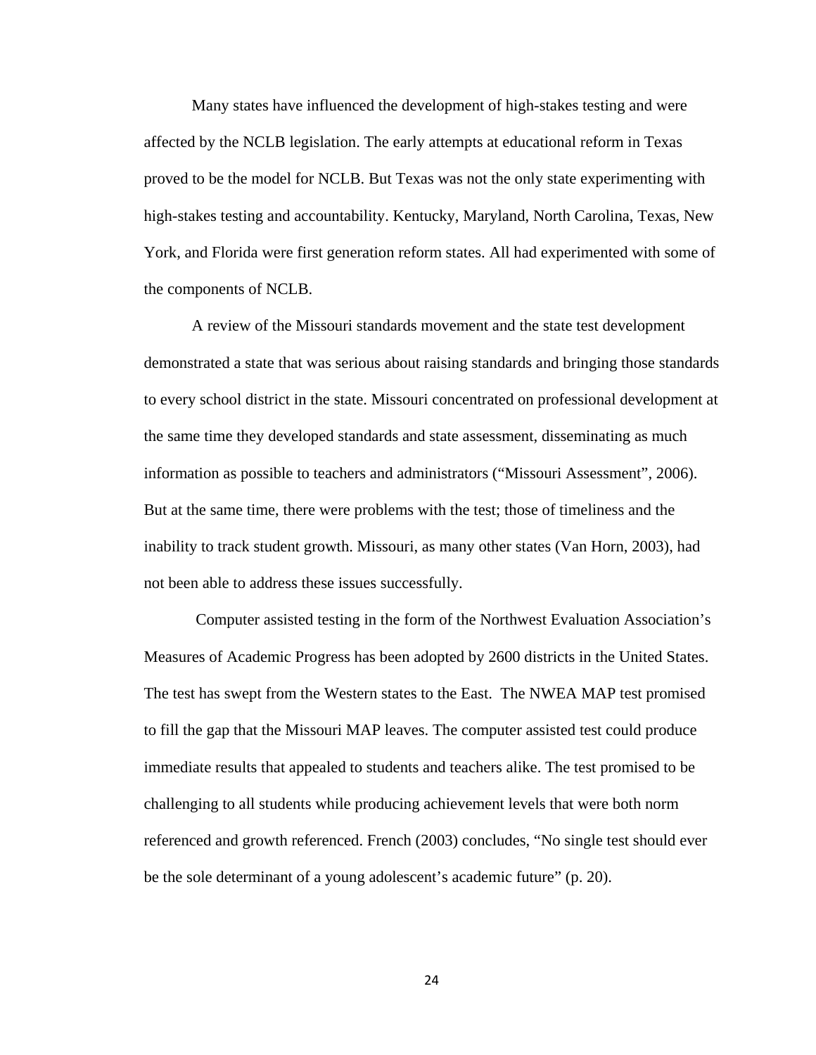Many states have influenced the development of high-stakes testing and were affected by the NCLB legislation. The early attempts at educational reform in Texas proved to be the model for NCLB. But Texas was not the only state experimenting with high-stakes testing and accountability. Kentucky, Maryland, North Carolina, Texas, New York, and Florida were first generation reform states. All had experimented with some of the components of NCLB.

A review of the Missouri standards movement and the state test development demonstrated a state that was serious about raising standards and bringing those standards to every school district in the state. Missouri concentrated on professional development at the same time they developed standards and state assessment, disseminating as much information as possible to teachers and administrators ("Missouri Assessment", 2006). But at the same time, there were problems with the test; those of timeliness and the inability to track student growth. Missouri, as many other states (Van Horn, 2003), had not been able to address these issues successfully.

Computer assisted testing in the form of the Northwest Evaluation Association's Measures of Academic Progress has been adopted by 2600 districts in the United States. The test has swept from the Western states to the East. The NWEA MAP test promised to fill the gap that the Missouri MAP leaves. The computer assisted test could produce immediate results that appealed to students and teachers alike. The test promised to be challenging to all students while producing achievement levels that were both norm referenced and growth referenced. French (2003) concludes, "No single test should ever be the sole determinant of a young adolescent's academic future" (p. 20).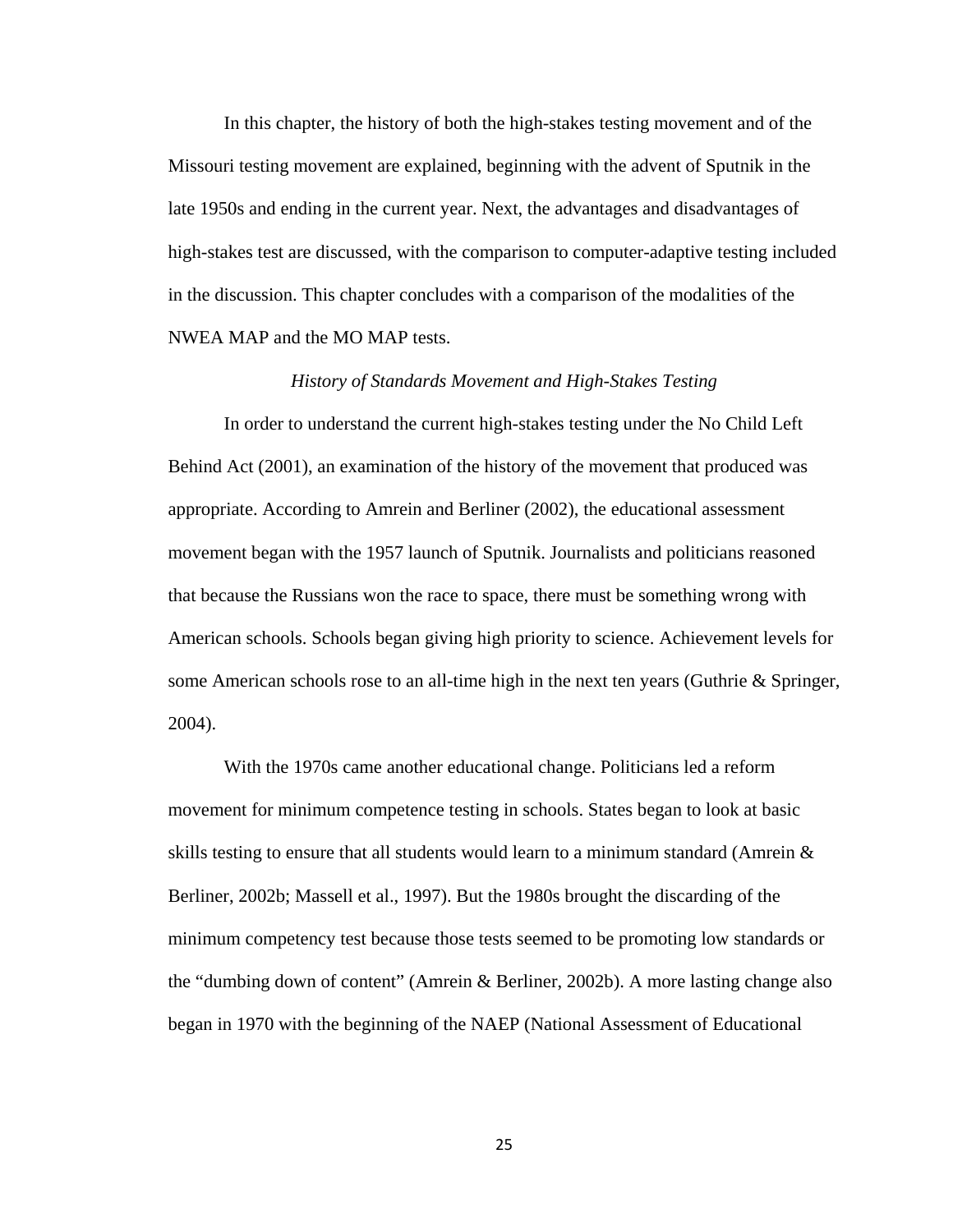In this chapter, the history of both the high-stakes testing movement and of the Missouri testing movement are explained, beginning with the advent of Sputnik in the late 1950s and ending in the current year. Next, the advantages and disadvantages of high-stakes test are discussed, with the comparison to computer-adaptive testing included in the discussion. This chapter concludes with a comparison of the modalities of the NWEA MAP and the MO MAP tests.

### *History of Standards Movement and High-Stakes Testing*

In order to understand the current high-stakes testing under the No Child Left Behind Act (2001), an examination of the history of the movement that produced was appropriate. According to Amrein and Berliner (2002), the educational assessment movement began with the 1957 launch of Sputnik. Journalists and politicians reasoned that because the Russians won the race to space, there must be something wrong with American schools. Schools began giving high priority to science. Achievement levels for some American schools rose to an all-time high in the next ten years (Guthrie & Springer, 2004).

With the 1970s came another educational change. Politicians led a reform movement for minimum competence testing in schools. States began to look at basic skills testing to ensure that all students would learn to a minimum standard (Amrein & Berliner, 2002b; Massell et al., 1997). But the 1980s brought the discarding of the minimum competency test because those tests seemed to be promoting low standards or the "dumbing down of content" (Amrein & Berliner, 2002b). A more lasting change also began in 1970 with the beginning of the NAEP (National Assessment of Educational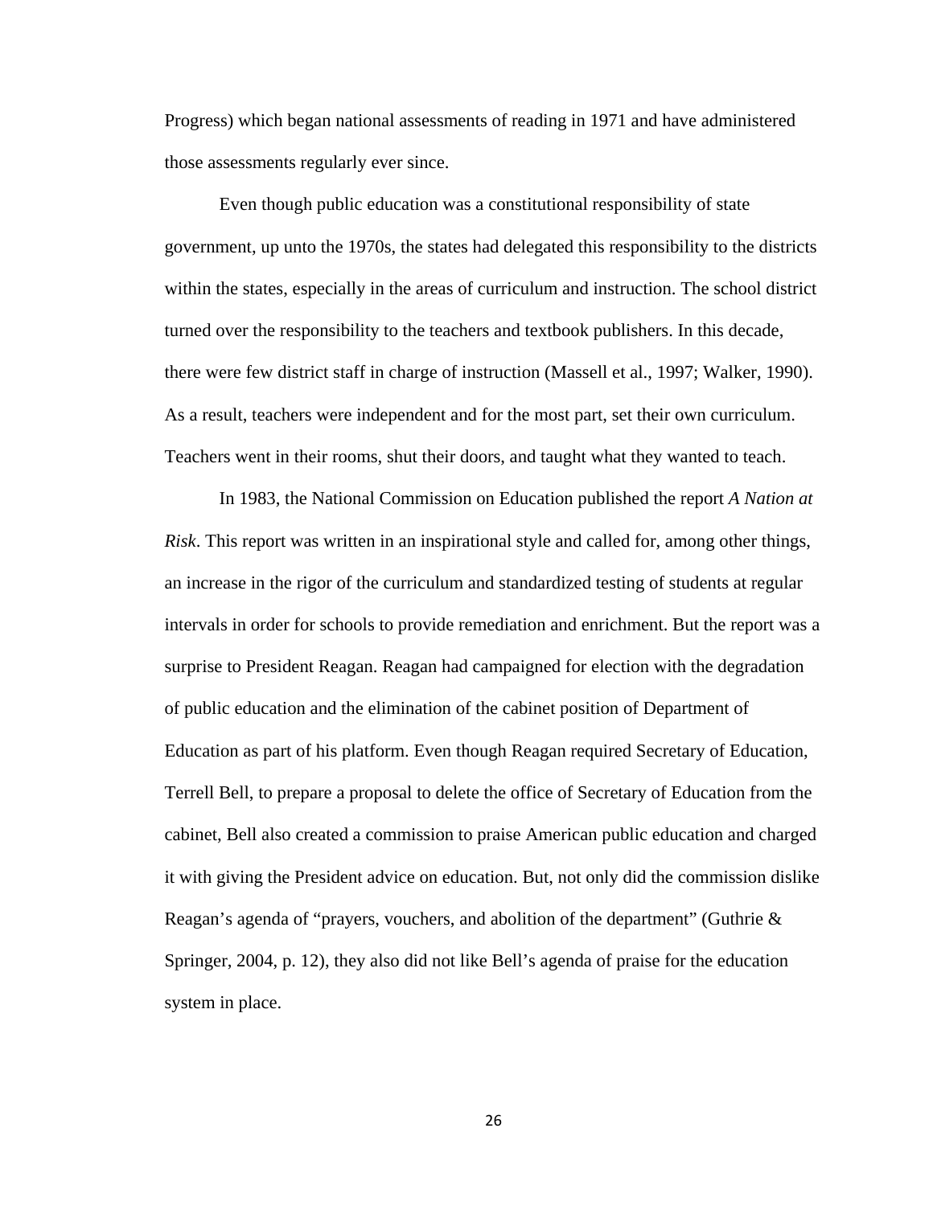Progress) which began national assessments of reading in 1971 and have administered those assessments regularly ever since.

Even though public education was a constitutional responsibility of state government, up unto the 1970s, the states had delegated this responsibility to the districts within the states, especially in the areas of curriculum and instruction. The school district turned over the responsibility to the teachers and textbook publishers. In this decade, there were few district staff in charge of instruction (Massell et al., 1997; Walker, 1990). As a result, teachers were independent and for the most part, set their own curriculum. Teachers went in their rooms, shut their doors, and taught what they wanted to teach.

In 1983, the National Commission on Education published the report *A Nation at Risk*. This report was written in an inspirational style and called for, among other things, an increase in the rigor of the curriculum and standardized testing of students at regular intervals in order for schools to provide remediation and enrichment. But the report was a surprise to President Reagan. Reagan had campaigned for election with the degradation of public education and the elimination of the cabinet position of Department of Education as part of his platform. Even though Reagan required Secretary of Education, Terrell Bell, to prepare a proposal to delete the office of Secretary of Education from the cabinet, Bell also created a commission to praise American public education and charged it with giving the President advice on education. But, not only did the commission dislike Reagan's agenda of "prayers, vouchers, and abolition of the department" (Guthrie & Springer, 2004, p. 12), they also did not like Bell's agenda of praise for the education system in place.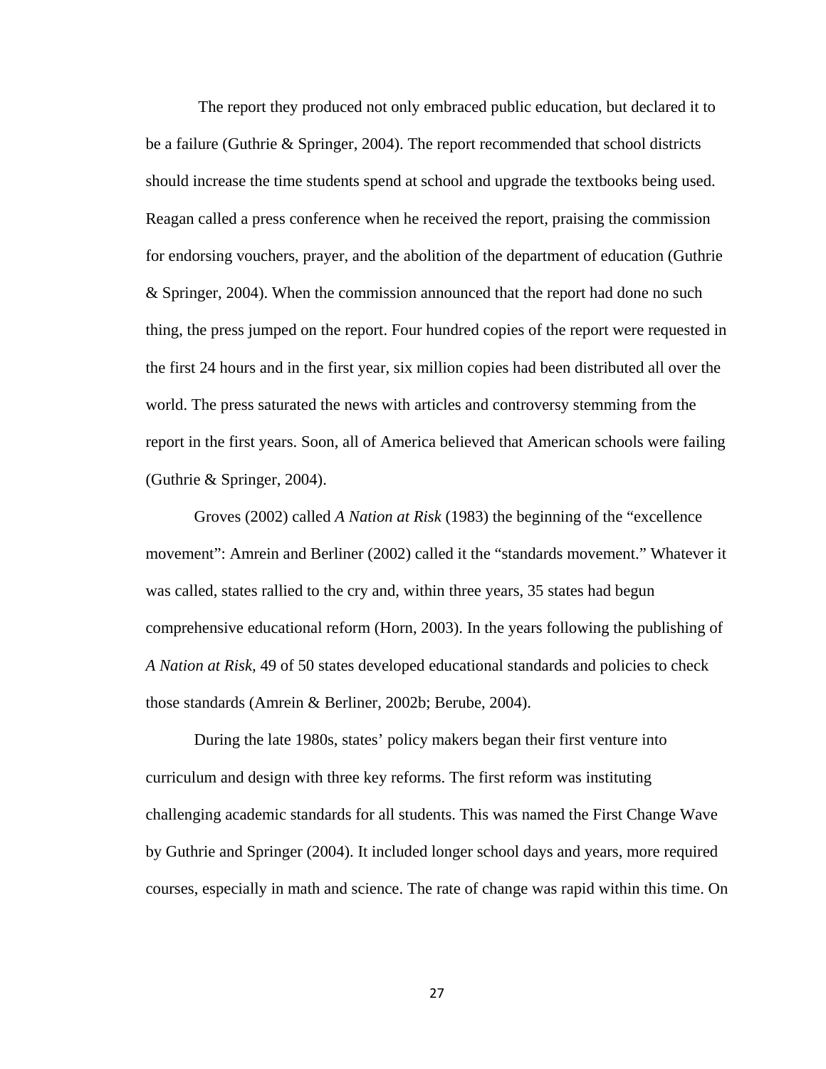The report they produced not only embraced public education, but declared it to be a failure (Guthrie & Springer, 2004). The report recommended that school districts should increase the time students spend at school and upgrade the textbooks being used. Reagan called a press conference when he received the report, praising the commission for endorsing vouchers, prayer, and the abolition of the department of education (Guthrie & Springer, 2004). When the commission announced that the report had done no such thing, the press jumped on the report. Four hundred copies of the report were requested in the first 24 hours and in the first year, six million copies had been distributed all over the world. The press saturated the news with articles and controversy stemming from the report in the first years. Soon, all of America believed that American schools were failing (Guthrie & Springer, 2004).

Groves (2002) called *A Nation at Risk* (1983) the beginning of the "excellence movement": Amrein and Berliner (2002) called it the "standards movement." Whatever it was called, states rallied to the cry and, within three years, 35 states had begun comprehensive educational reform (Horn, 2003). In the years following the publishing of *A Nation at Risk,* 49 of 50 states developed educational standards and policies to check those standards (Amrein & Berliner, 2002b; Berube, 2004).

During the late 1980s, states' policy makers began their first venture into curriculum and design with three key reforms. The first reform was instituting challenging academic standards for all students. This was named the First Change Wave by Guthrie and Springer (2004). It included longer school days and years, more required courses, especially in math and science. The rate of change was rapid within this time. On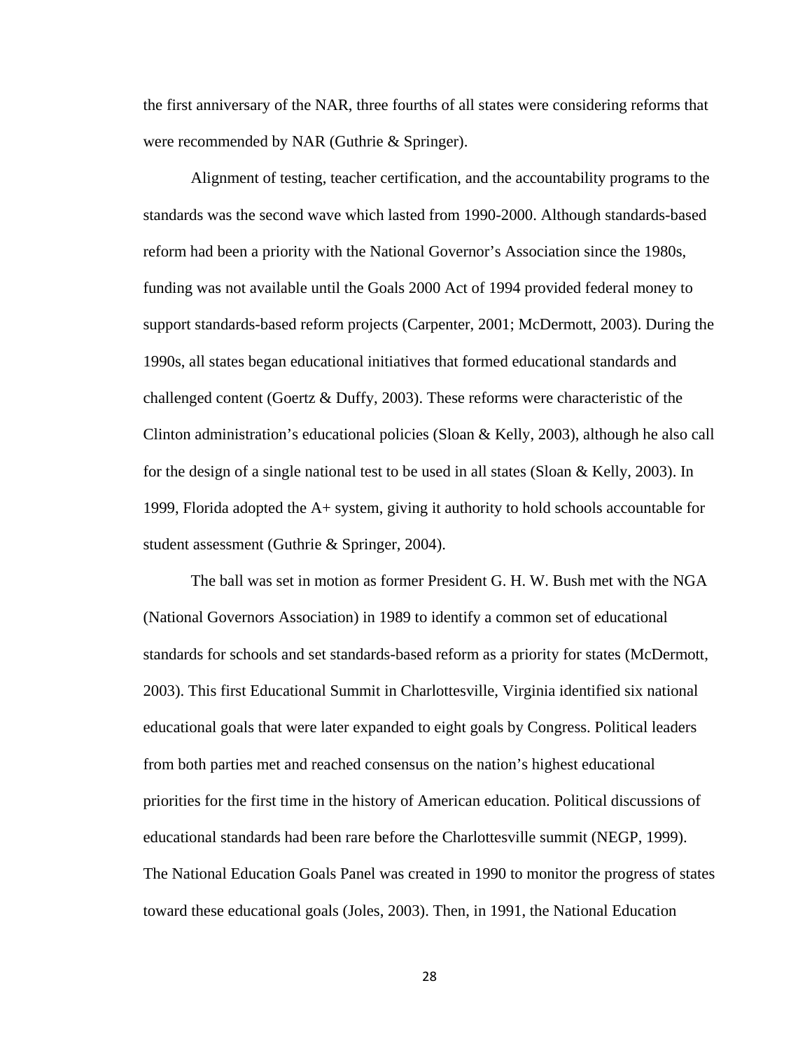the first anniversary of the NAR, three fourths of all states were considering reforms that were recommended by NAR (Guthrie & Springer).

Alignment of testing, teacher certification, and the accountability programs to the standards was the second wave which lasted from 1990-2000. Although standards-based reform had been a priority with the National Governor's Association since the 1980s, funding was not available until the Goals 2000 Act of 1994 provided federal money to support standards-based reform projects (Carpenter, 2001; McDermott, 2003). During the 1990s, all states began educational initiatives that formed educational standards and challenged content (Goertz & Duffy, 2003). These reforms were characteristic of the Clinton administration's educational policies (Sloan & Kelly, 2003), although he also call for the design of a single national test to be used in all states (Sloan & Kelly, 2003). In 1999, Florida adopted the A+ system, giving it authority to hold schools accountable for student assessment (Guthrie & Springer, 2004).

The ball was set in motion as former President G. H. W. Bush met with the NGA (National Governors Association) in 1989 to identify a common set of educational standards for schools and set standards-based reform as a priority for states (McDermott, 2003). This first Educational Summit in Charlottesville, Virginia identified six national educational goals that were later expanded to eight goals by Congress. Political leaders from both parties met and reached consensus on the nation's highest educational priorities for the first time in the history of American education. Political discussions of educational standards had been rare before the Charlottesville summit (NEGP, 1999). The National Education Goals Panel was created in 1990 to monitor the progress of states toward these educational goals (Joles, 2003). Then, in 1991, the National Education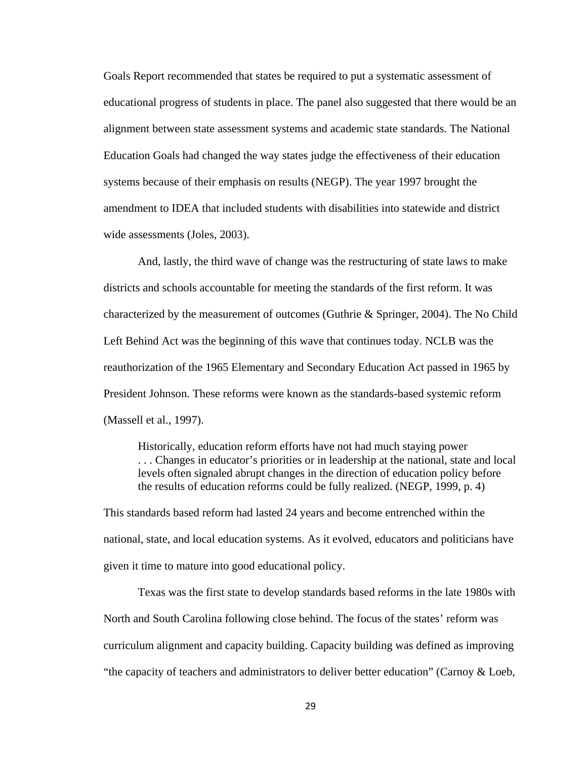Goals Report recommended that states be required to put a systematic assessment of educational progress of students in place. The panel also suggested that there would be an alignment between state assessment systems and academic state standards. The National Education Goals had changed the way states judge the effectiveness of their education systems because of their emphasis on results (NEGP). The year 1997 brought the amendment to IDEA that included students with disabilities into statewide and district wide assessments (Joles, 2003).

And, lastly, the third wave of change was the restructuring of state laws to make districts and schools accountable for meeting the standards of the first reform. It was characterized by the measurement of outcomes (Guthrie & Springer, 2004). The No Child Left Behind Act was the beginning of this wave that continues today. NCLB was the reauthorization of the 1965 Elementary and Secondary Education Act passed in 1965 by President Johnson. These reforms were known as the standards-based systemic reform (Massell et al., 1997).

> Historically, education reform efforts have not had much staying power . . . Changes in educator's priorities or in leadership at the national, state and local levels often signaled abrupt changes in the direction of education policy before the results of education reforms could be fully realized. (NEGP, 1999, p. 4)

This standards based reform had lasted 24 years and become entrenched within the national, state, and local education systems. As it evolved, educators and politicians have given it time to mature into good educational policy.

Texas was the first state to develop standards based reforms in the late 1980s with North and South Carolina following close behind. The focus of the states' reform was curriculum alignment and capacity building. Capacity building was defined as improving "the capacity of teachers and administrators to deliver better education" (Carnoy & Loeb,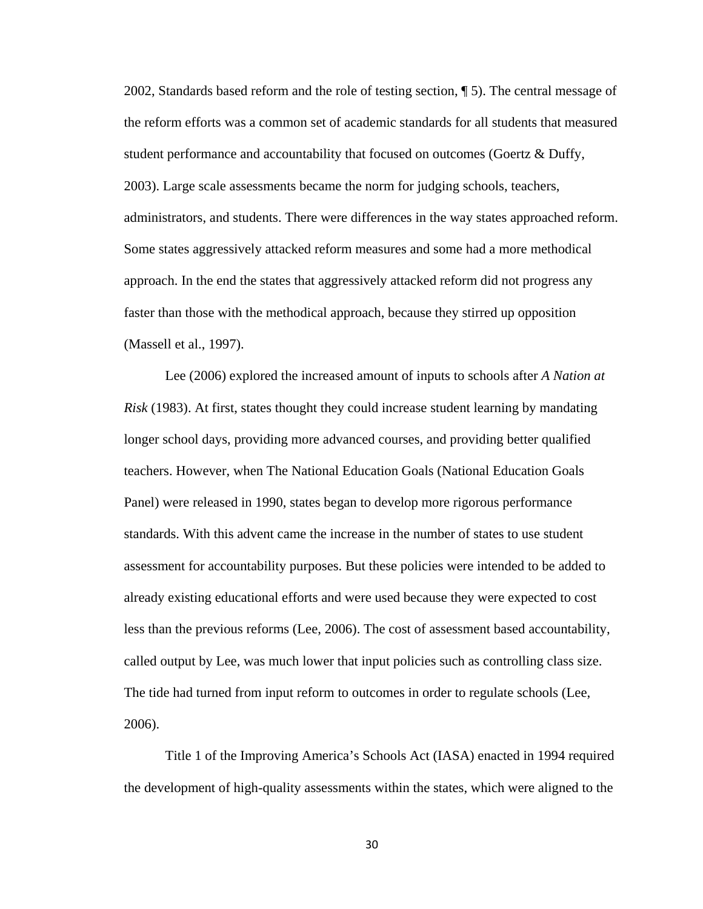2002, Standards based reform and the role of testing section, ¶ 5). The central message of the reform efforts was a common set of academic standards for all students that measured student performance and accountability that focused on outcomes (Goertz & Duffy, 2003). Large scale assessments became the norm for judging schools, teachers, administrators, and students. There were differences in the way states approached reform. Some states aggressively attacked reform measures and some had a more methodical approach. In the end the states that aggressively attacked reform did not progress any faster than those with the methodical approach, because they stirred up opposition (Massell et al., 1997).

Lee (2006) explored the increased amount of inputs to schools after *A Nation at Risk* (1983). At first, states thought they could increase student learning by mandating longer school days, providing more advanced courses, and providing better qualified teachers. However, when The National Education Goals (National Education Goals Panel) were released in 1990, states began to develop more rigorous performance standards. With this advent came the increase in the number of states to use student assessment for accountability purposes. But these policies were intended to be added to already existing educational efforts and were used because they were expected to cost less than the previous reforms (Lee, 2006). The cost of assessment based accountability, called output by Lee, was much lower that input policies such as controlling class size. The tide had turned from input reform to outcomes in order to regulate schools (Lee, 2006).

Title 1 of the Improving America's Schools Act (IASA) enacted in 1994 required the development of high-quality assessments within the states, which were aligned to the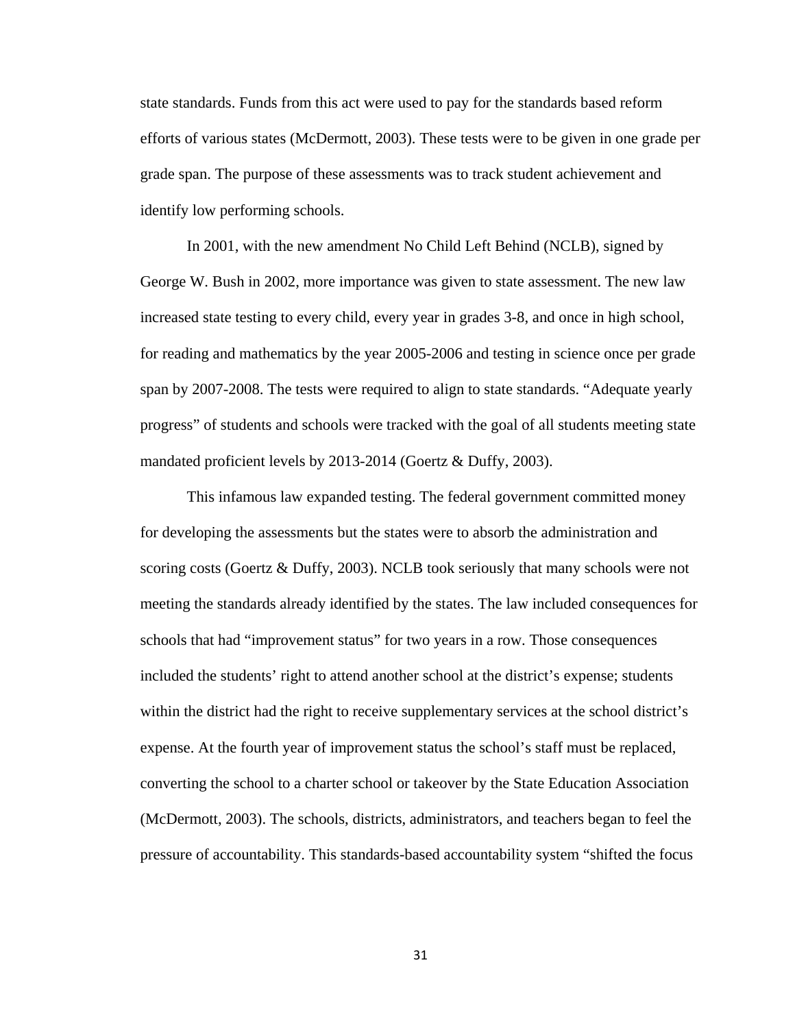state standards. Funds from this act were used to pay for the standards based reform efforts of various states (McDermott, 2003). These tests were to be given in one grade per grade span. The purpose of these assessments was to track student achievement and identify low performing schools.

In 2001, with the new amendment No Child Left Behind (NCLB), signed by George W. Bush in 2002, more importance was given to state assessment. The new law increased state testing to every child, every year in grades 3-8, and once in high school, for reading and mathematics by the year 2005-2006 and testing in science once per grade span by 2007-2008. The tests were required to align to state standards. "Adequate yearly progress" of students and schools were tracked with the goal of all students meeting state mandated proficient levels by 2013-2014 (Goertz & Duffy, 2003).

This infamous law expanded testing. The federal government committed money for developing the assessments but the states were to absorb the administration and scoring costs (Goertz & Duffy, 2003). NCLB took seriously that many schools were not meeting the standards already identified by the states. The law included consequences for schools that had "improvement status" for two years in a row. Those consequences included the students' right to attend another school at the district's expense; students within the district had the right to receive supplementary services at the school district's expense. At the fourth year of improvement status the school's staff must be replaced, converting the school to a charter school or takeover by the State Education Association (McDermott, 2003). The schools, districts, administrators, and teachers began to feel the pressure of accountability. This standards-based accountability system "shifted the focus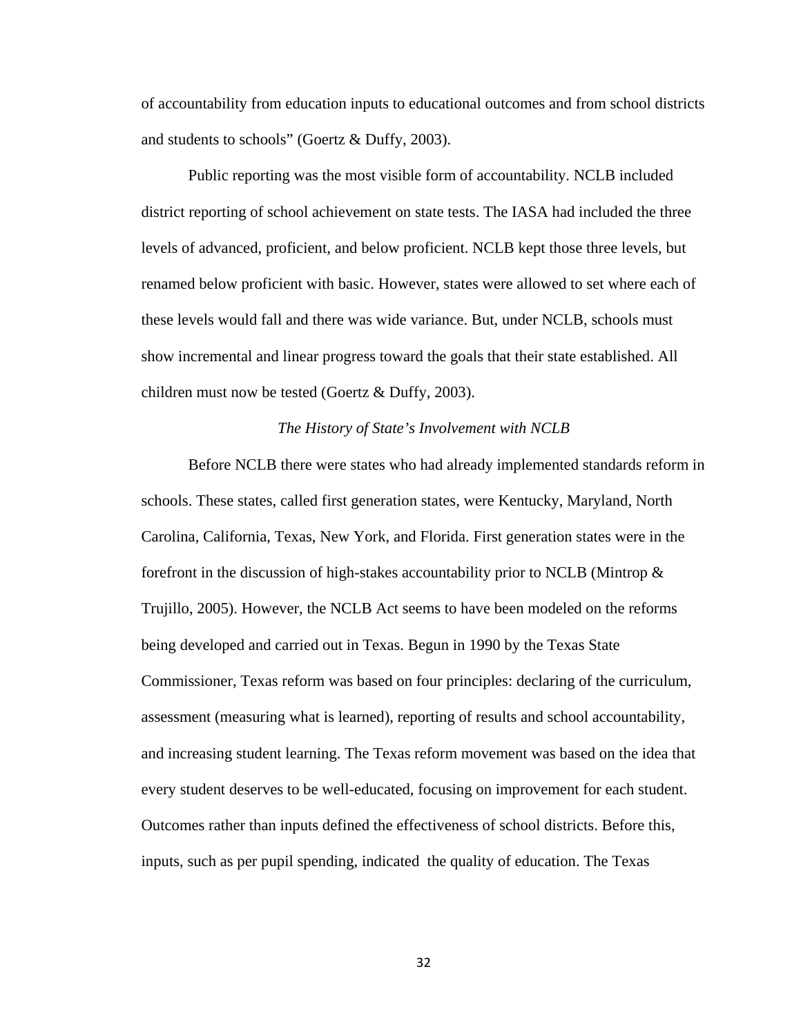of accountability from education inputs to educational outcomes and from school districts and students to schools" (Goertz & Duffy, 2003).

Public reporting was the most visible form of accountability. NCLB included district reporting of school achievement on state tests. The IASA had included the three levels of advanced, proficient, and below proficient. NCLB kept those three levels, but renamed below proficient with basic. However, states were allowed to set where each of these levels would fall and there was wide variance. But, under NCLB, schools must show incremental and linear progress toward the goals that their state established. All children must now be tested (Goertz & Duffy, 2003).

### *The History of State's Involvement with NCLB*

Before NCLB there were states who had already implemented standards reform in schools. These states, called first generation states, were Kentucky, Maryland, North Carolina, California, Texas, New York, and Florida. First generation states were in the forefront in the discussion of high-stakes accountability prior to NCLB (Mintrop & Trujillo, 2005). However, the NCLB Act seems to have been modeled on the reforms being developed and carried out in Texas. Begun in 1990 by the Texas State Commissioner, Texas reform was based on four principles: declaring of the curriculum, assessment (measuring what is learned), reporting of results and school accountability, and increasing student learning. The Texas reform movement was based on the idea that every student deserves to be well-educated, focusing on improvement for each student. Outcomes rather than inputs defined the effectiveness of school districts. Before this, inputs, such as per pupil spending, indicated the quality of education. The Texas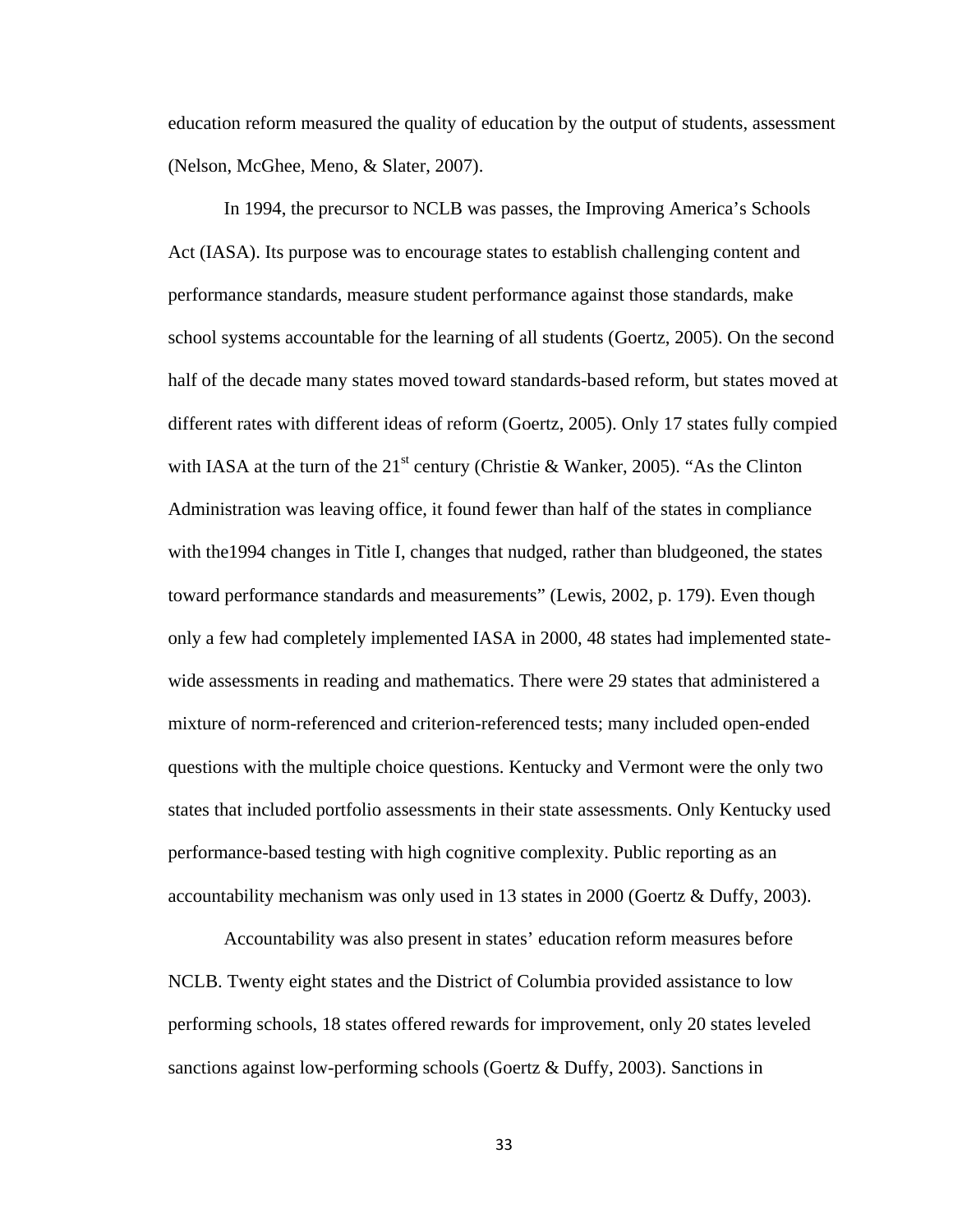education reform measured the quality of education by the output of students, assessment (Nelson, McGhee, Meno, & Slater, 2007).

In 1994, the precursor to NCLB was passes, the Improving America's Schools Act (IASA). Its purpose was to encourage states to establish challenging content and performance standards, measure student performance against those standards, make school systems accountable for the learning of all students (Goertz, 2005). On the second half of the decade many states moved toward standards-based reform, but states moved at different rates with different ideas of reform (Goertz, 2005). Only 17 states fully compied with IASA at the turn of the 21st century (Christie & Wanker, 2005). "As the Clinton Administration was leaving office, it found fewer than half of the states in compliance with the1994 changes in Title I, changes that nudged, rather than bludgeoned, the states toward performance standards and measurements" (Lewis, 2002, p. 179). Even though only a few had completely implemented IASA in 2000, 48 states had implemented state-wide assessments in reading and mathematics. There were 29 states that administered a mixture of norm-referenced and criterion-referenced tests; many included open-ended questions with the multiple choice questions. Kentucky and Vermont were the only two states that included portfolio assessments in their state assessments. Only Kentucky used performance-based testing with high cognitive complexity. Public reporting as an accountability mechanism was only used in 13 states in 2000 (Goertz & Duffy, 2003).

Accountability was also present in states' education reform measures before NCLB. Twenty eight states and the District of Columbia provided assistance to low performing schools, 18 states offered rewards for improvement, only 20 states leveled sanctions against low-performing schools (Goertz & Duffy, 2003). Sanctions in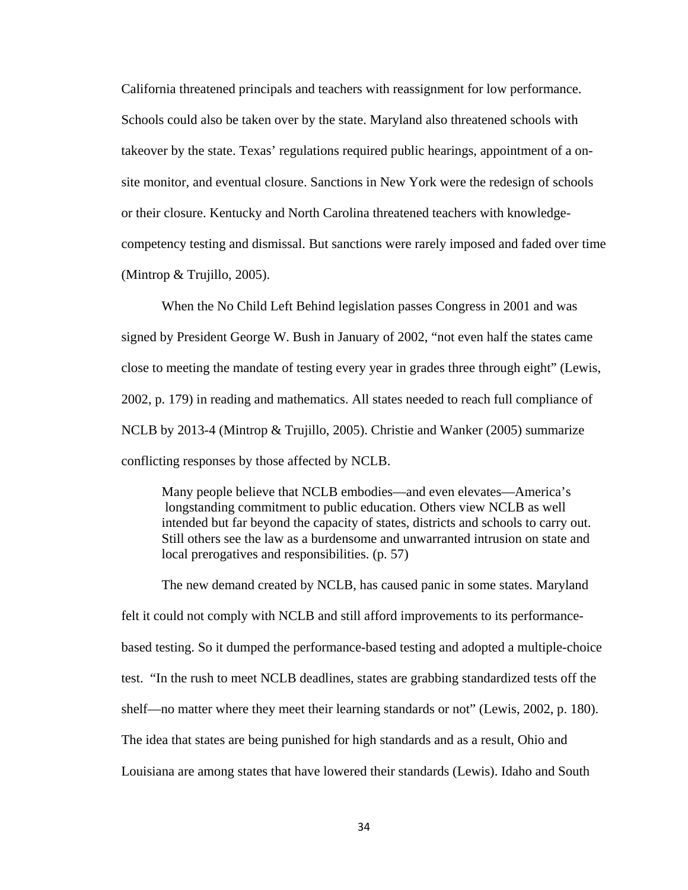California threatened principals and teachers with reassignment for low performance. Schools could also be taken over by the state. Maryland also threatened schools with takeover by the state. Texas' regulations required public hearings, appointment of a on-site monitor, and eventual closure. Sanctions in New York were the redesign of schools or their closure. Kentucky and North Carolina threatened teachers with knowledge-competency testing and dismissal. But sanctions were rarely imposed and faded over time (Mintrop & Trujillo, 2005).

When the No Child Left Behind legislation passes Congress in 2001 and was signed by President George W. Bush in January of 2002, "not even half the states came close to meeting the mandate of testing every year in grades three through eight" (Lewis, 2002, p. 179) in reading and mathematics. All states needed to reach full compliance of NCLB by 2013-4 (Mintrop & Trujillo, 2005). Christie and Wanker (2005) summarize conflicting responses by those affected by NCLB.

> Many people believe that NCLB embodies—and even elevates—America's longstanding commitment to public education. Others view NCLB as well intended but far beyond the capacity of states, districts and schools to carry out. Still others see the law as a burdensome and unwarranted intrusion on state and local prerogatives and responsibilities. (p. 57)

The new demand created by NCLB, has caused panic in some states. Maryland felt it could not comply with NCLB and still afford improvements to its performance-based testing. So it dumped the performance-based testing and adopted a multiple-choice test. "In the rush to meet NCLB deadlines, states are grabbing standardized tests off the shelf—no matter where they meet their learning standards or not" (Lewis, 2002, p. 180). The idea that states are being punished for high standards and as a result, Ohio and Louisiana are among states that have lowered their standards (Lewis). Idaho and South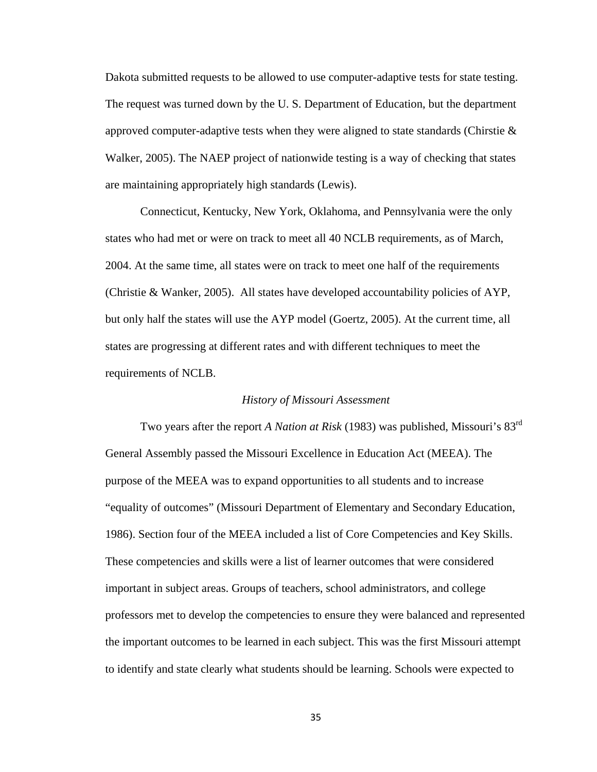Dakota submitted requests to be allowed to use computer-adaptive tests for state testing. The request was turned down by the U. S. Department of Education, but the department approved computer-adaptive tests when they were aligned to state standards (Chirstie & Walker, 2005). The NAEP project of nationwide testing is a way of checking that states are maintaining appropriately high standards (Lewis).

Connecticut, Kentucky, New York, Oklahoma, and Pennsylvania were the only states who had met or were on track to meet all 40 NCLB requirements, as of March, 2004. At the same time, all states were on track to meet one half of the requirements (Christie & Wanker, 2005). All states have developed accountability policies of AYP, but only half the states will use the AYP model (Goertz, 2005). At the current time, all states are progressing at different rates and with different techniques to meet the requirements of NCLB.

*History of Missouri Assessment*

Two years after the report *A Nation at Risk* (1983) was published, Missouri's 83rd General Assembly passed the Missouri Excellence in Education Act (MEEA). The purpose of the MEEA was to expand opportunities to all students and to increase "equality of outcomes" (Missouri Department of Elementary and Secondary Education, 1986). Section four of the MEEA included a list of Core Competencies and Key Skills. These competencies and skills were a list of learner outcomes that were considered important in subject areas. Groups of teachers, school administrators, and college professors met to develop the competencies to ensure they were balanced and represented the important outcomes to be learned in each subject. This was the first Missouri attempt to identify and state clearly what students should be learning. Schools were expected to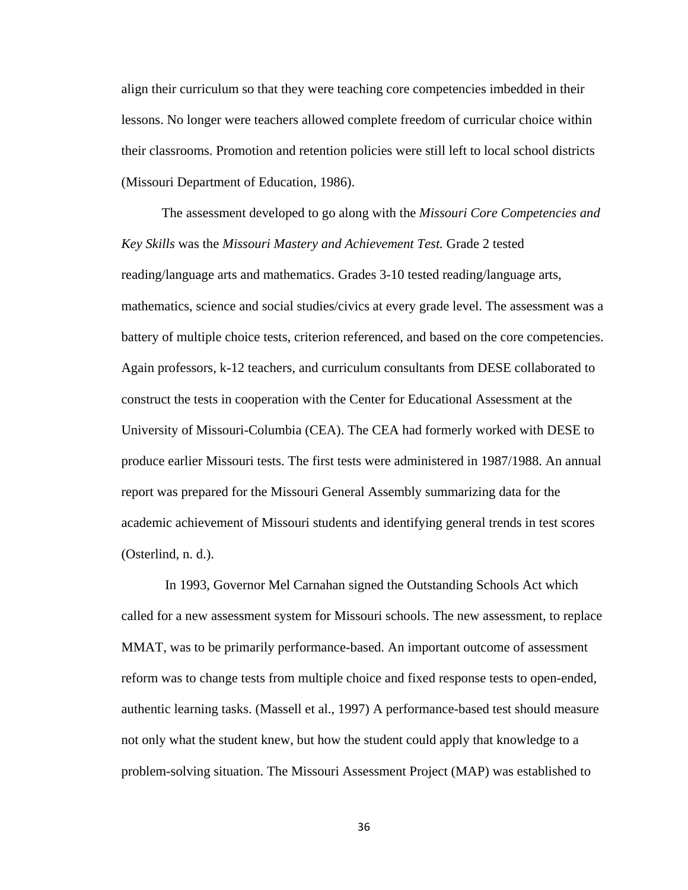align their curriculum so that they were teaching core competencies imbedded in their lessons. No longer were teachers allowed complete freedom of curricular choice within their classrooms. Promotion and retention policies were still left to local school districts (Missouri Department of Education, 1986).

The assessment developed to go along with the *Missouri Core Competencies and Key Skills* was the *Missouri Mastery and Achievement Test.* Grade 2 tested reading/language arts and mathematics. Grades 3-10 tested reading/language arts, mathematics, science and social studies/civics at every grade level. The assessment was a battery of multiple choice tests, criterion referenced, and based on the core competencies. Again professors, k-12 teachers, and curriculum consultants from DESE collaborated to construct the tests in cooperation with the Center for Educational Assessment at the University of Missouri-Columbia (CEA). The CEA had formerly worked with DESE to produce earlier Missouri tests. The first tests were administered in 1987/1988. An annual report was prepared for the Missouri General Assembly summarizing data for the academic achievement of Missouri students and identifying general trends in test scores (Osterlind, n. d.).

In 1993, Governor Mel Carnahan signed the Outstanding Schools Act which called for a new assessment system for Missouri schools. The new assessment, to replace MMAT, was to be primarily performance-based. An important outcome of assessment reform was to change tests from multiple choice and fixed response tests to open-ended, authentic learning tasks. (Massell et al., 1997) A performance-based test should measure not only what the student knew, but how the student could apply that knowledge to a problem-solving situation. The Missouri Assessment Project (MAP) was established to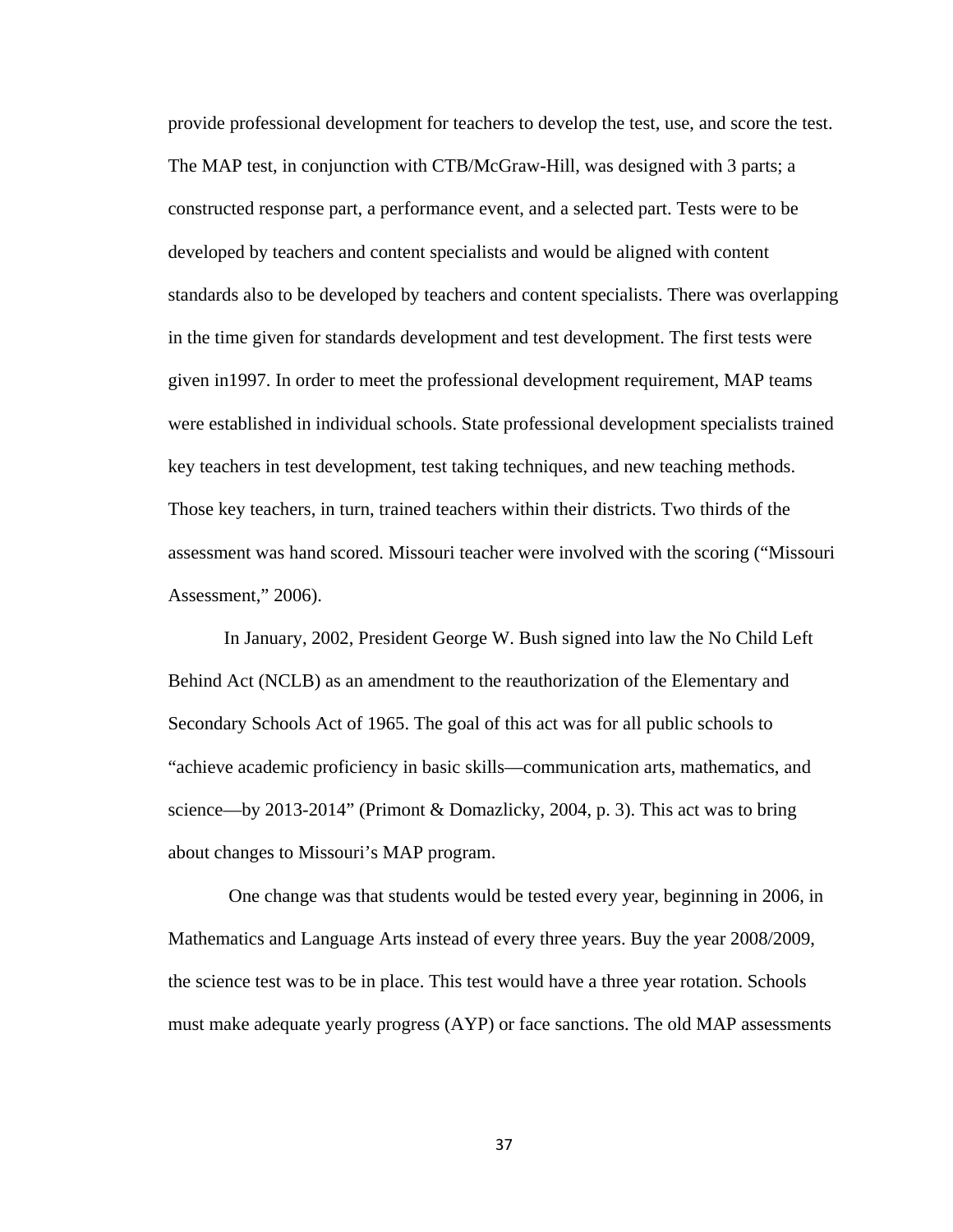provide professional development for teachers to develop the test, use, and score the test. The MAP test, in conjunction with CTB/McGraw-Hill, was designed with 3 parts; a constructed response part, a performance event, and a selected part. Tests were to be developed by teachers and content specialists and would be aligned with content standards also to be developed by teachers and content specialists. There was overlapping in the time given for standards development and test development. The first tests were given in1997. In order to meet the professional development requirement, MAP teams were established in individual schools. State professional development specialists trained key teachers in test development, test taking techniques, and new teaching methods. Those key teachers, in turn, trained teachers within their districts. Two thirds of the assessment was hand scored. Missouri teacher were involved with the scoring ("Missouri Assessment," 2006).

In January, 2002, President George W. Bush signed into law the No Child Left Behind Act (NCLB) as an amendment to the reauthorization of the Elementary and Secondary Schools Act of 1965. The goal of this act was for all public schools to "achieve academic proficiency in basic skills—communication arts, mathematics, and science—by 2013-2014" (Primont & Domazlicky, 2004, p. 3). This act was to bring about changes to Missouri's MAP program.

One change was that students would be tested every year, beginning in 2006, in Mathematics and Language Arts instead of every three years. Buy the year 2008/2009, the science test was to be in place. This test would have a three year rotation. Schools must make adequate yearly progress (AYP) or face sanctions. The old MAP assessments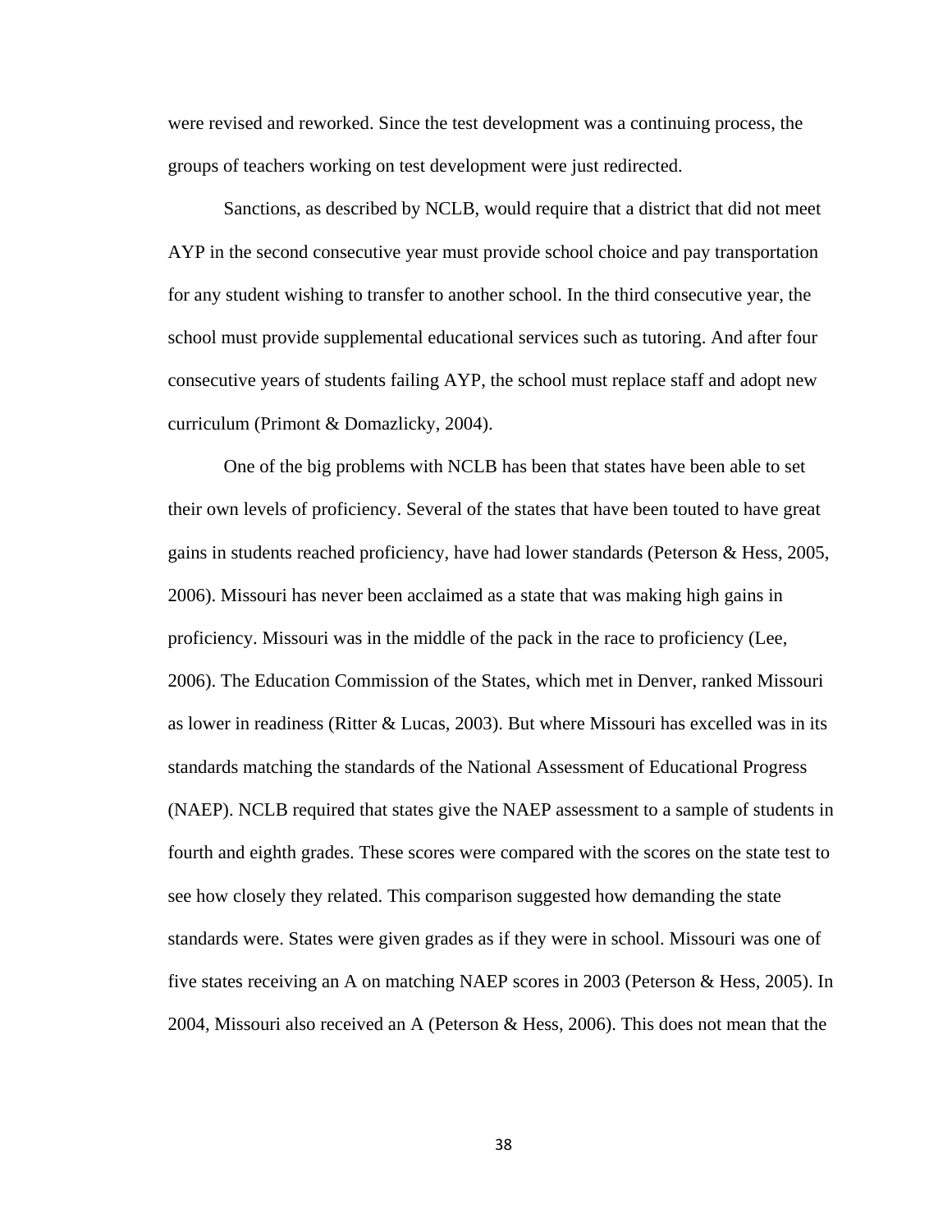were revised and reworked. Since the test development was a continuing process, the groups of teachers working on test development were just redirected.

Sanctions, as described by NCLB, would require that a district that did not meet AYP in the second consecutive year must provide school choice and pay transportation for any student wishing to transfer to another school. In the third consecutive year, the school must provide supplemental educational services such as tutoring. And after four consecutive years of students failing AYP, the school must replace staff and adopt new curriculum (Primont & Domazlicky, 2004).

One of the big problems with NCLB has been that states have been able to set their own levels of proficiency. Several of the states that have been touted to have great gains in students reached proficiency, have had lower standards (Peterson & Hess, 2005, 2006). Missouri has never been acclaimed as a state that was making high gains in proficiency. Missouri was in the middle of the pack in the race to proficiency (Lee, 2006). The Education Commission of the States, which met in Denver, ranked Missouri as lower in readiness (Ritter & Lucas, 2003). But where Missouri has excelled was in its standards matching the standards of the National Assessment of Educational Progress (NAEP). NCLB required that states give the NAEP assessment to a sample of students in fourth and eighth grades. These scores were compared with the scores on the state test to see how closely they related. This comparison suggested how demanding the state standards were. States were given grades as if they were in school. Missouri was one of five states receiving an A on matching NAEP scores in 2003 (Peterson & Hess, 2005). In 2004, Missouri also received an A (Peterson & Hess, 2006). This does not mean that the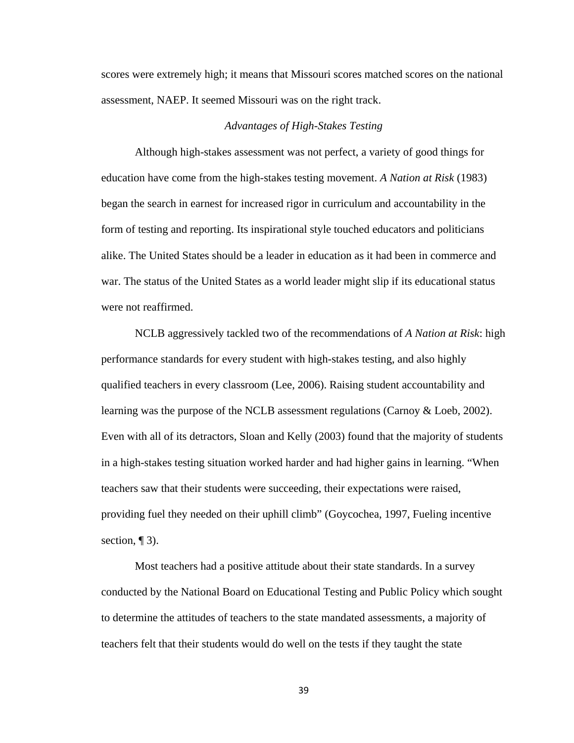scores were extremely high; it means that Missouri scores matched scores on the national assessment, NAEP. It seemed Missouri was on the right track.

### *Advantages of High-Stakes Testing*

Although high-stakes assessment was not perfect, a variety of good things for education have come from the high-stakes testing movement. *A Nation at Risk* (1983) began the search in earnest for increased rigor in curriculum and accountability in the form of testing and reporting. Its inspirational style touched educators and politicians alike. The United States should be a leader in education as it had been in commerce and war. The status of the United States as a world leader might slip if its educational status were not reaffirmed.

NCLB aggressively tackled two of the recommendations of *A Nation at Risk*: high performance standards for every student with high-stakes testing, and also highly qualified teachers in every classroom (Lee, 2006). Raising student accountability and learning was the purpose of the NCLB assessment regulations (Carnoy & Loeb, 2002). Even with all of its detractors, Sloan and Kelly (2003) found that the majority of students in a high-stakes testing situation worked harder and had higher gains in learning. "When teachers saw that their students were succeeding, their expectations were raised, providing fuel they needed on their uphill climb" (Goycochea, 1997, Fueling incentive section, ¶ 3).

Most teachers had a positive attitude about their state standards. In a survey conducted by the National Board on Educational Testing and Public Policy which sought to determine the attitudes of teachers to the state mandated assessments, a majority of teachers felt that their students would do well on the tests if they taught the state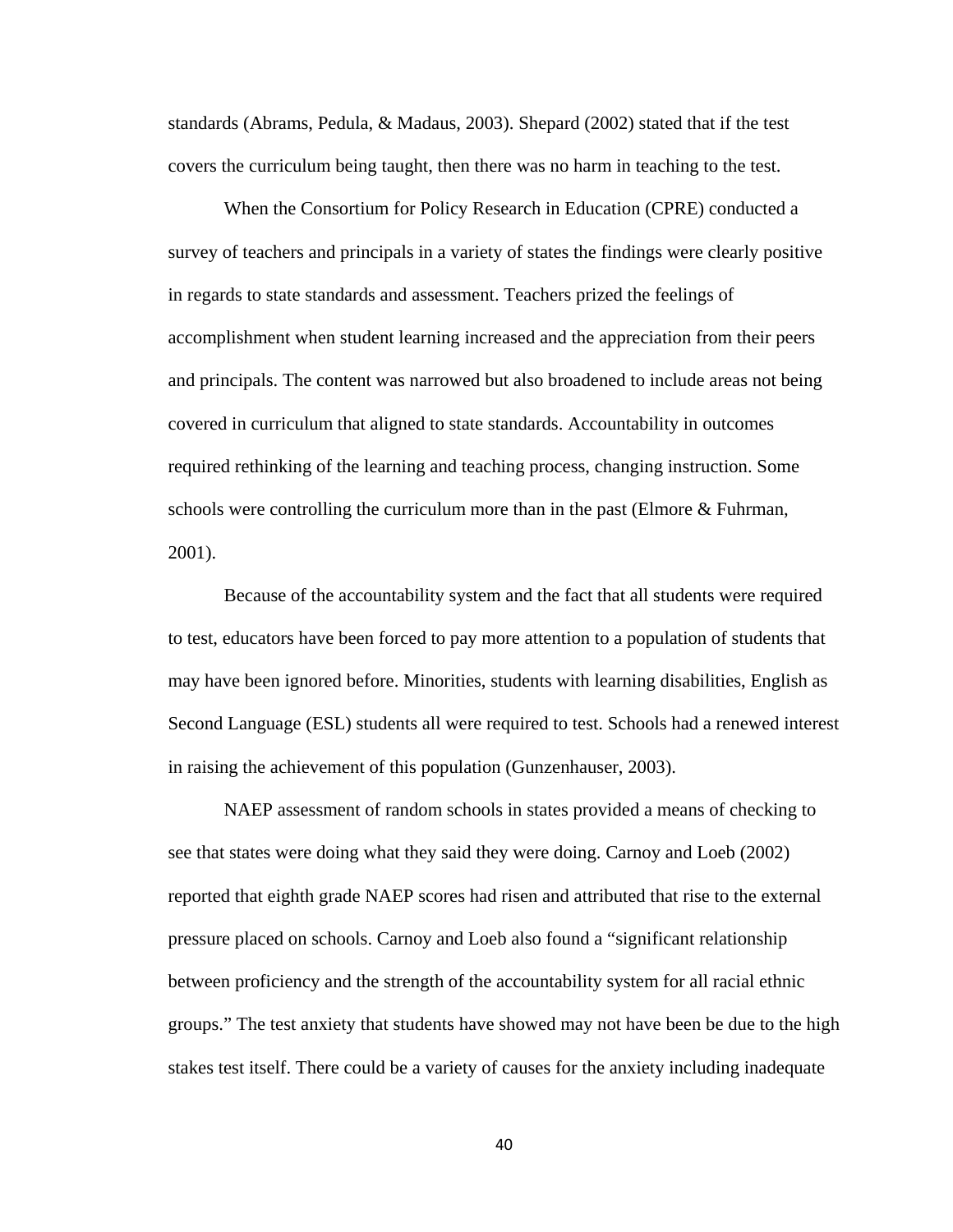standards (Abrams, Pedula, & Madaus, 2003). Shepard (2002) stated that if the test covers the curriculum being taught, then there was no harm in teaching to the test.

When the Consortium for Policy Research in Education (CPRE) conducted a survey of teachers and principals in a variety of states the findings were clearly positive in regards to state standards and assessment. Teachers prized the feelings of accomplishment when student learning increased and the appreciation from their peers and principals. The content was narrowed but also broadened to include areas not being covered in curriculum that aligned to state standards. Accountability in outcomes required rethinking of the learning and teaching process, changing instruction. Some schools were controlling the curriculum more than in the past (Elmore & Fuhrman, 2001).

Because of the accountability system and the fact that all students were required to test, educators have been forced to pay more attention to a population of students that may have been ignored before. Minorities, students with learning disabilities, English as Second Language (ESL) students all were required to test. Schools had a renewed interest in raising the achievement of this population (Gunzenhauser, 2003).

NAEP assessment of random schools in states provided a means of checking to see that states were doing what they said they were doing. Carnoy and Loeb (2002) reported that eighth grade NAEP scores had risen and attributed that rise to the external pressure placed on schools. Carnoy and Loeb also found a "significant relationship between proficiency and the strength of the accountability system for all racial ethnic groups." The test anxiety that students have showed may not have been be due to the high stakes test itself. There could be a variety of causes for the anxiety including inadequate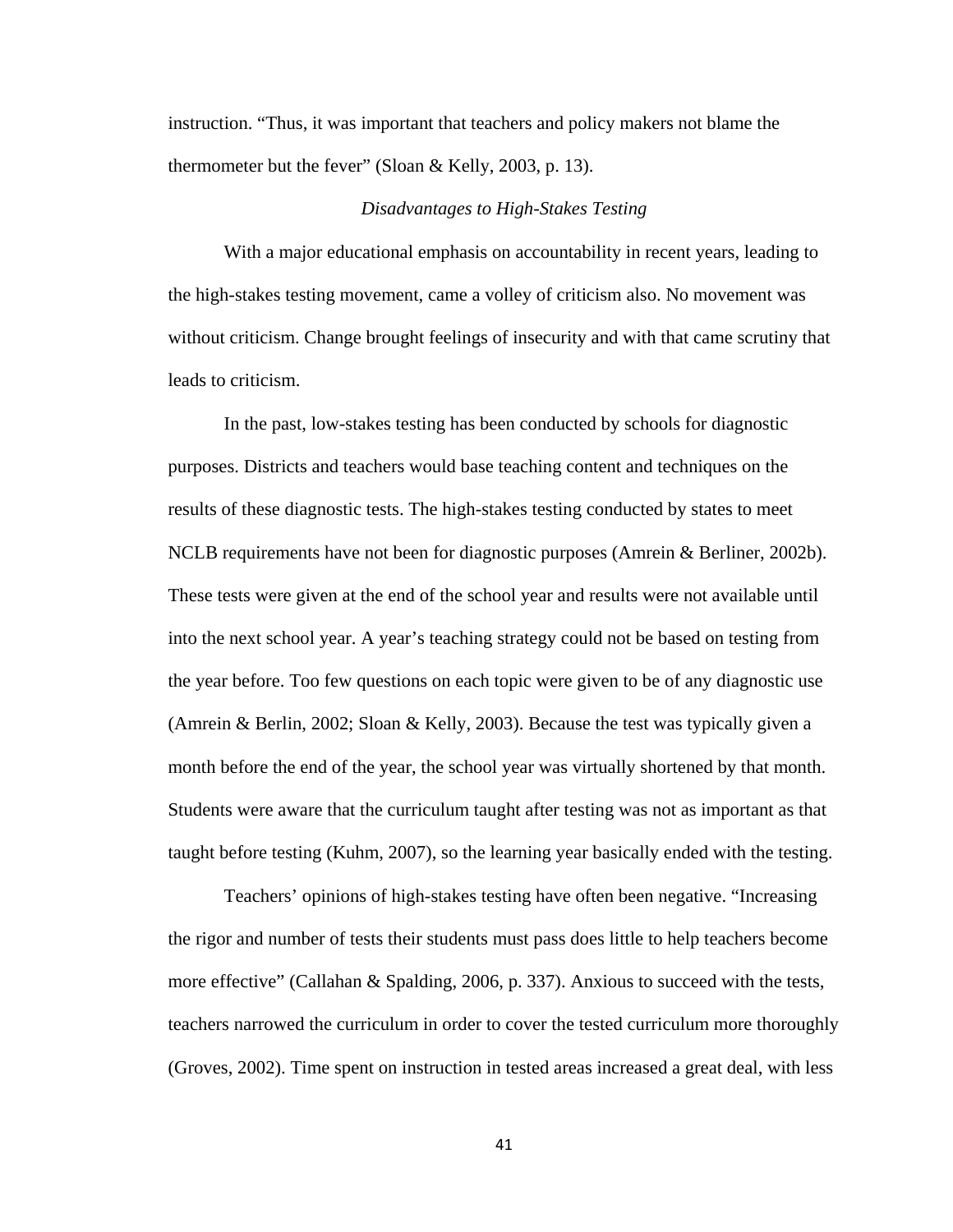instruction. "Thus, it was important that teachers and policy makers not blame the thermometer but the fever" (Sloan & Kelly, 2003, p. 13).

### *Disadvantages to High-Stakes Testing*

With a major educational emphasis on accountability in recent years, leading to the high-stakes testing movement, came a volley of criticism also. No movement was without criticism. Change brought feelings of insecurity and with that came scrutiny that leads to criticism.

In the past, low-stakes testing has been conducted by schools for diagnostic purposes. Districts and teachers would base teaching content and techniques on the results of these diagnostic tests. The high-stakes testing conducted by states to meet NCLB requirements have not been for diagnostic purposes (Amrein & Berliner, 2002b). These tests were given at the end of the school year and results were not available until into the next school year. A year's teaching strategy could not be based on testing from the year before. Too few questions on each topic were given to be of any diagnostic use (Amrein & Berlin, 2002; Sloan & Kelly, 2003). Because the test was typically given a month before the end of the year, the school year was virtually shortened by that month. Students were aware that the curriculum taught after testing was not as important as that taught before testing (Kuhm, 2007), so the learning year basically ended with the testing.

Teachers' opinions of high-stakes testing have often been negative. "Increasing the rigor and number of tests their students must pass does little to help teachers become more effective" (Callahan & Spalding, 2006, p. 337). Anxious to succeed with the tests, teachers narrowed the curriculum in order to cover the tested curriculum more thoroughly (Groves, 2002). Time spent on instruction in tested areas increased a great deal, with less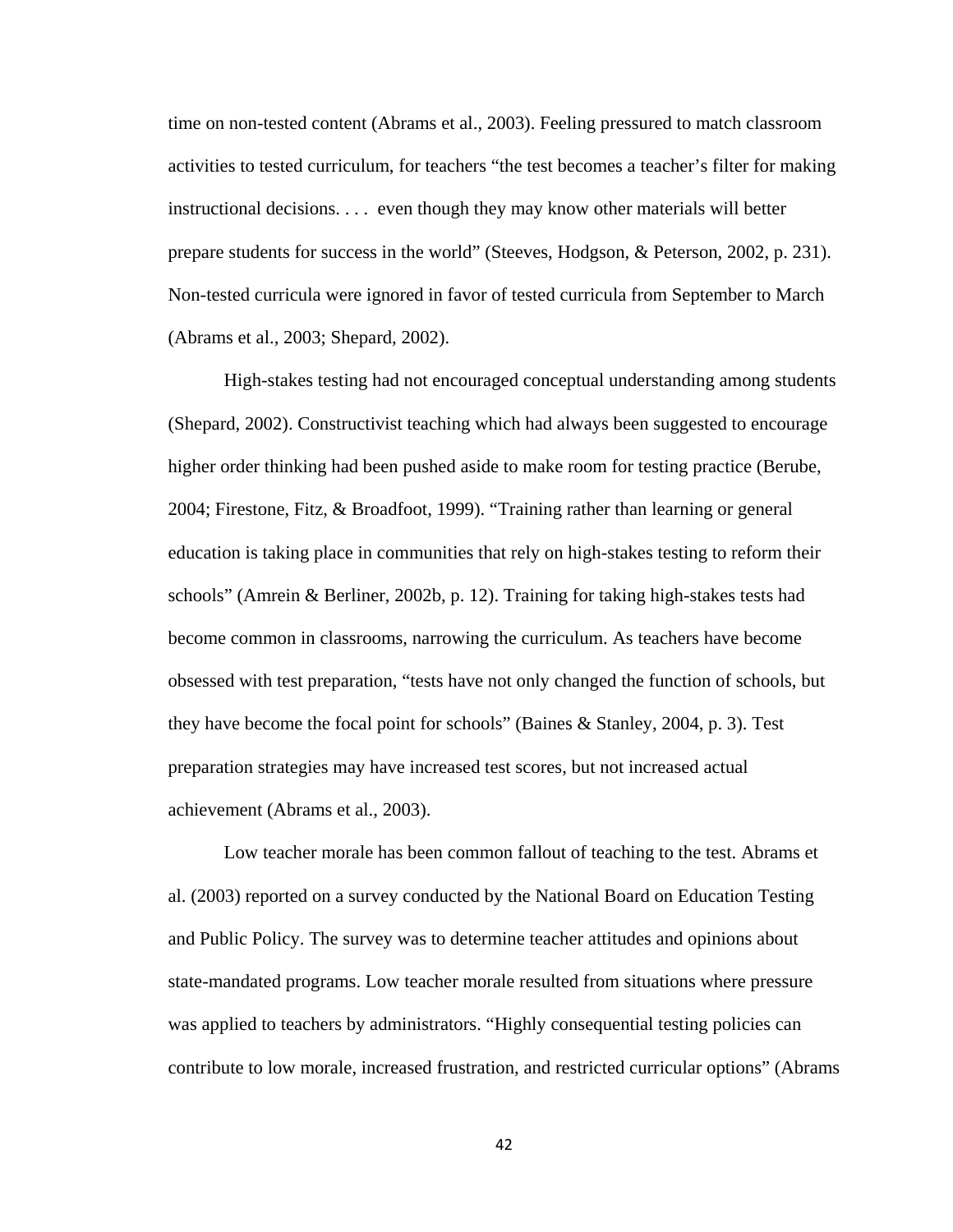time on non-tested content (Abrams et al., 2003). Feeling pressured to match classroom activities to tested curriculum, for teachers “the test becomes a teacher’s filter for making instructional decisions. . . .  even though they may know other materials will better prepare students for success in the world” (Steeves, Hodgson, & Peterson, 2002, p. 231). Non-tested curricula were ignored in favor of tested curricula from September to March (Abrams et al., 2003; Shepard, 2002).

High-stakes testing had not encouraged conceptual understanding among students (Shepard, 2002). Constructivist teaching which had always been suggested to encourage higher order thinking had been pushed aside to make room for testing practice (Berube, 2004; Firestone, Fitz, & Broadfoot, 1999). “Training rather than learning or general education is taking place in communities that rely on high-stakes testing to reform their schools” (Amrein & Berliner, 2002b, p. 12). Training for taking high-stakes tests had become common in classrooms, narrowing the curriculum. As teachers have become obsessed with test preparation, “tests have not only changed the function of schools, but they have become the focal point for schools” (Baines & Stanley, 2004, p. 3). Test preparation strategies may have increased test scores, but not increased actual achievement (Abrams et al., 2003).

Low teacher morale has been common fallout of teaching to the test. Abrams et al. (2003) reported on a survey conducted by the National Board on Education Testing and Public Policy. The survey was to determine teacher attitudes and opinions about state-mandated programs. Low teacher morale resulted from situations where pressure was applied to teachers by administrators. “Highly consequential testing policies can contribute to low morale, increased frustration, and restricted curricular options” (Abrams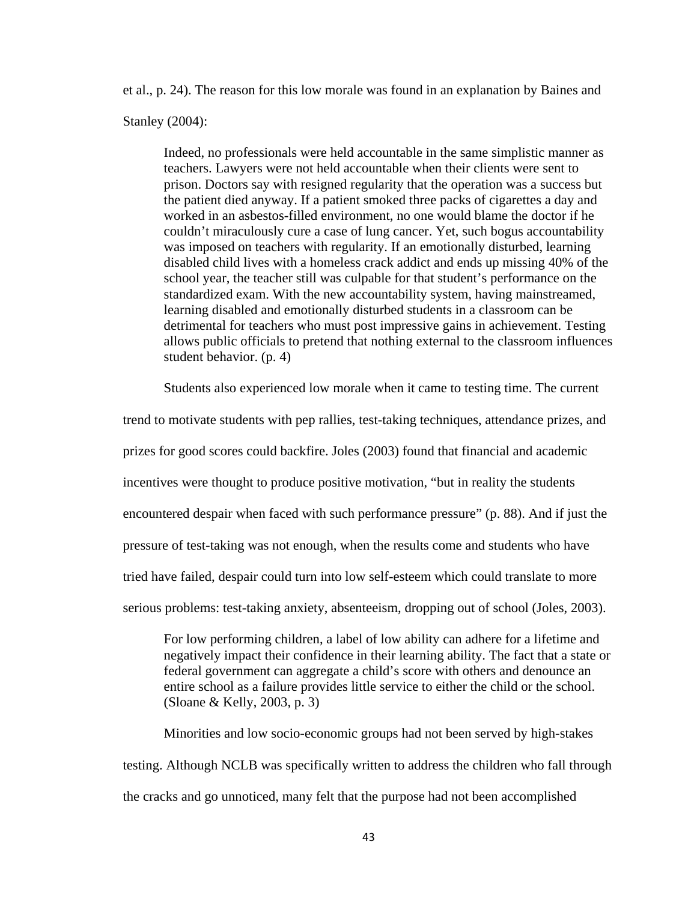et al., p. 24). The reason for this low morale was found in an explanation by Baines and Stanley (2004):

> Indeed, no professionals were held accountable in the same simplistic manner as teachers. Lawyers were not held accountable when their clients were sent to prison. Doctors say with resigned regularity that the operation was a success but the patient died anyway. If a patient smoked three packs of cigarettes a day and worked in an asbestos-filled environment, no one would blame the doctor if he couldn't miraculously cure a case of lung cancer. Yet, such bogus accountability was imposed on teachers with regularity. If an emotionally disturbed, learning disabled child lives with a homeless crack addict and ends up missing 40% of the school year, the teacher still was culpable for that student's performance on the standardized exam. With the new accountability system, having mainstreamed, learning disabled and emotionally disturbed students in a classroom can be detrimental for teachers who must post impressive gains in achievement. Testing allows public officials to pretend that nothing external to the classroom influences student behavior. (p. 4)

Students also experienced low morale when it came to testing time. The current trend to motivate students with pep rallies, test-taking techniques, attendance prizes, and prizes for good scores could backfire. Joles (2003) found that financial and academic incentives were thought to produce positive motivation, "but in reality the students encountered despair when faced with such performance pressure" (p. 88). And if just the pressure of test-taking was not enough, when the results come and students who have tried have failed, despair could turn into low self-esteem which could translate to more serious problems: test-taking anxiety, absenteeism, dropping out of school (Joles, 2003).

> For low performing children, a label of low ability can adhere for a lifetime and negatively impact their confidence in their learning ability. The fact that a state or federal government can aggregate a child's score with others and denounce an entire school as a failure provides little service to either the child or the school. (Sloane & Kelly, 2003, p. 3)

Minorities and low socio-economic groups had not been served by high-stakes testing. Although NCLB was specifically written to address the children who fall through the cracks and go unnoticed, many felt that the purpose had not been accomplished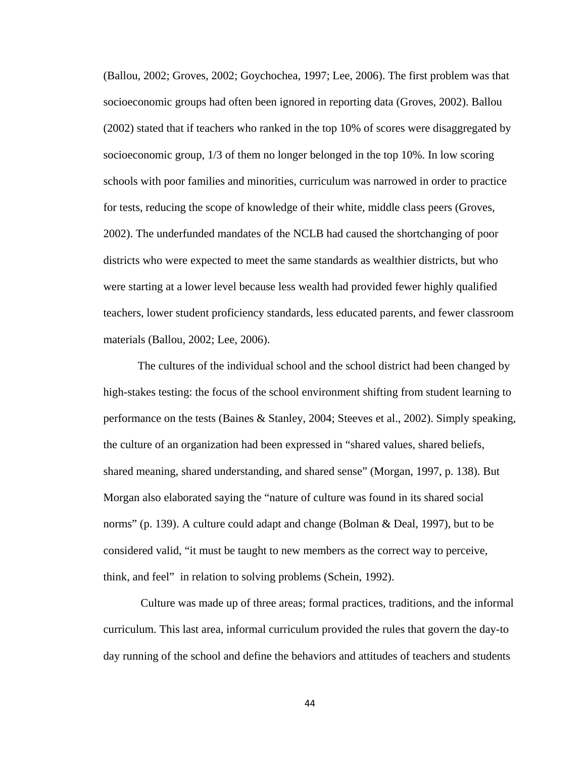(Ballou, 2002; Groves, 2002; Goychochea, 1997; Lee, 2006). The first problem was that socioeconomic groups had often been ignored in reporting data (Groves, 2002). Ballou (2002) stated that if teachers who ranked in the top 10% of scores were disaggregated by socioeconomic group, 1/3 of them no longer belonged in the top 10%. In low scoring schools with poor families and minorities, curriculum was narrowed in order to practice for tests, reducing the scope of knowledge of their white, middle class peers (Groves, 2002). The underfunded mandates of the NCLB had caused the shortchanging of poor districts who were expected to meet the same standards as wealthier districts, but who were starting at a lower level because less wealth had provided fewer highly qualified teachers, lower student proficiency standards, less educated parents, and fewer classroom materials (Ballou, 2002; Lee, 2006).

The cultures of the individual school and the school district had been changed by high-stakes testing: the focus of the school environment shifting from student learning to performance on the tests (Baines & Stanley, 2004; Steeves et al., 2002). Simply speaking, the culture of an organization had been expressed in "shared values, shared beliefs, shared meaning, shared understanding, and shared sense" (Morgan, 1997, p. 138). But Morgan also elaborated saying the "nature of culture was found in its shared social norms" (p. 139). A culture could adapt and change (Bolman & Deal, 1997), but to be considered valid, "it must be taught to new members as the correct way to perceive, think, and feel" in relation to solving problems (Schein, 1992).

Culture was made up of three areas; formal practices, traditions, and the informal curriculum. This last area, informal curriculum provided the rules that govern the day-to day running of the school and define the behaviors and attitudes of teachers and students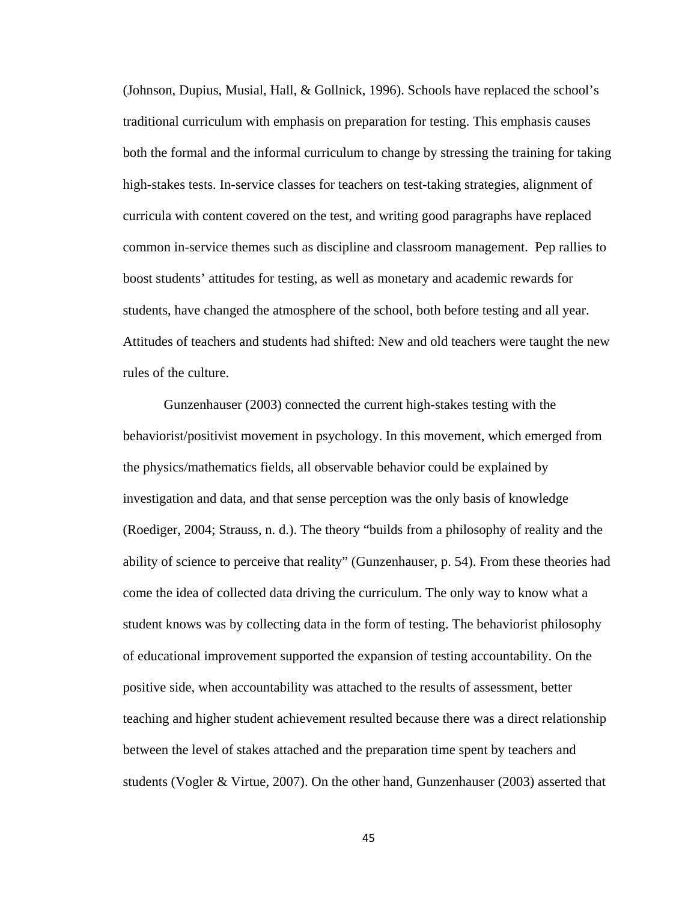(Johnson, Dupius, Musial, Hall, & Gollnick, 1996). Schools have replaced the school's traditional curriculum with emphasis on preparation for testing. This emphasis causes both the formal and the informal curriculum to change by stressing the training for taking high-stakes tests. In-service classes for teachers on test-taking strategies, alignment of curricula with content covered on the test, and writing good paragraphs have replaced common in-service themes such as discipline and classroom management. Pep rallies to boost students' attitudes for testing, as well as monetary and academic rewards for students, have changed the atmosphere of the school, both before testing and all year. Attitudes of teachers and students had shifted: New and old teachers were taught the new rules of the culture.

Gunzenhauser (2003) connected the current high-stakes testing with the behaviorist/positivist movement in psychology. In this movement, which emerged from the physics/mathematics fields, all observable behavior could be explained by investigation and data, and that sense perception was the only basis of knowledge (Roediger, 2004; Strauss, n. d.). The theory "builds from a philosophy of reality and the ability of science to perceive that reality" (Gunzenhauser, p. 54). From these theories had come the idea of collected data driving the curriculum. The only way to know what a student knows was by collecting data in the form of testing. The behaviorist philosophy of educational improvement supported the expansion of testing accountability. On the positive side, when accountability was attached to the results of assessment, better teaching and higher student achievement resulted because there was a direct relationship between the level of stakes attached and the preparation time spent by teachers and students (Vogler & Virtue, 2007). On the other hand, Gunzenhauser (2003) asserted that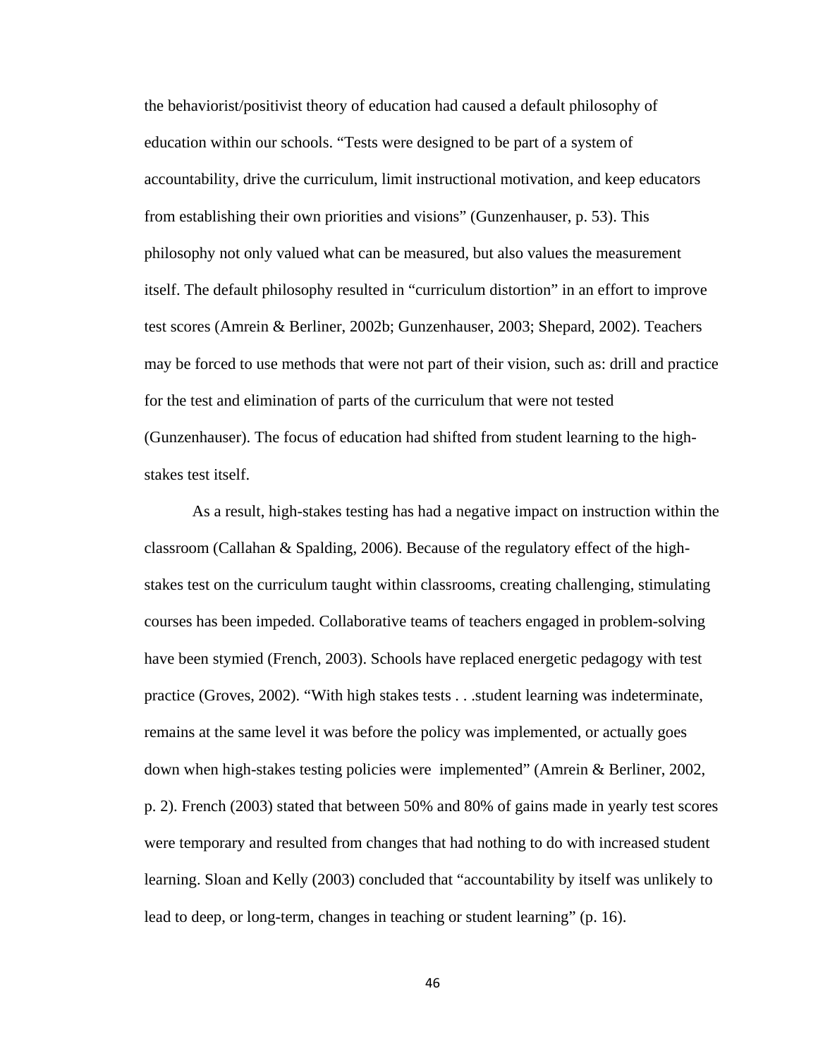the behaviorist/positivist theory of education had caused a default philosophy of education within our schools. "Tests were designed to be part of a system of accountability, drive the curriculum, limit instructional motivation, and keep educators from establishing their own priorities and visions" (Gunzenhauser, p. 53). This philosophy not only valued what can be measured, but also values the measurement itself. The default philosophy resulted in "curriculum distortion" in an effort to improve test scores (Amrein & Berliner, 2002b; Gunzenhauser, 2003; Shepard, 2002). Teachers may be forced to use methods that were not part of their vision, such as: drill and practice for the test and elimination of parts of the curriculum that were not tested (Gunzenhauser). The focus of education had shifted from student learning to the high-stakes test itself.

As a result, high-stakes testing has had a negative impact on instruction within the classroom (Callahan & Spalding, 2006). Because of the regulatory effect of the high-stakes test on the curriculum taught within classrooms, creating challenging, stimulating courses has been impeded. Collaborative teams of teachers engaged in problem-solving have been stymied (French, 2003). Schools have replaced energetic pedagogy with test practice (Groves, 2002). "With high stakes tests . . .student learning was indeterminate, remains at the same level it was before the policy was implemented, or actually goes down when high-stakes testing policies were implemented" (Amrein & Berliner, 2002, p. 2). French (2003) stated that between 50% and 80% of gains made in yearly test scores were temporary and resulted from changes that had nothing to do with increased student learning. Sloan and Kelly (2003) concluded that "accountability by itself was unlikely to lead to deep, or long-term, changes in teaching or student learning" (p. 16).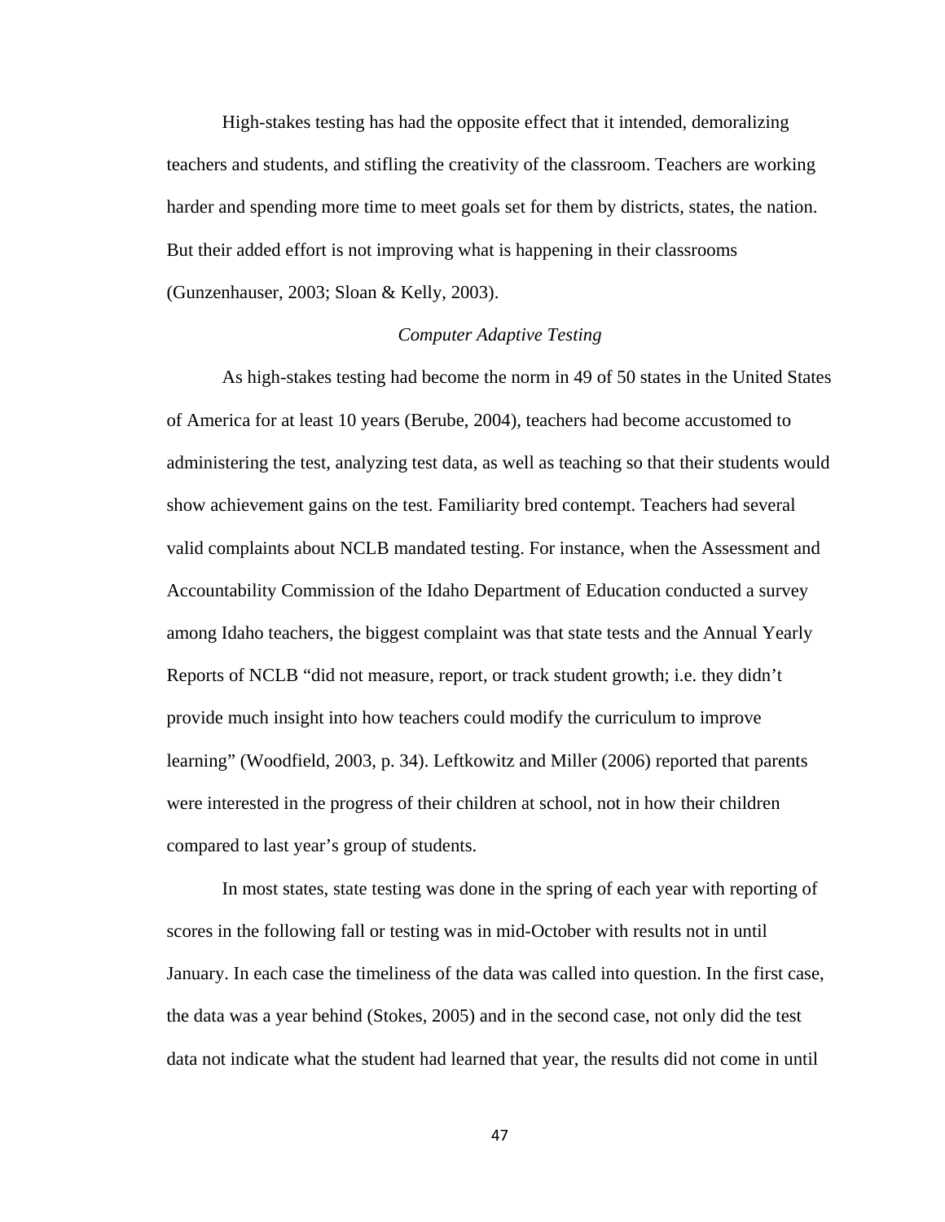High-stakes testing has had the opposite effect that it intended, demoralizing teachers and students, and stifling the creativity of the classroom. Teachers are working harder and spending more time to meet goals set for them by districts, states, the nation. But their added effort is not improving what is happening in their classrooms (Gunzenhauser, 2003; Sloan & Kelly, 2003).

### *Computer Adaptive Testing*

As high-stakes testing had become the norm in 49 of 50 states in the United States of America for at least 10 years (Berube, 2004), teachers had become accustomed to administering the test, analyzing test data, as well as teaching so that their students would show achievement gains on the test. Familiarity bred contempt. Teachers had several valid complaints about NCLB mandated testing. For instance, when the Assessment and Accountability Commission of the Idaho Department of Education conducted a survey among Idaho teachers, the biggest complaint was that state tests and the Annual Yearly Reports of NCLB "did not measure, report, or track student growth; i.e. they didn't provide much insight into how teachers could modify the curriculum to improve learning" (Woodfield, 2003, p. 34). Leftkowitz and Miller (2006) reported that parents were interested in the progress of their children at school, not in how their children compared to last year's group of students.

In most states, state testing was done in the spring of each year with reporting of scores in the following fall or testing was in mid-October with results not in until January. In each case the timeliness of the data was called into question. In the first case, the data was a year behind (Stokes, 2005) and in the second case, not only did the test data not indicate what the student had learned that year, the results did not come in until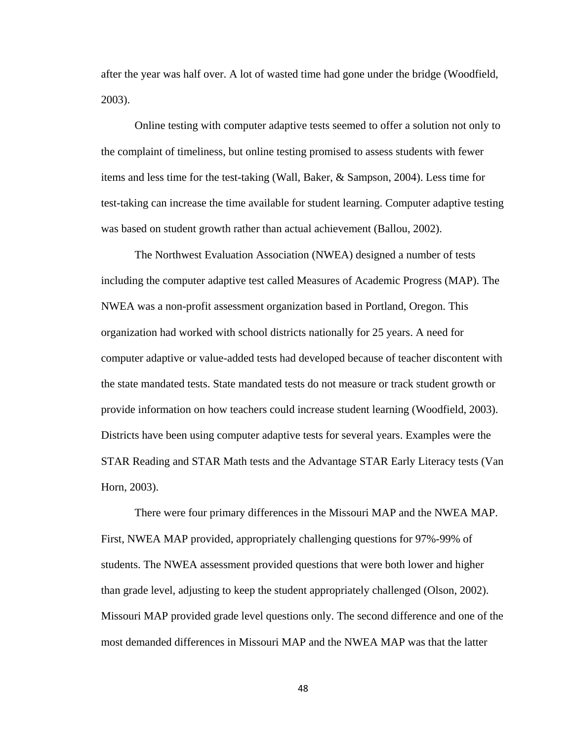after the year was half over. A lot of wasted time had gone under the bridge (Woodfield, 2003).

Online testing with computer adaptive tests seemed to offer a solution not only to the complaint of timeliness, but online testing promised to assess students with fewer items and less time for the test-taking (Wall, Baker, & Sampson, 2004). Less time for test-taking can increase the time available for student learning. Computer adaptive testing was based on student growth rather than actual achievement (Ballou, 2002).

The Northwest Evaluation Association (NWEA) designed a number of tests including the computer adaptive test called Measures of Academic Progress (MAP). The NWEA was a non-profit assessment organization based in Portland, Oregon. This organization had worked with school districts nationally for 25 years. A need for computer adaptive or value-added tests had developed because of teacher discontent with the state mandated tests. State mandated tests do not measure or track student growth or provide information on how teachers could increase student learning (Woodfield, 2003). Districts have been using computer adaptive tests for several years. Examples were the STAR Reading and STAR Math tests and the Advantage STAR Early Literacy tests (Van Horn, 2003).

There were four primary differences in the Missouri MAP and the NWEA MAP. First, NWEA MAP provided, appropriately challenging questions for 97%-99% of students. The NWEA assessment provided questions that were both lower and higher than grade level, adjusting to keep the student appropriately challenged (Olson, 2002). Missouri MAP provided grade level questions only. The second difference and one of the most demanded differences in Missouri MAP and the NWEA MAP was that the latter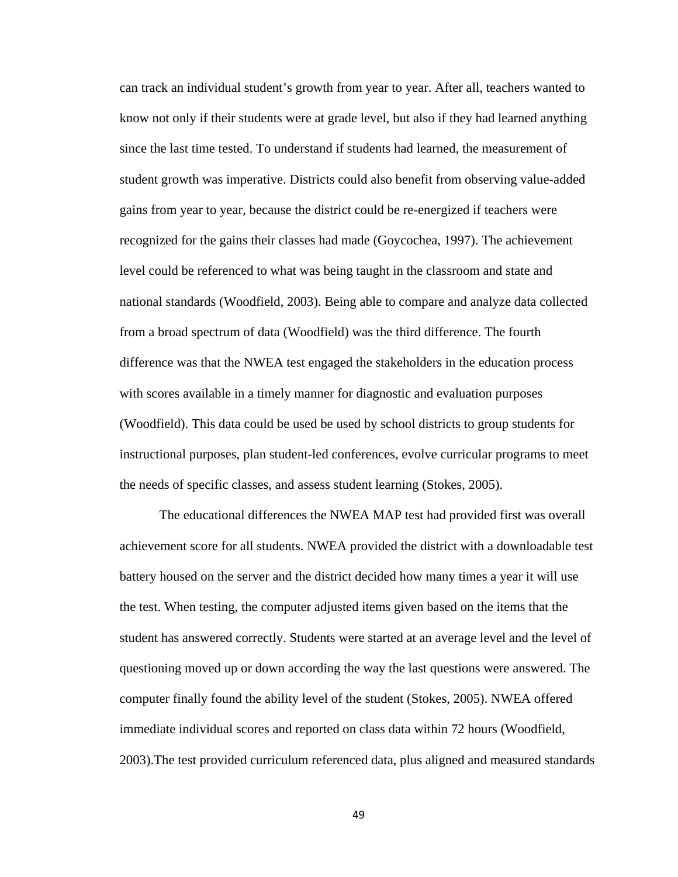can track an individual student's growth from year to year. After all, teachers wanted to know not only if their students were at grade level, but also if they had learned anything since the last time tested. To understand if students had learned, the measurement of student growth was imperative. Districts could also benefit from observing value-added gains from year to year, because the district could be re-energized if teachers were recognized for the gains their classes had made (Goycochea, 1997). The achievement level could be referenced to what was being taught in the classroom and state and national standards (Woodfield, 2003). Being able to compare and analyze data collected from a broad spectrum of data (Woodfield) was the third difference. The fourth difference was that the NWEA test engaged the stakeholders in the education process with scores available in a timely manner for diagnostic and evaluation purposes (Woodfield). This data could be used be used by school districts to group students for instructional purposes, plan student-led conferences, evolve curricular programs to meet the needs of specific classes, and assess student learning (Stokes, 2005).

The educational differences the NWEA MAP test had provided first was overall achievement score for all students. NWEA provided the district with a downloadable test battery housed on the server and the district decided how many times a year it will use the test. When testing, the computer adjusted items given based on the items that the student has answered correctly. Students were started at an average level and the level of questioning moved up or down according the way the last questions were answered. The computer finally found the ability level of the student (Stokes, 2005). NWEA offered immediate individual scores and reported on class data within 72 hours (Woodfield, 2003).The test provided curriculum referenced data, plus aligned and measured standards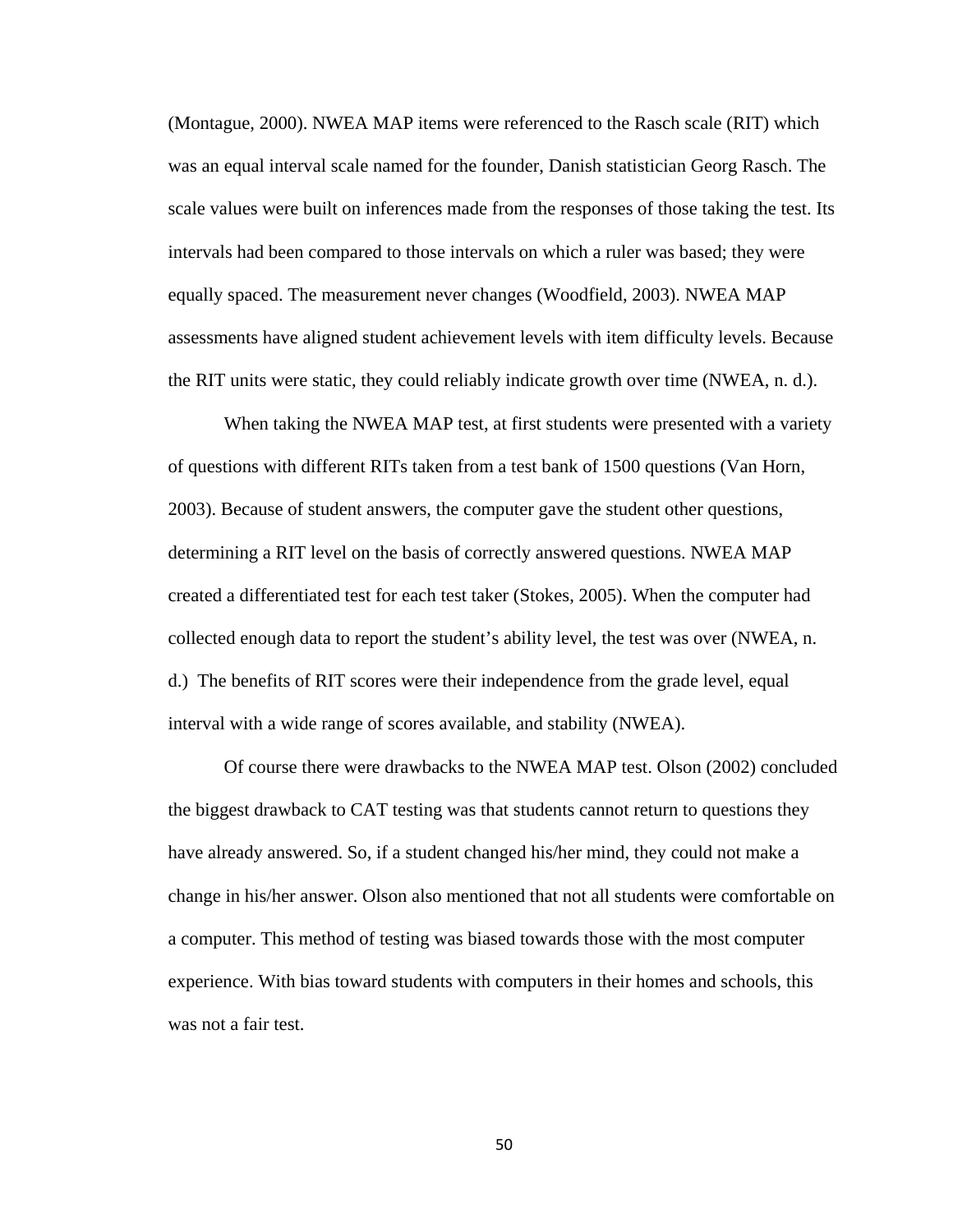(Montague, 2000). NWEA MAP items were referenced to the Rasch scale (RIT) which was an equal interval scale named for the founder, Danish statistician Georg Rasch. The scale values were built on inferences made from the responses of those taking the test. Its intervals had been compared to those intervals on which a ruler was based; they were equally spaced. The measurement never changes (Woodfield, 2003). NWEA MAP assessments have aligned student achievement levels with item difficulty levels. Because the RIT units were static, they could reliably indicate growth over time (NWEA, n. d.).

When taking the NWEA MAP test, at first students were presented with a variety of questions with different RITs taken from a test bank of 1500 questions (Van Horn, 2003). Because of student answers, the computer gave the student other questions, determining a RIT level on the basis of correctly answered questions. NWEA MAP created a differentiated test for each test taker (Stokes, 2005). When the computer had collected enough data to report the student's ability level, the test was over (NWEA, n. d.) The benefits of RIT scores were their independence from the grade level, equal interval with a wide range of scores available, and stability (NWEA).

Of course there were drawbacks to the NWEA MAP test. Olson (2002) concluded the biggest drawback to CAT testing was that students cannot return to questions they have already answered. So, if a student changed his/her mind, they could not make a change in his/her answer. Olson also mentioned that not all students were comfortable on a computer. This method of testing was biased towards those with the most computer experience. With bias toward students with computers in their homes and schools, this was not a fair test.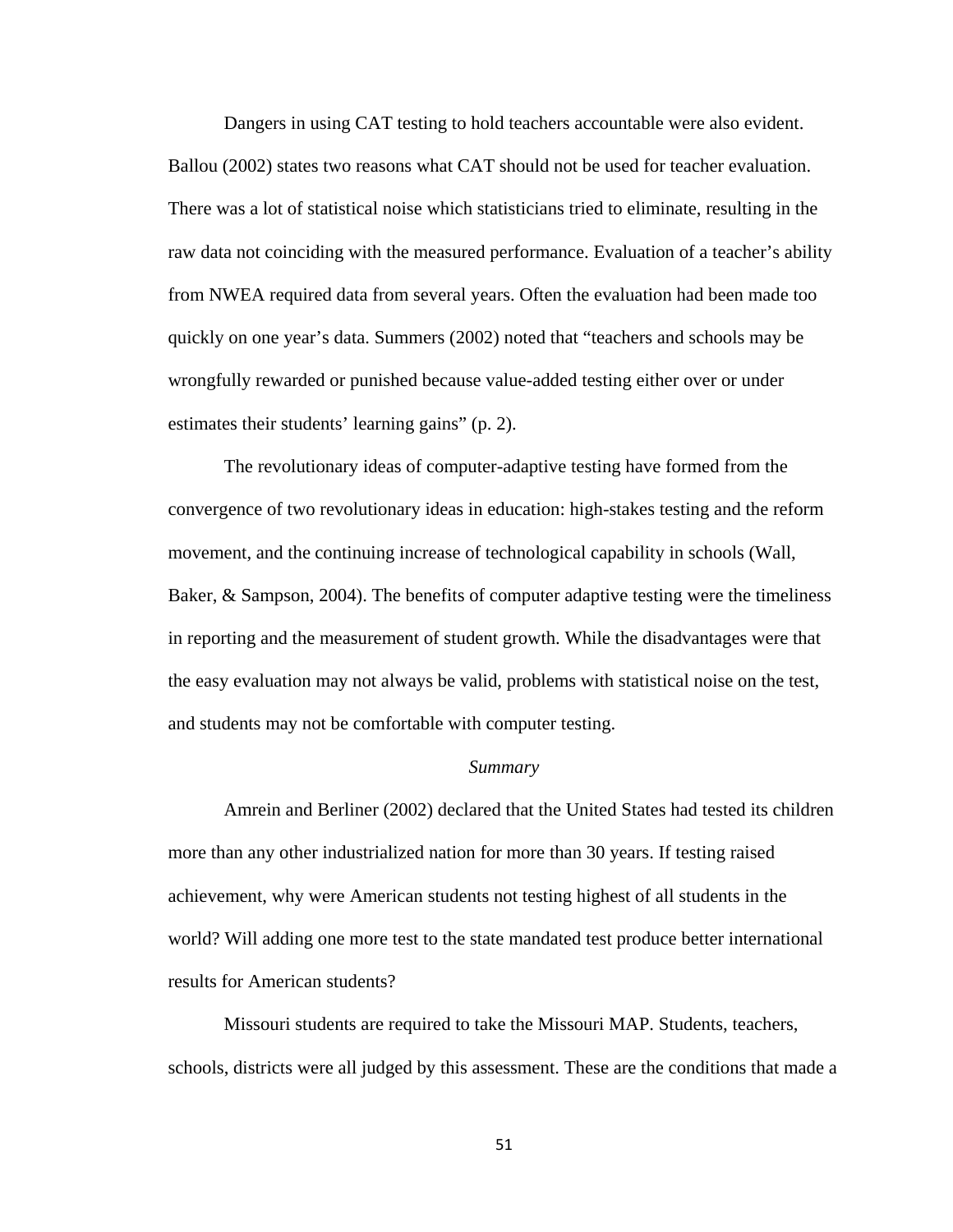Dangers in using CAT testing to hold teachers accountable were also evident. Ballou (2002) states two reasons what CAT should not be used for teacher evaluation. There was a lot of statistical noise which statisticians tried to eliminate, resulting in the raw data not coinciding with the measured performance. Evaluation of a teacher's ability from NWEA required data from several years. Often the evaluation had been made too quickly on one year's data. Summers (2002) noted that "teachers and schools may be wrongfully rewarded or punished because value-added testing either over or under estimates their students' learning gains" (p. 2).

The revolutionary ideas of computer-adaptive testing have formed from the convergence of two revolutionary ideas in education: high-stakes testing and the reform movement, and the continuing increase of technological capability in schools (Wall, Baker, & Sampson, 2004). The benefits of computer adaptive testing were the timeliness in reporting and the measurement of student growth. While the disadvantages were that the easy evaluation may not always be valid, problems with statistical noise on the test, and students may not be comfortable with computer testing.

### *Summary*

Amrein and Berliner (2002) declared that the United States had tested its children more than any other industrialized nation for more than 30 years. If testing raised achievement, why were American students not testing highest of all students in the world? Will adding one more test to the state mandated test produce better international results for American students?

Missouri students are required to take the Missouri MAP. Students, teachers, schools, districts were all judged by this assessment. These are the conditions that made a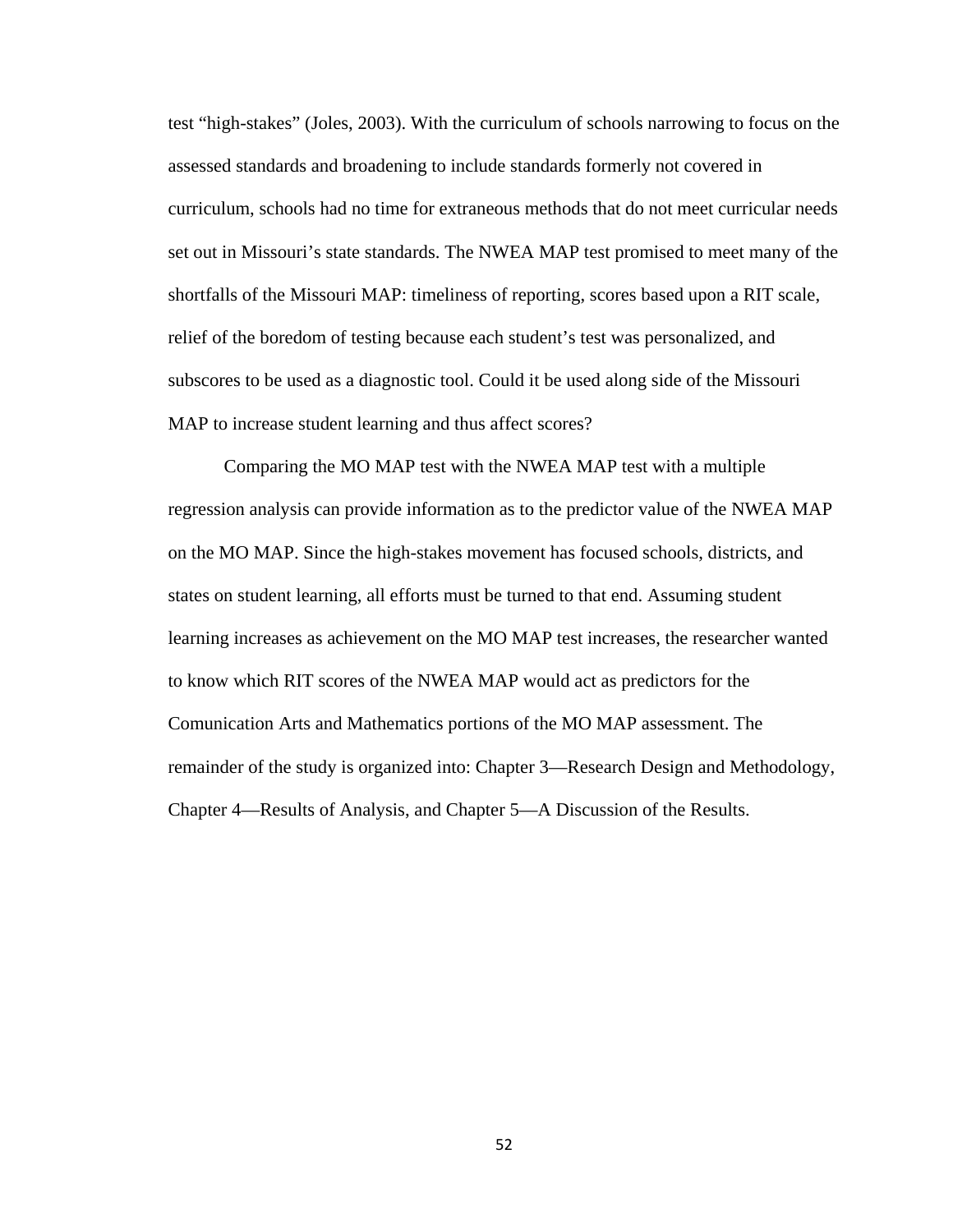test “high-stakes” (Joles, 2003). With the curriculum of schools narrowing to focus on the assessed standards and broadening to include standards formerly not covered in curriculum, schools had no time for extraneous methods that do not meet curricular needs set out in Missouri’s state standards. The NWEA MAP test promised to meet many of the shortfalls of the Missouri MAP: timeliness of reporting, scores based upon a RIT scale, relief of the boredom of testing because each student’s test was personalized, and subscores to be used as a diagnostic tool. Could it be used along side of the Missouri MAP to increase student learning and thus affect scores?

Comparing the MO MAP test with the NWEA MAP test with a multiple regression analysis can provide information as to the predictor value of the NWEA MAP on the MO MAP. Since the high-stakes movement has focused schools, districts, and states on student learning, all efforts must be turned to that end. Assuming student learning increases as achievement on the MO MAP test increases, the researcher wanted to know which RIT scores of the NWEA MAP would act as predictors for the Comunication Arts and Mathematics portions of the MO MAP assessment. The remainder of the study is organized into: Chapter 3—Research Design and Methodology, Chapter 4—Results of Analysis, and Chapter 5—A Discussion of the Results.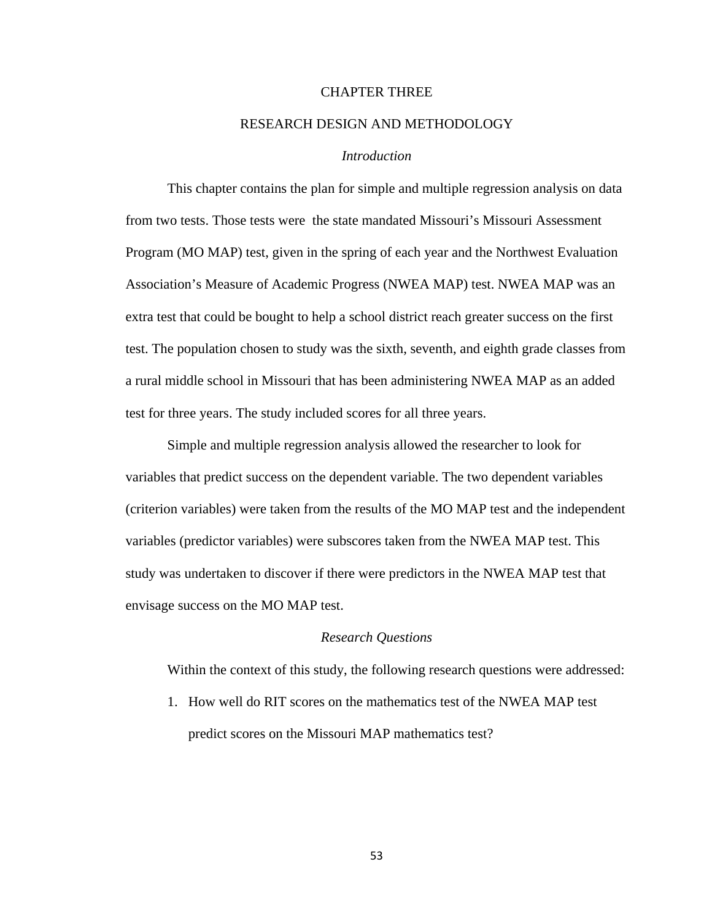# CHAPTER THREE

# RESEARCH DESIGN AND METHODOLOGY

## *Introduction*

This chapter contains the plan for simple and multiple regression analysis on data from two tests. Those tests were  the state mandated Missouri's Missouri Assessment Program (MO MAP) test, given in the spring of each year and the Northwest Evaluation Association's Measure of Academic Progress (NWEA MAP) test. NWEA MAP was an extra test that could be bought to help a school district reach greater success on the first test. The population chosen to study was the sixth, seventh, and eighth grade classes from a rural middle school in Missouri that has been administering NWEA MAP as an added test for three years. The study included scores for all three years.

Simple and multiple regression analysis allowed the researcher to look for variables that predict success on the dependent variable. The two dependent variables (criterion variables) were taken from the results of the MO MAP test and the independent variables (predictor variables) were subscores taken from the NWEA MAP test. This study was undertaken to discover if there were predictors in the NWEA MAP test that envisage success on the MO MAP test.

## *Research Questions*

Within the context of this study, the following research questions were addressed:

1. How well do RIT scores on the mathematics test of the NWEA MAP test predict scores on the Missouri MAP mathematics test?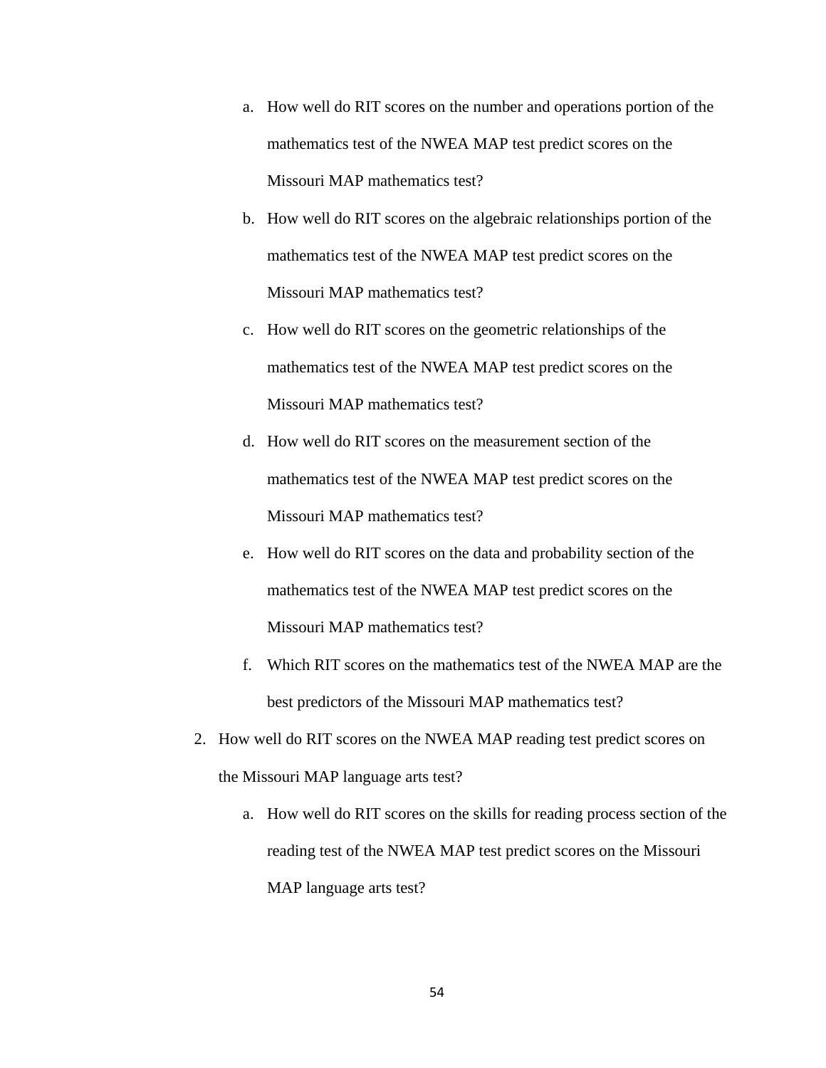a. How well do RIT scores on the number and operations portion of the mathematics test of the NWEA MAP test predict scores on the Missouri MAP mathematics test?
b. How well do RIT scores on the algebraic relationships portion of the mathematics test of the NWEA MAP test predict scores on the Missouri MAP mathematics test?
c. How well do RIT scores on the geometric relationships of the mathematics test of the NWEA MAP test predict scores on the Missouri MAP mathematics test?
d. How well do RIT scores on the measurement section of the mathematics test of the NWEA MAP test predict scores on the Missouri MAP mathematics test?
e. How well do RIT scores on the data and probability section of the mathematics test of the NWEA MAP test predict scores on the Missouri MAP mathematics test?
f. Which RIT scores on the mathematics test of the NWEA MAP are the best predictors of the Missouri MAP mathematics test?

2. How well do RIT scores on the NWEA MAP reading test predict scores on the Missouri MAP language arts test?
    a. How well do RIT scores on the skills for reading process section of the reading test of the NWEA MAP test predict scores on the Missouri MAP language arts test?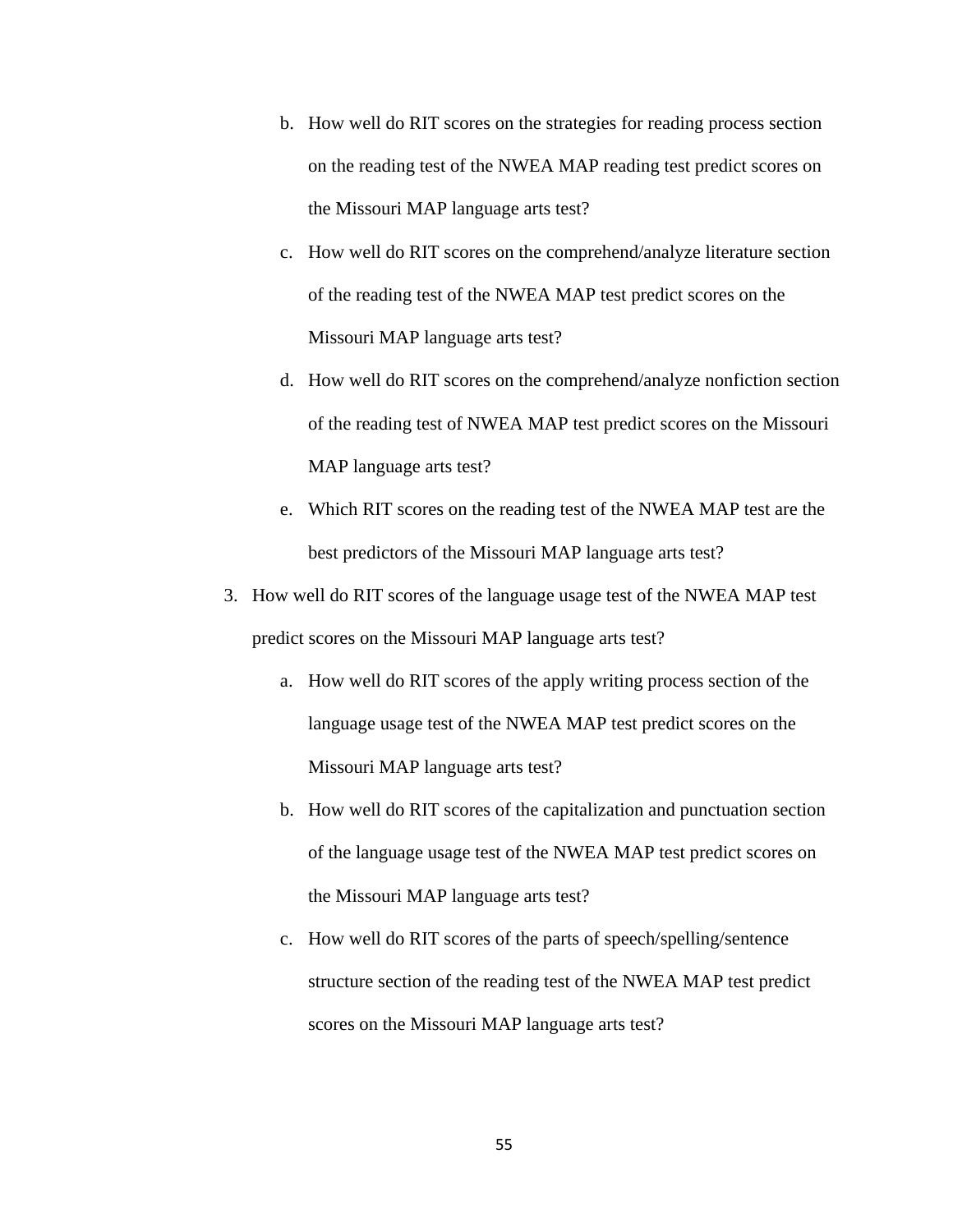b. How well do RIT scores on the strategies for reading process section on the reading test of the NWEA MAP reading test predict scores on the Missouri MAP language arts test?
   c. How well do RIT scores on the comprehend/analyze literature section of the reading test of the NWEA MAP test predict scores on the Missouri MAP language arts test?
   d. How well do RIT scores on the comprehend/analyze nonfiction section of the reading test of NWEA MAP test predict scores on the Missouri MAP language arts test?
   e. Which RIT scores on the reading test of the NWEA MAP test are the best predictors of the Missouri MAP language arts test?

3. How well do RIT scores of the language usage test of the NWEA MAP test predict scores on the Missouri MAP language arts test?
   a. How well do RIT scores of the apply writing process section of the language usage test of the NWEA MAP test predict scores on the Missouri MAP language arts test?
   b. How well do RIT scores of the capitalization and punctuation section of the language usage test of the NWEA MAP test predict scores on the Missouri MAP language arts test?
   c. How well do RIT scores of the parts of speech/spelling/sentence structure section of the reading test of the NWEA MAP test predict scores on the Missouri MAP language arts test?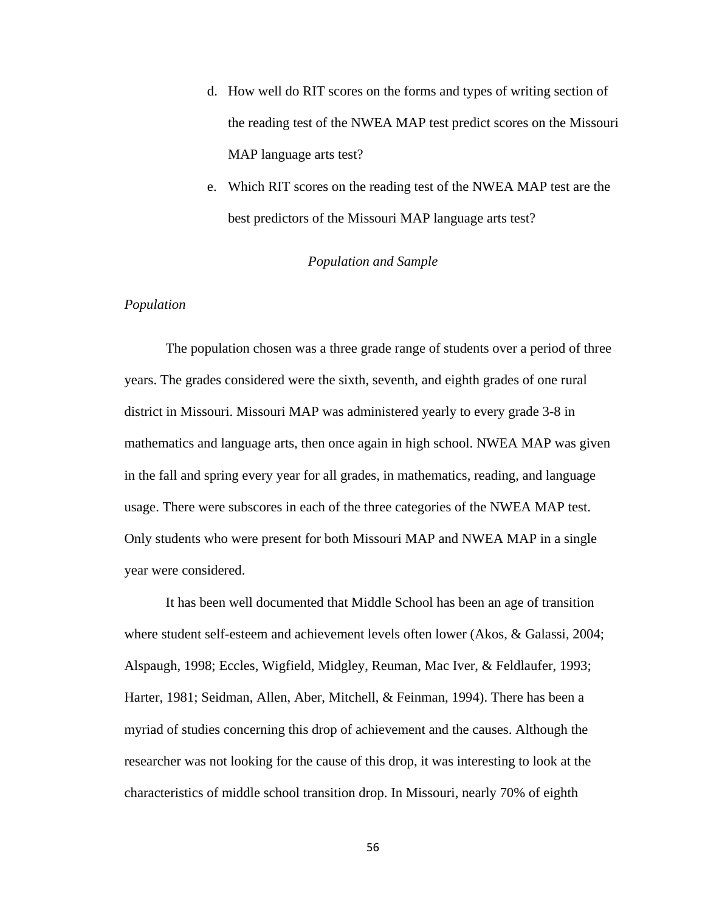d. How well do RIT scores on the forms and types of writing section of the reading test of the NWEA MAP test predict scores on the Missouri MAP language arts test?

e. Which RIT scores on the reading test of the NWEA MAP test are the best predictors of the Missouri MAP language arts test?

## *Population and Sample*

### *Population*

The population chosen was a three grade range of students over a period of three years. The grades considered were the sixth, seventh, and eighth grades of one rural district in Missouri. Missouri MAP was administered yearly to every grade 3-8 in mathematics and language arts, then once again in high school. NWEA MAP was given in the fall and spring every year for all grades, in mathematics, reading, and language usage. There were subscores in each of the three categories of the NWEA MAP test. Only students who were present for both Missouri MAP and NWEA MAP in a single year were considered.

It has been well documented that Middle School has been an age of transition where student self-esteem and achievement levels often lower (Akos, & Galassi, 2004; Alspaugh, 1998; Eccles, Wigfield, Midgley, Reuman, Mac Iver, & Feldlaufer, 1993; Harter, 1981; Seidman, Allen, Aber, Mitchell, & Feinman, 1994). There has been a myriad of studies concerning this drop of achievement and the causes. Although the researcher was not looking for the cause of this drop, it was interesting to look at the characteristics of middle school transition drop. In Missouri, nearly 70% of eighth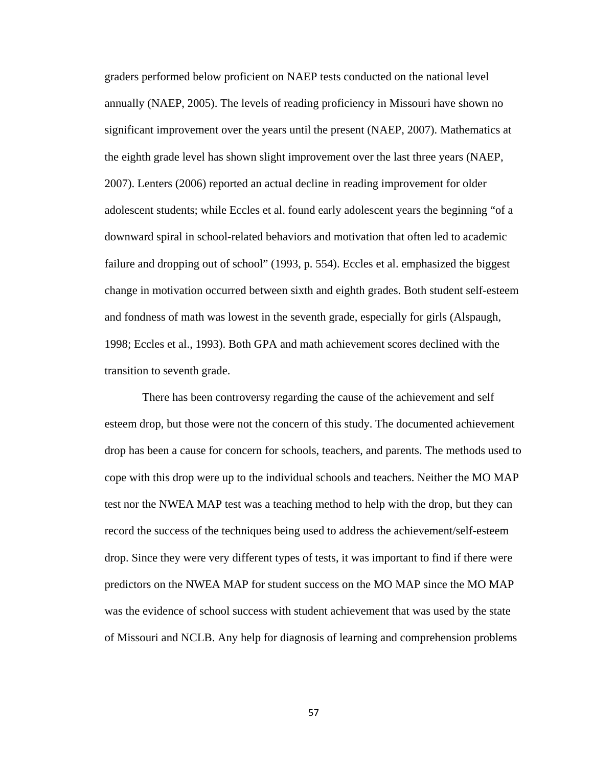graders performed below proficient on NAEP tests conducted on the national level annually (NAEP, 2005). The levels of reading proficiency in Missouri have shown no significant improvement over the years until the present (NAEP, 2007). Mathematics at the eighth grade level has shown slight improvement over the last three years (NAEP, 2007). Lenters (2006) reported an actual decline in reading improvement for older adolescent students; while Eccles et al. found early adolescent years the beginning "of a downward spiral in school-related behaviors and motivation that often led to academic failure and dropping out of school" (1993, p. 554). Eccles et al. emphasized the biggest change in motivation occurred between sixth and eighth grades. Both student self-esteem and fondness of math was lowest in the seventh grade, especially for girls (Alspaugh, 1998; Eccles et al., 1993). Both GPA and math achievement scores declined with the transition to seventh grade.

There has been controversy regarding the cause of the achievement and self esteem drop, but those were not the concern of this study. The documented achievement drop has been a cause for concern for schools, teachers, and parents. The methods used to cope with this drop were up to the individual schools and teachers. Neither the MO MAP test nor the NWEA MAP test was a teaching method to help with the drop, but they can record the success of the techniques being used to address the achievement/self-esteem drop. Since they were very different types of tests, it was important to find if there were predictors on the NWEA MAP for student success on the MO MAP since the MO MAP was the evidence of school success with student achievement that was used by the state of Missouri and NCLB. Any help for diagnosis of learning and comprehension problems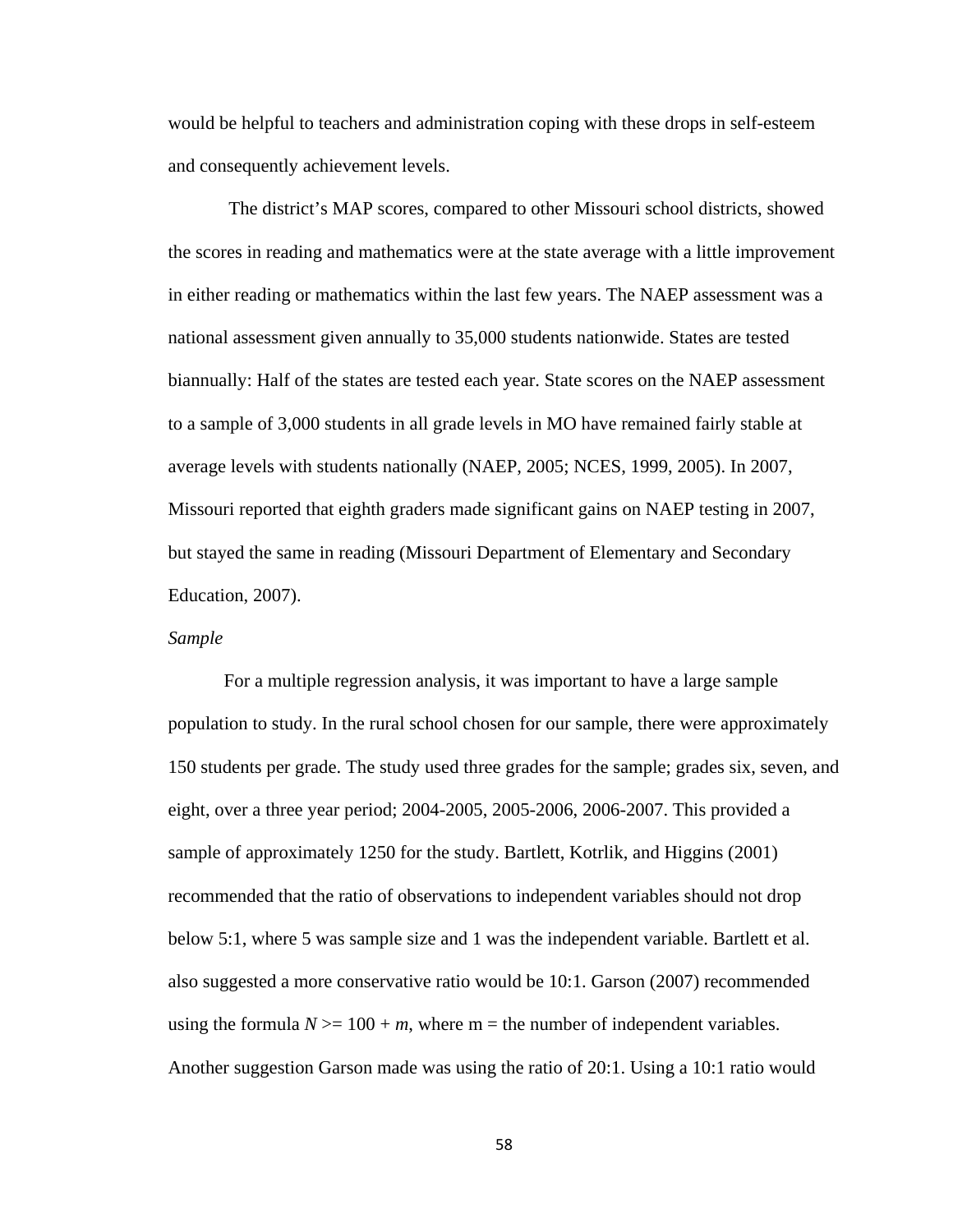would be helpful to teachers and administration coping with these drops in self-esteem and consequently achievement levels.

The district's MAP scores, compared to other Missouri school districts, showed the scores in reading and mathematics were at the state average with a little improvement in either reading or mathematics within the last few years. The NAEP assessment was a national assessment given annually to 35,000 students nationwide. States are tested biannually: Half of the states are tested each year. State scores on the NAEP assessment to a sample of 3,000 students in all grade levels in MO have remained fairly stable at average levels with students nationally (NAEP, 2005; NCES, 1999, 2005). In 2007, Missouri reported that eighth graders made significant gains on NAEP testing in 2007, but stayed the same in reading (Missouri Department of Elementary and Secondary Education, 2007).

*Sample*

For a multiple regression analysis, it was important to have a large sample population to study. In the rural school chosen for our sample, there were approximately 150 students per grade. The study used three grades for the sample; grades six, seven, and eight, over a three year period; 2004-2005, 2005-2006, 2006-2007. This provided a sample of approximately 1250 for the study. Bartlett, Kotrlik, and Higgins (2001) recommended that the ratio of observations to independent variables should not drop below 5:1, where 5 was sample size and 1 was the independent variable. Bartlett et al. also suggested a more conservative ratio would be 10:1. Garson (2007) recommended using the formula $N >= 100 + m$, where m = the number of independent variables. Another suggestion Garson made was using the ratio of 20:1. Using a 10:1 ratio would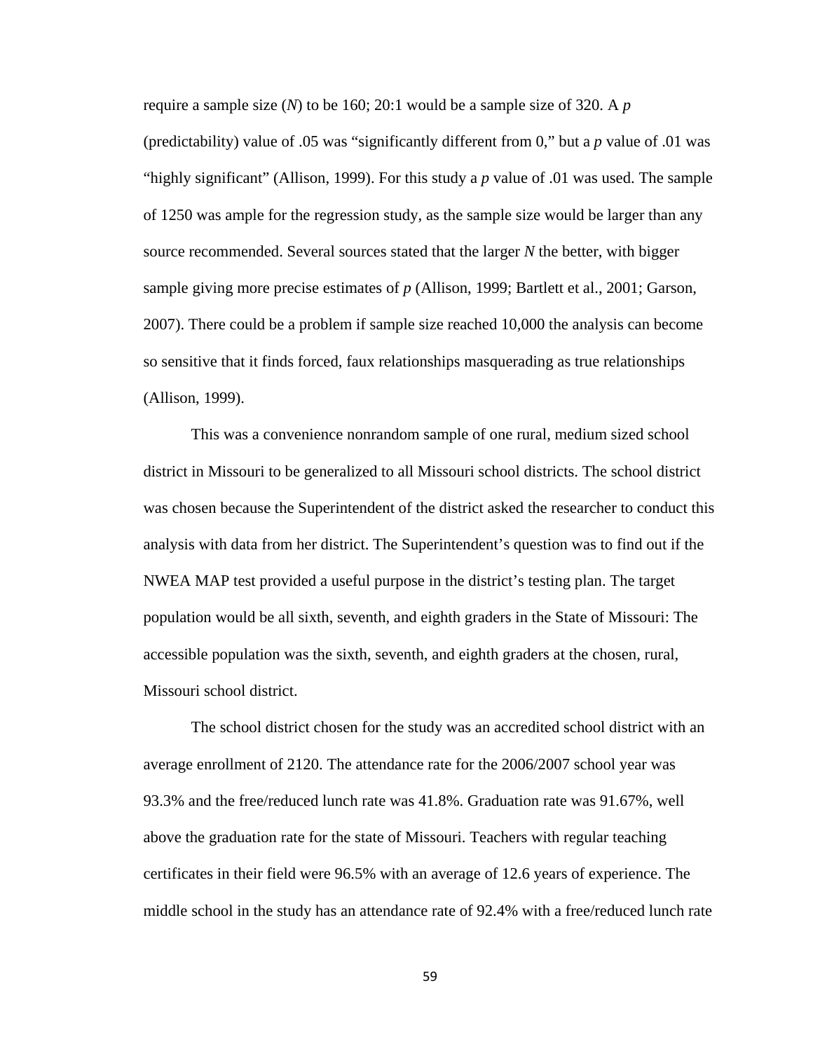require a sample size (*N*) to be 160; 20:1 would be a sample size of 320. A *p* (predictability) value of .05 was "significantly different from 0," but a *p* value of .01 was "highly significant" (Allison, 1999). For this study a *p* value of .01 was used. The sample of 1250 was ample for the regression study, as the sample size would be larger than any source recommended. Several sources stated that the larger *N* the better, with bigger sample giving more precise estimates of *p* (Allison, 1999; Bartlett et al., 2001; Garson, 2007). There could be a problem if sample size reached 10,000 the analysis can become so sensitive that it finds forced, faux relationships masquerading as true relationships (Allison, 1999).

This was a convenience nonrandom sample of one rural, medium sized school district in Missouri to be generalized to all Missouri school districts. The school district was chosen because the Superintendent of the district asked the researcher to conduct this analysis with data from her district. The Superintendent's question was to find out if the NWEA MAP test provided a useful purpose in the district's testing plan. The target population would be all sixth, seventh, and eighth graders in the State of Missouri: The accessible population was the sixth, seventh, and eighth graders at the chosen, rural, Missouri school district.

The school district chosen for the study was an accredited school district with an average enrollment of 2120. The attendance rate for the 2006/2007 school year was 93.3% and the free/reduced lunch rate was 41.8%. Graduation rate was 91.67%, well above the graduation rate for the state of Missouri. Teachers with regular teaching certificates in their field were 96.5% with an average of 12.6 years of experience. The middle school in the study has an attendance rate of 92.4% with a free/reduced lunch rate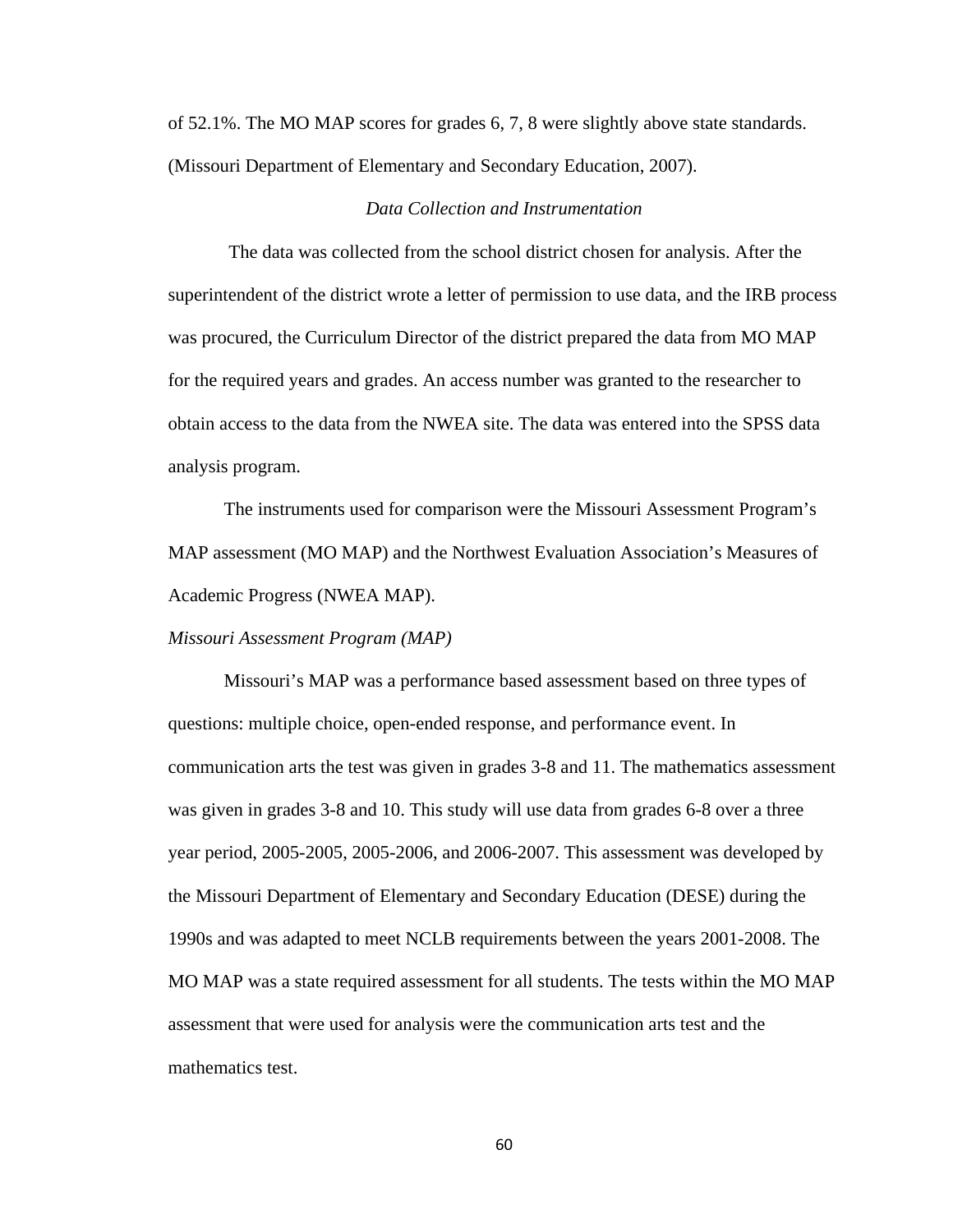of 52.1%. The MO MAP scores for grades 6, 7, 8 were slightly above state standards. (Missouri Department of Elementary and Secondary Education, 2007).

### *Data Collection and Instrumentation*

The data was collected from the school district chosen for analysis. After the superintendent of the district wrote a letter of permission to use data, and the IRB process was procured, the Curriculum Director of the district prepared the data from MO MAP for the required years and grades. An access number was granted to the researcher to obtain access to the data from the NWEA site. The data was entered into the SPSS data analysis program.

The instruments used for comparison were the Missouri Assessment Program's MAP assessment (MO MAP) and the Northwest Evaluation Association's Measures of Academic Progress (NWEA MAP).

#### *Missouri Assessment Program (MAP)*

Missouri's MAP was a performance based assessment based on three types of questions: multiple choice, open-ended response, and performance event. In communication arts the test was given in grades 3-8 and 11. The mathematics assessment was given in grades 3-8 and 10. This study will use data from grades 6-8 over a three year period, 2005-2005, 2005-2006, and 2006-2007. This assessment was developed by the Missouri Department of Elementary and Secondary Education (DESE) during the 1990s and was adapted to meet NCLB requirements between the years 2001-2008. The MO MAP was a state required assessment for all students. The tests within the MO MAP assessment that were used for analysis were the communication arts test and the mathematics test.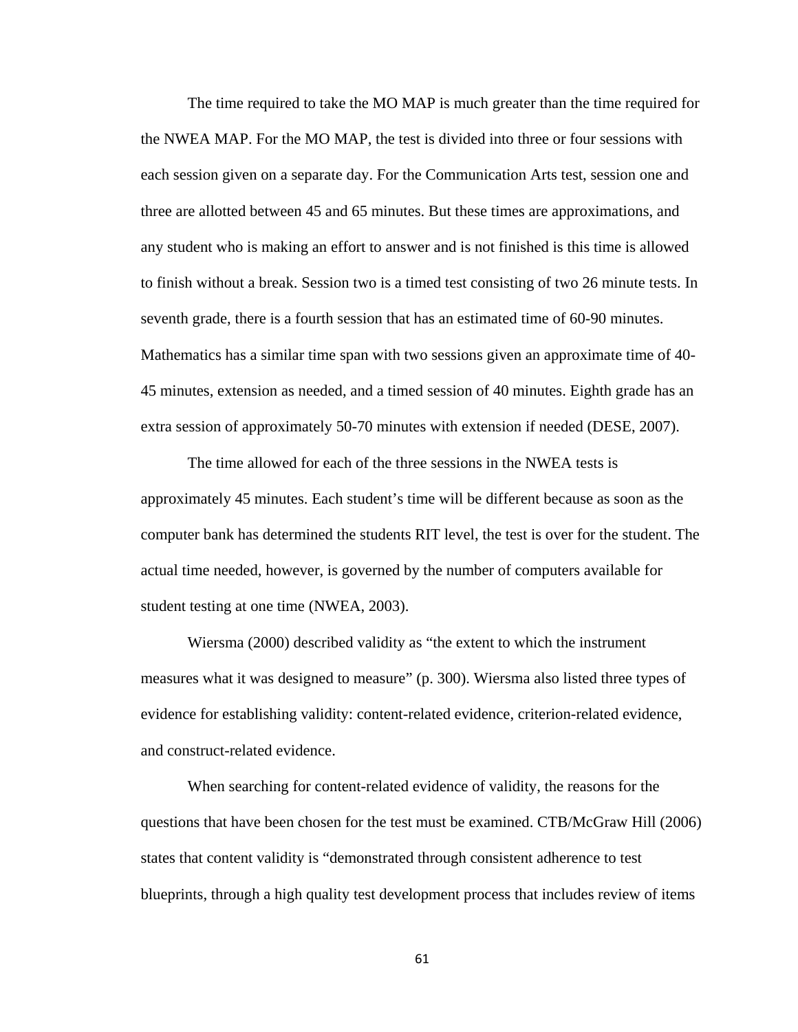The time required to take the MO MAP is much greater than the time required for the NWEA MAP. For the MO MAP, the test is divided into three or four sessions with each session given on a separate day. For the Communication Arts test, session one and three are allotted between 45 and 65 minutes. But these times are approximations, and any student who is making an effort to answer and is not finished is this time is allowed to finish without a break. Session two is a timed test consisting of two 26 minute tests. In seventh grade, there is a fourth session that has an estimated time of 60-90 minutes. Mathematics has a similar time span with two sessions given an approximate time of 40-45 minutes, extension as needed, and a timed session of 40 minutes. Eighth grade has an extra session of approximately 50-70 minutes with extension if needed (DESE, 2007).

The time allowed for each of the three sessions in the NWEA tests is approximately 45 minutes. Each student's time will be different because as soon as the computer bank has determined the students RIT level, the test is over for the student. The actual time needed, however, is governed by the number of computers available for student testing at one time (NWEA, 2003).

Wiersma (2000) described validity as "the extent to which the instrument measures what it was designed to measure" (p. 300). Wiersma also listed three types of evidence for establishing validity: content-related evidence, criterion-related evidence, and construct-related evidence.

When searching for content-related evidence of validity, the reasons for the questions that have been chosen for the test must be examined. CTB/McGraw Hill (2006) states that content validity is "demonstrated through consistent adherence to test blueprints, through a high quality test development process that includes review of items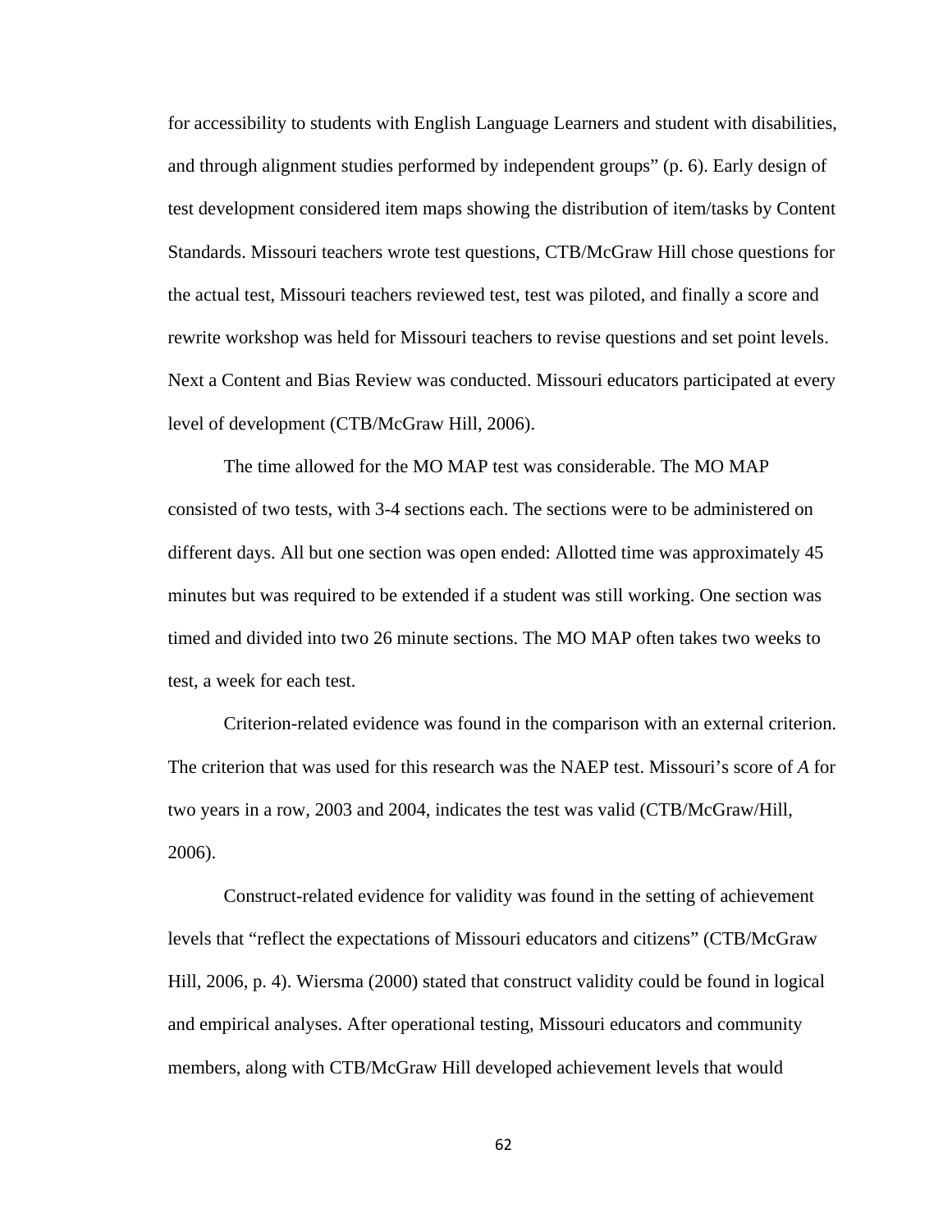for accessibility to students with English Language Learners and student with disabilities, and through alignment studies performed by independent groups" (p. 6). Early design of test development considered item maps showing the distribution of item/tasks by Content Standards. Missouri teachers wrote test questions, CTB/McGraw Hill chose questions for the actual test, Missouri teachers reviewed test, test was piloted, and finally a score and rewrite workshop was held for Missouri teachers to revise questions and set point levels. Next a Content and Bias Review was conducted. Missouri educators participated at every level of development (CTB/McGraw Hill, 2006).

The time allowed for the MO MAP test was considerable. The MO MAP consisted of two tests, with 3-4 sections each. The sections were to be administered on different days. All but one section was open ended: Allotted time was approximately 45 minutes but was required to be extended if a student was still working. One section was timed and divided into two 26 minute sections. The MO MAP often takes two weeks to test, a week for each test.

Criterion-related evidence was found in the comparison with an external criterion. The criterion that was used for this research was the NAEP test. Missouri's score of *A* for two years in a row, 2003 and 2004, indicates the test was valid (CTB/McGraw/Hill, 2006).

Construct-related evidence for validity was found in the setting of achievement levels that "reflect the expectations of Missouri educators and citizens" (CTB/McGraw Hill, 2006, p. 4). Wiersma (2000) stated that construct validity could be found in logical and empirical analyses. After operational testing, Missouri educators and community members, along with CTB/McGraw Hill developed achievement levels that would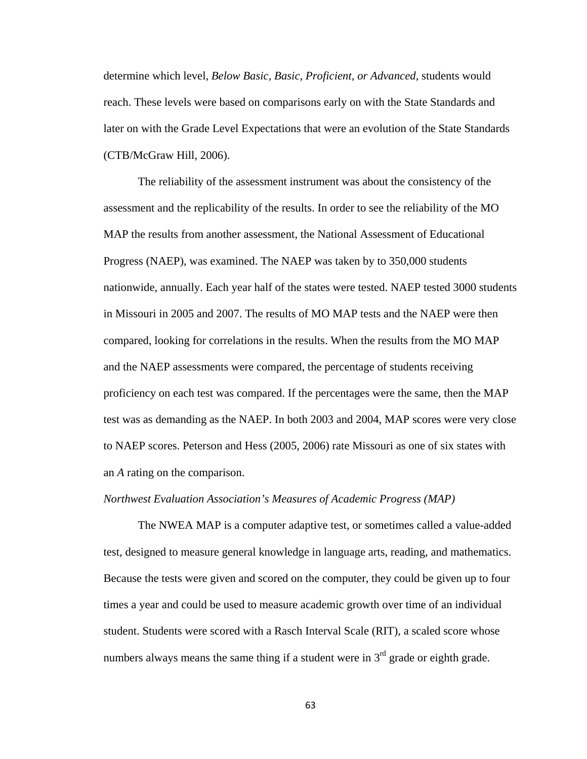determine which level, *Below Basic, Basic, Proficient, or Advanced*, students would reach. These levels were based on comparisons early on with the State Standards and later on with the Grade Level Expectations that were an evolution of the State Standards (CTB/McGraw Hill, 2006).

The reliability of the assessment instrument was about the consistency of the assessment and the replicability of the results. In order to see the reliability of the MO MAP the results from another assessment, the National Assessment of Educational Progress (NAEP), was examined. The NAEP was taken by to 350,000 students nationwide, annually. Each year half of the states were tested. NAEP tested 3000 students in Missouri in 2005 and 2007. The results of MO MAP tests and the NAEP were then compared, looking for correlations in the results. When the results from the MO MAP and the NAEP assessments were compared, the percentage of students receiving proficiency on each test was compared. If the percentages were the same, then the MAP test was as demanding as the NAEP. In both 2003 and 2004, MAP scores were very close to NAEP scores. Peterson and Hess (2005, 2006) rate Missouri as one of six states with an *A* rating on the comparison.

*Northwest Evaluation Association's Measures of Academic Progress (MAP)*

The NWEA MAP is a computer adaptive test, or sometimes called a value-added test, designed to measure general knowledge in language arts, reading, and mathematics. Because the tests were given and scored on the computer, they could be given up to four times a year and could be used to measure academic growth over time of an individual student. Students were scored with a Rasch Interval Scale (RIT), a scaled score whose numbers always means the same thing if a student were in 3rd grade or eighth grade.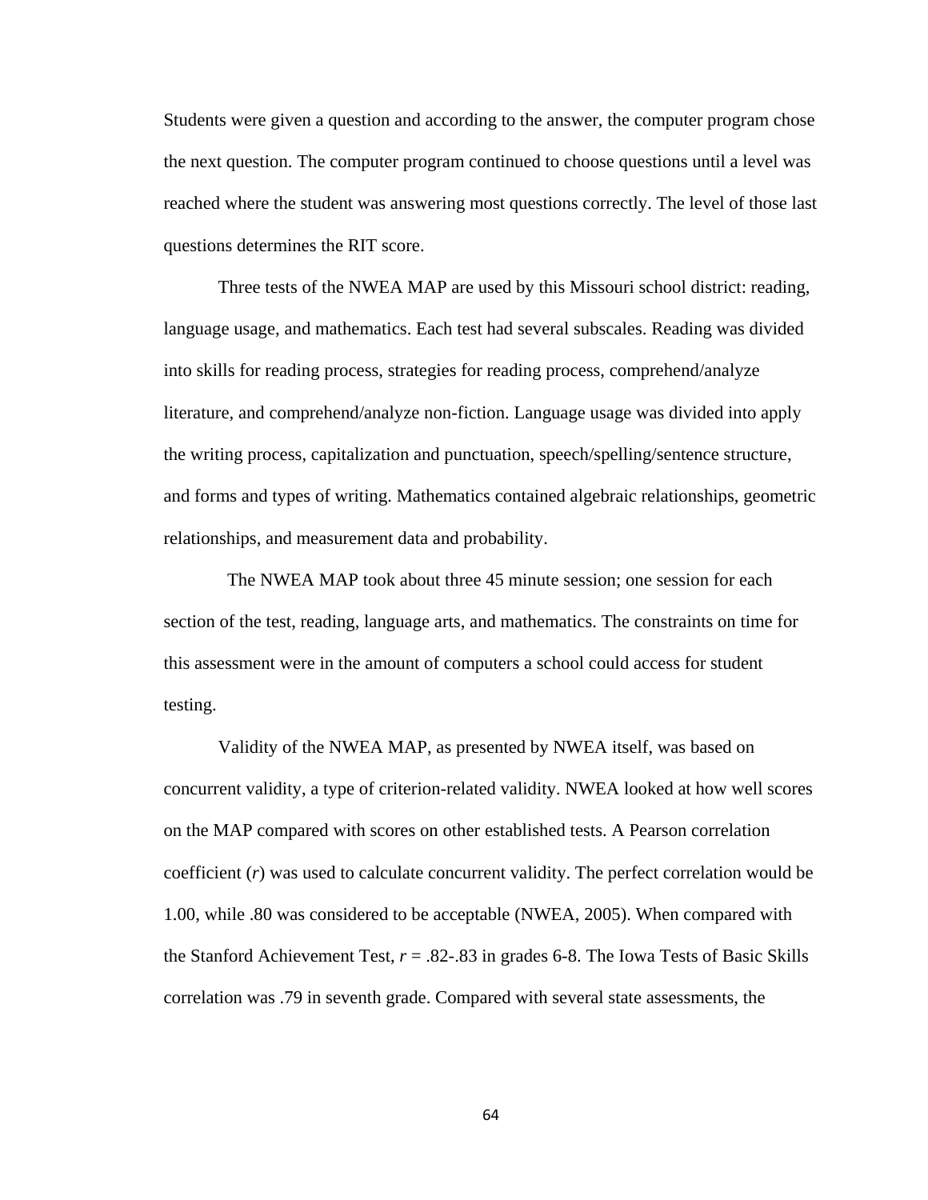Students were given a question and according to the answer, the computer program chose the next question. The computer program continued to choose questions until a level was reached where the student was answering most questions correctly. The level of those last questions determines the RIT score.

Three tests of the NWEA MAP are used by this Missouri school district: reading, language usage, and mathematics. Each test had several subscales. Reading was divided into skills for reading process, strategies for reading process, comprehend/analyze literature, and comprehend/analyze non-fiction. Language usage was divided into apply the writing process, capitalization and punctuation, speech/spelling/sentence structure, and forms and types of writing. Mathematics contained algebraic relationships, geometric relationships, and measurement data and probability.

The NWEA MAP took about three 45 minute session; one session for each section of the test, reading, language arts, and mathematics. The constraints on time for this assessment were in the amount of computers a school could access for student testing.

Validity of the NWEA MAP, as presented by NWEA itself, was based on concurrent validity, a type of criterion-related validity. NWEA looked at how well scores on the MAP compared with scores on other established tests. A Pearson correlation coefficient ($r$) was used to calculate concurrent validity. The perfect correlation would be 1.00, while .80 was considered to be acceptable (NWEA, 2005). When compared with the Stanford Achievement Test, $r$ = .82-.83 in grades 6-8. The Iowa Tests of Basic Skills correlation was .79 in seventh grade. Compared with several state assessments, the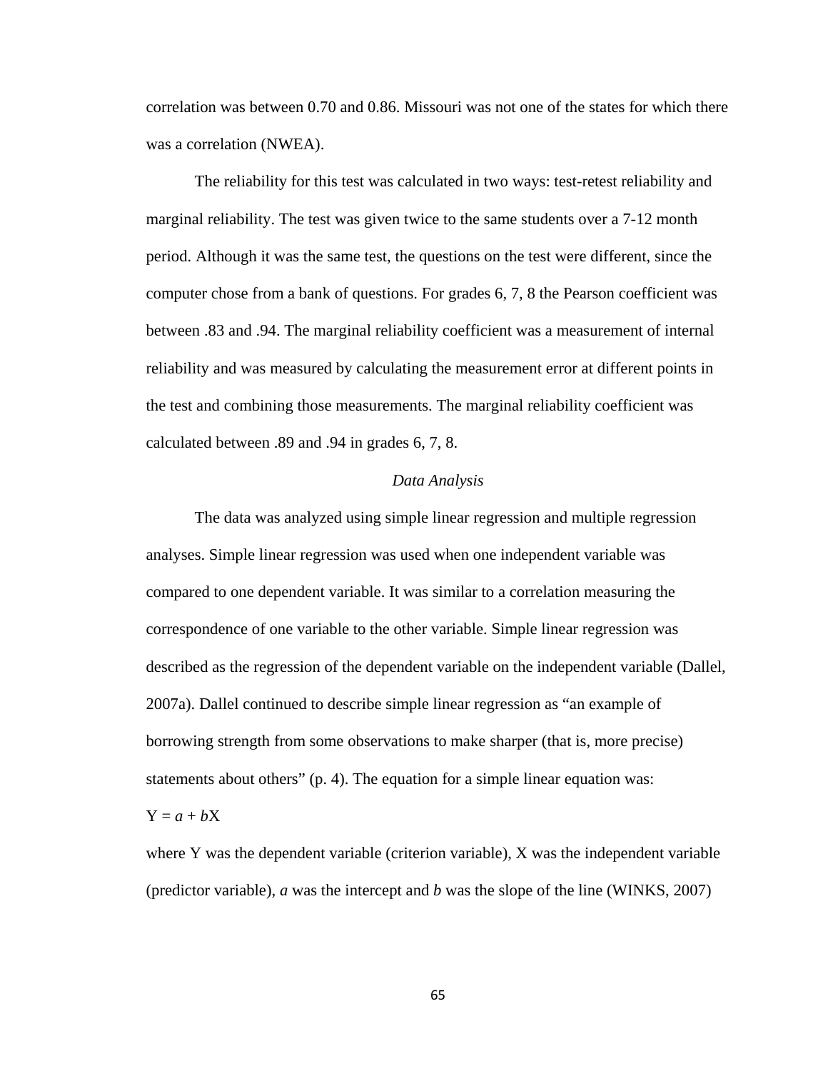correlation was between 0.70 and 0.86. Missouri was not one of the states for which there was a correlation (NWEA).

The reliability for this test was calculated in two ways: test-retest reliability and marginal reliability. The test was given twice to the same students over a 7-12 month period. Although it was the same test, the questions on the test were different, since the computer chose from a bank of questions. For grades 6, 7, 8 the Pearson coefficient was between .83 and .94. The marginal reliability coefficient was a measurement of internal reliability and was measured by calculating the measurement error at different points in the test and combining those measurements. The marginal reliability coefficient was calculated between .89 and .94 in grades 6, 7, 8.

### *Data Analysis*

The data was analyzed using simple linear regression and multiple regression analyses. Simple linear regression was used when one independent variable was compared to one dependent variable. It was similar to a correlation measuring the correspondence of one variable to the other variable. Simple linear regression was described as the regression of the dependent variable on the independent variable (Dallel, 2007a). Dallel continued to describe simple linear regression as "an example of borrowing strength from some observations to make sharper (that is, more precise) statements about others" (p. 4). The equation for a simple linear equation was:

$$Y = a + bX$$

where Y was the dependent variable (criterion variable), X was the independent variable (predictor variable), $a$ was the intercept and $b$ was the slope of the line (WINKS, 2007)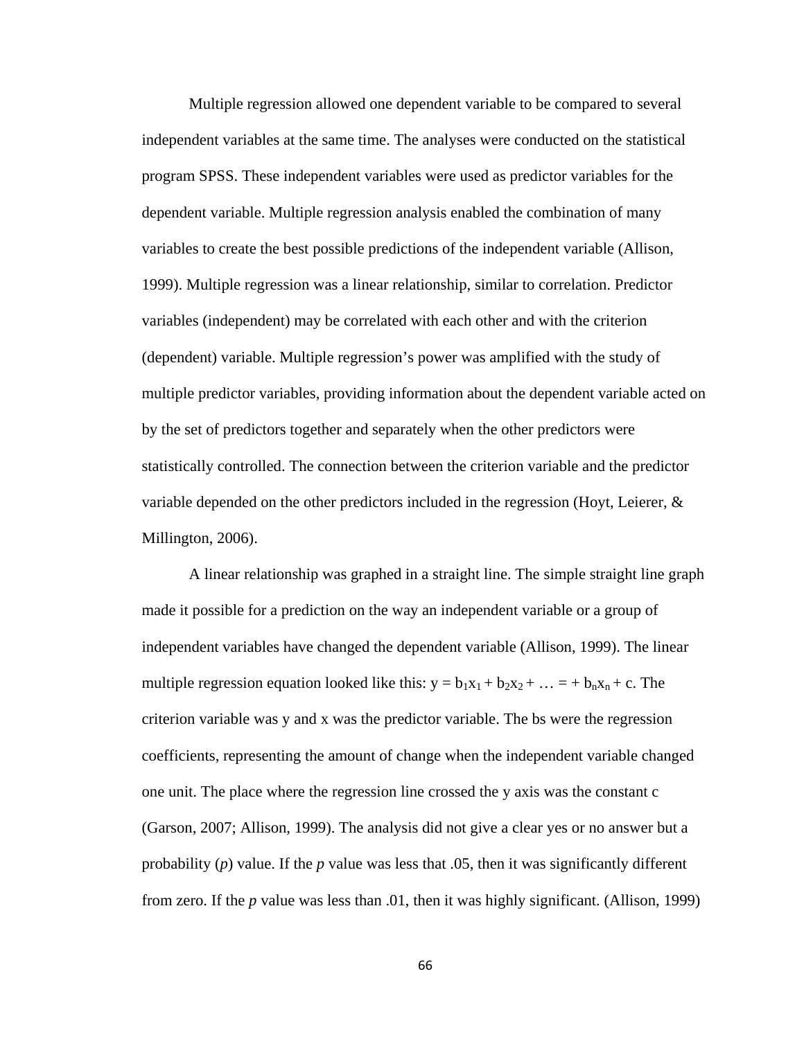Multiple regression allowed one dependent variable to be compared to several independent variables at the same time. The analyses were conducted on the statistical program SPSS. These independent variables were used as predictor variables for the dependent variable. Multiple regression analysis enabled the combination of many variables to create the best possible predictions of the independent variable (Allison, 1999). Multiple regression was a linear relationship, similar to correlation. Predictor variables (independent) may be correlated with each other and with the criterion (dependent) variable. Multiple regression's power was amplified with the study of multiple predictor variables, providing information about the dependent variable acted on by the set of predictors together and separately when the other predictors were statistically controlled. The connection between the criterion variable and the predictor variable depended on the other predictors included in the regression (Hoyt, Leierer, & Millington, 2006).

A linear relationship was graphed in a straight line. The simple straight line graph made it possible for a prediction on the way an independent variable or a group of independent variables have changed the dependent variable (Allison, 1999). The linear multiple regression equation looked like this: $y = b_1x_1 + b_2x_2 + \ldots = + b_nx_n + c$. The criterion variable was y and x was the predictor variable. The bs were the regression coefficients, representing the amount of change when the independent variable changed one unit. The place where the regression line crossed the y axis was the constant c (Garson, 2007; Allison, 1999). The analysis did not give a clear yes or no answer but a probability (*p*) value. If the *p* value was less that .05, then it was significantly different from zero. If the *p* value was less than .01, then it was highly significant. (Allison, 1999)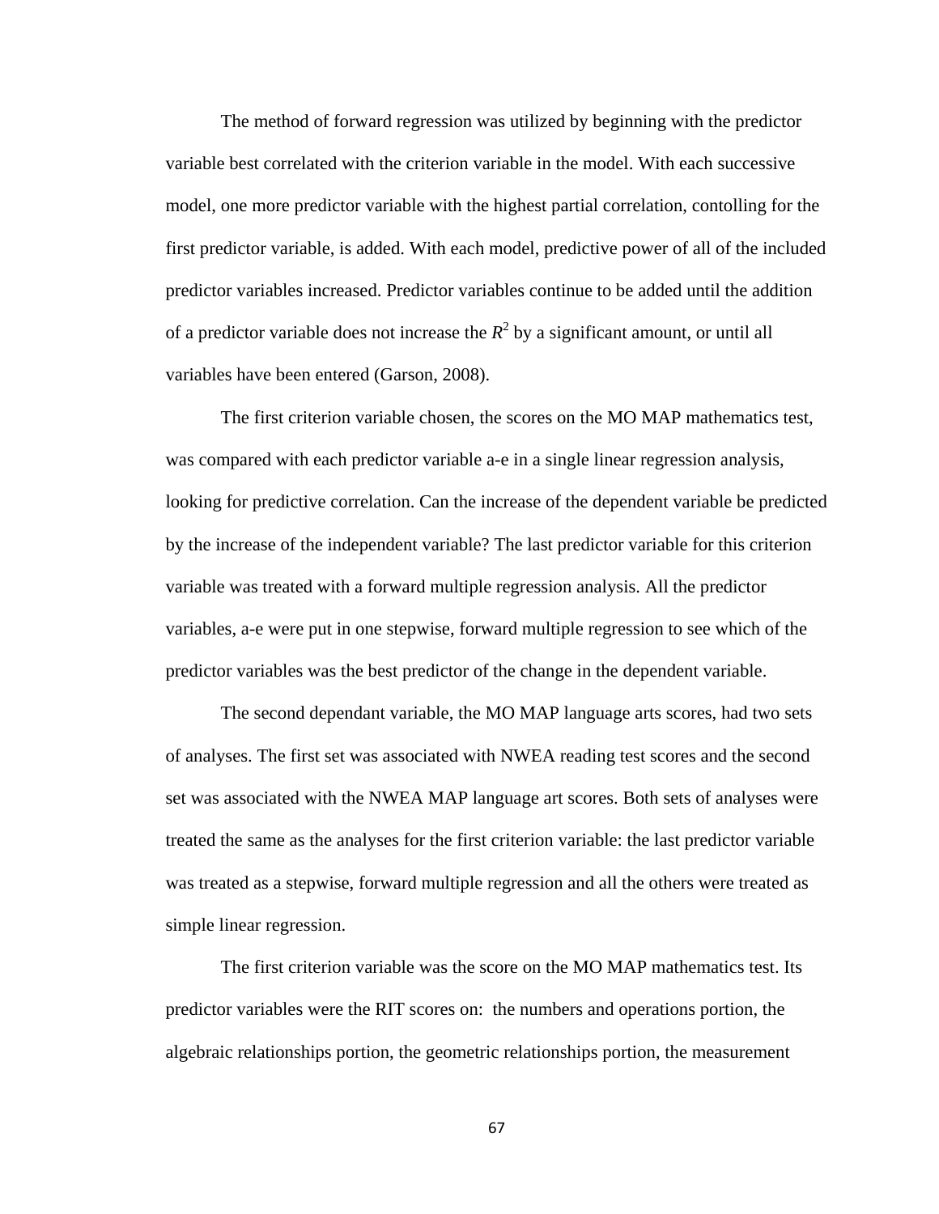The method of forward regression was utilized by beginning with the predictor variable best correlated with the criterion variable in the model. With each successive model, one more predictor variable with the highest partial correlation, contolling for the first predictor variable, is added. With each model, predictive power of all of the included predictor variables increased. Predictor variables continue to be added until the addition of a predictor variable does not increase the $R^2$ by a significant amount, or until all variables have been entered (Garson, 2008).

The first criterion variable chosen, the scores on the MO MAP mathematics test, was compared with each predictor variable a-e in a single linear regression analysis, looking for predictive correlation. Can the increase of the dependent variable be predicted by the increase of the independent variable? The last predictor variable for this criterion variable was treated with a forward multiple regression analysis. All the predictor variables, a-e were put in one stepwise, forward multiple regression to see which of the predictor variables was the best predictor of the change in the dependent variable.

The second dependant variable, the MO MAP language arts scores, had two sets of analyses. The first set was associated with NWEA reading test scores and the second set was associated with the NWEA MAP language art scores. Both sets of analyses were treated the same as the analyses for the first criterion variable: the last predictor variable was treated as a stepwise, forward multiple regression and all the others were treated as simple linear regression.

The first criterion variable was the score on the MO MAP mathematics test. Its predictor variables were the RIT scores on: the numbers and operations portion, the algebraic relationships portion, the geometric relationships portion, the measurement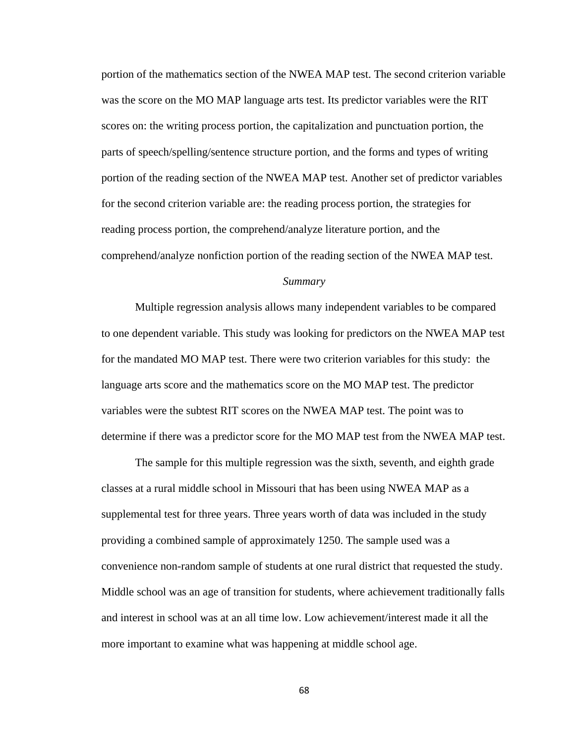portion of the mathematics section of the NWEA MAP test. The second criterion variable was the score on the MO MAP language arts test. Its predictor variables were the RIT scores on: the writing process portion, the capitalization and punctuation portion, the parts of speech/spelling/sentence structure portion, and the forms and types of writing portion of the reading section of the NWEA MAP test. Another set of predictor variables for the second criterion variable are: the reading process portion, the strategies for reading process portion, the comprehend/analyze literature portion, and the comprehend/analyze nonfiction portion of the reading section of the NWEA MAP test.

### *Summary*

Multiple regression analysis allows many independent variables to be compared to one dependent variable. This study was looking for predictors on the NWEA MAP test for the mandated MO MAP test. There were two criterion variables for this study: the language arts score and the mathematics score on the MO MAP test. The predictor variables were the subtest RIT scores on the NWEA MAP test. The point was to determine if there was a predictor score for the MO MAP test from the NWEA MAP test.

The sample for this multiple regression was the sixth, seventh, and eighth grade classes at a rural middle school in Missouri that has been using NWEA MAP as a supplemental test for three years. Three years worth of data was included in the study providing a combined sample of approximately 1250. The sample used was a convenience non-random sample of students at one rural district that requested the study. Middle school was an age of transition for students, where achievement traditionally falls and interest in school was at an all time low. Low achievement/interest made it all the more important to examine what was happening at middle school age.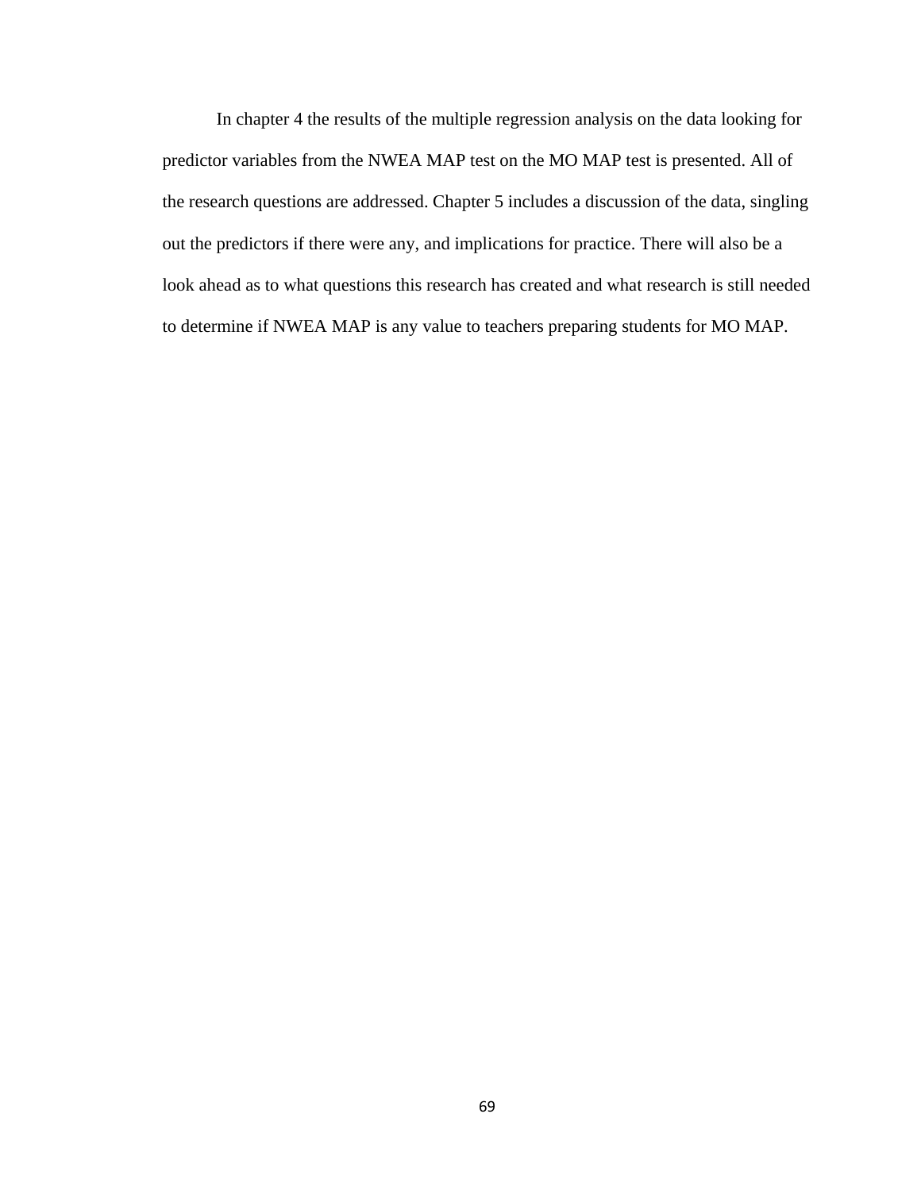In chapter 4 the results of the multiple regression analysis on the data looking for predictor variables from the NWEA MAP test on the MO MAP test is presented. All of the research questions are addressed. Chapter 5 includes a discussion of the data, singling out the predictors if there were any, and implications for practice. There will also be a look ahead as to what questions this research has created and what research is still needed to determine if NWEA MAP is any value to teachers preparing students for MO MAP.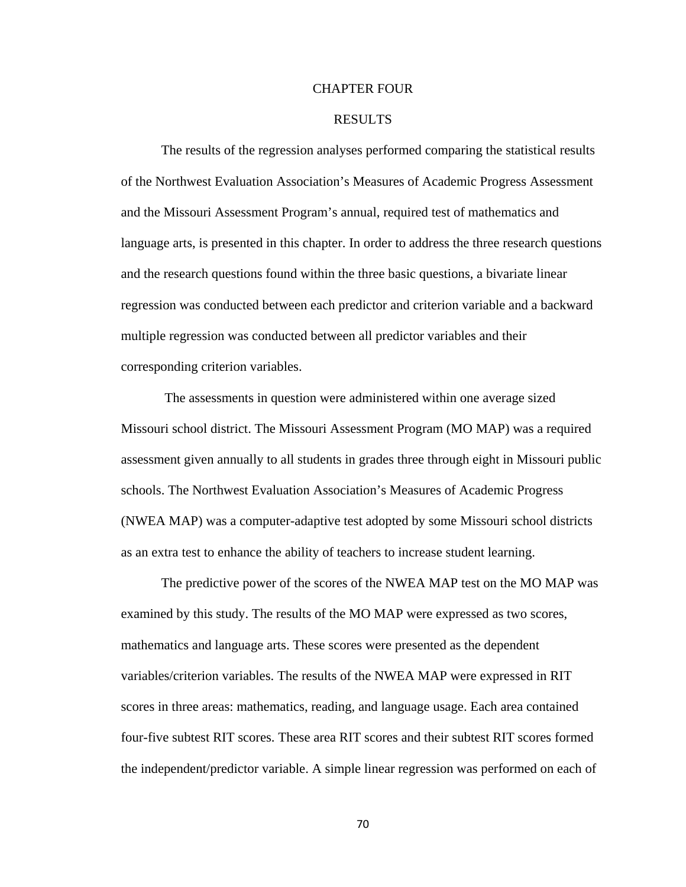# CHAPTER FOUR

## RESULTS

The results of the regression analyses performed comparing the statistical results of the Northwest Evaluation Association's Measures of Academic Progress Assessment and the Missouri Assessment Program's annual, required test of mathematics and language arts, is presented in this chapter. In order to address the three research questions and the research questions found within the three basic questions, a bivariate linear regression was conducted between each predictor and criterion variable and a backward multiple regression was conducted between all predictor variables and their corresponding criterion variables.

The assessments in question were administered within one average sized Missouri school district. The Missouri Assessment Program (MO MAP) was a required assessment given annually to all students in grades three through eight in Missouri public schools. The Northwest Evaluation Association's Measures of Academic Progress (NWEA MAP) was a computer-adaptive test adopted by some Missouri school districts as an extra test to enhance the ability of teachers to increase student learning.

The predictive power of the scores of the NWEA MAP test on the MO MAP was examined by this study. The results of the MO MAP were expressed as two scores, mathematics and language arts. These scores were presented as the dependent variables/criterion variables. The results of the NWEA MAP were expressed in RIT scores in three areas: mathematics, reading, and language usage. Each area contained four-five subtest RIT scores. These area RIT scores and their subtest RIT scores formed the independent/predictor variable. A simple linear regression was performed on each of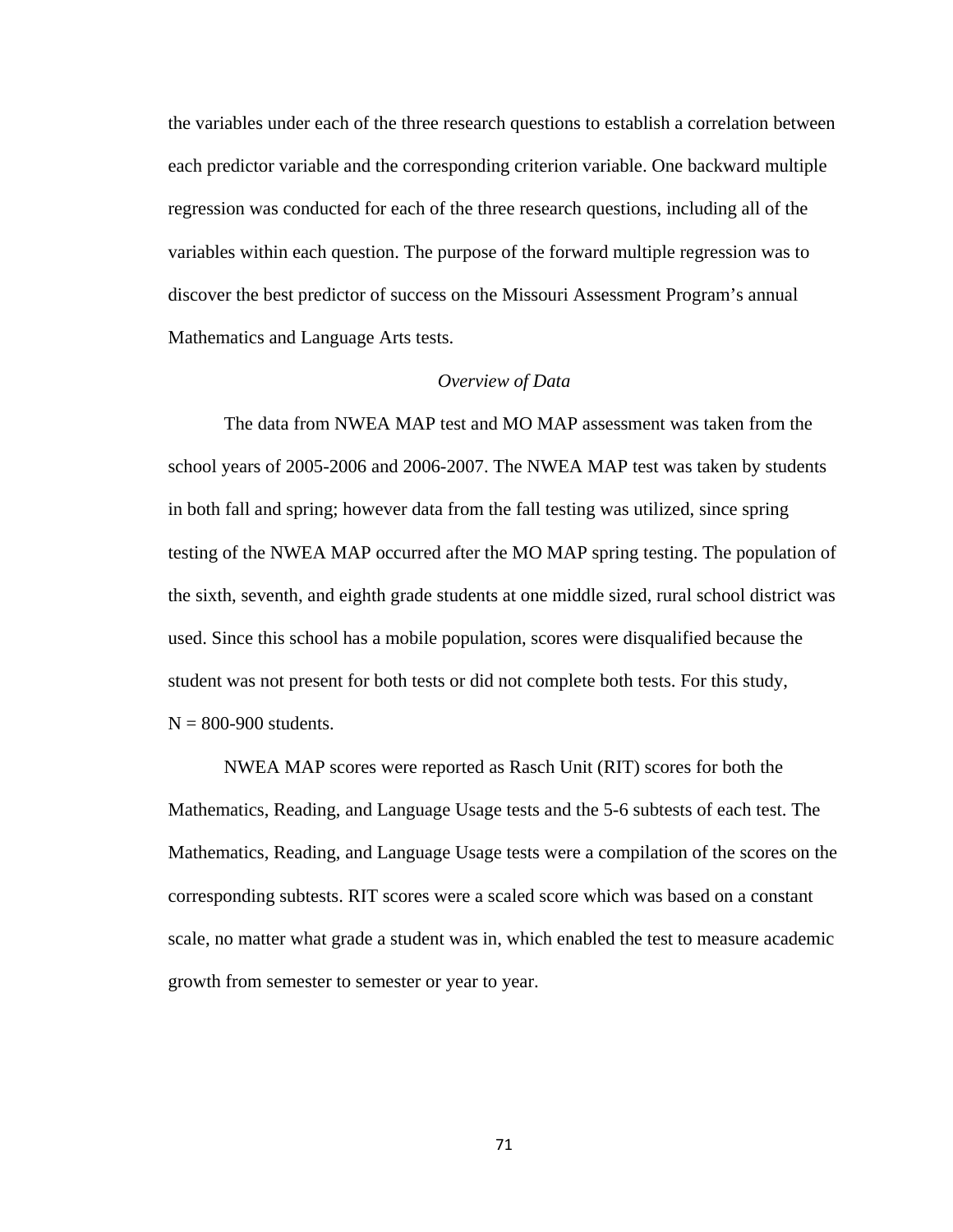the variables under each of the three research questions to establish a correlation between each predictor variable and the corresponding criterion variable. One backward multiple regression was conducted for each of the three research questions, including all of the variables within each question. The purpose of the forward multiple regression was to discover the best predictor of success on the Missouri Assessment Program's annual Mathematics and Language Arts tests.

### *Overview of Data*

The data from NWEA MAP test and MO MAP assessment was taken from the school years of 2005-2006 and 2006-2007. The NWEA MAP test was taken by students in both fall and spring; however data from the fall testing was utilized, since spring testing of the NWEA MAP occurred after the MO MAP spring testing. The population of the sixth, seventh, and eighth grade students at one middle sized, rural school district was used. Since this school has a mobile population, scores were disqualified because the student was not present for both tests or did not complete both tests. For this study, N = 800-900 students.

NWEA MAP scores were reported as Rasch Unit (RIT) scores for both the Mathematics, Reading, and Language Usage tests and the 5-6 subtests of each test. The Mathematics, Reading, and Language Usage tests were a compilation of the scores on the corresponding subtests. RIT scores were a scaled score which was based on a constant scale, no matter what grade a student was in, which enabled the test to measure academic growth from semester to semester or year to year.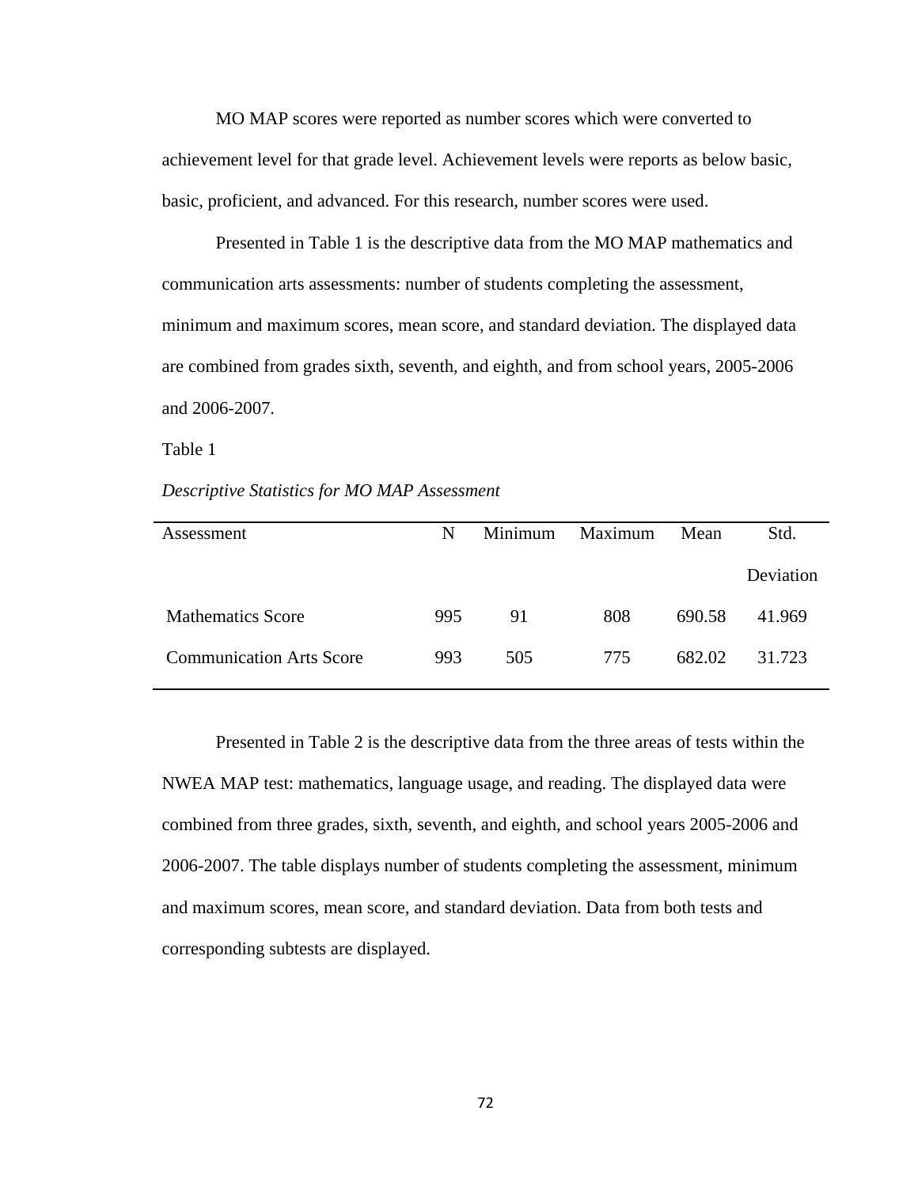MO MAP scores were reported as number scores which were converted to achievement level for that grade level. Achievement levels were reports as below basic, basic, proficient, and advanced. For this research, number scores were used.

Presented in Table 1 is the descriptive data from the MO MAP mathematics and communication arts assessments: number of students completing the assessment, minimum and maximum scores, mean score, and standard deviation. The displayed data are combined from grades sixth, seventh, and eighth, and from school years, 2005-2006 and 2006-2007.

Table 1

*Descriptive Statistics for MO MAP Assessment*

| Assessment | N | Minimum | Maximum | Mean | Std. Deviation |
|---|---|---|---|---|---|
| Mathematics Score | 995 | 91 | 808 | 690.58 | 41.969 |
| Communication Arts Score | 993 | 505 | 775 | 682.02 | 31.723 |

Presented in Table 2 is the descriptive data from the three areas of tests within the NWEA MAP test: mathematics, language usage, and reading. The displayed data were combined from three grades, sixth, seventh, and eighth, and school years 2005-2006 and 2006-2007. The table displays number of students completing the assessment, minimum and maximum scores, mean score, and standard deviation. Data from both tests and corresponding subtests are displayed.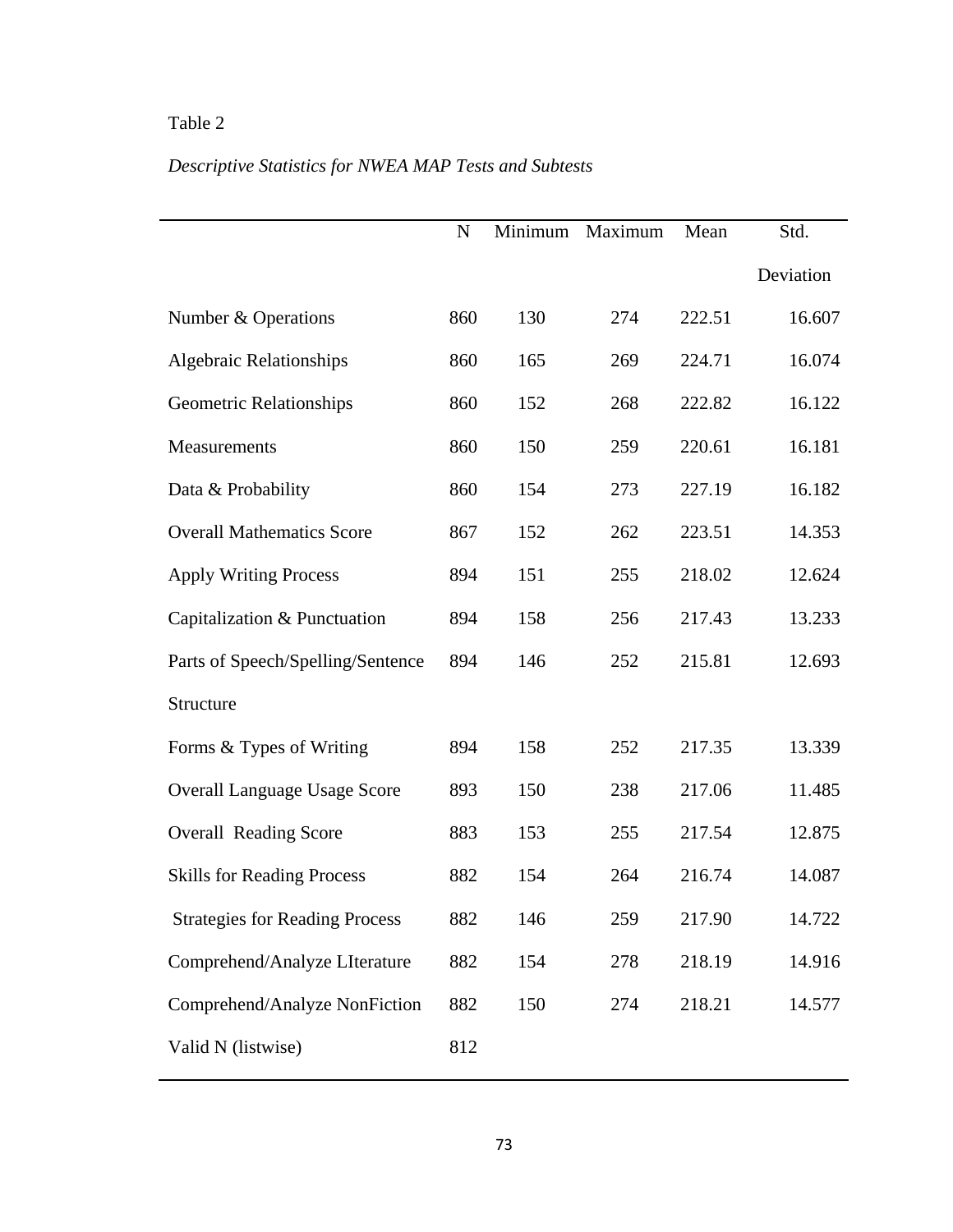Table 2

*Descriptive Statistics for NWEA MAP Tests and Subtests*

| | N | Minimum | Maximum | Mean | Std. Deviation |
|---|---|---|---|---|---|
| Number & Operations | 860 | 130 | 274 | 222.51 | 16.607 |
| Algebraic Relationships | 860 | 165 | 269 | 224.71 | 16.074 |
| Geometric Relationships | 860 | 152 | 268 | 222.82 | 16.122 |
| Measurements | 860 | 150 | 259 | 220.61 | 16.181 |
| Data & Probability | 860 | 154 | 273 | 227.19 | 16.182 |
| Overall Mathematics Score | 867 | 152 | 262 | 223.51 | 14.353 |
| Apply Writing Process | 894 | 151 | 255 | 218.02 | 12.624 |
| Capitalization & Punctuation | 894 | 158 | 256 | 217.43 | 13.233 |
| Parts of Speech/Spelling/Sentence Structure | 894 | 146 | 252 | 215.81 | 12.693 |
| Forms & Types of Writing | 894 | 158 | 252 | 217.35 | 13.339 |
| Overall Language Usage Score | 893 | 150 | 238 | 217.06 | 11.485 |
| Overall Reading Score | 883 | 153 | 255 | 217.54 | 12.875 |
| Skills for Reading Process | 882 | 154 | 264 | 216.74 | 14.087 |
| Strategies for Reading Process | 882 | 146 | 259 | 217.90 | 14.722 |
| Comprehend/Analyze LIterature | 882 | 154 | 278 | 218.19 | 14.916 |
| Comprehend/Analyze NonFiction | 882 | 150 | 274 | 218.21 | 14.577 |
| Valid N (listwise) | 812 | | | | |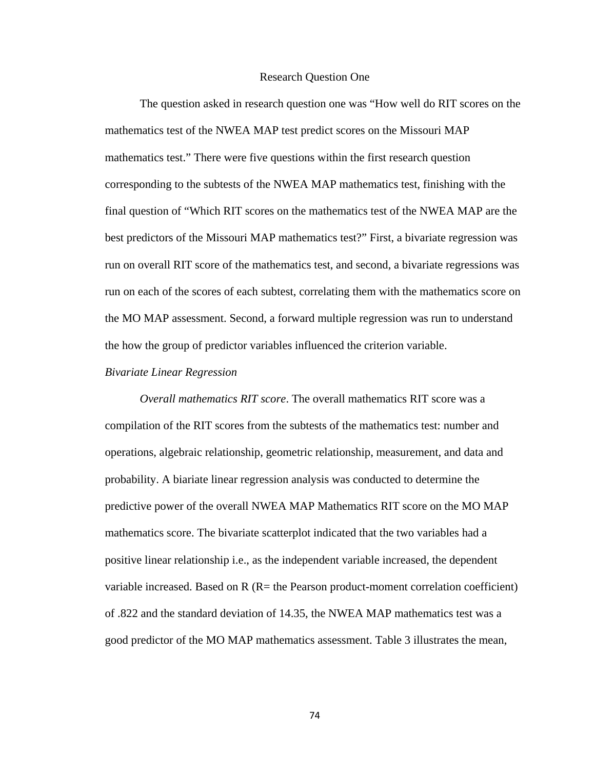## Research Question One

The question asked in research question one was “How well do RIT scores on the mathematics test of the NWEA MAP test predict scores on the Missouri MAP mathematics test.” There were five questions within the first research question corresponding to the subtests of the NWEA MAP mathematics test, finishing with the final question of “Which RIT scores on the mathematics test of the NWEA MAP are the best predictors of the Missouri MAP mathematics test?” First, a bivariate regression was run on overall RIT score of the mathematics test, and second, a bivariate regressions was run on each of the scores of each subtest, correlating them with the mathematics score on the MO MAP assessment. Second, a forward multiple regression was run to understand the how the group of predictor variables influenced the criterion variable.

### *Bivariate Linear Regression*

*Overall mathematics RIT score*. The overall mathematics RIT score was a compilation of the RIT scores from the subtests of the mathematics test: number and operations, algebraic relationship, geometric relationship, measurement, and data and probability. A biariate linear regression analysis was conducted to determine the predictive power of the overall NWEA MAP Mathematics RIT score on the MO MAP mathematics score. The bivariate scatterplot indicated that the two variables had a positive linear relationship i.e., as the independent variable increased, the dependent variable increased. Based on R (R= the Pearson product-moment correlation coefficient) of .822 and the standard deviation of 14.35, the NWEA MAP mathematics test was a good predictor of the MO MAP mathematics assessment. Table 3 illustrates the mean,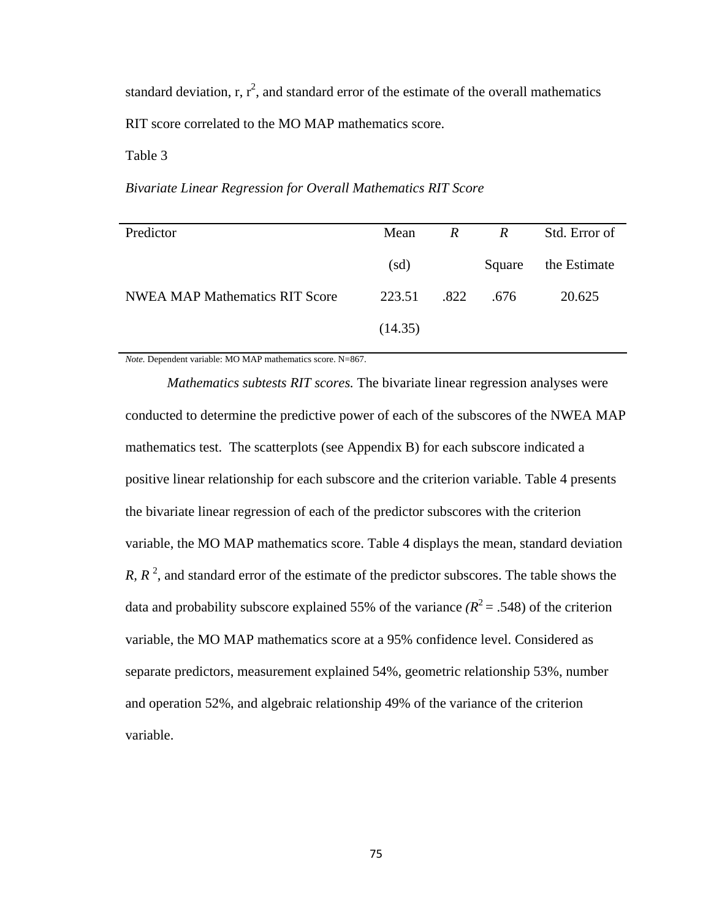standard deviation, r, $r^2$, and standard error of the estimate of the overall mathematics RIT score correlated to the MO MAP mathematics score.

Table 3

*Bivariate Linear Regression for Overall Mathematics RIT Score*

| Predictor | Mean (sd) | *R* | *R* Square | Std. Error of the Estimate |
|---|---|---|---|---|
| NWEA MAP Mathematics RIT Score | 223.51 (14.35) | .822 | .676 | 20.625 |

*Note.* Dependent variable: MO MAP mathematics score. N=867.

*Mathematics subtests RIT scores.* The bivariate linear regression analyses were conducted to determine the predictive power of each of the subscores of the NWEA MAP mathematics test. The scatterplots (see Appendix B) for each subscore indicated a positive linear relationship for each subscore and the criterion variable. Table 4 presents the bivariate linear regression of each of the predictor subscores with the criterion variable, the MO MAP mathematics score. Table 4 displays the mean, standard deviation $R$, $R^2$, and standard error of the estimate of the predictor subscores. The table shows the data and probability subscore explained 55% of the variance ($R^2$ = .548) of the criterion variable, the MO MAP mathematics score at a 95% confidence level. Considered as separate predictors, measurement explained 54%, geometric relationship 53%, number and operation 52%, and algebraic relationship 49% of the variance of the criterion variable.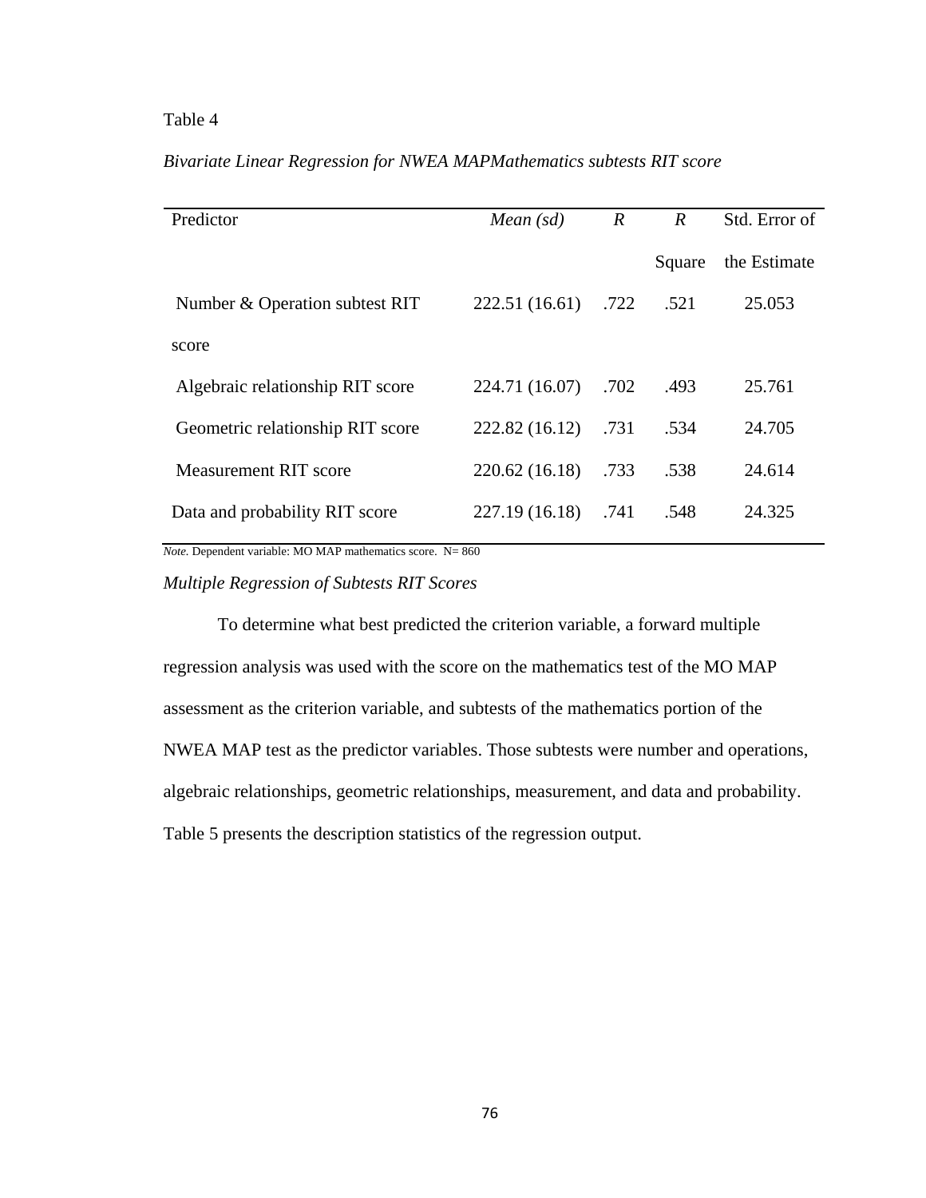Table 4

*Bivariate Linear Regression for NWEA MAPMathematics subtests RIT score*

| Predictor | *Mean (sd)* | *R* | *R* Square | Std. Error of the Estimate |
|---|---|---|---|---|
| Number & Operation subtest RIT score | 222.51 (16.61) | .722 | .521 | 25.053 |
| Algebraic relationship RIT score | 224.71 (16.07) | .702 | .493 | 25.761 |
| Geometric relationship RIT score | 222.82 (16.12) | .731 | .534 | 24.705 |
| Measurement RIT score | 220.62 (16.18) | .733 | .538 | 24.614 |
| Data and probability RIT score | 227.19 (16.18) | .741 | .548 | 24.325 |

*Note.* Dependent variable: MO MAP mathematics score. N= 860

### *Multiple Regression of Subtests RIT Scores*

To determine what best predicted the criterion variable, a forward multiple regression analysis was used with the score on the mathematics test of the MO MAP assessment as the criterion variable, and subtests of the mathematics portion of the NWEA MAP test as the predictor variables. Those subtests were number and operations, algebraic relationships, geometric relationships, measurement, and data and probability. Table 5 presents the description statistics of the regression output.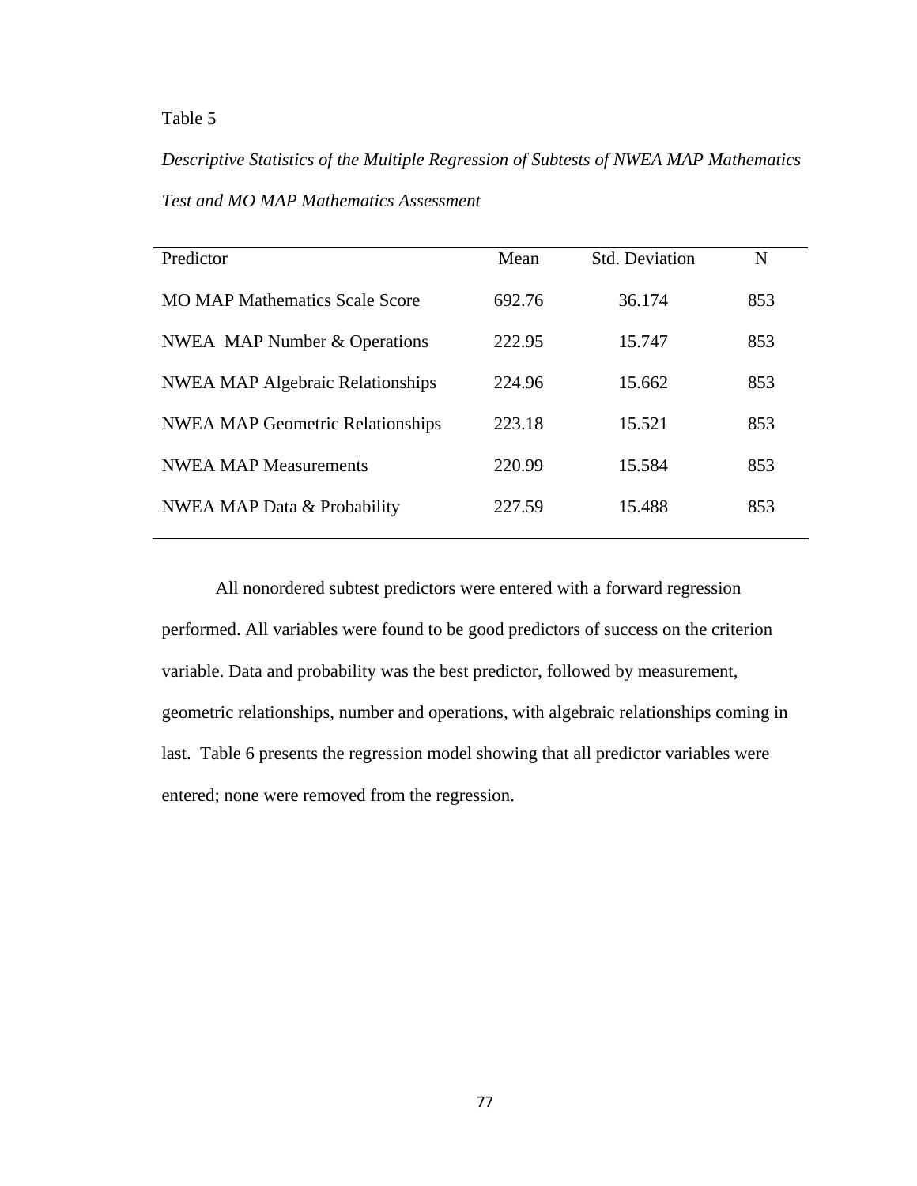Table 5

*Descriptive Statistics of the Multiple Regression of Subtests of NWEA MAP Mathematics Test and MO MAP Mathematics Assessment*

| Predictor | Mean | Std. Deviation | N |
|---|---|---|---|
| MO MAP Mathematics Scale Score | 692.76 | 36.174 | 853 |
| NWEA MAP Number & Operations | 222.95 | 15.747 | 853 |
| NWEA MAP Algebraic Relationships | 224.96 | 15.662 | 853 |
| NWEA MAP Geometric Relationships | 223.18 | 15.521 | 853 |
| NWEA MAP Measurements | 220.99 | 15.584 | 853 |
| NWEA MAP Data & Probability | 227.59 | 15.488 | 853 |

All nonordered subtest predictors were entered with a forward regression performed. All variables were found to be good predictors of success on the criterion variable. Data and probability was the best predictor, followed by measurement, geometric relationships, number and operations, with algebraic relationships coming in last. Table 6 presents the regression model showing that all predictor variables were entered; none were removed from the regression.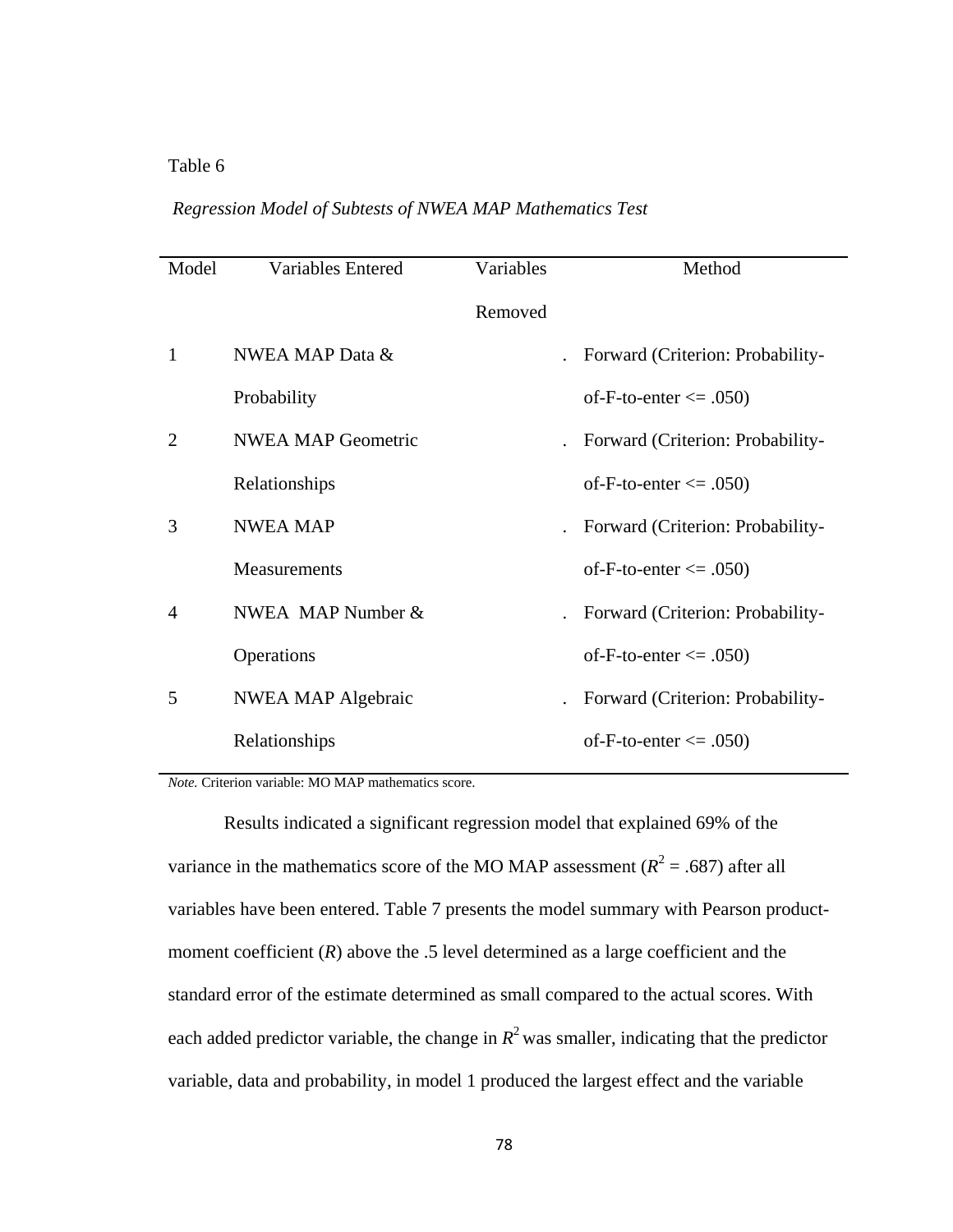Table 6

*Regression Model of Subtests of NWEA MAP Mathematics Test*

| Model | Variables Entered | Variables Removed | Method |
|---|---|---|---|
| 1 | NWEA MAP Data & Probability | . | Forward (Criterion: Probability-of-F-to-enter <= .050) |
| 2 | NWEA MAP Geometric Relationships | . | Forward (Criterion: Probability-of-F-to-enter <= .050) |
| 3 | NWEA MAP Measurements | . | Forward (Criterion: Probability-of-F-to-enter <= .050) |
| 4 | NWEA MAP Number & Operations | . | Forward (Criterion: Probability-of-F-to-enter <= .050) |
| 5 | NWEA MAP Algebraic Relationships | . | Forward (Criterion: Probability-of-F-to-enter <= .050) |

*Note.* Criterion variable: MO MAP mathematics score.

Results indicated a significant regression model that explained 69% of the variance in the mathematics score of the MO MAP assessment ($R^2$ = .687) after all variables have been entered. Table 7 presents the model summary with Pearson product-moment coefficient (*R*) above the .5 level determined as a large coefficient and the standard error of the estimate determined as small compared to the actual scores. With each added predictor variable, the change in $R^2$ was smaller, indicating that the predictor variable, data and probability, in model 1 produced the largest effect and the variable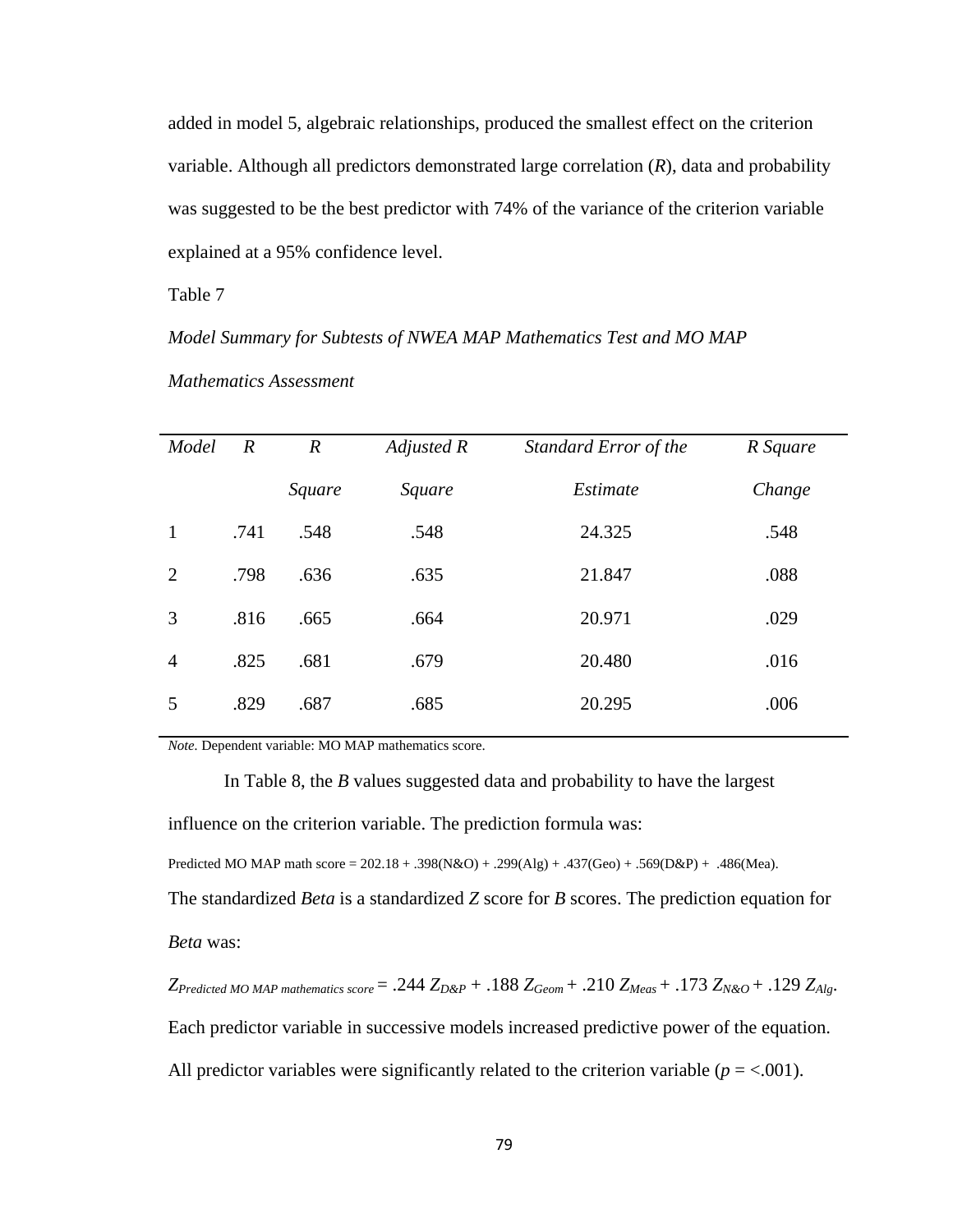added in model 5, algebraic relationships, produced the smallest effect on the criterion variable. Although all predictors demonstrated large correlation (*R*), data and probability was suggested to be the best predictor with 74% of the variance of the criterion variable explained at a 95% confidence level.

Table 7

*Model Summary for Subtests of NWEA MAP Mathematics Test and MO MAP Mathematics Assessment*

| *Model* | *R* | *R Square* | *Adjusted R Square* | *Standard Error of the Estimate* | *R Square Change* |
|---|---|---|---|---|---|
| 1 | .741 | .548 | .548 | 24.325 | .548 |
| 2 | .798 | .636 | .635 | 21.847 | .088 |
| 3 | .816 | .665 | .664 | 20.971 | .029 |
| 4 | .825 | .681 | .679 | 20.480 | .016 |
| 5 | .829 | .687 | .685 | 20.295 | .006 |

*Note.* Dependent variable: MO MAP mathematics score.

In Table 8, the *B* values suggested data and probability to have the largest influence on the criterion variable. The prediction formula was:

Predicted MO MAP math score = 202.18 + .398(N&O) + .299(Alg) + .437(Geo) + .569(D&P) + .486(Mea).

The standardized *Beta* is a standardized *Z* score for *B* scores. The prediction equation for *Beta* was:

$Z_{Predicted\ MO\ MAP\ mathematics\ score} = .244\ Z_{D\&P} + .188\ Z_{Geom} + .210\ Z_{Meas} + .173\ Z_{N\&O} + .129\ Z_{Alg}$.

Each predictor variable in successive models increased predictive power of the equation. All predictor variables were significantly related to the criterion variable ($p = <.001$).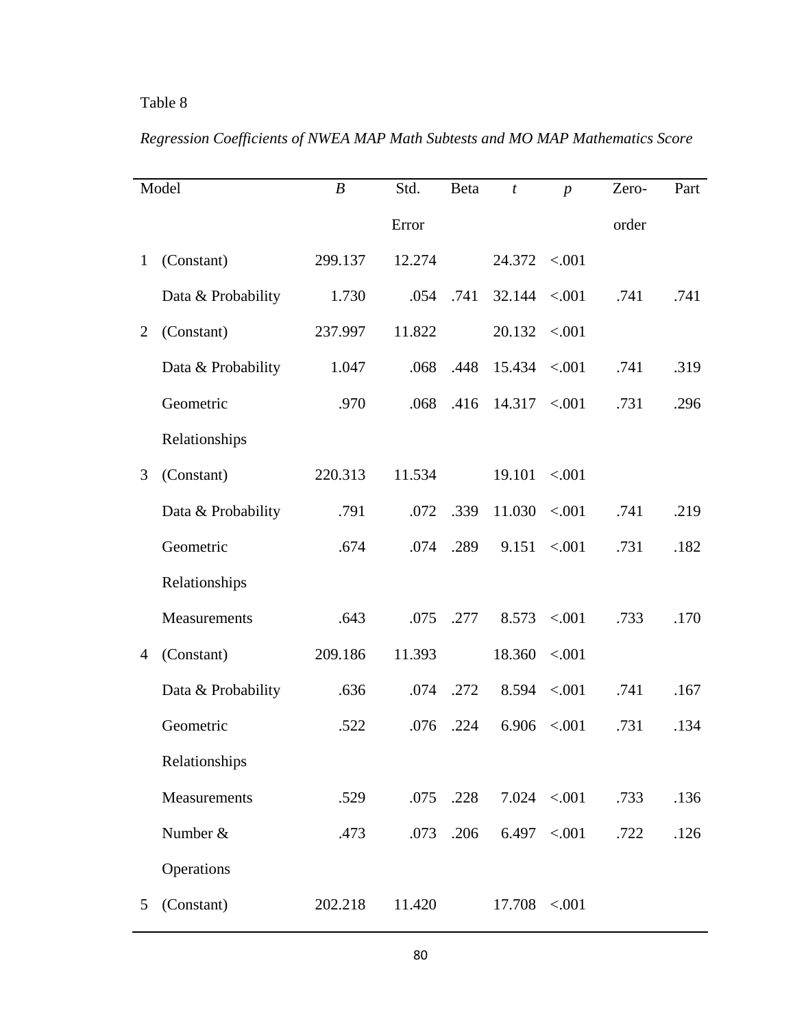Table 8

*Regression Coefficients of NWEA MAP Math Subtests and MO MAP Mathematics Score*

| Model | | *B* | Std. Error | Beta | *t* | *p* | Zero-order | Part |
|---|---|---|---|---|---|---|---|---|
| 1 | (Constant) | 299.137 | 12.274 | | 24.372 | <.001 | | |
| | Data & Probability | 1.730 | .054 | .741 | 32.144 | <.001 | .741 | .741 |
| 2 | (Constant) | 237.997 | 11.822 | | 20.132 | <.001 | | |
| | Data & Probability | 1.047 | .068 | .448 | 15.434 | <.001 | .741 | .319 |
| | Geometric Relationships | .970 | .068 | .416 | 14.317 | <.001 | .731 | .296 |
| 3 | (Constant) | 220.313 | 11.534 | | 19.101 | <.001 | | |
| | Data & Probability | .791 | .072 | .339 | 11.030 | <.001 | .741 | .219 |
| | Geometric Relationships | .674 | .074 | .289 | 9.151 | <.001 | .731 | .182 |
| | Measurements | .643 | .075 | .277 | 8.573 | <.001 | .733 | .170 |
| 4 | (Constant) | 209.186 | 11.393 | | 18.360 | <.001 | | |
| | Data & Probability | .636 | .074 | .272 | 8.594 | <.001 | .741 | .167 |
| | Geometric Relationships | .522 | .076 | .224 | 6.906 | <.001 | .731 | .134 |
| | Measurements | .529 | .075 | .228 | 7.024 | <.001 | .733 | .136 |
| | Number & Operations | .473 | .073 | .206 | 6.497 | <.001 | .722 | .126 |
| 5 | (Constant) | 202.218 | 11.420 | | 17.708 | <.001 | | |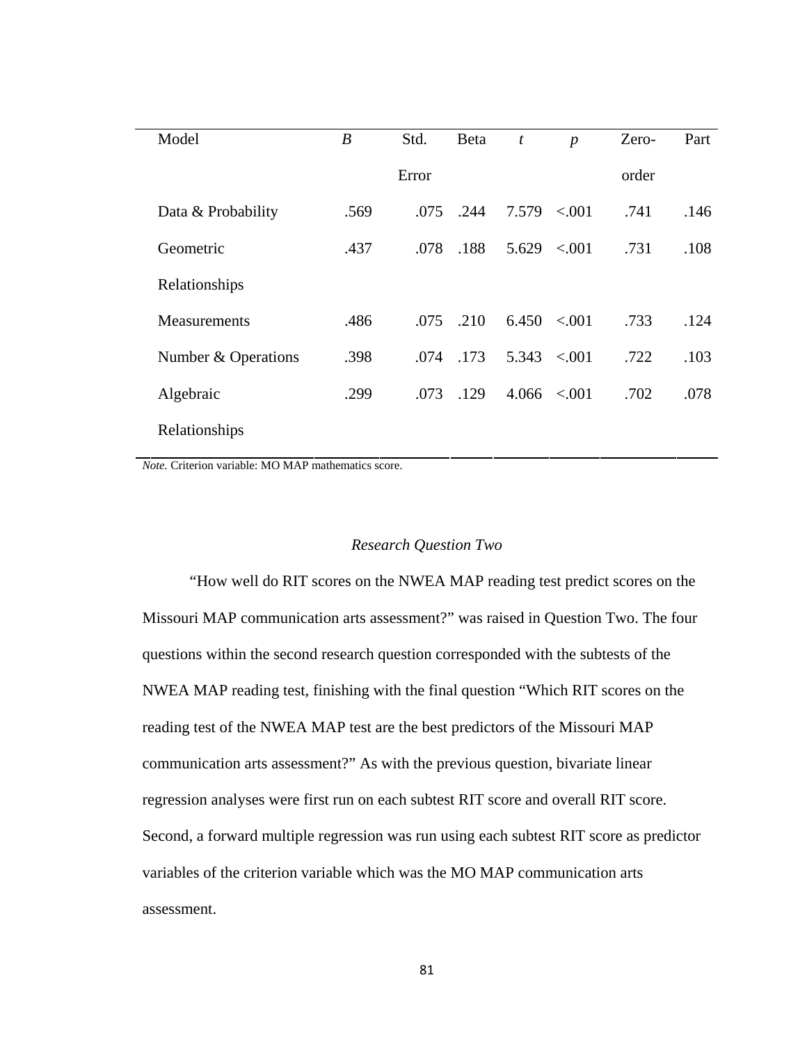| Model | *B* | Std. Error | Beta | *t* | *p* | Zero-order | Part |
|---|---|---|---|---|---|---|---|
| Data & Probability | .569 | .075 | .244 | 7.579 | <.001 | .741 | .146 |
| Geometric Relationships | .437 | .078 | .188 | 5.629 | <.001 | .731 | .108 |
| Measurements | .486 | .075 | .210 | 6.450 | <.001 | .733 | .124 |
| Number & Operations | .398 | .074 | .173 | 5.343 | <.001 | .722 | .103 |
| Algebraic Relationships | .299 | .073 | .129 | 4.066 | <.001 | .702 | .078 |

*Note.* Criterion variable: MO MAP mathematics score.

### *Research Question Two*

"How well do RIT scores on the NWEA MAP reading test predict scores on the Missouri MAP communication arts assessment?" was raised in Question Two. The four questions within the second research question corresponded with the subtests of the NWEA MAP reading test, finishing with the final question "Which RIT scores on the reading test of the NWEA MAP test are the best predictors of the Missouri MAP communication arts assessment?" As with the previous question, bivariate linear regression analyses were first run on each subtest RIT score and overall RIT score. Second, a forward multiple regression was run using each subtest RIT score as predictor variables of the criterion variable which was the MO MAP communication arts assessment.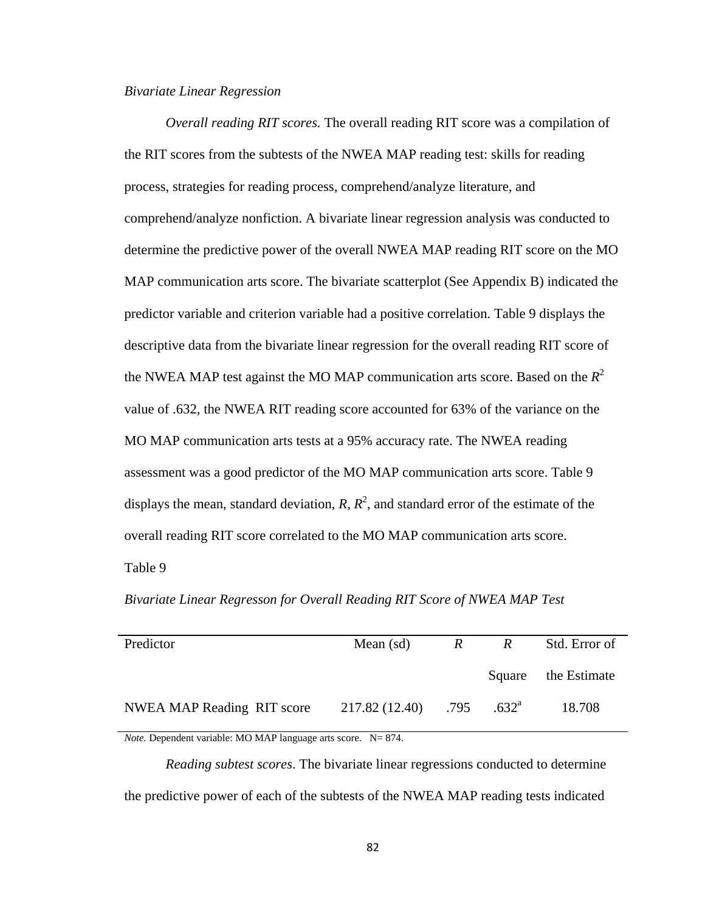*Bivariate Linear Regression*

*Overall reading RIT scores.* The overall reading RIT score was a compilation of the RIT scores from the subtests of the NWEA MAP reading test: skills for reading process, strategies for reading process, comprehend/analyze literature, and comprehend/analyze nonfiction. A bivariate linear regression analysis was conducted to determine the predictive power of the overall NWEA MAP reading RIT score on the MO MAP communication arts score. The bivariate scatterplot (See Appendix B) indicated the predictor variable and criterion variable had a positive correlation. Table 9 displays the descriptive data from the bivariate linear regression for the overall reading RIT score of the NWEA MAP test against the MO MAP communication arts score. Based on the $R^2$ value of .632, the NWEA RIT reading score accounted for 63% of the variance on the MO MAP communication arts tests at a 95% accuracy rate. The NWEA reading assessment was a good predictor of the MO MAP communication arts score. Table 9 displays the mean, standard deviation, $R$, $R^2$, and standard error of the estimate of the overall reading RIT score correlated to the MO MAP communication arts score.

Table 9

*Bivariate Linear Regresson for Overall Reading RIT Score of NWEA MAP Test*

| Predictor | Mean (sd) | $R$ | $R$ Square | Std. Error of the Estimate |
|---|---|---|---|---|
| NWEA MAP Reading RIT score | 217.82 (12.40) | .795 | .632[a] | 18.708 |

*Note.* Dependent variable: MO MAP language arts score. N= 874.

*Reading subtest scores*. The bivariate linear regressions conducted to determine the predictive power of each of the subtests of the NWEA MAP reading tests indicated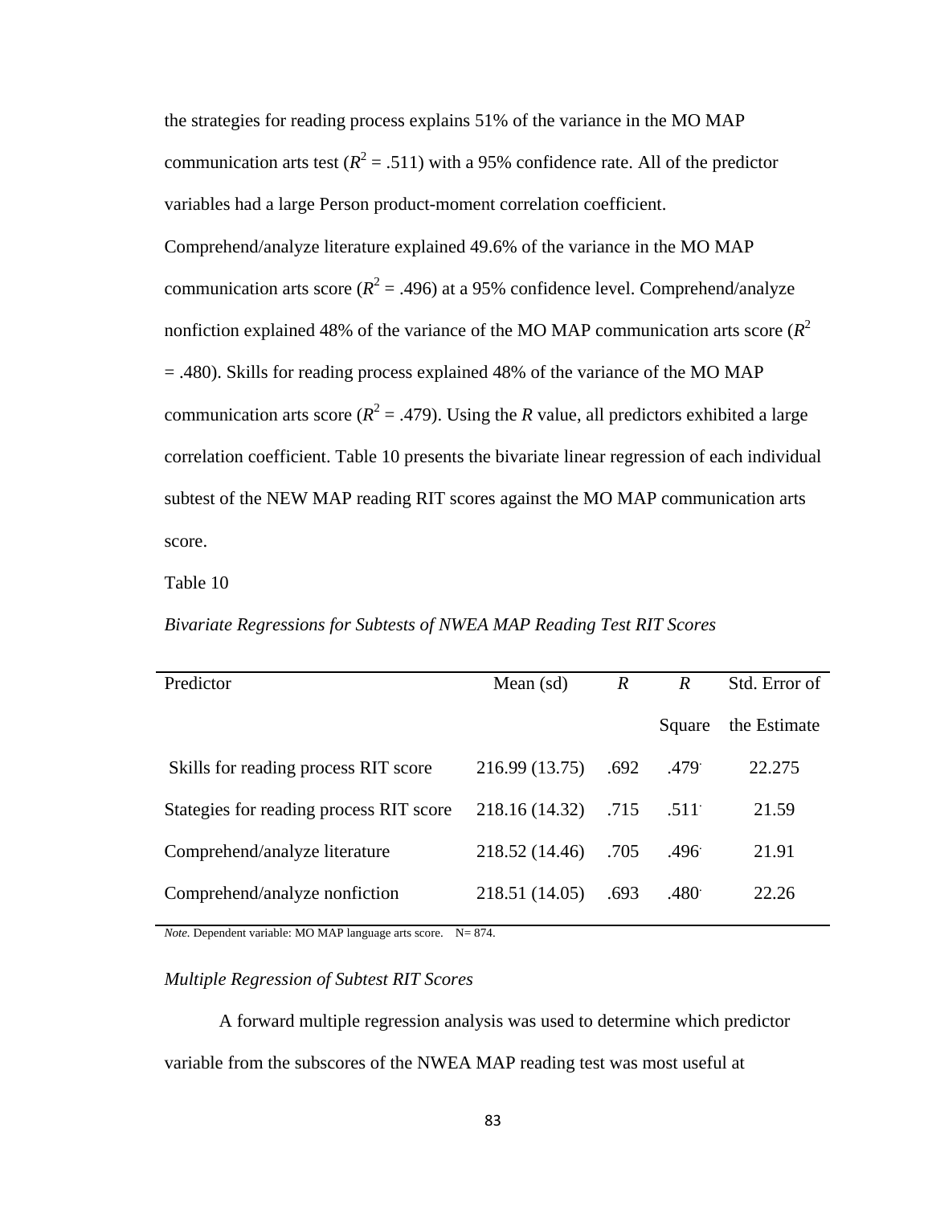the strategies for reading process explains 51% of the variance in the MO MAP communication arts test ($R^2$ = .511) with a 95% confidence rate. All of the predictor variables had a large Person product-moment correlation coefficient. Comprehend/analyze literature explained 49.6% of the variance in the MO MAP communication arts score ($R^2$ = .496) at a 95% confidence level. Comprehend/analyze nonfiction explained 48% of the variance of the MO MAP communication arts score ($R^2$ = .480). Skills for reading process explained 48% of the variance of the MO MAP communication arts score ($R^2$ = .479). Using the *R* value, all predictors exhibited a large correlation coefficient. Table 10 presents the bivariate linear regression of each individual subtest of the NEW MAP reading RIT scores against the MO MAP communication arts score.

Table 10

*Bivariate Regressions for Subtests of NWEA MAP Reading Test RIT Scores*

| Predictor | Mean (sd) | *R* | *R* Square | Std. Error of the Estimate |
|---|---|---|---|---|
| Skills for reading process RIT score | 216.99 (13.75) | .692 | .479 | 22.275 |
| Stategies for reading process RIT score | 218.16 (14.32) | .715 | .511 | 21.59 |
| Comprehend/analyze literature | 218.52 (14.46) | .705 | .496 | 21.91 |
| Comprehend/analyze nonfiction | 218.51 (14.05) | .693 | .480 | 22.26 |

*Note.* Dependent variable: MO MAP language arts score. N= 874.

*Multiple Regression of Subtest RIT Scores*

A forward multiple regression analysis was used to determine which predictor variable from the subscores of the NWEA MAP reading test was most useful at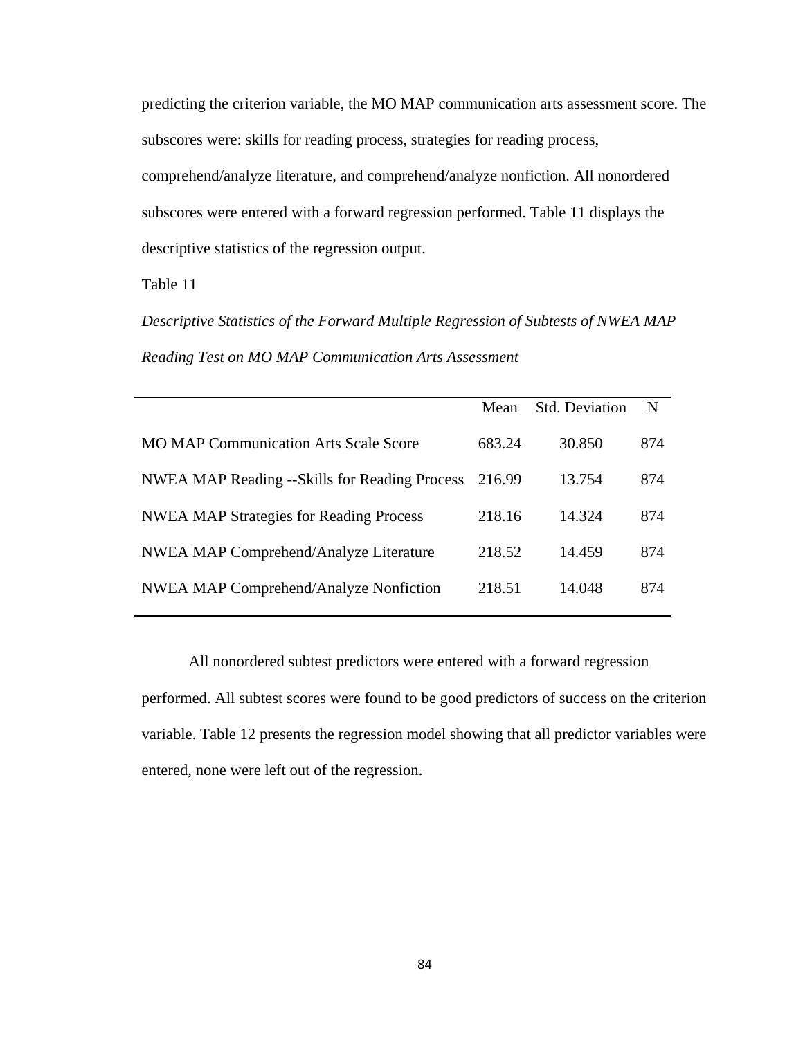predicting the criterion variable, the MO MAP communication arts assessment score. The subscores were: skills for reading process, strategies for reading process, comprehend/analyze literature, and comprehend/analyze nonfiction. All nonordered subscores were entered with a forward regression performed. Table 11 displays the descriptive statistics of the regression output.

Table 11

*Descriptive Statistics of the Forward Multiple Regression of Subtests of NWEA MAP Reading Test on MO MAP Communication Arts Assessment*

| | Mean | Std. Deviation | N |
|---|---|---|---|
| MO MAP Communication Arts Scale Score | 683.24 | 30.850 | 874 |
| NWEA MAP Reading --Skills for Reading Process | 216.99 | 13.754 | 874 |
| NWEA MAP Strategies for Reading Process | 218.16 | 14.324 | 874 |
| NWEA MAP Comprehend/Analyze Literature | 218.52 | 14.459 | 874 |
| NWEA MAP Comprehend/Analyze Nonfiction | 218.51 | 14.048 | 874 |

All nonordered subtest predictors were entered with a forward regression performed. All subtest scores were found to be good predictors of success on the criterion variable. Table 12 presents the regression model showing that all predictor variables were entered, none were left out of the regression.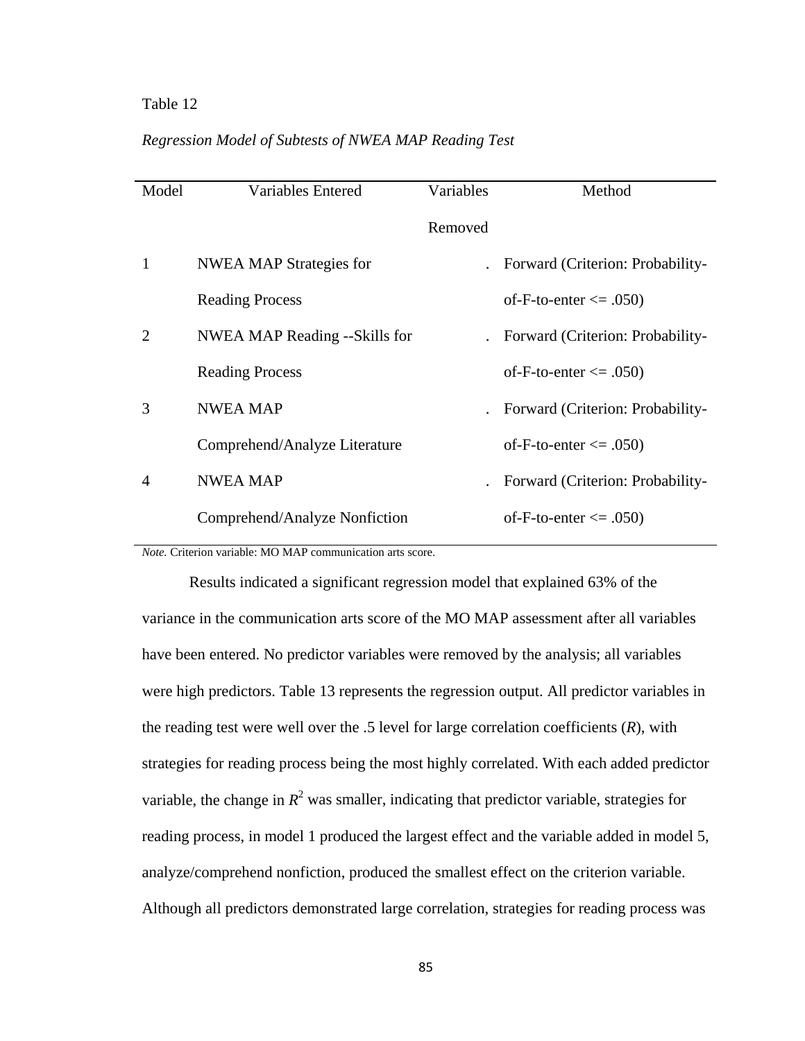Table 12

*Regression Model of Subtests of NWEA MAP Reading Test*

| Model | Variables Entered | Variables Removed | Method |
|---|---|---|---|
| 1 | NWEA MAP Strategies for Reading Process | . | Forward (Criterion: Probability-of-F-to-enter <= .050) |
| 2 | NWEA MAP Reading --Skills for Reading Process | . | Forward (Criterion: Probability-of-F-to-enter <= .050) |
| 3 | NWEA MAP Comprehend/Analyze Literature | . | Forward (Criterion: Probability-of-F-to-enter <= .050) |
| 4 | NWEA MAP Comprehend/Analyze Nonfiction | . | Forward (Criterion: Probability-of-F-to-enter <= .050) |

*Note.* Criterion variable: MO MAP communication arts score.

Results indicated a significant regression model that explained 63% of the variance in the communication arts score of the MO MAP assessment after all variables have been entered. No predictor variables were removed by the analysis; all variables were high predictors. Table 13 represents the regression output. All predictor variables in the reading test were well over the .5 level for large correlation coefficients (*R*), with strategies for reading process being the most highly correlated. With each added predictor variable, the change in $R^2$ was smaller, indicating that predictor variable, strategies for reading process, in model 1 produced the largest effect and the variable added in model 5, analyze/comprehend nonfiction, produced the smallest effect on the criterion variable. Although all predictors demonstrated large correlation, strategies for reading process was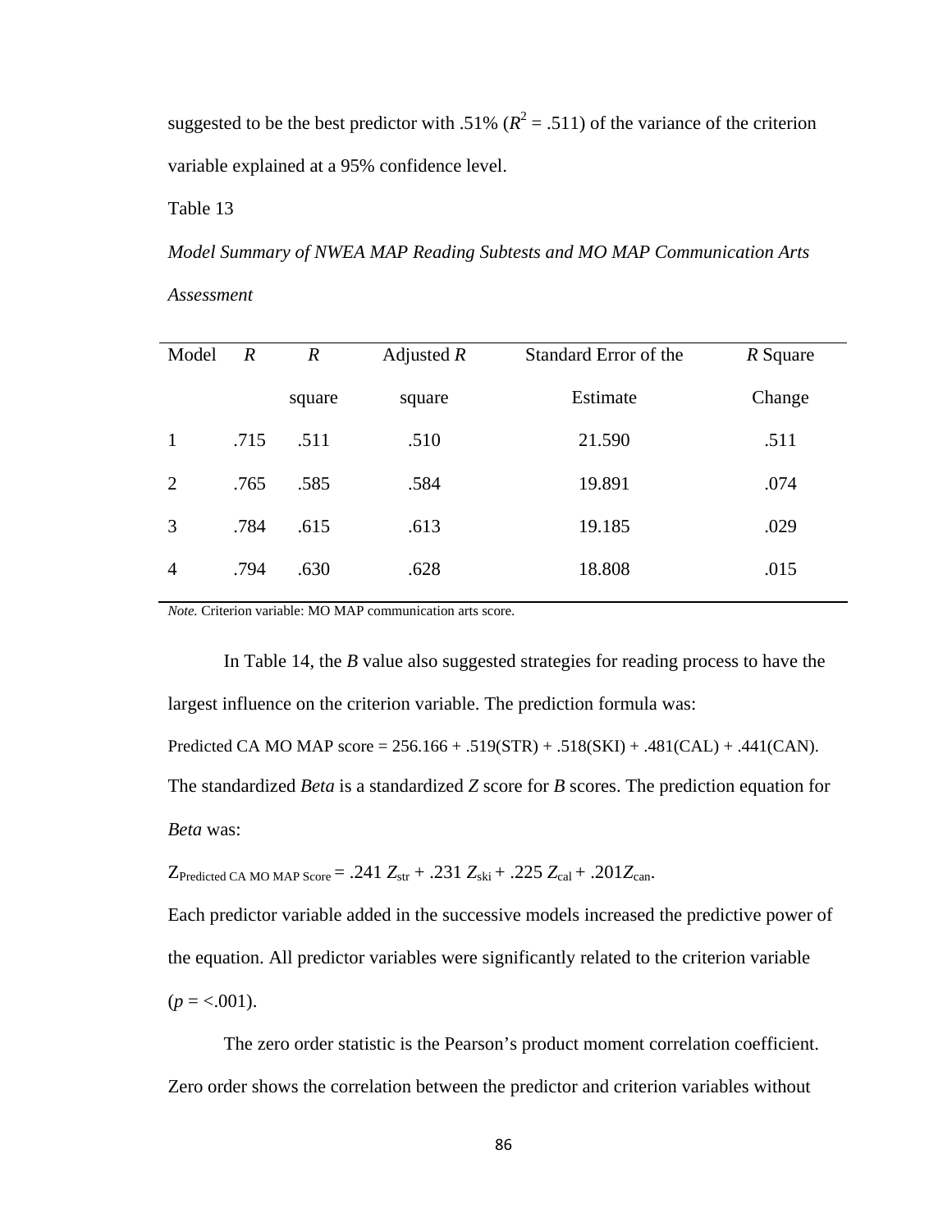suggested to be the best predictor with .51% ($R^2$ = .511) of the variance of the criterion variable explained at a 95% confidence level.

Table 13

*Model Summary of NWEA MAP Reading Subtests and MO MAP Communication Arts Assessment*

| Model | *R* | *R* square | Adjusted *R* square | Standard Error of the Estimate | *R* Square Change |
|---|---|---|---|---|---|
| 1 | .715 | .511 | .510 | 21.590 | .511 |
| 2 | .765 | .585 | .584 | 19.891 | .074 |
| 3 | .784 | .615 | .613 | 19.185 | .029 |
| 4 | .794 | .630 | .628 | 18.808 | .015 |

*Note.* Criterion variable: MO MAP communication arts score.

In Table 14, the *B* value also suggested strategies for reading process to have the largest influence on the criterion variable. The prediction formula was:

Predicted CA MO MAP score = 256.166 + .519(STR) + .518(SKI) + .481(CAL) + .441(CAN).

The standardized *Beta* is a standardized *Z* score for *B* scores. The prediction equation for *Beta* was:

$Z_{\text{Predicted CA MO MAP Score}} = .241\, Z_{str} + .231\, Z_{ski} + .225\, Z_{cal} + .201 Z_{can}$.

Each predictor variable added in the successive models increased the predictive power of the equation. All predictor variables were significantly related to the criterion variable ($p$ = <.001).

The zero order statistic is the Pearson's product moment correlation coefficient. Zero order shows the correlation between the predictor and criterion variables without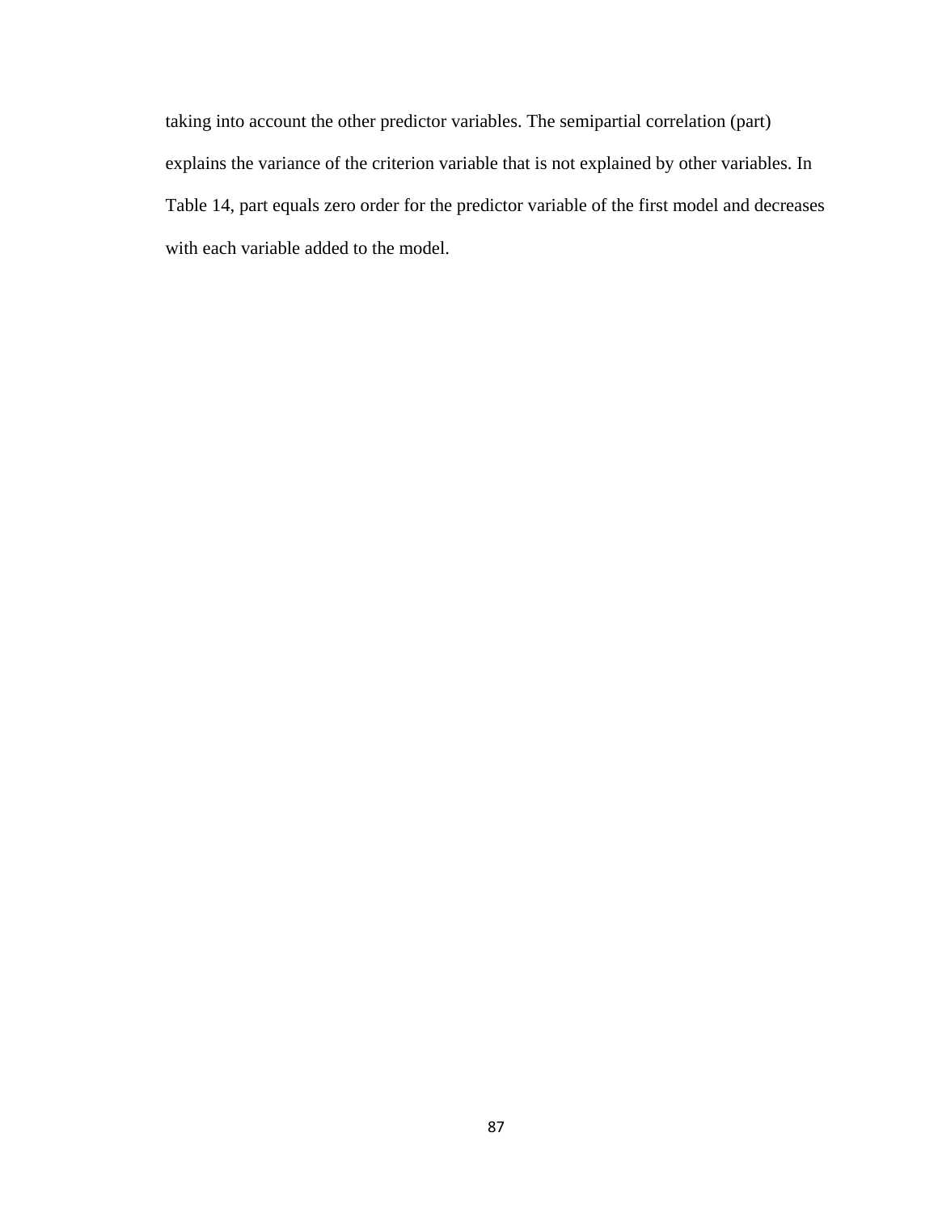taking into account the other predictor variables. The semipartial correlation (part) explains the variance of the criterion variable that is not explained by other variables. In Table 14, part equals zero order for the predictor variable of the first model and decreases with each variable added to the model.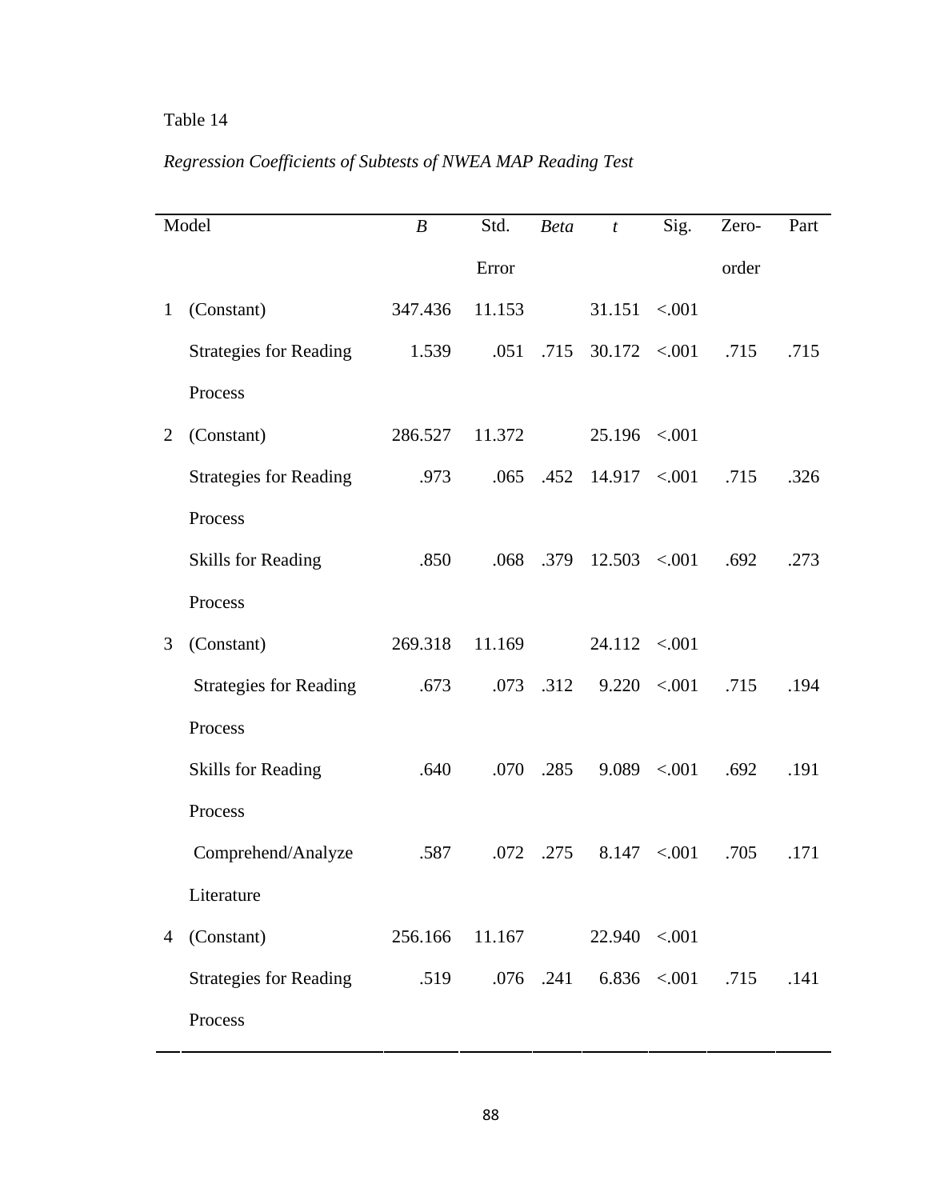Table 14

*Regression Coefficients of Subtests of NWEA MAP Reading Test*

| Model | | *B* | Std. Error | *Beta* | *t* | Sig. | Zero-order | Part |
|---|---|---|---|---|---|---|---|---|
| 1 | (Constant) | 347.436 | 11.153 | | 31.151 | <.001 | | |
| | Strategies for Reading Process | 1.539 | .051 | .715 | 30.172 | <.001 | .715 | .715 |
| 2 | (Constant) | 286.527 | 11.372 | | 25.196 | <.001 | | |
| | Strategies for Reading Process | .973 | .065 | .452 | 14.917 | <.001 | .715 | .326 |
| | Skills for Reading Process | .850 | .068 | .379 | 12.503 | <.001 | .692 | .273 |
| 3 | (Constant) | 269.318 | 11.169 | | 24.112 | <.001 | | |
| | Strategies for Reading Process | .673 | .073 | .312 | 9.220 | <.001 | .715 | .194 |
| | Skills for Reading Process | .640 | .070 | .285 | 9.089 | <.001 | .692 | .191 |
| | Comprehend/Analyze Literature | .587 | .072 | .275 | 8.147 | <.001 | .705 | .171 |
| 4 | (Constant) | 256.166 | 11.167 | | 22.940 | <.001 | | |
| | Strategies for Reading Process | .519 | .076 | .241 | 6.836 | <.001 | .715 | .141 |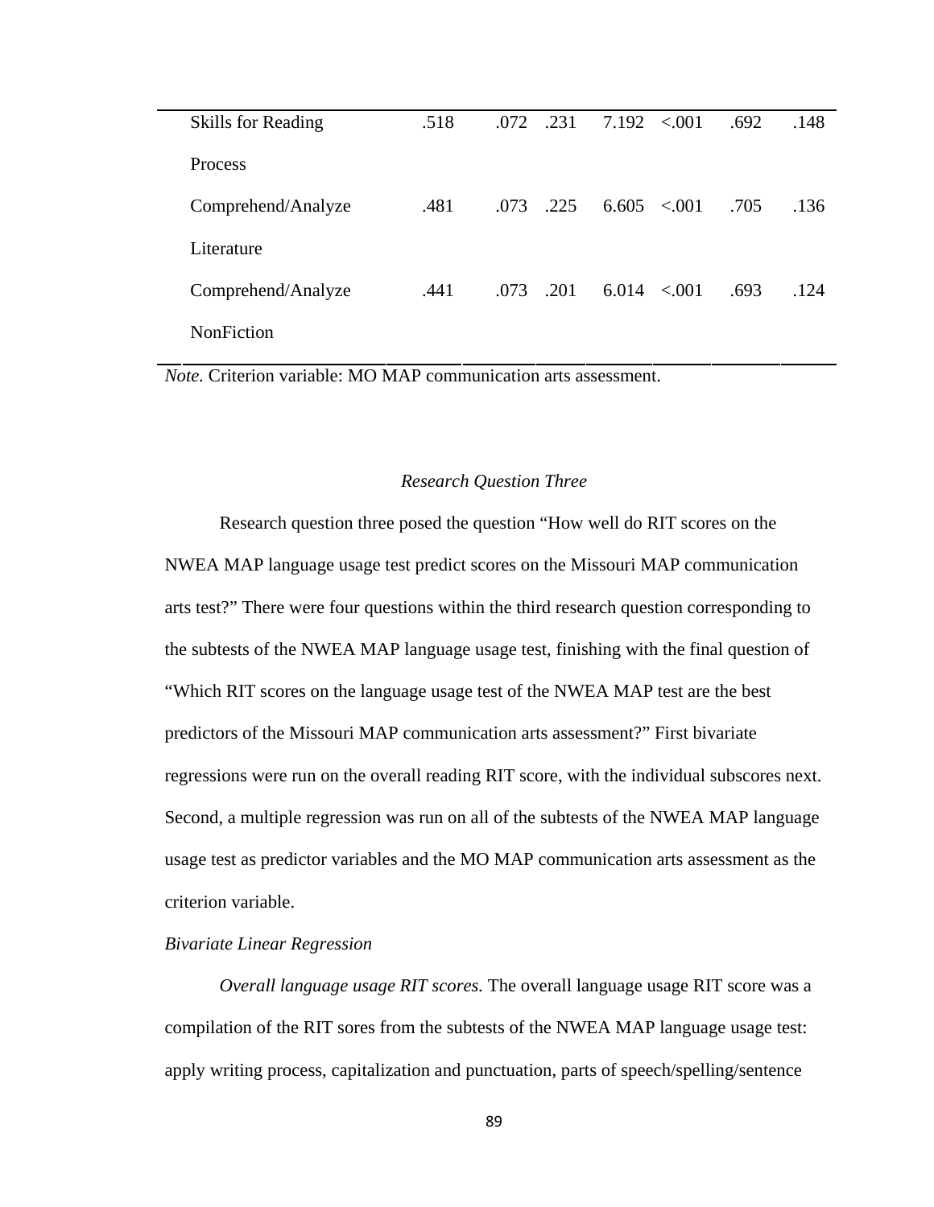| | | | | | | | |
|---|---|---|---|---|---|---|---|
| Skills for Reading Process | .518 | .072 | .231 | 7.192 | <.001 | .692 | .148 |
| Comprehend/Analyze Literature | .481 | .073 | .225 | 6.605 | <.001 | .705 | .136 |
| Comprehend/Analyze NonFiction | .441 | .073 | .201 | 6.014 | <.001 | .693 | .124 |

*Note.* Criterion variable: MO MAP communication arts assessment.

### *Research Question Three*

Research question three posed the question "How well do RIT scores on the NWEA MAP language usage test predict scores on the Missouri MAP communication arts test?" There were four questions within the third research question corresponding to the subtests of the NWEA MAP language usage test, finishing with the final question of "Which RIT scores on the language usage test of the NWEA MAP test are the best predictors of the Missouri MAP communication arts assessment?" First bivariate regressions were run on the overall reading RIT score, with the individual subscores next. Second, a multiple regression was run on all of the subtests of the NWEA MAP language usage test as predictor variables and the MO MAP communication arts assessment as the criterion variable.

#### *Bivariate Linear Regression*

*Overall language usage RIT scores.* The overall language usage RIT score was a compilation of the RIT sores from the subtests of the NWEA MAP language usage test: apply writing process, capitalization and punctuation, parts of speech/spelling/sentence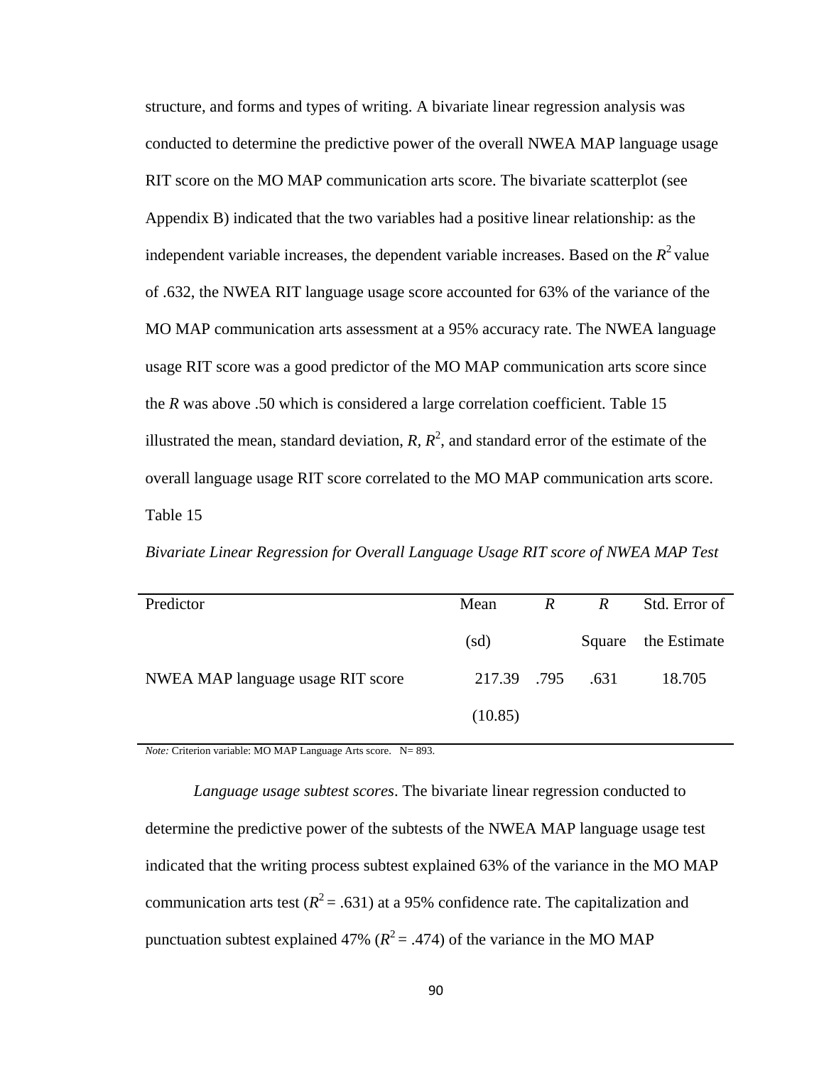structure, and forms and types of writing. A bivariate linear regression analysis was conducted to determine the predictive power of the overall NWEA MAP language usage RIT score on the MO MAP communication arts score. The bivariate scatterplot (see Appendix B) indicated that the two variables had a positive linear relationship: as the independent variable increases, the dependent variable increases. Based on the $R^2$ value of .632, the NWEA RIT language usage score accounted for 63% of the variance of the MO MAP communication arts assessment at a 95% accuracy rate. The NWEA language usage RIT score was a good predictor of the MO MAP communication arts score since the *R* was above .50 which is considered a large correlation coefficient. Table 15 illustrated the mean, standard deviation, *R*, $R^2$, and standard error of the estimate of the overall language usage RIT score correlated to the MO MAP communication arts score.

Table 15

*Bivariate Linear Regression for Overall Language Usage RIT score of NWEA MAP Test*

| Predictor | Mean (sd) | *R* | *R* Square | Std. Error of the Estimate |
|---|---|---|---|---|
| NWEA MAP language usage RIT score | 217.39 (10.85) | .795 | .631 | 18.705 |

*Note:* Criterion variable: MO MAP Language Arts score. N= 893.

*Language usage subtest scores*. The bivariate linear regression conducted to determine the predictive power of the subtests of the NWEA MAP language usage test indicated that the writing process subtest explained 63% of the variance in the MO MAP communication arts test ($R^2$ = .631) at a 95% confidence rate. The capitalization and punctuation subtest explained 47% ($R^2$ = .474) of the variance in the MO MAP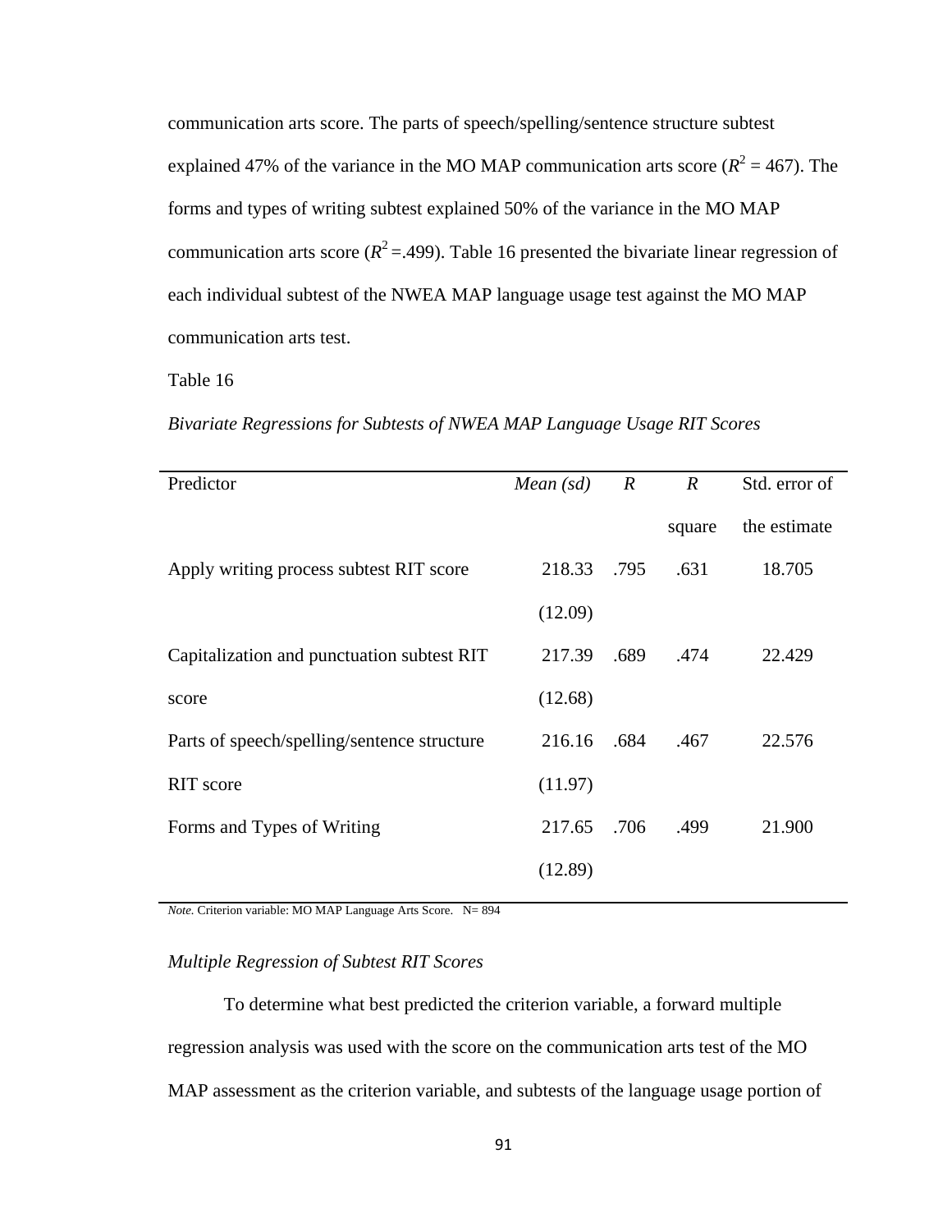communication arts score. The parts of speech/spelling/sentence structure subtest explained 47% of the variance in the MO MAP communication arts score ($R^2$ = 467). The forms and types of writing subtest explained 50% of the variance in the MO MAP communication arts score ($R^2$ =.499). Table 16 presented the bivariate linear regression of each individual subtest of the NWEA MAP language usage test against the MO MAP communication arts test.

Table 16

*Bivariate Regressions for Subtests of NWEA MAP Language Usage RIT Scores*

| Predictor | *Mean (sd)* | *R* | *R* square | Std. error of the estimate |
|---|---|---|---|---|
| Apply writing process subtest RIT score | 218.33 (12.09) | .795 | .631 | 18.705 |
| Capitalization and punctuation subtest RIT score | 217.39 (12.68) | .689 | .474 | 22.429 |
| Parts of speech/spelling/sentence structure RIT score | 216.16 (11.97) | .684 | .467 | 22.576 |
| Forms and Types of Writing | 217.65 (12.89) | .706 | .499 | 21.900 |

*Note.* Criterion variable: MO MAP Language Arts Score. N= 894

*Multiple Regression of Subtest RIT Scores*

To determine what best predicted the criterion variable, a forward multiple regression analysis was used with the score on the communication arts test of the MO MAP assessment as the criterion variable, and subtests of the language usage portion of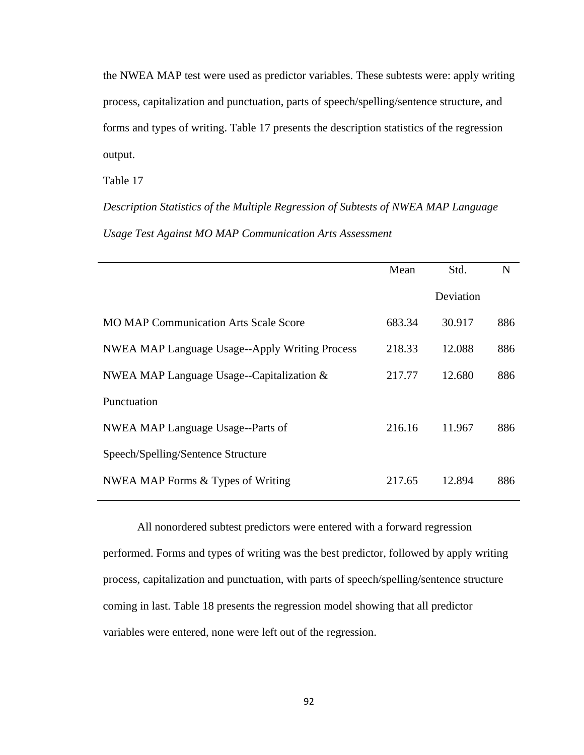the NWEA MAP test were used as predictor variables. These subtests were: apply writing process, capitalization and punctuation, parts of speech/spelling/sentence structure, and forms and types of writing. Table 17 presents the description statistics of the regression output.

Table 17

*Description Statistics of the Multiple Regression of Subtests of NWEA MAP Language Usage Test Against MO MAP Communication Arts Assessment*

| | Mean | Std. Deviation | N |
|---|---|---|---|
| MO MAP Communication Arts Scale Score | 683.34 | 30.917 | 886 |
| NWEA MAP Language Usage--Apply Writing Process | 218.33 | 12.088 | 886 |
| NWEA MAP Language Usage--Capitalization & Punctuation | 217.77 | 12.680 | 886 |
| NWEA MAP Language Usage--Parts of Speech/Spelling/Sentence Structure | 216.16 | 11.967 | 886 |
| NWEA MAP Forms & Types of Writing | 217.65 | 12.894 | 886 |

All nonordered subtest predictors were entered with a forward regression performed. Forms and types of writing was the best predictor, followed by apply writing process, capitalization and punctuation, with parts of speech/spelling/sentence structure coming in last. Table 18 presents the regression model showing that all predictor variables were entered, none were left out of the regression.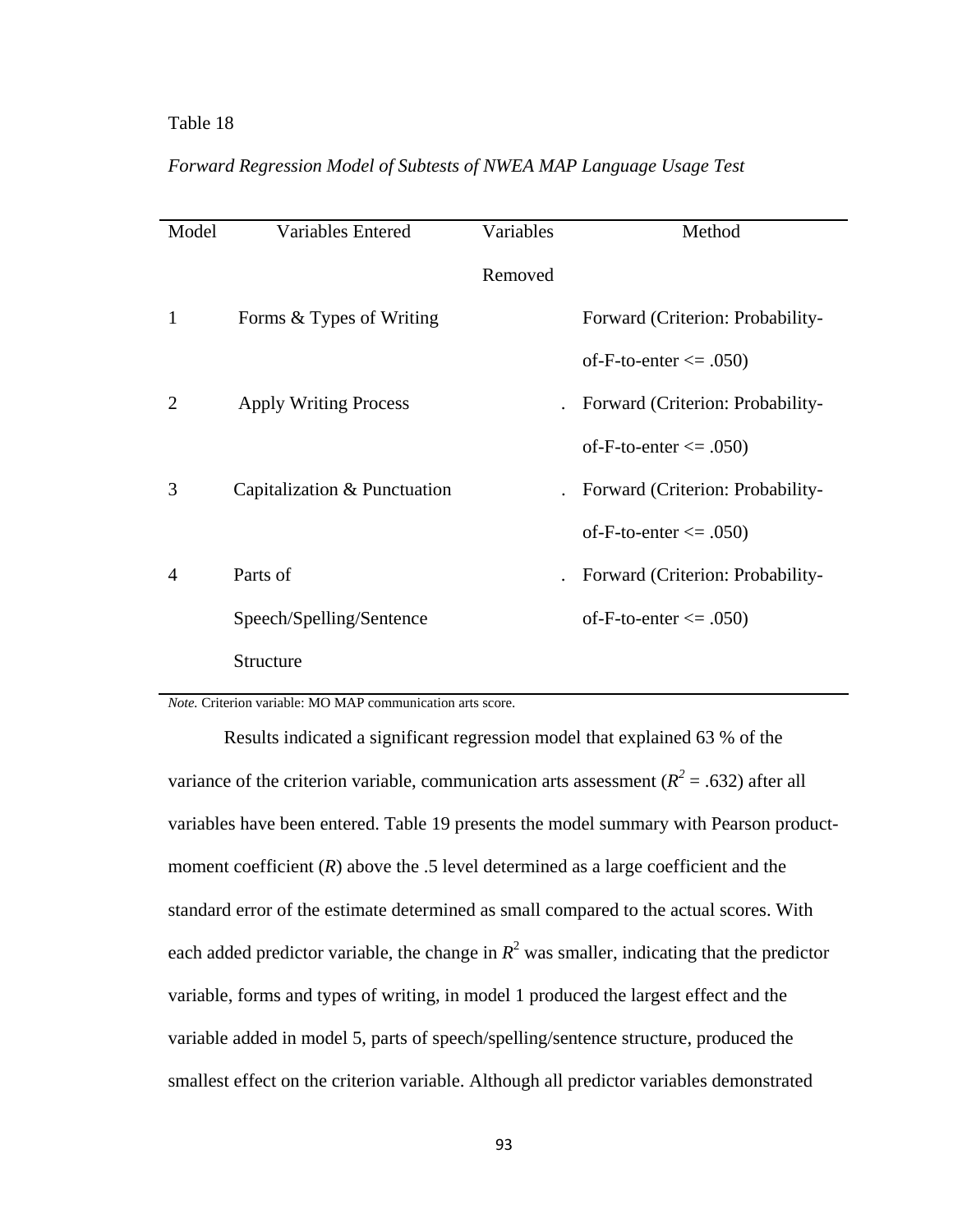Table 18

*Forward Regression Model of Subtests of NWEA MAP Language Usage Test*

| Model | Variables Entered | Variables Removed | Method |
|---|---|---|---|
| 1 | Forms & Types of Writing | | Forward (Criterion: Probability-of-F-to-enter <= .050) |
| 2 | Apply Writing Process | . | Forward (Criterion: Probability-of-F-to-enter <= .050) |
| 3 | Capitalization & Punctuation | . | Forward (Criterion: Probability-of-F-to-enter <= .050) |
| 4 | Parts of Speech/Spelling/Sentence Structure | . | Forward (Criterion: Probability-of-F-to-enter <= .050) |

*Note.* Criterion variable: MO MAP communication arts score.

Results indicated a significant regression model that explained 63 % of the variance of the criterion variable, communication arts assessment ($R^2$ = .632) after all variables have been entered. Table 19 presents the model summary with Pearson product-moment coefficient (*R*) above the .5 level determined as a large coefficient and the standard error of the estimate determined as small compared to the actual scores. With each added predictor variable, the change in $R^2$ was smaller, indicating that the predictor variable, forms and types of writing, in model 1 produced the largest effect and the variable added in model 5, parts of speech/spelling/sentence structure, produced the smallest effect on the criterion variable. Although all predictor variables demonstrated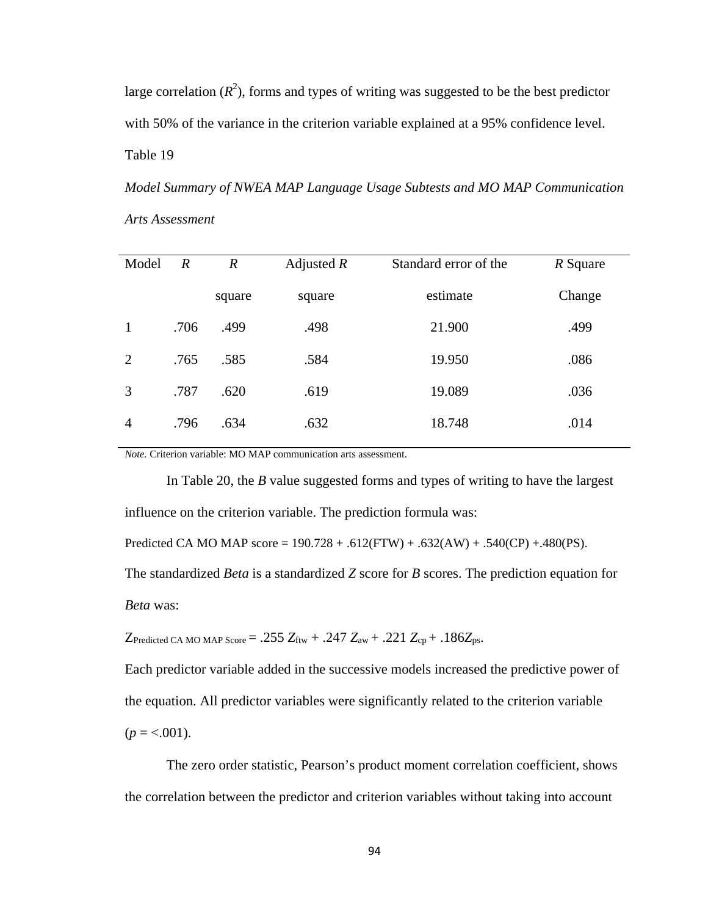large correlation ($R^2$), forms and types of writing was suggested to be the best predictor with 50% of the variance in the criterion variable explained at a 95% confidence level.

Table 19

*Model Summary of NWEA MAP Language Usage Subtests and MO MAP Communication Arts Assessment*

| Model | *R* | *R* square | Adjusted *R* square | Standard error of the estimate | *R* Square Change |
|---|---|---|---|---|---|
| 1 | .706 | .499 | .498 | 21.900 | .499 |
| 2 | .765 | .585 | .584 | 19.950 | .086 |
| 3 | .787 | .620 | .619 | 19.089 | .036 |
| 4 | .796 | .634 | .632 | 18.748 | .014 |

*Note.* Criterion variable: MO MAP communication arts assessment.

In Table 20, the *B* value suggested forms and types of writing to have the largest influence on the criterion variable. The prediction formula was:

Predicted CA MO MAP score = 190.728 + .612(FTW) + .632(AW) + .540(CP) +.480(PS).

The standardized *Beta* is a standardized *Z* score for *B* scores. The prediction equation for *Beta* was:

$Z_{\text{Predicted CA MO MAP Score}} = .255\ Z_{ftw} + .247\ Z_{aw} + .221\ Z_{cp} + .186 Z_{ps}$.

Each predictor variable added in the successive models increased the predictive power of the equation. All predictor variables were significantly related to the criterion variable ($p$ = <.001).

The zero order statistic, Pearson's product moment correlation coefficient, shows the correlation between the predictor and criterion variables without taking into account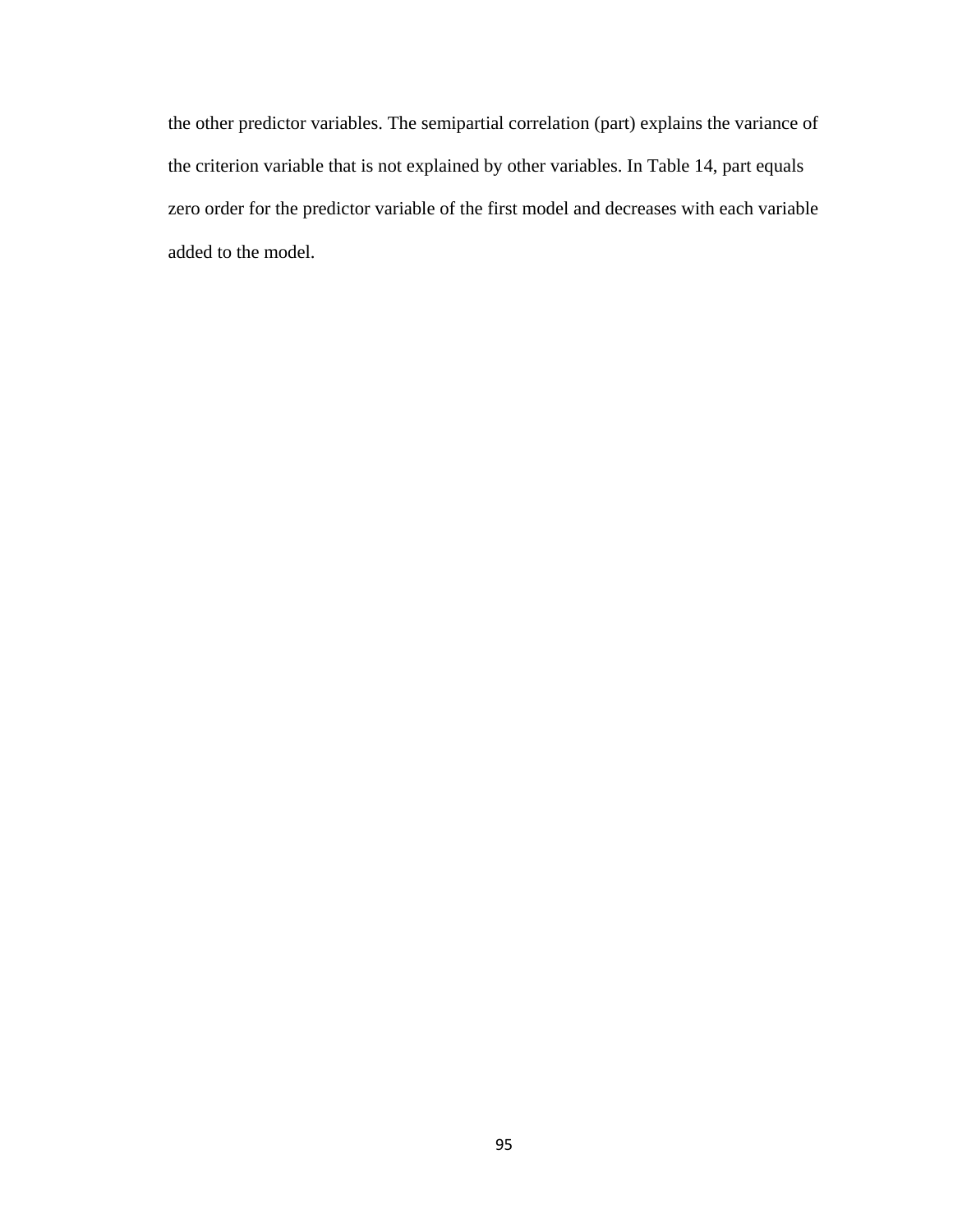the other predictor variables. The semipartial correlation (part) explains the variance of the criterion variable that is not explained by other variables. In Table 14, part equals zero order for the predictor variable of the first model and decreases with each variable added to the model.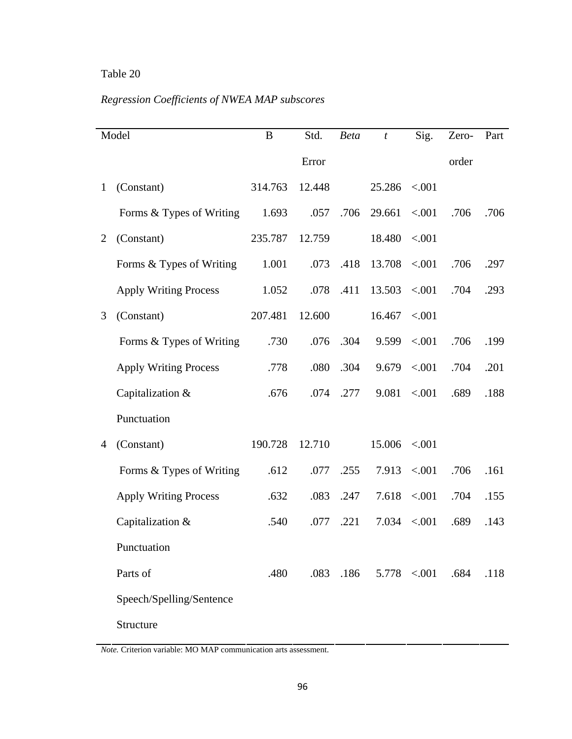Table 20

*Regression Coefficients of NWEA MAP subscores*

| Model | | B | Std. Error | *Beta* | *t* | Sig. | Zero-order | Part |
|---|---|---|---|---|---|---|---|---|
| 1 | (Constant) | 314.763 | 12.448 | | 25.286 | <.001 | | |
| | Forms & Types of Writing | 1.693 | .057 | .706 | 29.661 | <.001 | .706 | .706 |
| 2 | (Constant) | 235.787 | 12.759 | | 18.480 | <.001 | | |
| | Forms & Types of Writing | 1.001 | .073 | .418 | 13.708 | <.001 | .706 | .297 |
| | Apply Writing Process | 1.052 | .078 | .411 | 13.503 | <.001 | .704 | .293 |
| 3 | (Constant) | 207.481 | 12.600 | | 16.467 | <.001 | | |
| | Forms & Types of Writing | .730 | .076 | .304 | 9.599 | <.001 | .706 | .199 |
| | Apply Writing Process | .778 | .080 | .304 | 9.679 | <.001 | .704 | .201 |
| | Capitalization & Punctuation | .676 | .074 | .277 | 9.081 | <.001 | .689 | .188 |
| 4 | (Constant) | 190.728 | 12.710 | | 15.006 | <.001 | | |
| | Forms & Types of Writing | .612 | .077 | .255 | 7.913 | <.001 | .706 | .161 |
| | Apply Writing Process | .632 | .083 | .247 | 7.618 | <.001 | .704 | .155 |
| | Capitalization & Punctuation | .540 | .077 | .221 | 7.034 | <.001 | .689 | .143 |
| | Parts of Speech/Spelling/Sentence Structure | .480 | .083 | .186 | 5.778 | <.001 | .684 | .118 |

*Note.* Criterion variable: MO MAP communication arts assessment.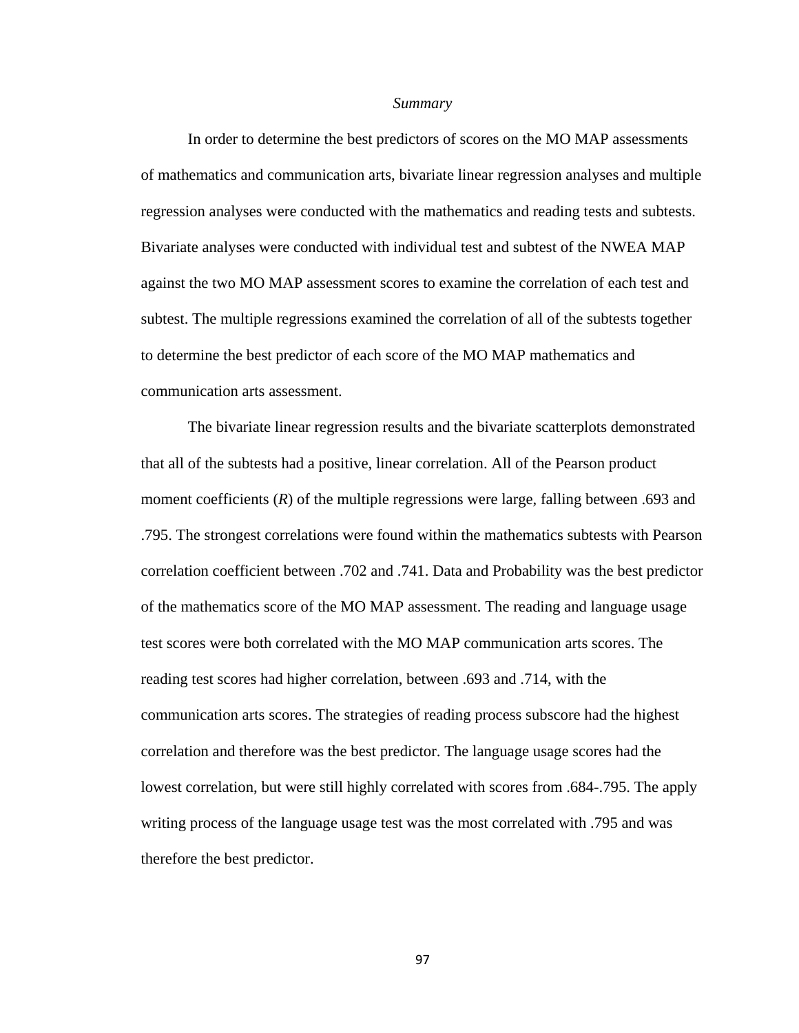*Summary*

In order to determine the best predictors of scores on the MO MAP assessments of mathematics and communication arts, bivariate linear regression analyses and multiple regression analyses were conducted with the mathematics and reading tests and subtests. Bivariate analyses were conducted with individual test and subtest of the NWEA MAP against the two MO MAP assessment scores to examine the correlation of each test and subtest. The multiple regressions examined the correlation of all of the subtests together to determine the best predictor of each score of the MO MAP mathematics and communication arts assessment.

The bivariate linear regression results and the bivariate scatterplots demonstrated that all of the subtests had a positive, linear correlation. All of the Pearson product moment coefficients ($R$) of the multiple regressions were large, falling between .693 and .795. The strongest correlations were found within the mathematics subtests with Pearson correlation coefficient between .702 and .741. Data and Probability was the best predictor of the mathematics score of the MO MAP assessment. The reading and language usage test scores were both correlated with the MO MAP communication arts scores. The reading test scores had higher correlation, between .693 and .714, with the communication arts scores. The strategies of reading process subscore had the highest correlation and therefore was the best predictor. The language usage scores had the lowest correlation, but were still highly correlated with scores from .684-.795. The apply writing process of the language usage test was the most correlated with .795 and was therefore the best predictor.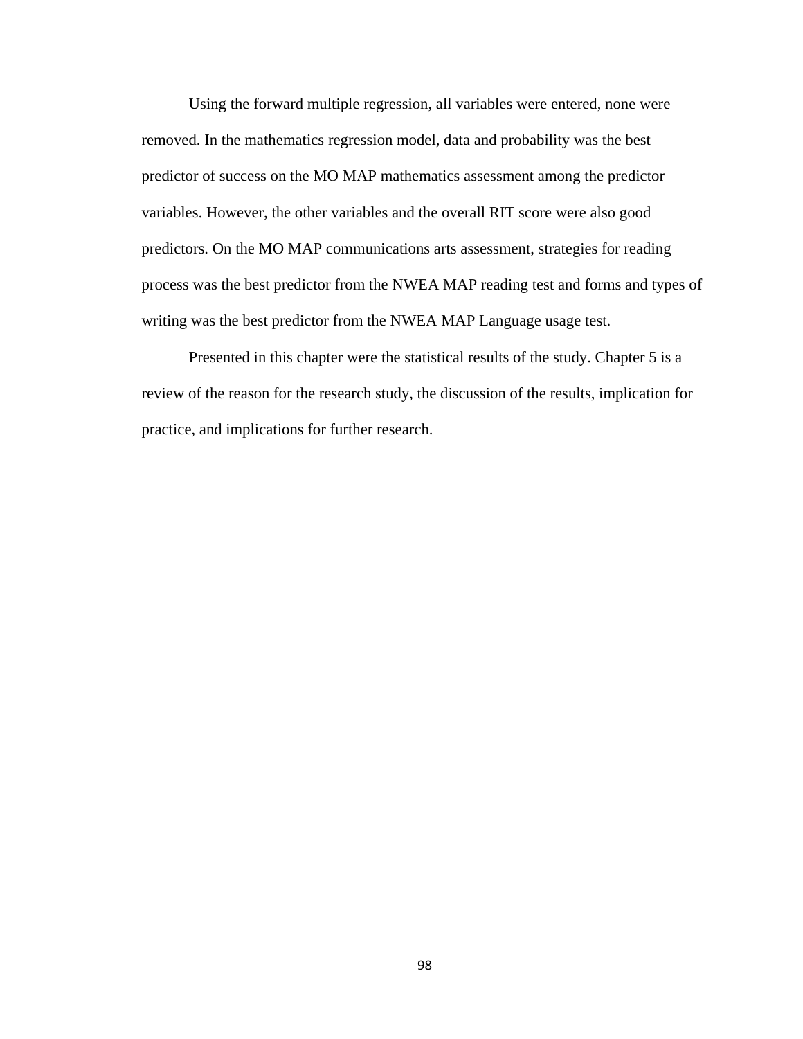Using the forward multiple regression, all variables were entered, none were removed. In the mathematics regression model, data and probability was the best predictor of success on the MO MAP mathematics assessment among the predictor variables. However, the other variables and the overall RIT score were also good predictors. On the MO MAP communications arts assessment, strategies for reading process was the best predictor from the NWEA MAP reading test and forms and types of writing was the best predictor from the NWEA MAP Language usage test.

Presented in this chapter were the statistical results of the study. Chapter 5 is a review of the reason for the research study, the discussion of the results, implication for practice, and implications for further research.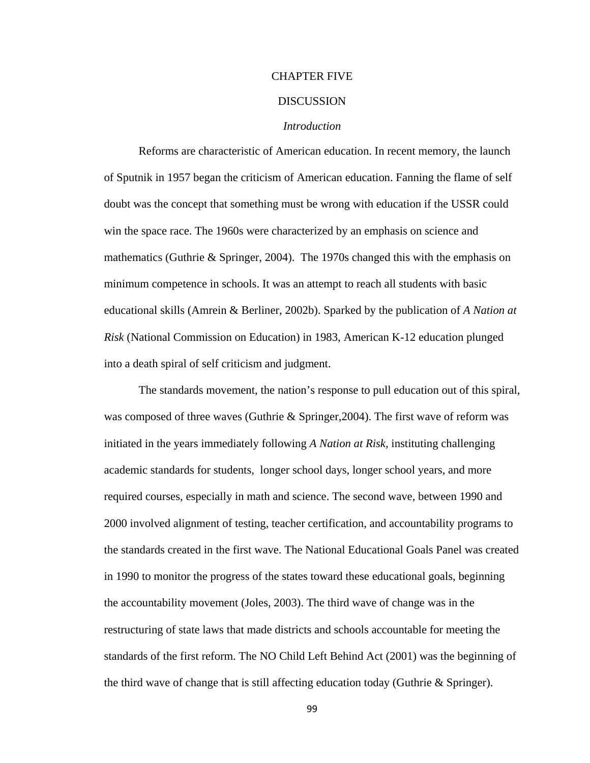# CHAPTER FIVE

# DISCUSSION

## *Introduction*

Reforms are characteristic of American education. In recent memory, the launch of Sputnik in 1957 began the criticism of American education. Fanning the flame of self doubt was the concept that something must be wrong with education if the USSR could win the space race. The 1960s were characterized by an emphasis on science and mathematics (Guthrie & Springer, 2004). The 1970s changed this with the emphasis on minimum competence in schools. It was an attempt to reach all students with basic educational skills (Amrein & Berliner, 2002b). Sparked by the publication of *A Nation at Risk* (National Commission on Education) in 1983, American K-12 education plunged into a death spiral of self criticism and judgment.

The standards movement, the nation's response to pull education out of this spiral, was composed of three waves (Guthrie & Springer,2004). The first wave of reform was initiated in the years immediately following *A Nation at Risk*, instituting challenging academic standards for students, longer school days, longer school years, and more required courses, especially in math and science. The second wave, between 1990 and 2000 involved alignment of testing, teacher certification, and accountability programs to the standards created in the first wave. The National Educational Goals Panel was created in 1990 to monitor the progress of the states toward these educational goals, beginning the accountability movement (Joles, 2003). The third wave of change was in the restructuring of state laws that made districts and schools accountable for meeting the standards of the first reform. The NO Child Left Behind Act (2001) was the beginning of the third wave of change that is still affecting education today (Guthrie & Springer).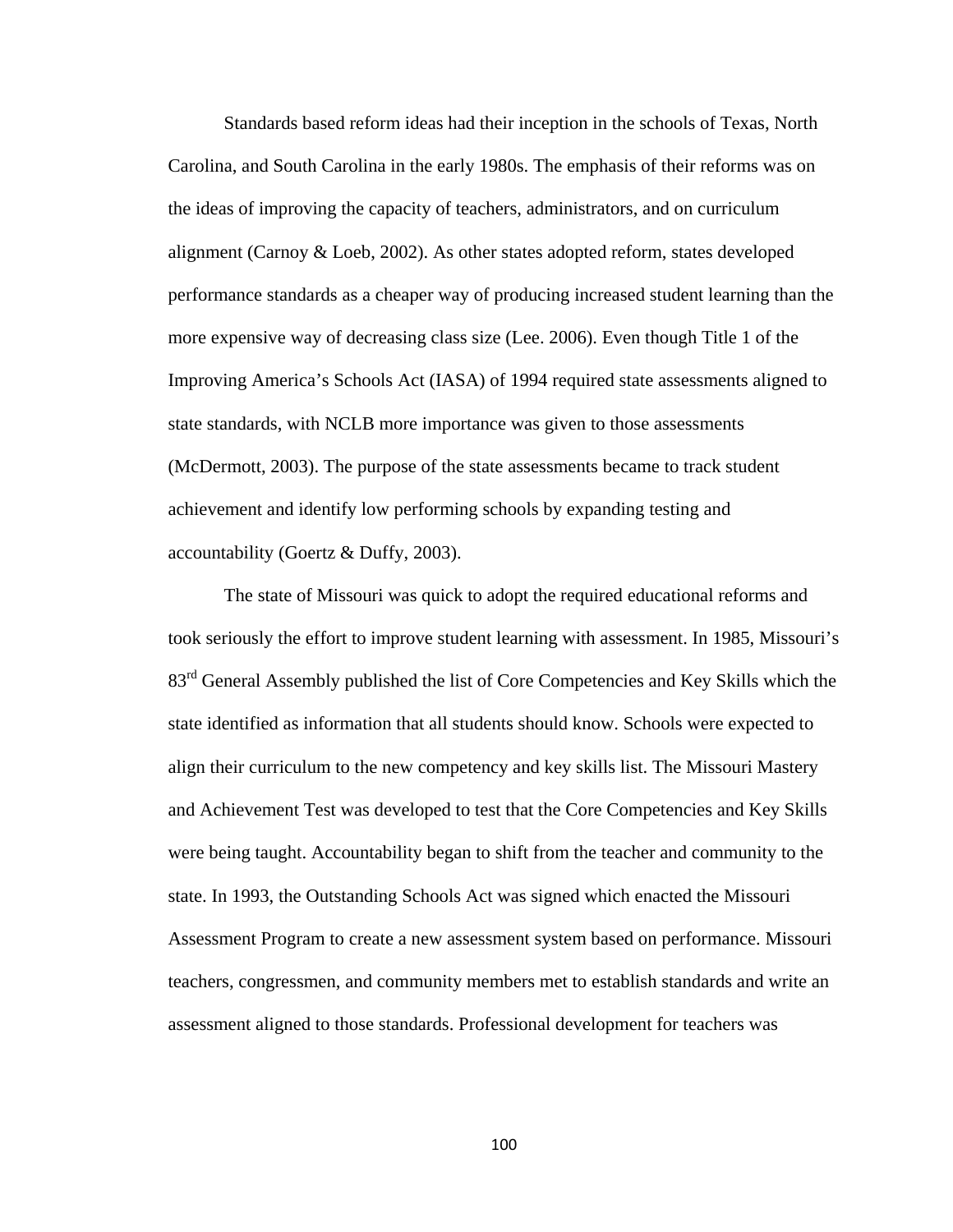Standards based reform ideas had their inception in the schools of Texas, North Carolina, and South Carolina in the early 1980s. The emphasis of their reforms was on the ideas of improving the capacity of teachers, administrators, and on curriculum alignment (Carnoy & Loeb, 2002). As other states adopted reform, states developed performance standards as a cheaper way of producing increased student learning than the more expensive way of decreasing class size (Lee. 2006). Even though Title 1 of the Improving America's Schools Act (IASA) of 1994 required state assessments aligned to state standards, with NCLB more importance was given to those assessments (McDermott, 2003). The purpose of the state assessments became to track student achievement and identify low performing schools by expanding testing and accountability (Goertz & Duffy, 2003).

The state of Missouri was quick to adopt the required educational reforms and took seriously the effort to improve student learning with assessment. In 1985, Missouri's 83rd General Assembly published the list of Core Competencies and Key Skills which the state identified as information that all students should know. Schools were expected to align their curriculum to the new competency and key skills list. The Missouri Mastery and Achievement Test was developed to test that the Core Competencies and Key Skills were being taught. Accountability began to shift from the teacher and community to the state. In 1993, the Outstanding Schools Act was signed which enacted the Missouri Assessment Program to create a new assessment system based on performance. Missouri teachers, congressmen, and community members met to establish standards and write an assessment aligned to those standards. Professional development for teachers was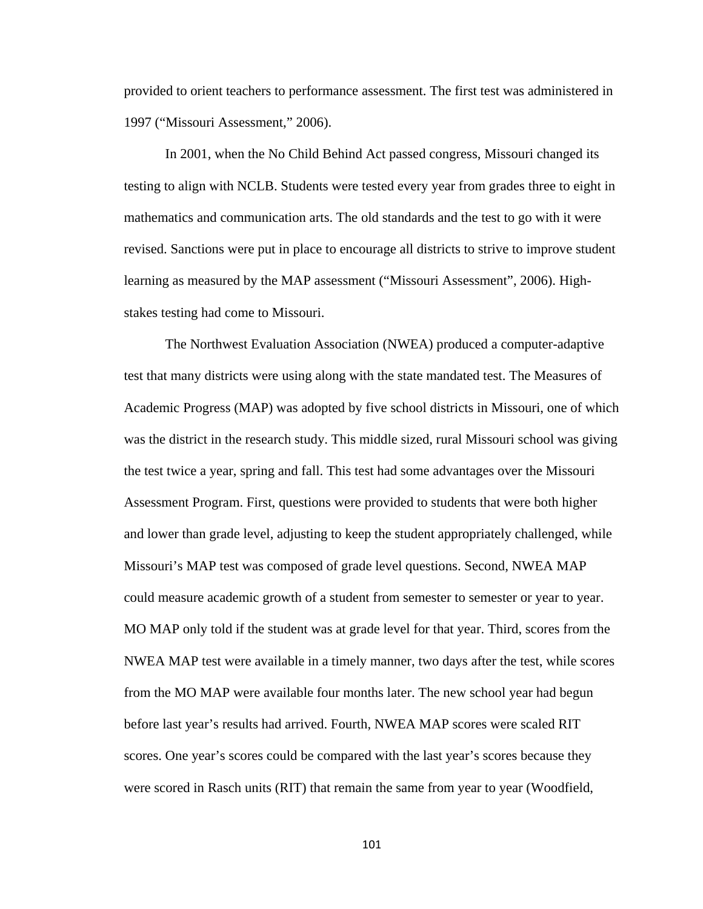provided to orient teachers to performance assessment. The first test was administered in 1997 (“Missouri Assessment,” 2006).

In 2001, when the No Child Behind Act passed congress, Missouri changed its testing to align with NCLB. Students were tested every year from grades three to eight in mathematics and communication arts. The old standards and the test to go with it were revised. Sanctions were put in place to encourage all districts to strive to improve student learning as measured by the MAP assessment (“Missouri Assessment”, 2006). High-stakes testing had come to Missouri.

The Northwest Evaluation Association (NWEA) produced a computer-adaptive test that many districts were using along with the state mandated test. The Measures of Academic Progress (MAP) was adopted by five school districts in Missouri, one of which was the district in the research study. This middle sized, rural Missouri school was giving the test twice a year, spring and fall. This test had some advantages over the Missouri Assessment Program. First, questions were provided to students that were both higher and lower than grade level, adjusting to keep the student appropriately challenged, while Missouri’s MAP test was composed of grade level questions. Second, NWEA MAP could measure academic growth of a student from semester to semester or year to year. MO MAP only told if the student was at grade level for that year. Third, scores from the NWEA MAP test were available in a timely manner, two days after the test, while scores from the MO MAP were available four months later. The new school year had begun before last year’s results had arrived. Fourth, NWEA MAP scores were scaled RIT scores. One year’s scores could be compared with the last year’s scores because they were scored in Rasch units (RIT) that remain the same from year to year (Woodfield,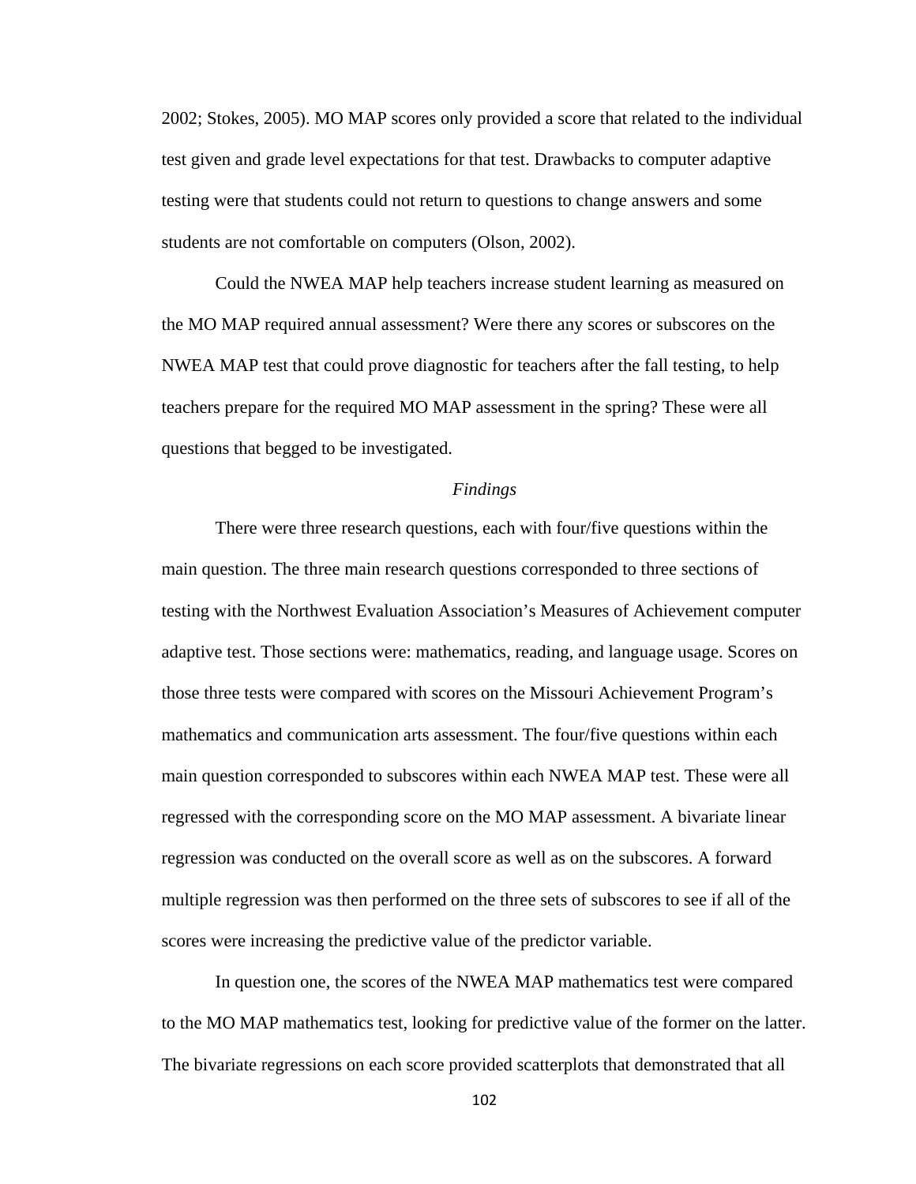2002; Stokes, 2005). MO MAP scores only provided a score that related to the individual test given and grade level expectations for that test. Drawbacks to computer adaptive testing were that students could not return to questions to change answers and some students are not comfortable on computers (Olson, 2002).

Could the NWEA MAP help teachers increase student learning as measured on the MO MAP required annual assessment? Were there any scores or subscores on the NWEA MAP test that could prove diagnostic for teachers after the fall testing, to help teachers prepare for the required MO MAP assessment in the spring? These were all questions that begged to be investigated.

### *Findings*

There were three research questions, each with four/five questions within the main question. The three main research questions corresponded to three sections of testing with the Northwest Evaluation Association's Measures of Achievement computer adaptive test. Those sections were: mathematics, reading, and language usage. Scores on those three tests were compared with scores on the Missouri Achievement Program's mathematics and communication arts assessment. The four/five questions within each main question corresponded to subscores within each NWEA MAP test. These were all regressed with the corresponding score on the MO MAP assessment. A bivariate linear regression was conducted on the overall score as well as on the subscores. A forward multiple regression was then performed on the three sets of subscores to see if all of the scores were increasing the predictive value of the predictor variable.

In question one, the scores of the NWEA MAP mathematics test were compared to the MO MAP mathematics test, looking for predictive value of the former on the latter. The bivariate regressions on each score provided scatterplots that demonstrated that all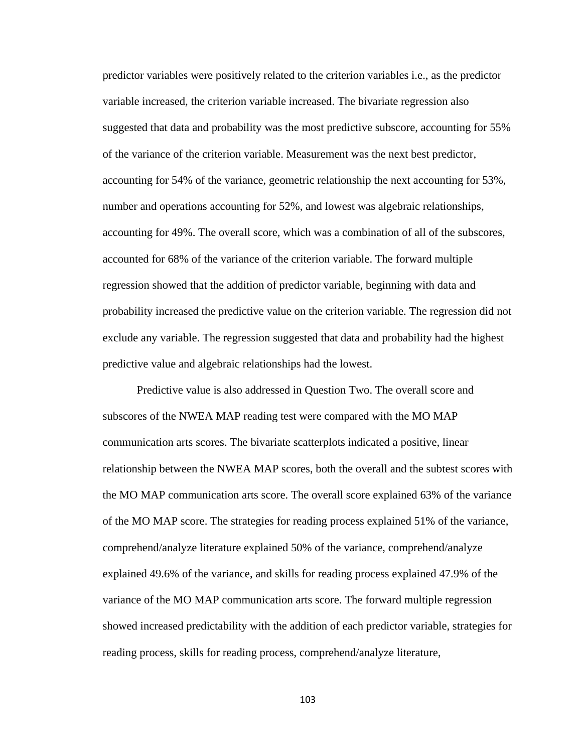predictor variables were positively related to the criterion variables i.e., as the predictor variable increased, the criterion variable increased. The bivariate regression also suggested that data and probability was the most predictive subscore, accounting for 55% of the variance of the criterion variable. Measurement was the next best predictor, accounting for 54% of the variance, geometric relationship the next accounting for 53%, number and operations accounting for 52%, and lowest was algebraic relationships, accounting for 49%. The overall score, which was a combination of all of the subscores, accounted for 68% of the variance of the criterion variable. The forward multiple regression showed that the addition of predictor variable, beginning with data and probability increased the predictive value on the criterion variable. The regression did not exclude any variable. The regression suggested that data and probability had the highest predictive value and algebraic relationships had the lowest.

Predictive value is also addressed in Question Two. The overall score and subscores of the NWEA MAP reading test were compared with the MO MAP communication arts scores. The bivariate scatterplots indicated a positive, linear relationship between the NWEA MAP scores, both the overall and the subtest scores with the MO MAP communication arts score. The overall score explained 63% of the variance of the MO MAP score. The strategies for reading process explained 51% of the variance, comprehend/analyze literature explained 50% of the variance, comprehend/analyze explained 49.6% of the variance, and skills for reading process explained 47.9% of the variance of the MO MAP communication arts score. The forward multiple regression showed increased predictability with the addition of each predictor variable, strategies for reading process, skills for reading process, comprehend/analyze literature,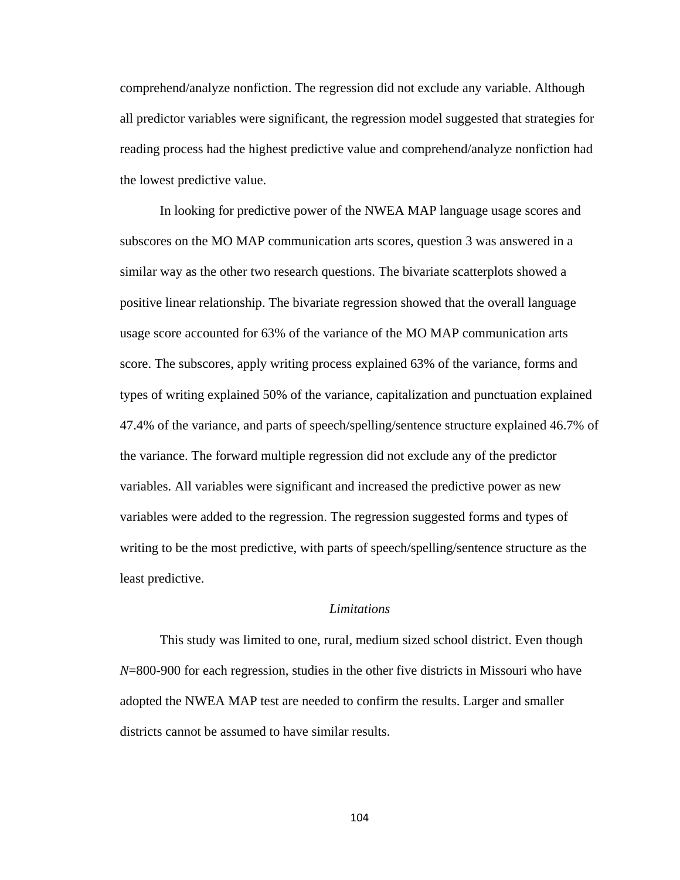comprehend/analyze nonfiction. The regression did not exclude any variable. Although all predictor variables were significant, the regression model suggested that strategies for reading process had the highest predictive value and comprehend/analyze nonfiction had the lowest predictive value.

In looking for predictive power of the NWEA MAP language usage scores and subscores on the MO MAP communication arts scores, question 3 was answered in a similar way as the other two research questions. The bivariate scatterplots showed a positive linear relationship. The bivariate regression showed that the overall language usage score accounted for 63% of the variance of the MO MAP communication arts score. The subscores, apply writing process explained 63% of the variance, forms and types of writing explained 50% of the variance, capitalization and punctuation explained 47.4% of the variance, and parts of speech/spelling/sentence structure explained 46.7% of the variance. The forward multiple regression did not exclude any of the predictor variables. All variables were significant and increased the predictive power as new variables were added to the regression. The regression suggested forms and types of writing to be the most predictive, with parts of speech/spelling/sentence structure as the least predictive.

### *Limitations*

This study was limited to one, rural, medium sized school district. Even though $N$=800-900 for each regression, studies in the other five districts in Missouri who have adopted the NWEA MAP test are needed to confirm the results. Larger and smaller districts cannot be assumed to have similar results.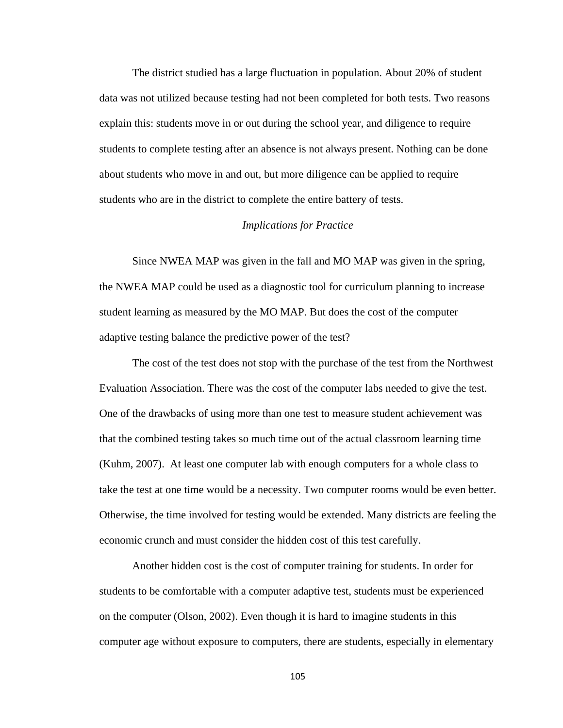The district studied has a large fluctuation in population. About 20% of student data was not utilized because testing had not been completed for both tests. Two reasons explain this: students move in or out during the school year, and diligence to require students to complete testing after an absence is not always present. Nothing can be done about students who move in and out, but more diligence can be applied to require students who are in the district to complete the entire battery of tests.

### *Implications for Practice*

Since NWEA MAP was given in the fall and MO MAP was given in the spring, the NWEA MAP could be used as a diagnostic tool for curriculum planning to increase student learning as measured by the MO MAP. But does the cost of the computer adaptive testing balance the predictive power of the test?

The cost of the test does not stop with the purchase of the test from the Northwest Evaluation Association. There was the cost of the computer labs needed to give the test. One of the drawbacks of using more than one test to measure student achievement was that the combined testing takes so much time out of the actual classroom learning time (Kuhm, 2007). At least one computer lab with enough computers for a whole class to take the test at one time would be a necessity. Two computer rooms would be even better. Otherwise, the time involved for testing would be extended. Many districts are feeling the economic crunch and must consider the hidden cost of this test carefully.

Another hidden cost is the cost of computer training for students. In order for students to be comfortable with a computer adaptive test, students must be experienced on the computer (Olson, 2002). Even though it is hard to imagine students in this computer age without exposure to computers, there are students, especially in elementary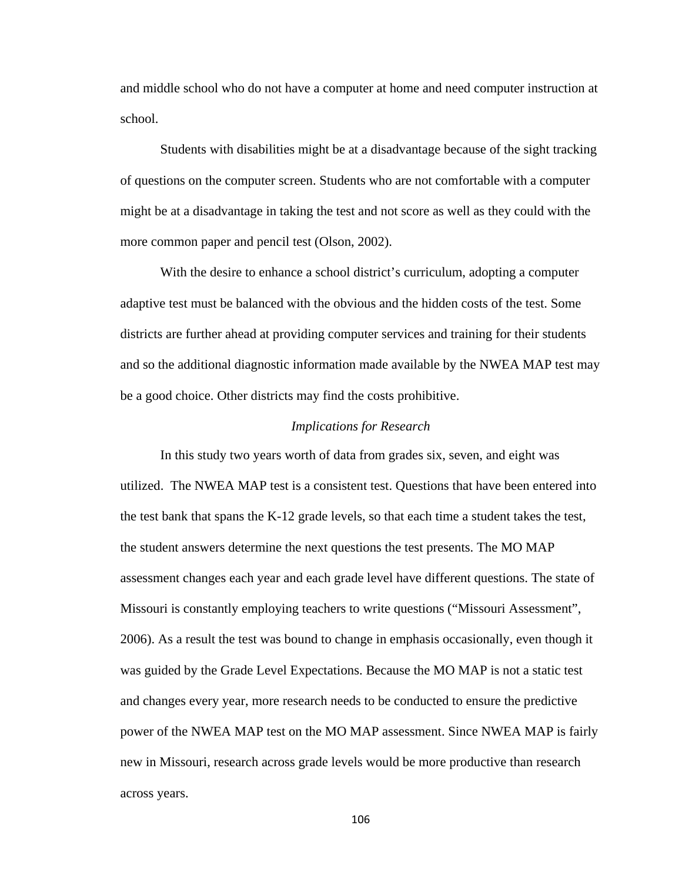and middle school who do not have a computer at home and need computer instruction at school.

Students with disabilities might be at a disadvantage because of the sight tracking of questions on the computer screen. Students who are not comfortable with a computer might be at a disadvantage in taking the test and not score as well as they could with the more common paper and pencil test (Olson, 2002).

With the desire to enhance a school district's curriculum, adopting a computer adaptive test must be balanced with the obvious and the hidden costs of the test. Some districts are further ahead at providing computer services and training for their students and so the additional diagnostic information made available by the NWEA MAP test may be a good choice. Other districts may find the costs prohibitive.

### *Implications for Research*

In this study two years worth of data from grades six, seven, and eight was utilized. The NWEA MAP test is a consistent test. Questions that have been entered into the test bank that spans the K-12 grade levels, so that each time a student takes the test, the student answers determine the next questions the test presents. The MO MAP assessment changes each year and each grade level have different questions. The state of Missouri is constantly employing teachers to write questions ("Missouri Assessment", 2006). As a result the test was bound to change in emphasis occasionally, even though it was guided by the Grade Level Expectations. Because the MO MAP is not a static test and changes every year, more research needs to be conducted to ensure the predictive power of the NWEA MAP test on the MO MAP assessment. Since NWEA MAP is fairly new in Missouri, research across grade levels would be more productive than research across years.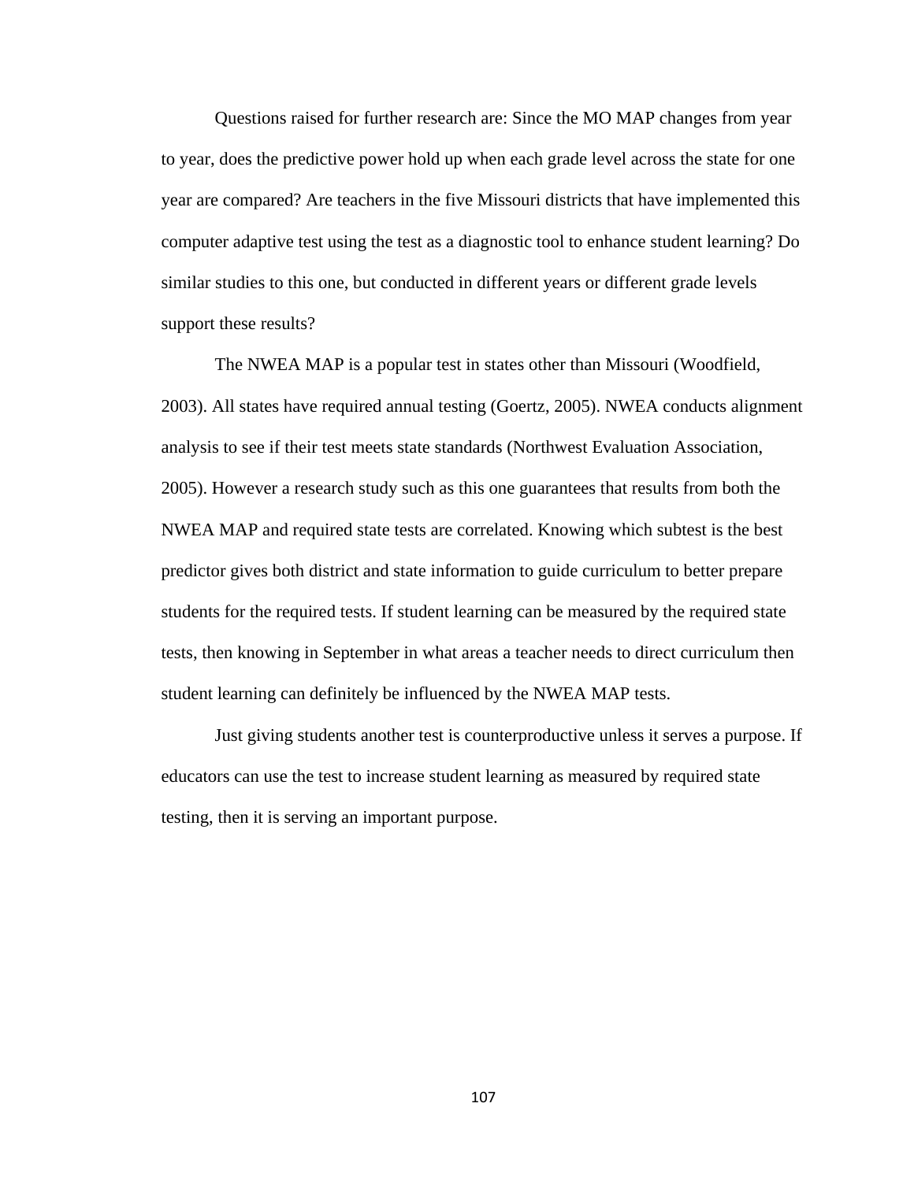Questions raised for further research are: Since the MO MAP changes from year to year, does the predictive power hold up when each grade level across the state for one year are compared? Are teachers in the five Missouri districts that have implemented this computer adaptive test using the test as a diagnostic tool to enhance student learning? Do similar studies to this one, but conducted in different years or different grade levels support these results?

The NWEA MAP is a popular test in states other than Missouri (Woodfield, 2003). All states have required annual testing (Goertz, 2005). NWEA conducts alignment analysis to see if their test meets state standards (Northwest Evaluation Association, 2005). However a research study such as this one guarantees that results from both the NWEA MAP and required state tests are correlated. Knowing which subtest is the best predictor gives both district and state information to guide curriculum to better prepare students for the required tests. If student learning can be measured by the required state tests, then knowing in September in what areas a teacher needs to direct curriculum then student learning can definitely be influenced by the NWEA MAP tests.

Just giving students another test is counterproductive unless it serves a purpose. If educators can use the test to increase student learning as measured by required state testing, then it is serving an important purpose.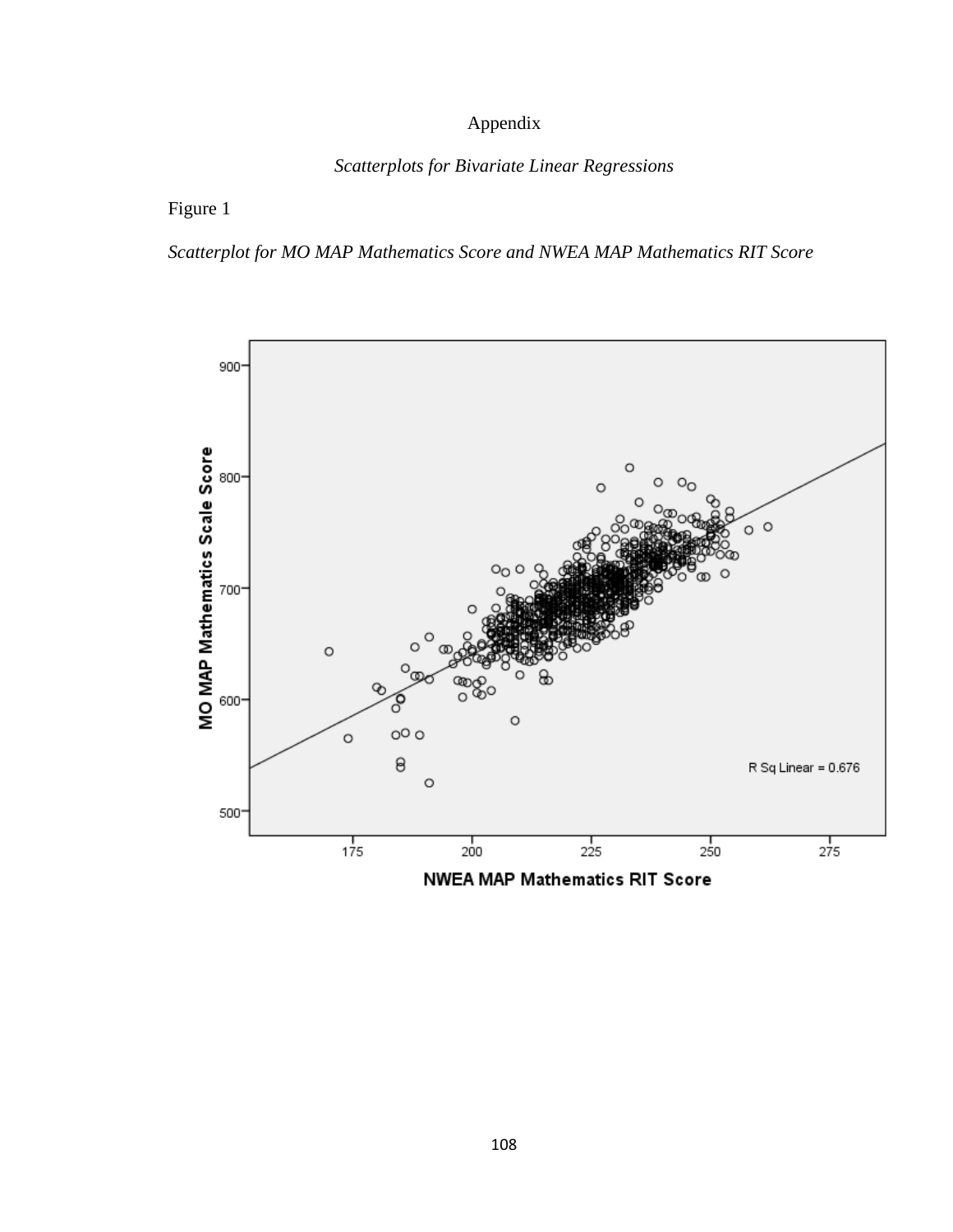# Appendix

## *Scatterplots for Bivariate Linear Regressions*

Figure 1

*Scatterplot for MO MAP Mathematics Score and NWEA MAP Mathematics RIT Score*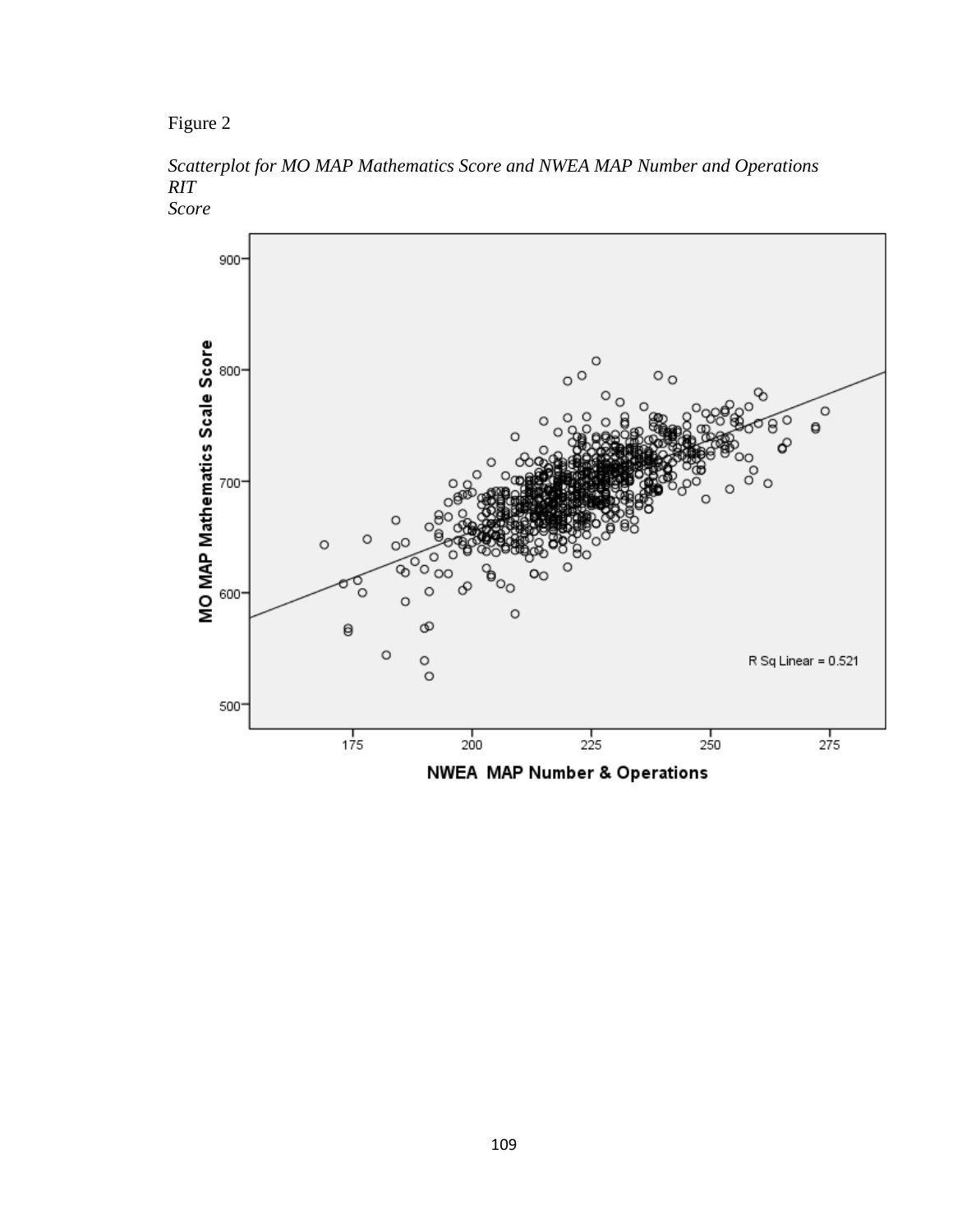Figure 2

*Scatterplot for MO MAP Mathematics Score and NWEA MAP Number and Operations RIT Score*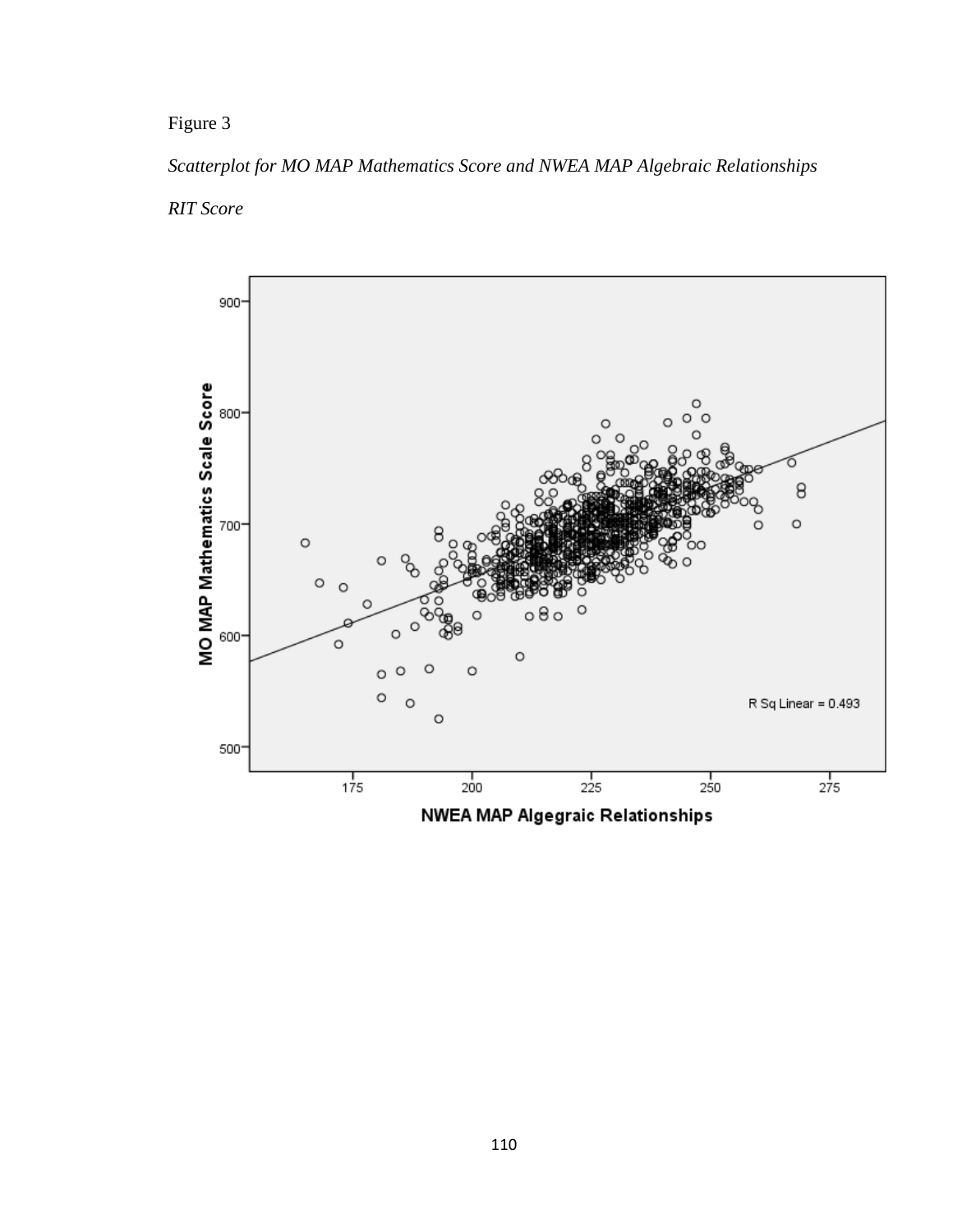Figure 3

*Scatterplot for MO MAP Mathematics Score and NWEA MAP Algebraic Relationships RIT Score*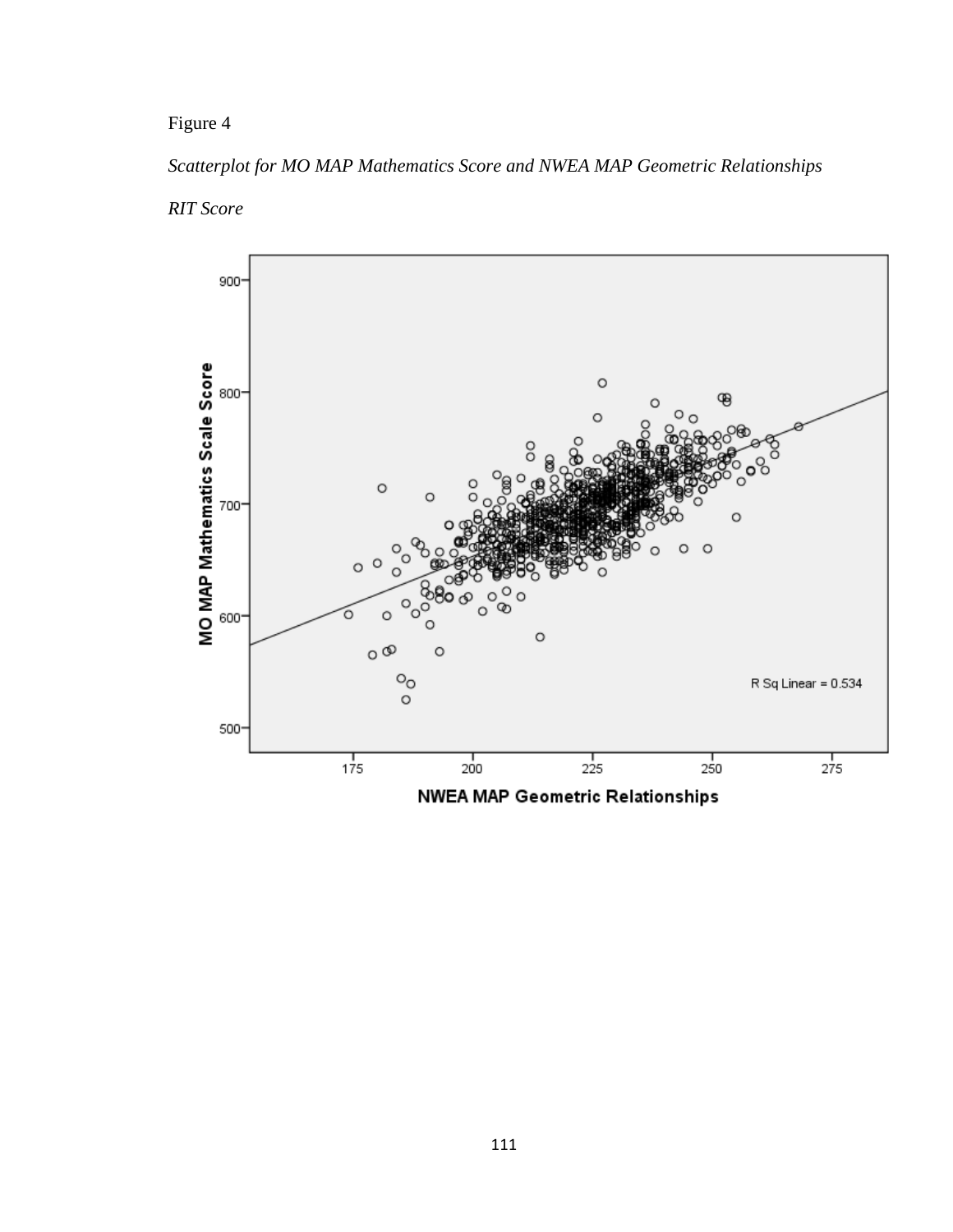Figure 4

*Scatterplot for MO MAP Mathematics Score and NWEA MAP Geometric Relationships RIT Score*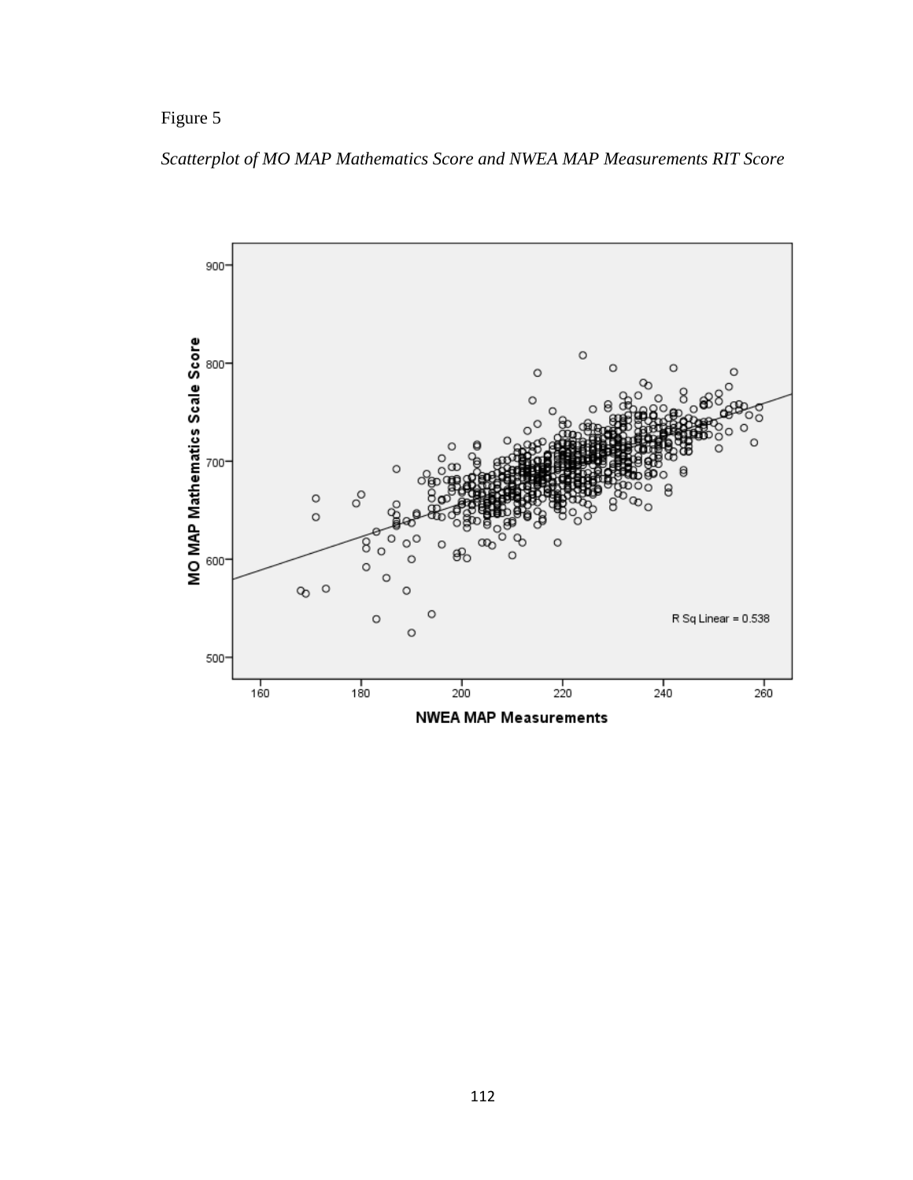Figure 5

*Scatterplot of MO MAP Mathematics Score and NWEA MAP Measurements RIT Score*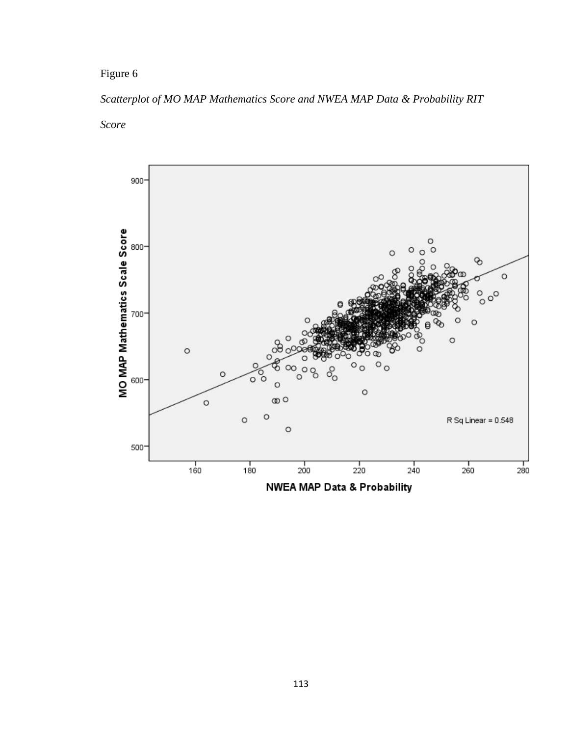Figure 6

*Scatterplot of MO MAP Mathematics Score and NWEA MAP Data & Probability RIT Score*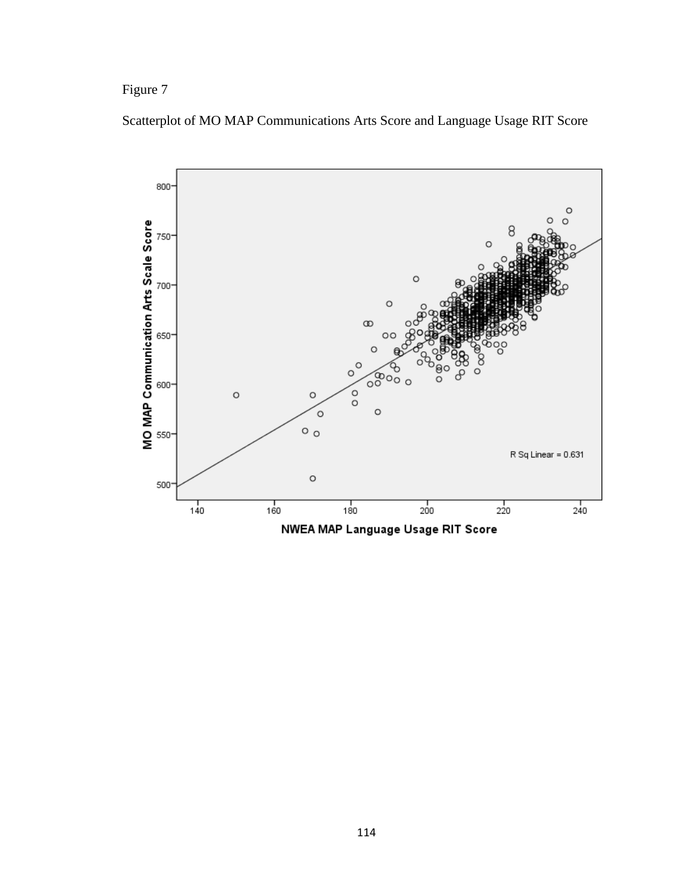Figure 7

Scatterplot of MO MAP Communications Arts Score and Language Usage RIT Score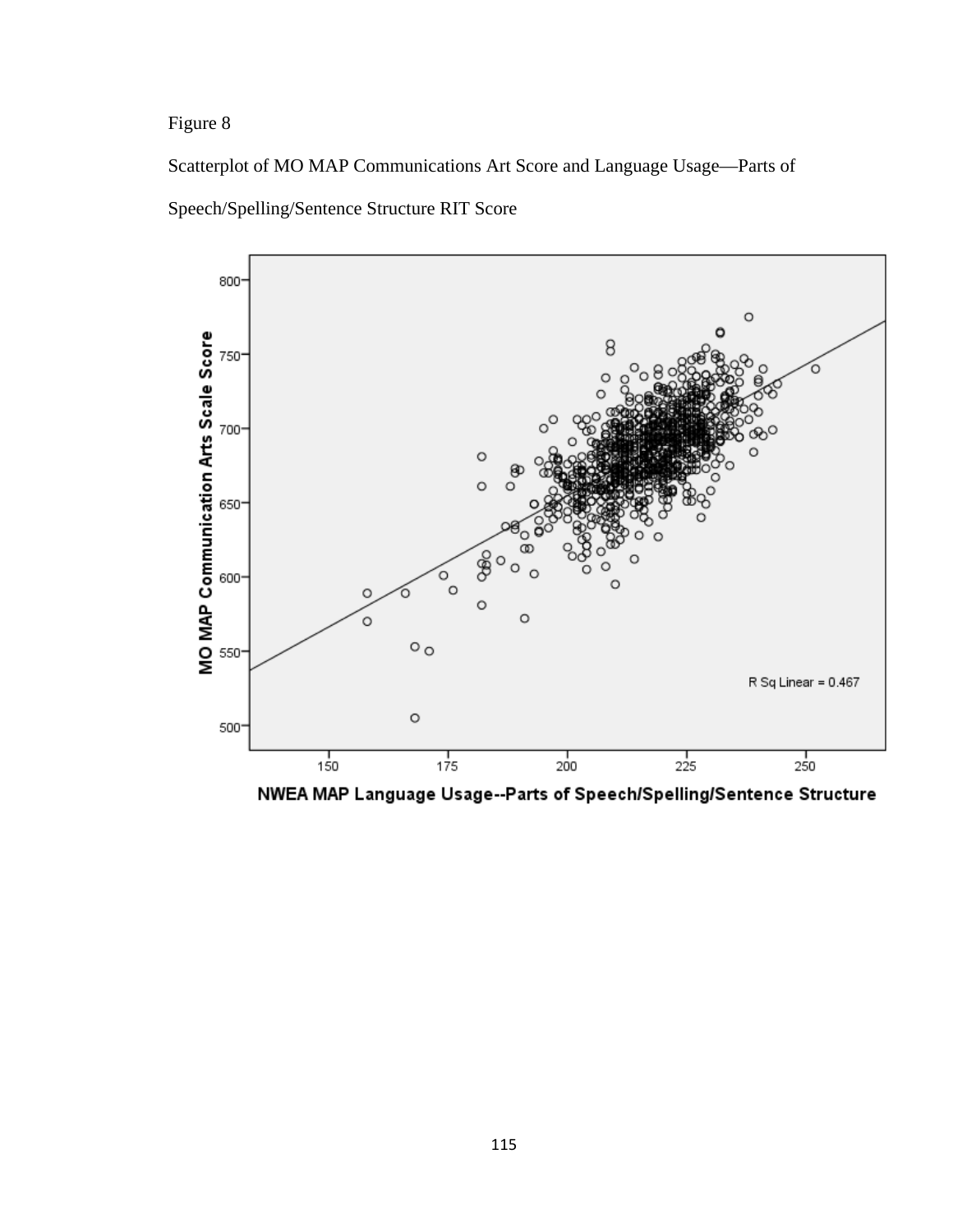Figure 8

Scatterplot of MO MAP Communications Art Score and Language Usage—Parts of Speech/Spelling/Sentence Structure RIT Score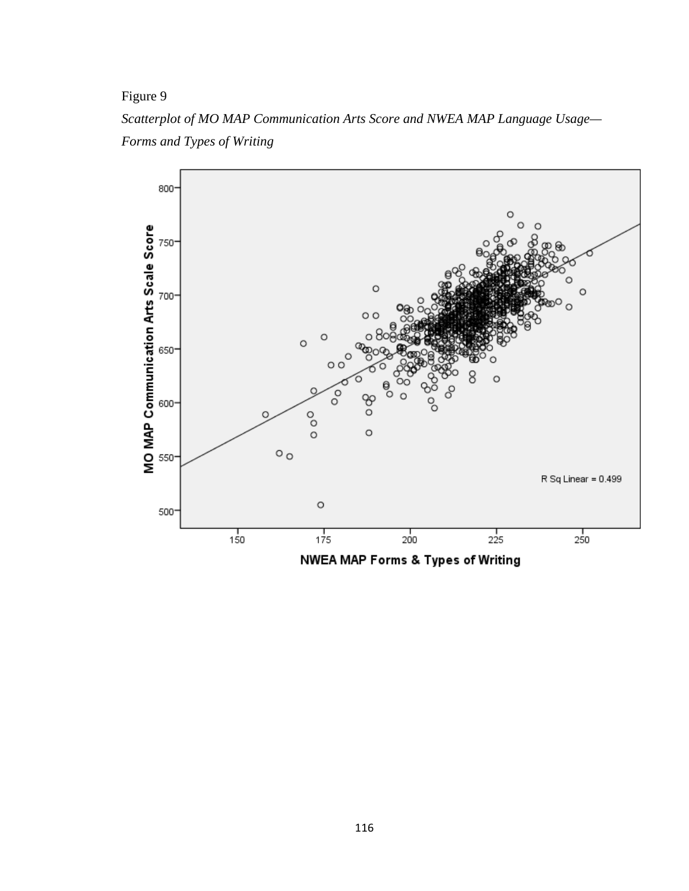Figure 9

*Scatterplot of MO MAP Communication Arts Score and NWEA MAP Language Usage—Forms and Types of Writing*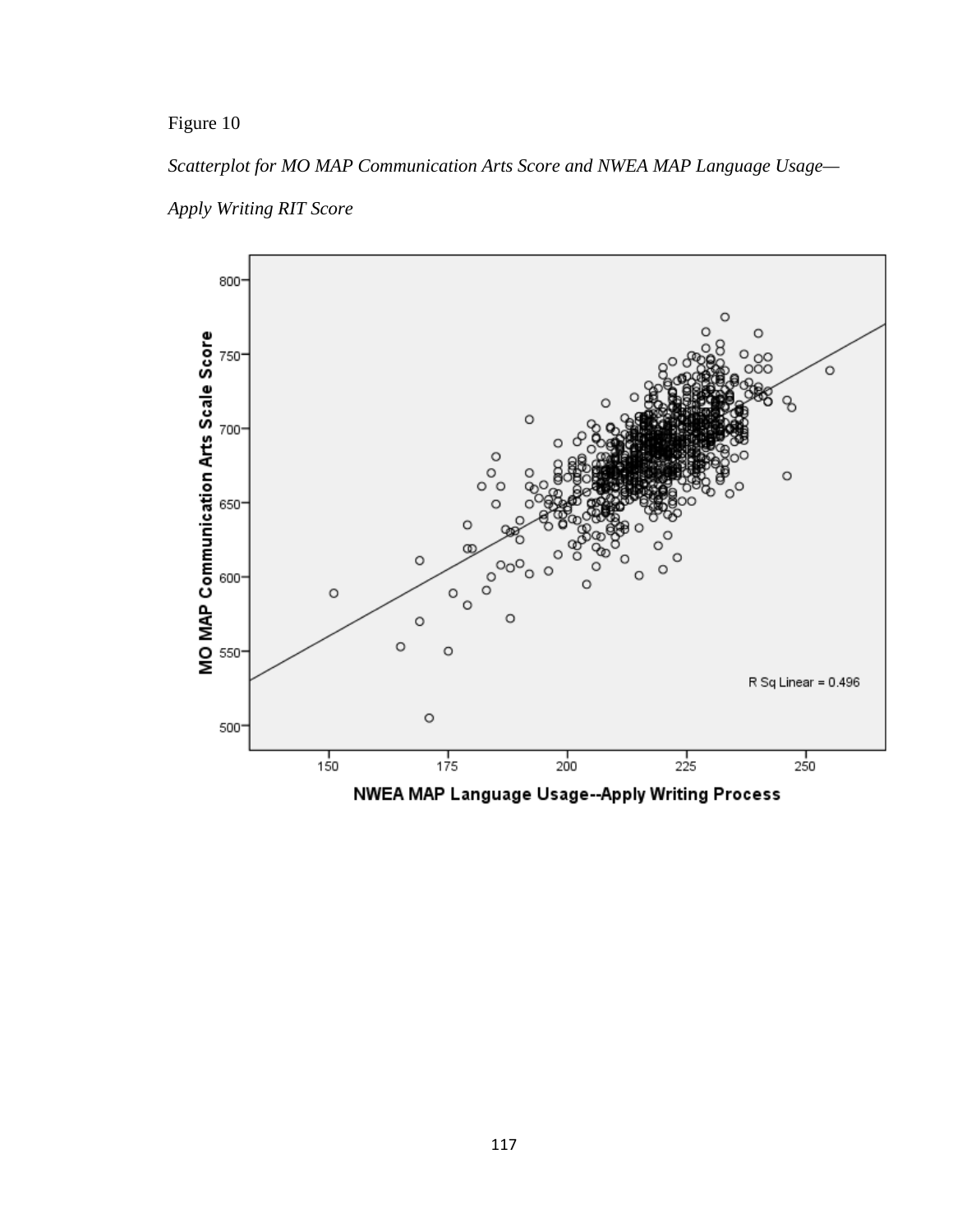Figure 10

*Scatterplot for MO MAP Communication Arts Score and NWEA MAP Language Usage—Apply Writing RIT Score*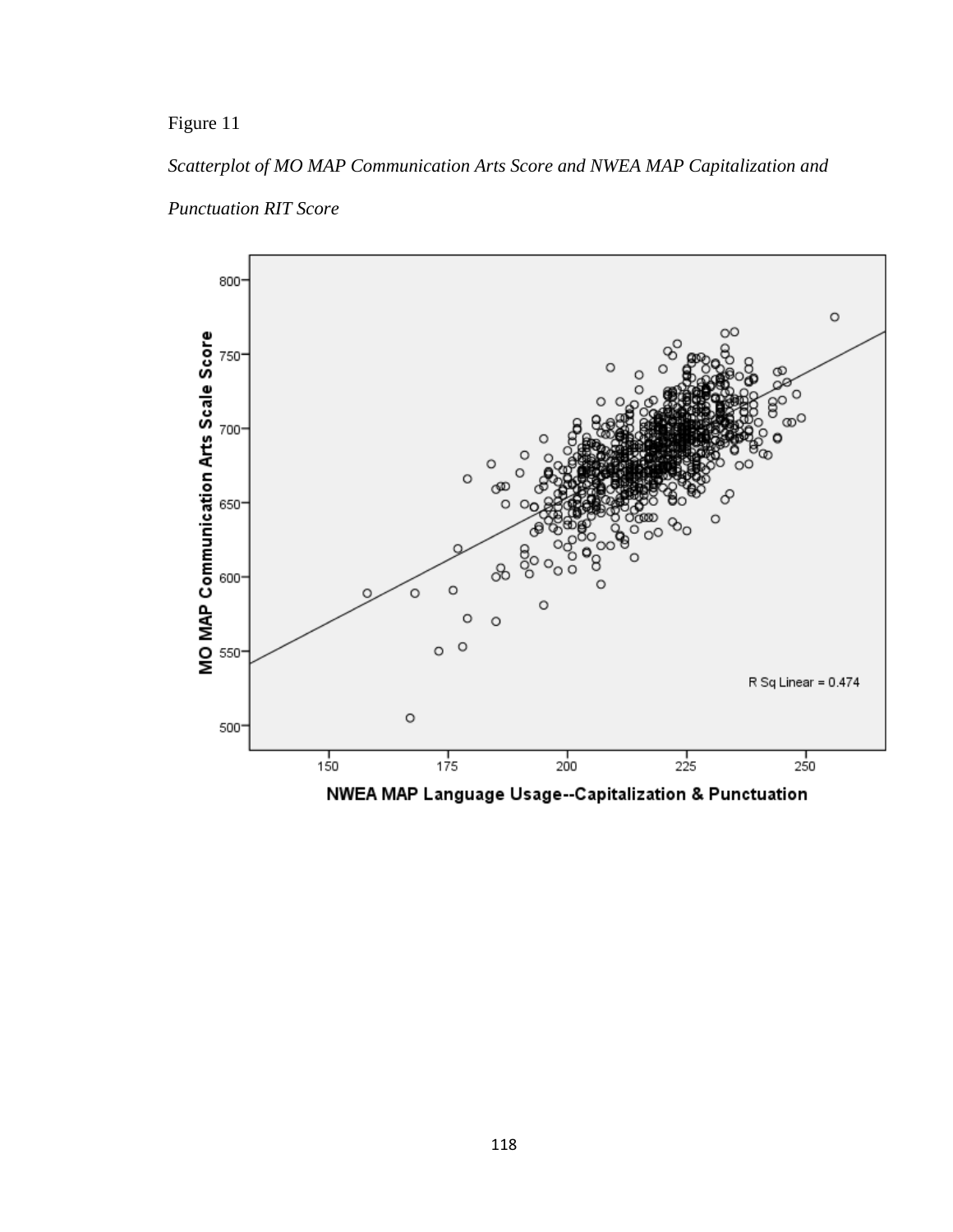Figure 11

*Scatterplot of MO MAP Communication Arts Score and NWEA MAP Capitalization and Punctuation RIT Score*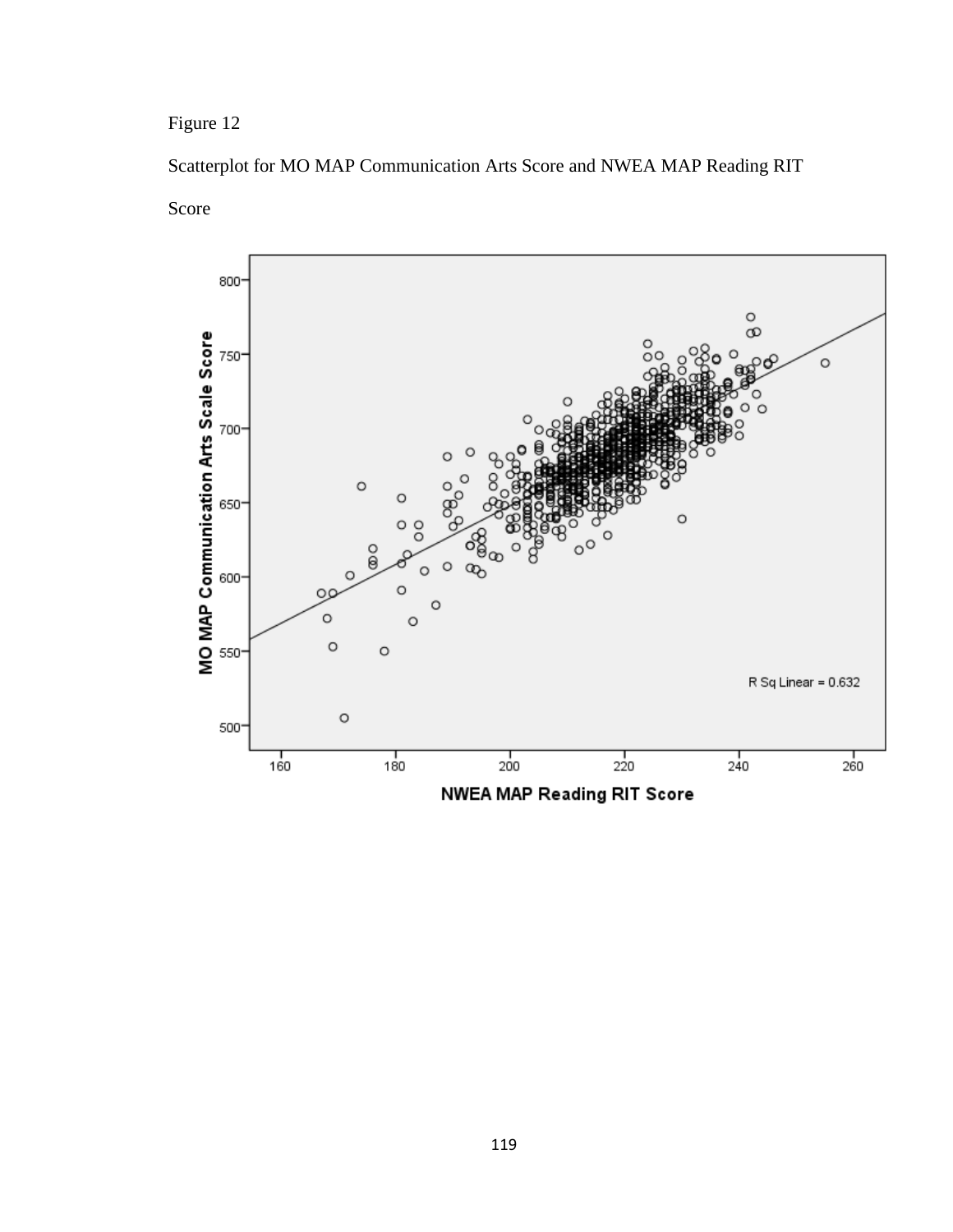Figure 12

Scatterplot for MO MAP Communication Arts Score and NWEA MAP Reading RIT Score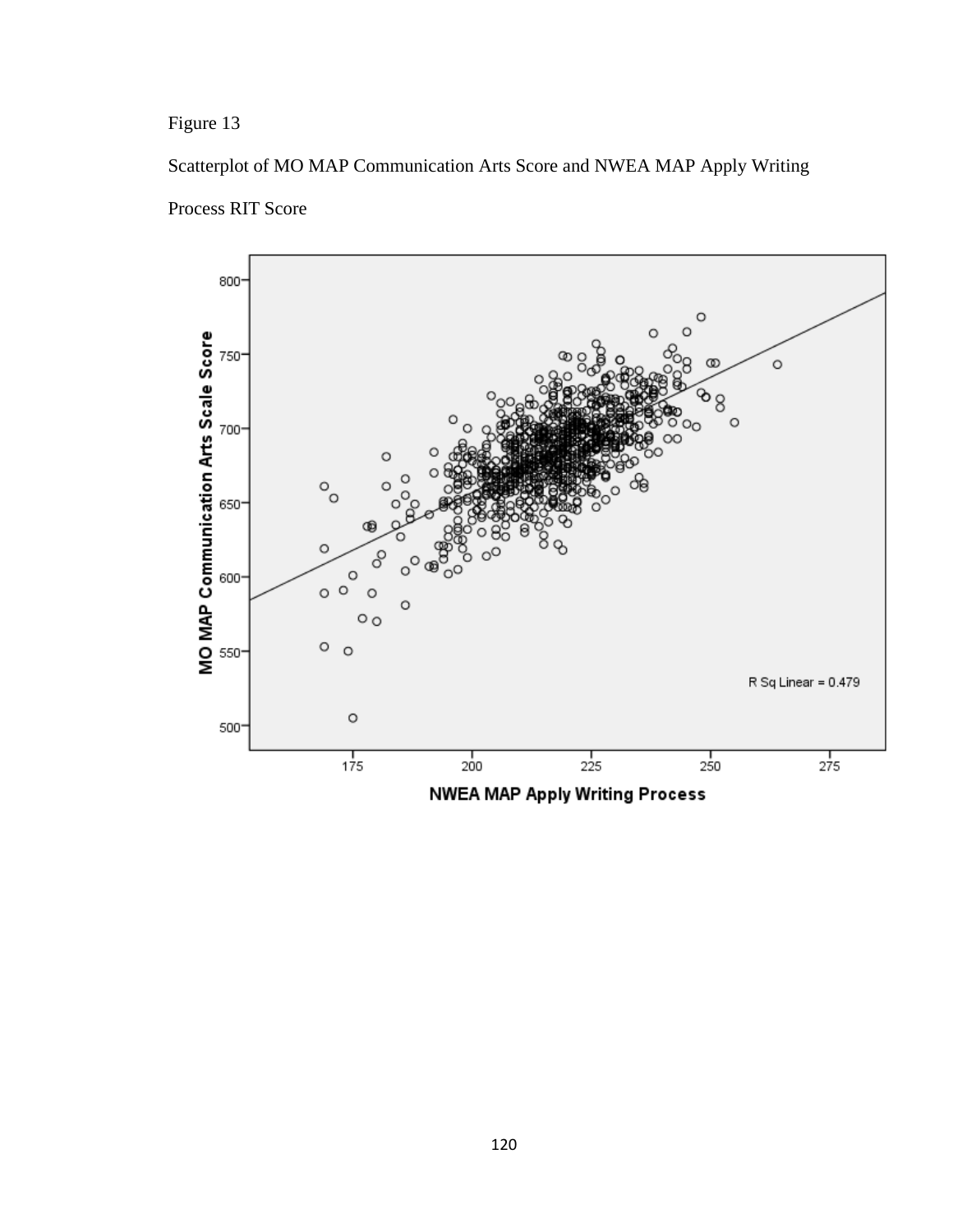Figure 13

Scatterplot of MO MAP Communication Arts Score and NWEA MAP Apply Writing Process RIT Score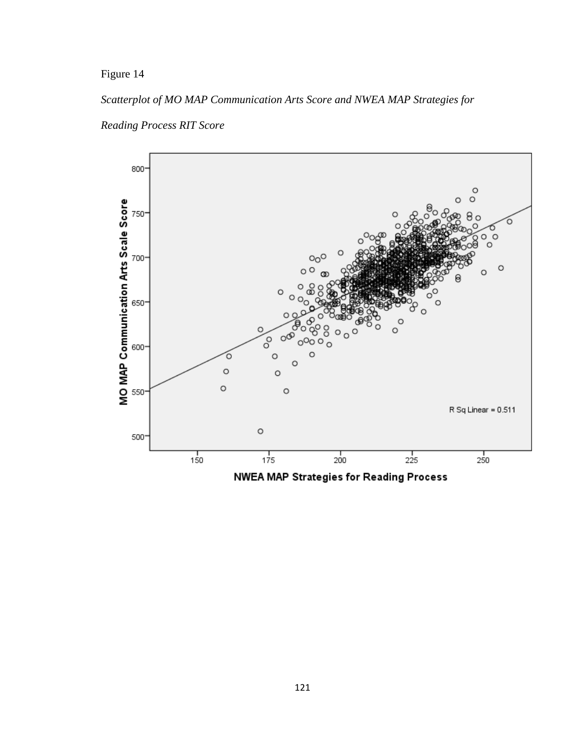Figure 14

*Scatterplot of MO MAP Communication Arts Score and NWEA MAP Strategies for Reading Process RIT Score*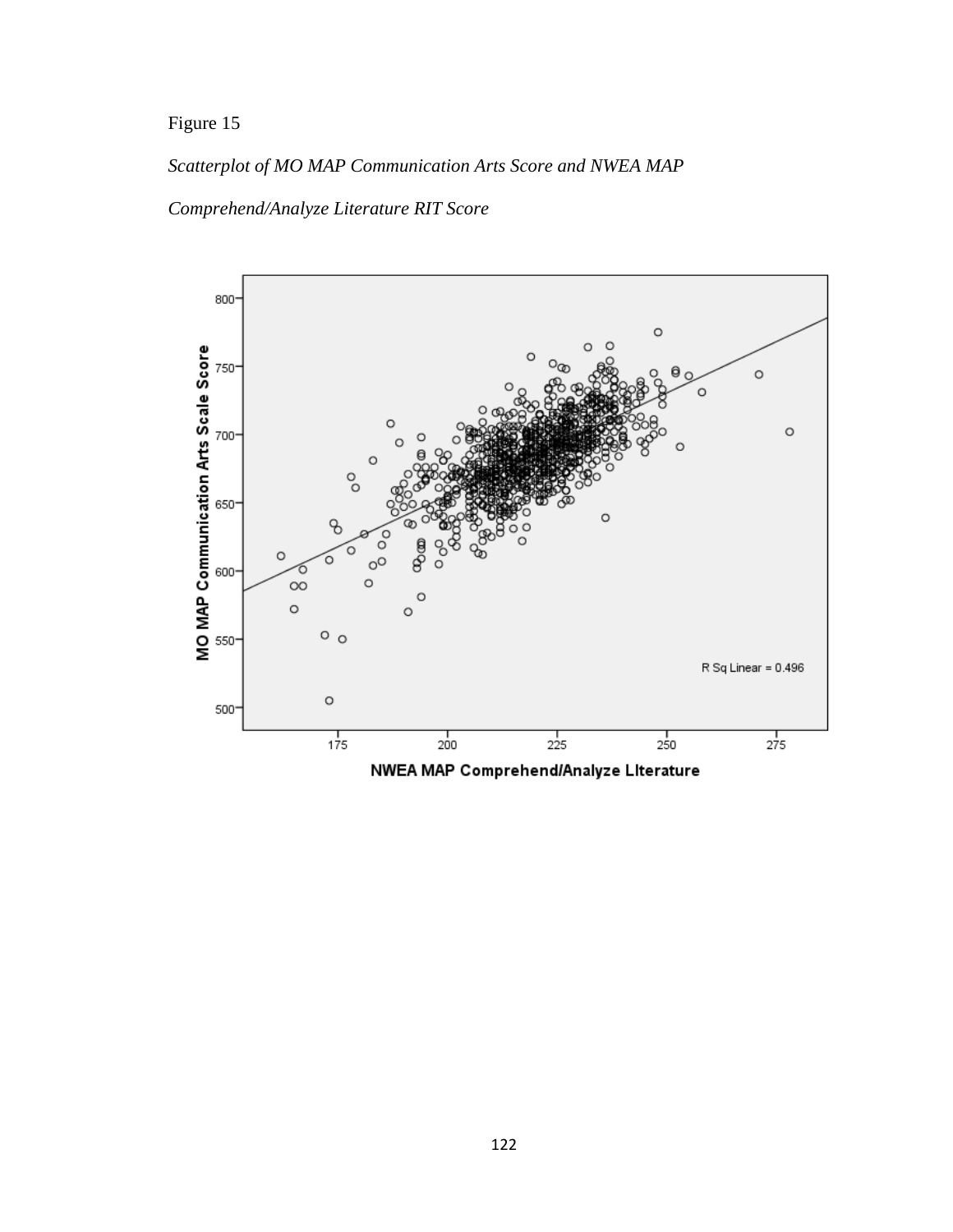Figure 15

*Scatterplot of MO MAP Communication Arts Score and NWEA MAP Comprehend/Analyze Literature RIT Score*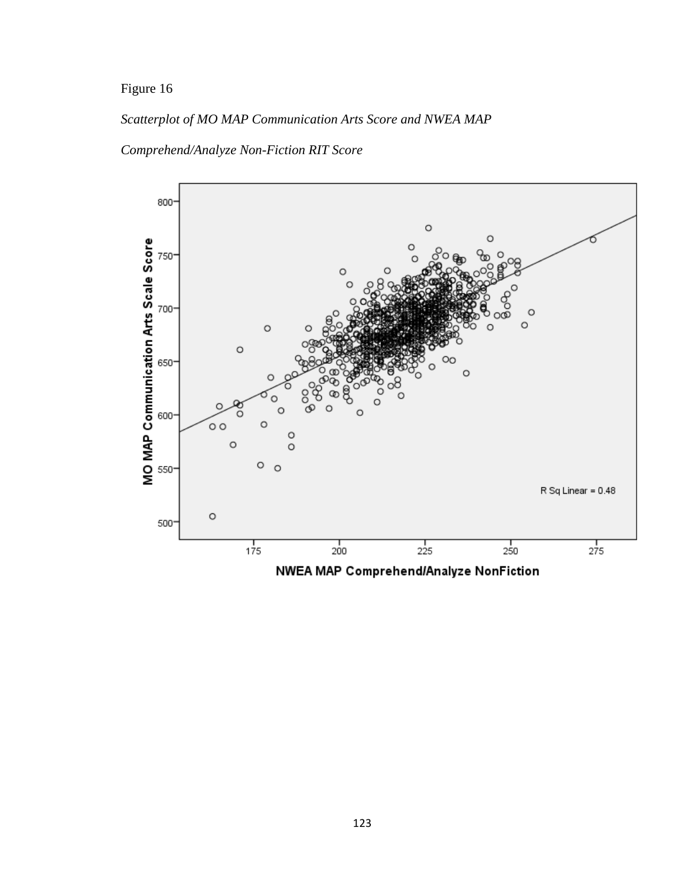Figure 16

*Scatterplot of MO MAP Communication Arts Score and NWEA MAP Comprehend/Analyze Non-Fiction RIT Score*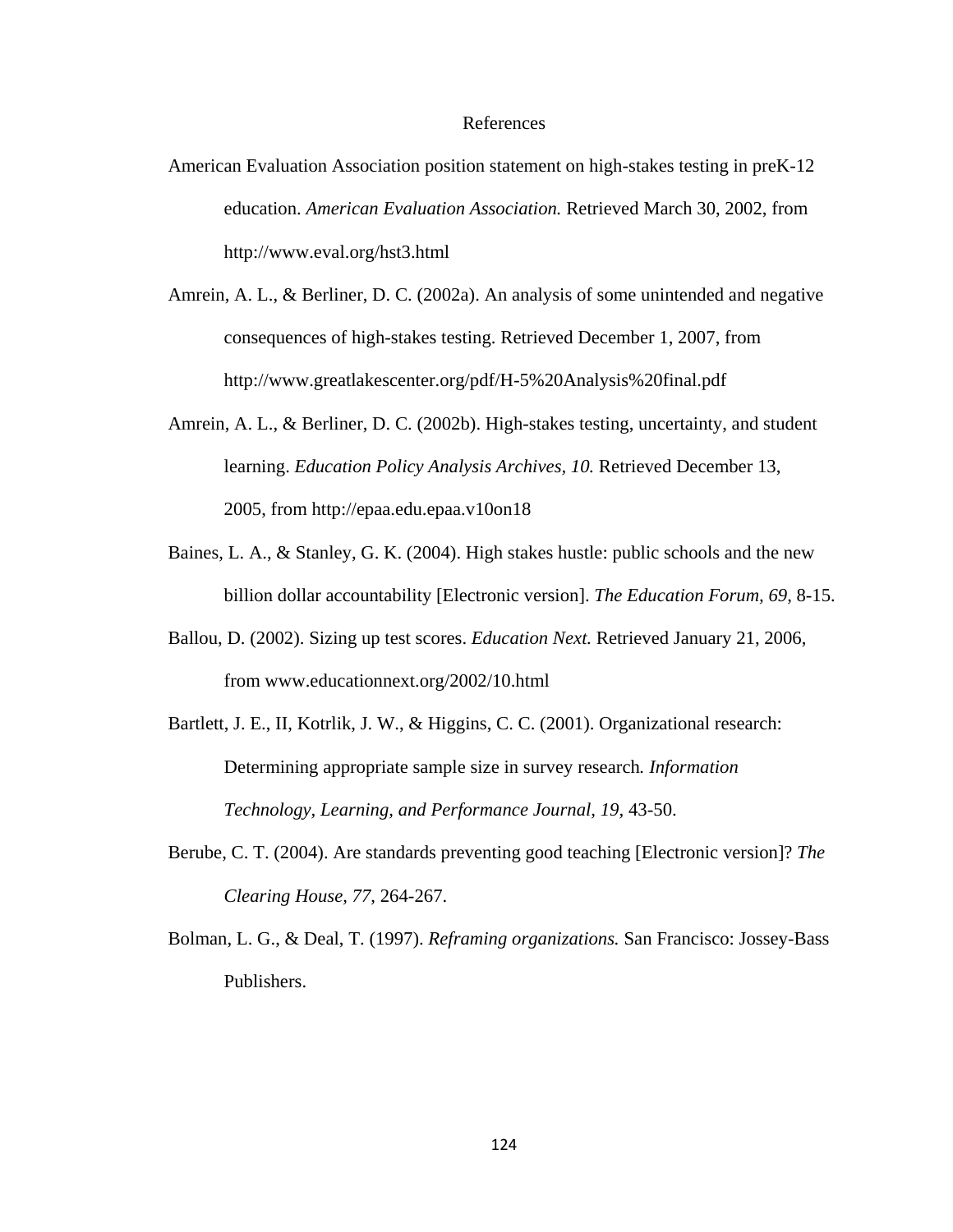# References

American Evaluation Association position statement on high-stakes testing in preK-12 education. *American Evaluation Association.* Retrieved March 30, 2002, from http://www.eval.org/hst3.html

Amrein, A. L., & Berliner, D. C. (2002a). An analysis of some unintended and negative consequences of high-stakes testing. Retrieved December 1, 2007, from http://www.greatlakescenter.org/pdf/H-5%20Analysis%20final.pdf

Amrein, A. L., & Berliner, D. C. (2002b). High-stakes testing, uncertainty, and student learning. *Education Policy Analysis Archives, 10.* Retrieved December 13, 2005, from http://epaa.edu.epaa.v10on18

Baines, L. A., & Stanley, G. K. (2004). High stakes hustle: public schools and the new billion dollar accountability [Electronic version]. *The Education Forum, 69,* 8-15.

Ballou, D. (2002). Sizing up test scores. *Education Next.* Retrieved January 21, 2006, from www.educationnext.org/2002/10.html

Bartlett, J. E., II, Kotrlik, J. W., & Higgins, C. C. (2001). Organizational research: Determining appropriate sample size in survey research*. Information Technology, Learning, and Performance Journal, 19,* 43-50.

Berube, C. T. (2004). Are standards preventing good teaching [Electronic version]? *The Clearing House, 77,* 264-267.

Bolman, L. G., & Deal, T. (1997). *Reframing organizations.* San Francisco: Jossey-Bass Publishers.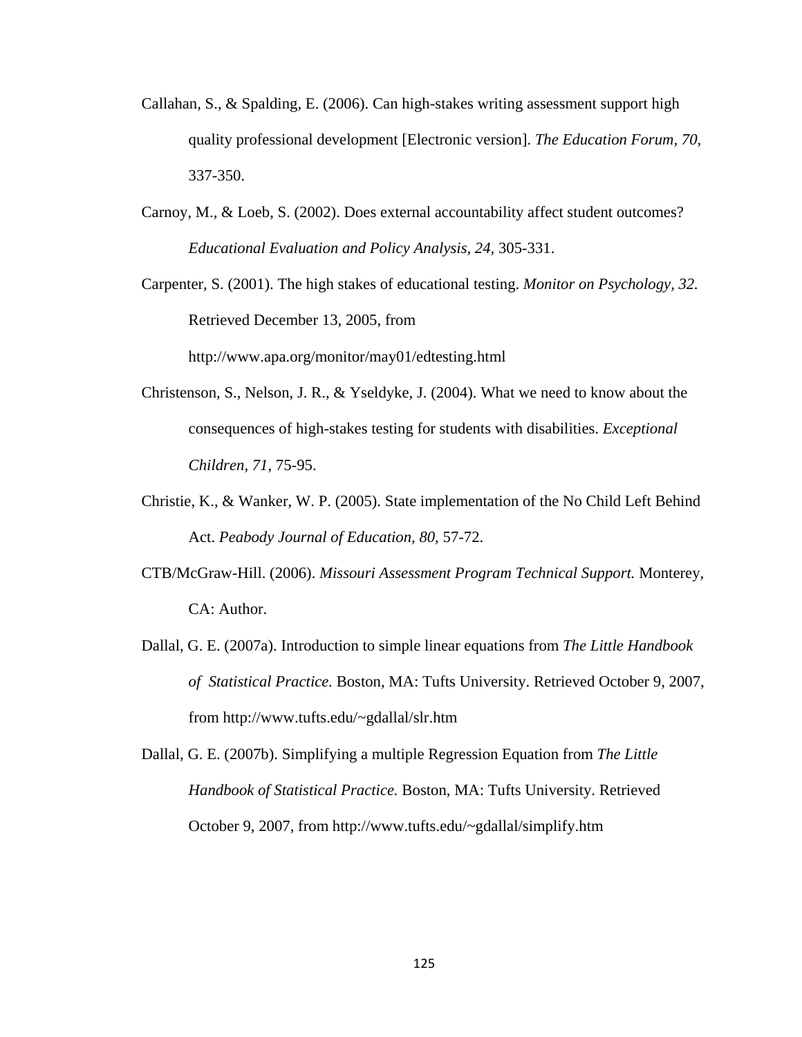Callahan, S., & Spalding, E. (2006). Can high-stakes writing assessment support high quality professional development [Electronic version]. *The Education Forum, 70,* 337-350.

Carnoy, M., & Loeb, S. (2002). Does external accountability affect student outcomes? *Educational Evaluation and Policy Analysis, 24,* 305-331.

Carpenter, S. (2001). The high stakes of educational testing. *Monitor on Psychology, 32.* Retrieved December 13, 2005, from http://www.apa.org/monitor/may01/edtesting.html

Christenson, S., Nelson, J. R., & Yseldyke, J. (2004). What we need to know about the consequences of high-stakes testing for students with disabilities. *Exceptional Children, 71,* 75-95.

Christie, K., & Wanker, W. P. (2005). State implementation of the No Child Left Behind Act. *Peabody Journal of Education, 80,* 57-72.

CTB/McGraw-Hill. (2006). *Missouri Assessment Program Technical Support.* Monterey, CA: Author.

Dallal, G. E. (2007a). Introduction to simple linear equations from *The Little Handbook of Statistical Practice.* Boston, MA: Tufts University. Retrieved October 9, 2007, from http://www.tufts.edu/~gdallal/slr.htm

Dallal, G. E. (2007b). Simplifying a multiple Regression Equation from *The Little Handbook of Statistical Practice.* Boston, MA: Tufts University. Retrieved October 9, 2007, from http://www.tufts.edu/~gdallal/simplify.htm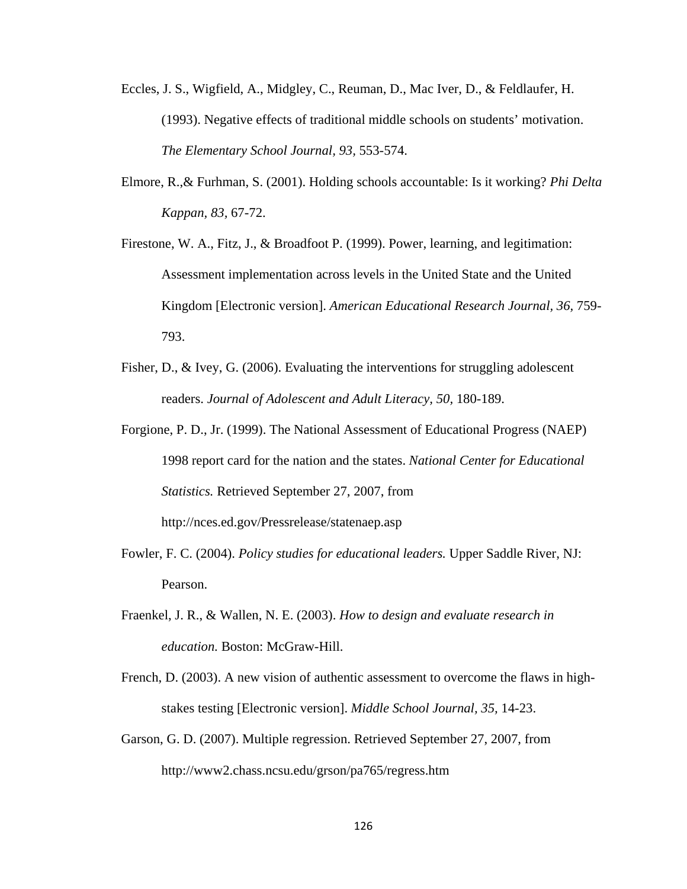Eccles, J. S., Wigfield, A., Midgley, C., Reuman, D., Mac Iver, D., & Feldlaufer, H. (1993). Negative effects of traditional middle schools on students' motivation. *The Elementary School Journal, 93,* 553-574.

Elmore, R.,& Furhman, S. (2001). Holding schools accountable: Is it working? *Phi Delta Kappan, 83,* 67-72.

Firestone, W. A., Fitz, J., & Broadfoot P. (1999). Power, learning, and legitimation: Assessment implementation across levels in the United State and the United Kingdom [Electronic version]. *American Educational Research Journal, 36,* 759-793.

Fisher, D., & Ivey, G. (2006). Evaluating the interventions for struggling adolescent readers. *Journal of Adolescent and Adult Literacy, 50,* 180-189.

Forgione, P. D., Jr. (1999). The National Assessment of Educational Progress (NAEP) 1998 report card for the nation and the states. *National Center for Educational Statistics.* Retrieved September 27, 2007, from http://nces.ed.gov/Pressrelease/statenaep.asp

Fowler, F. C. (2004). *Policy studies for educational leaders.* Upper Saddle River, NJ: Pearson.

Fraenkel, J. R., & Wallen, N. E. (2003). *How to design and evaluate research in education.* Boston: McGraw-Hill.

French, D. (2003). A new vision of authentic assessment to overcome the flaws in high-stakes testing [Electronic version]. *Middle School Journal, 35,* 14-23.

Garson, G. D. (2007). Multiple regression. Retrieved September 27, 2007, from http://www2.chass.ncsu.edu/grson/pa765/regress.htm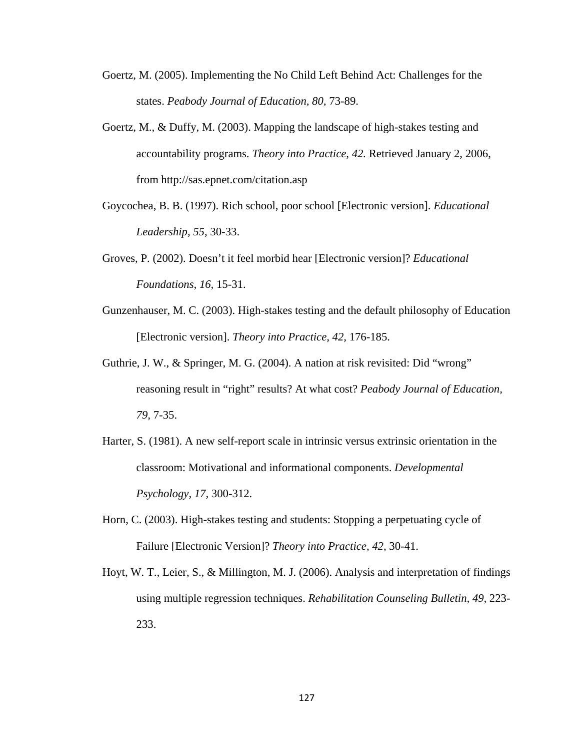Goertz, M. (2005). Implementing the No Child Left Behind Act: Challenges for the states. *Peabody Journal of Education, 80,* 73-89.

Goertz, M., & Duffy, M. (2003). Mapping the landscape of high-stakes testing and accountability programs. *Theory into Practice, 42.* Retrieved January 2, 2006, from http://sas.epnet.com/citation.asp

Goycochea, B. B. (1997). Rich school, poor school [Electronic version]. *Educational Leadership, 55,* 30-33.

Groves, P. (2002). Doesn't it feel morbid hear [Electronic version]? *Educational Foundations, 16,* 15-31.

Gunzenhauser, M. C. (2003). High-stakes testing and the default philosophy of Education [Electronic version]. *Theory into Practice, 42,* 176-185.

Guthrie, J. W., & Springer, M. G. (2004). A nation at risk revisited: Did "wrong" reasoning result in "right" results? At what cost? *Peabody Journal of Education, 79,* 7-35.

Harter, S. (1981). A new self-report scale in intrinsic versus extrinsic orientation in the classroom: Motivational and informational components. *Developmental Psychology, 17,* 300-312.

Horn, C. (2003). High-stakes testing and students: Stopping a perpetuating cycle of Failure [Electronic Version]? *Theory into Practice, 42,* 30-41.

Hoyt, W. T., Leier, S., & Millington, M. J. (2006). Analysis and interpretation of findings using multiple regression techniques. *Rehabilitation Counseling Bulletin, 49,* 223-233.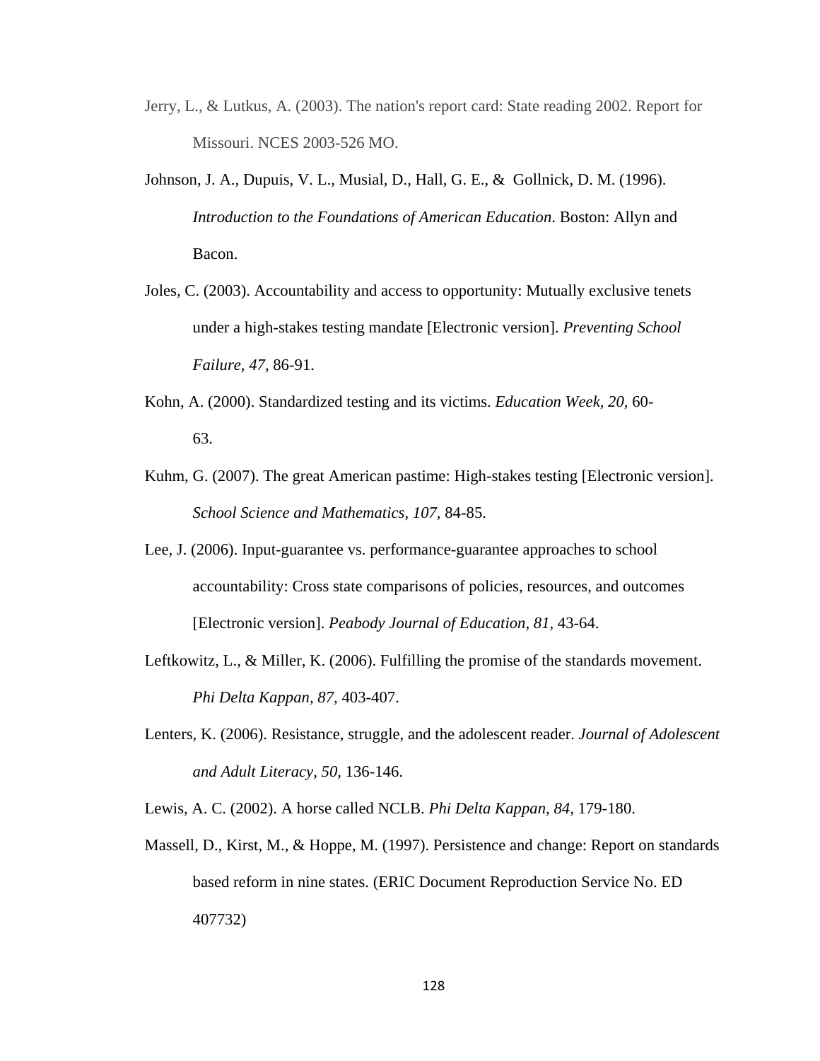Jerry, L., & Lutkus, A. (2003). The nation's report card: State reading 2002. Report for Missouri. NCES 2003-526 MO.

Johnson, J. A., Dupuis, V. L., Musial, D., Hall, G. E., & Gollnick, D. M. (1996). *Introduction to the Foundations of American Education*. Boston: Allyn and Bacon.

Joles, C. (2003). Accountability and access to opportunity: Mutually exclusive tenets under a high-stakes testing mandate [Electronic version]. *Preventing School Failure, 47,* 86-91.

Kohn, A. (2000). Standardized testing and its victims. *Education Week, 20,* 60-63.

Kuhm, G. (2007). The great American pastime: High-stakes testing [Electronic version]. *School Science and Mathematics, 107,* 84-85.

Lee, J. (2006). Input-guarantee vs. performance-guarantee approaches to school accountability: Cross state comparisons of policies, resources, and outcomes [Electronic version]. *Peabody Journal of Education, 81,* 43-64.

Leftkowitz, L., & Miller, K. (2006). Fulfilling the promise of the standards movement. *Phi Delta Kappan, 87,* 403-407.

Lenters, K. (2006). Resistance, struggle, and the adolescent reader. *Journal of Adolescent and Adult Literacy, 50,* 136-146.

Lewis, A. C. (2002). A horse called NCLB. *Phi Delta Kappan, 84,* 179-180.

Massell, D., Kirst, M., & Hoppe, M. (1997). Persistence and change: Report on standards based reform in nine states. (ERIC Document Reproduction Service No. ED 407732)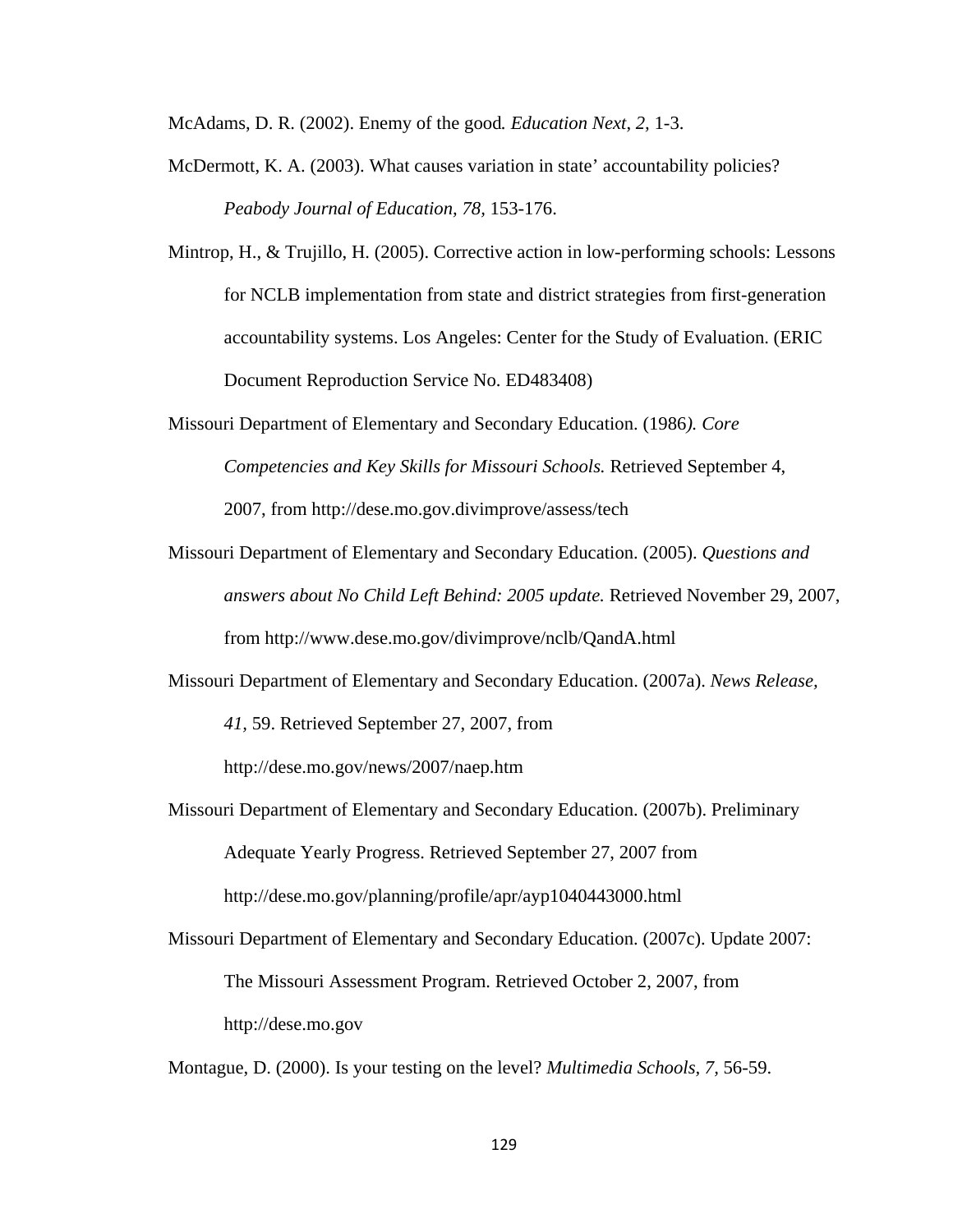McAdams, D. R. (2002). Enemy of the good*. Education Next, 2,* 1-3.

McDermott, K. A. (2003). What causes variation in state' accountability policies? *Peabody Journal of Education, 78,* 153-176.

Mintrop, H., & Trujillo, H. (2005). Corrective action in low-performing schools: Lessons for NCLB implementation from state and district strategies from first-generation accountability systems. Los Angeles: Center for the Study of Evaluation. (ERIC Document Reproduction Service No. ED483408)

Missouri Department of Elementary and Secondary Education. (1986*). Core Competencies and Key Skills for Missouri Schools.* Retrieved September 4, 2007, from http://dese.mo.gov.divimprove/assess/tech

Missouri Department of Elementary and Secondary Education. (2005). *Questions and answers about No Child Left Behind: 2005 update.* Retrieved November 29, 2007, from http://www.dese.mo.gov/divimprove/nclb/QandA.html

Missouri Department of Elementary and Secondary Education. (2007a). *News Release, 41,* 59. Retrieved September 27, 2007, from http://dese.mo.gov/news/2007/naep.htm

Missouri Department of Elementary and Secondary Education. (2007b). Preliminary Adequate Yearly Progress. Retrieved September 27, 2007 from http://dese.mo.gov/planning/profile/apr/ayp1040443000.html

Missouri Department of Elementary and Secondary Education. (2007c). Update 2007: The Missouri Assessment Program. Retrieved October 2, 2007, from http://dese.mo.gov

Montague, D. (2000). Is your testing on the level? *Multimedia Schools, 7,* 56-59.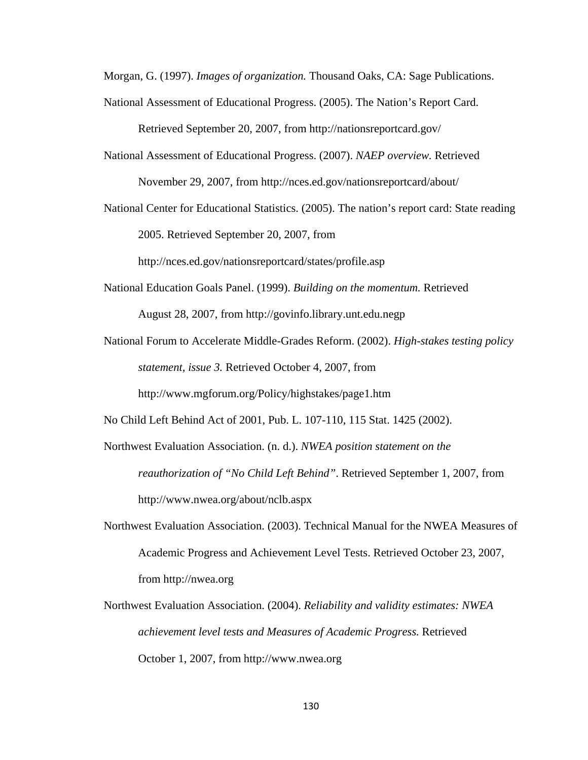Morgan, G. (1997). *Images of organization.* Thousand Oaks, CA: Sage Publications.

National Assessment of Educational Progress. (2005). The Nation's Report Card. Retrieved September 20, 2007, from http://nationsreportcard.gov/

National Assessment of Educational Progress. (2007). *NAEP overview.* Retrieved November 29, 2007, from http://nces.ed.gov/nationsreportcard/about/

National Center for Educational Statistics. (2005). The nation's report card: State reading 2005. Retrieved September 20, 2007, from http://nces.ed.gov/nationsreportcard/states/profile.asp

National Education Goals Panel. (1999). *Building on the momentum.* Retrieved August 28, 2007, from http://govinfo.library.unt.edu.negp

National Forum to Accelerate Middle-Grades Reform. (2002). *High-stakes testing policy statement, issue 3.* Retrieved October 4, 2007, from http://www.mgforum.org/Policy/highstakes/page1.htm

No Child Left Behind Act of 2001, Pub. L. 107-110, 115 Stat. 1425 (2002).

Northwest Evaluation Association. (n. d.). *NWEA position statement on the reauthorization of "No Child Left Behind"*. Retrieved September 1, 2007, from http://www.nwea.org/about/nclb.aspx

Northwest Evaluation Association. (2003). Technical Manual for the NWEA Measures of Academic Progress and Achievement Level Tests. Retrieved October 23, 2007, from http://nwea.org

Northwest Evaluation Association. (2004). *Reliability and validity estimates: NWEA achievement level tests and Measures of Academic Progress.* Retrieved October 1, 2007, from http://www.nwea.org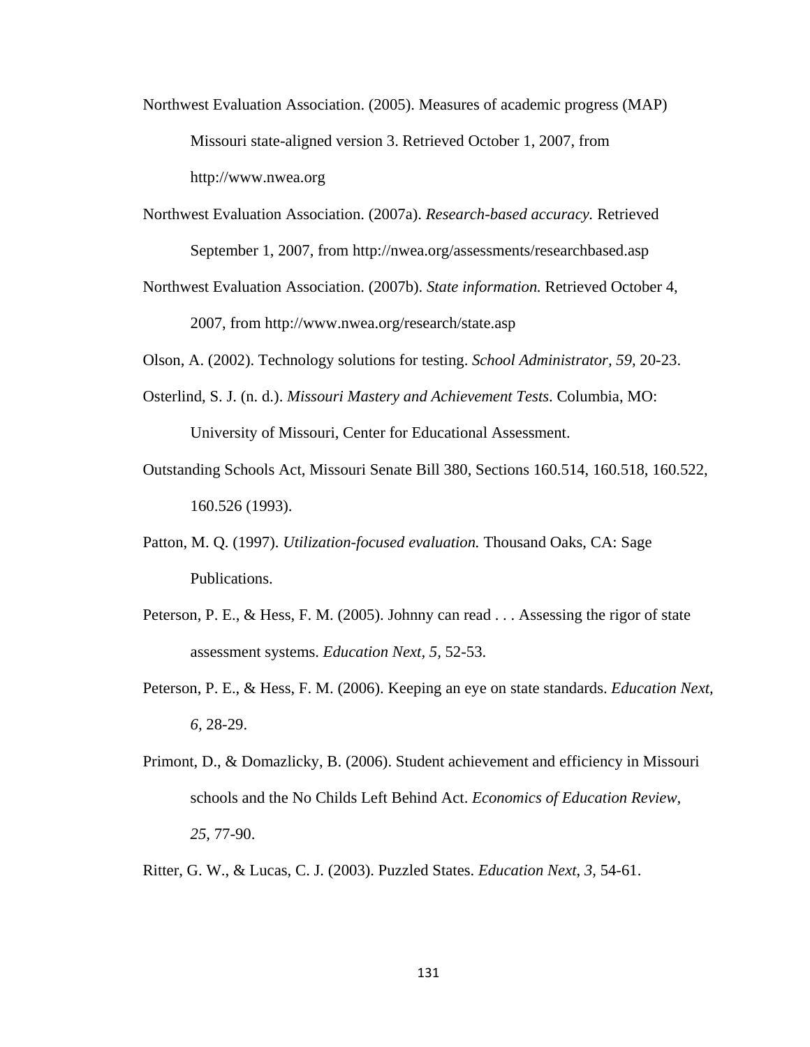Northwest Evaluation Association. (2005). Measures of academic progress (MAP) Missouri state-aligned version 3. Retrieved October 1, 2007, from http://www.nwea.org

Northwest Evaluation Association. (2007a). *Research-based accuracy.* Retrieved September 1, 2007, from http://nwea.org/assessments/researchbased.asp

Northwest Evaluation Association. (2007b). *State information.* Retrieved October 4, 2007, from http://www.nwea.org/research/state.asp

Olson, A. (2002). Technology solutions for testing. *School Administrator, 59,* 20-23.

Osterlind, S. J. (n. d.). *Missouri Mastery and Achievement Tests*. Columbia, MO: University of Missouri, Center for Educational Assessment.

Outstanding Schools Act, Missouri Senate Bill 380, Sections 160.514, 160.518, 160.522, 160.526 (1993).

Patton, M. Q. (1997). *Utilization-focused evaluation.* Thousand Oaks, CA: Sage Publications.

Peterson, P. E., & Hess, F. M. (2005). Johnny can read . . . Assessing the rigor of state assessment systems. *Education Next, 5,* 52-53.

Peterson, P. E., & Hess, F. M. (2006). Keeping an eye on state standards. *Education Next, 6,* 28-29.

Primont, D., & Domazlicky, B. (2006). Student achievement and efficiency in Missouri schools and the No Childs Left Behind Act. *Economics of Education Review, 25,* 77-90.

Ritter, G. W., & Lucas, C. J. (2003). Puzzled States. *Education Next*, *3*, 54-61.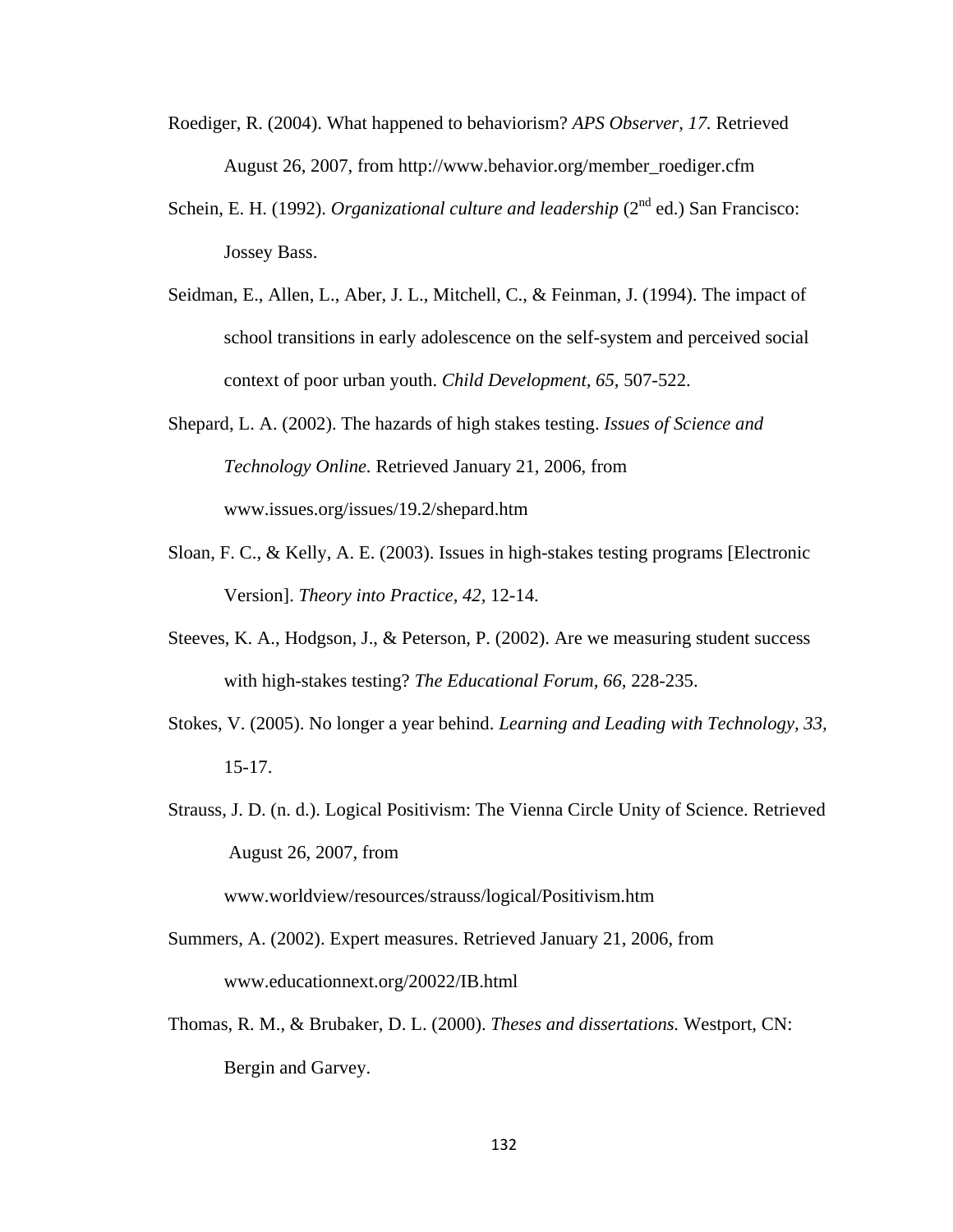Roediger, R. (2004). What happened to behaviorism? *APS Observer, 17.* Retrieved August 26, 2007, from http://www.behavior.org/member_roediger.cfm

Schein, E. H. (1992). *Organizational culture and leadership* (2nd ed.) San Francisco: Jossey Bass.

Seidman, E., Allen, L., Aber, J. L., Mitchell, C., & Feinman, J. (1994). The impact of school transitions in early adolescence on the self-system and perceived social context of poor urban youth. *Child Development, 65,* 507-522.

Shepard, L. A. (2002). The hazards of high stakes testing. *Issues of Science and Technology Online.* Retrieved January 21, 2006, from www.issues.org/issues/19.2/shepard.htm

Sloan, F. C., & Kelly, A. E. (2003). Issues in high-stakes testing programs [Electronic Version]. *Theory into Practice, 42,* 12-14.

Steeves, K. A., Hodgson, J., & Peterson, P. (2002). Are we measuring student success with high-stakes testing? *The Educational Forum, 66,* 228-235.

Stokes, V. (2005). No longer a year behind. *Learning and Leading with Technology, 33,* 15-17.

Strauss, J. D. (n. d.). Logical Positivism: The Vienna Circle Unity of Science. Retrieved August 26, 2007, from www.worldview/resources/strauss/logical/Positivism.htm

Summers, A. (2002). Expert measures. Retrieved January 21, 2006, from www.educationnext.org/20022/IB.html

Thomas, R. M., & Brubaker, D. L. (2000). *Theses and dissertations.* Westport, CN: Bergin and Garvey.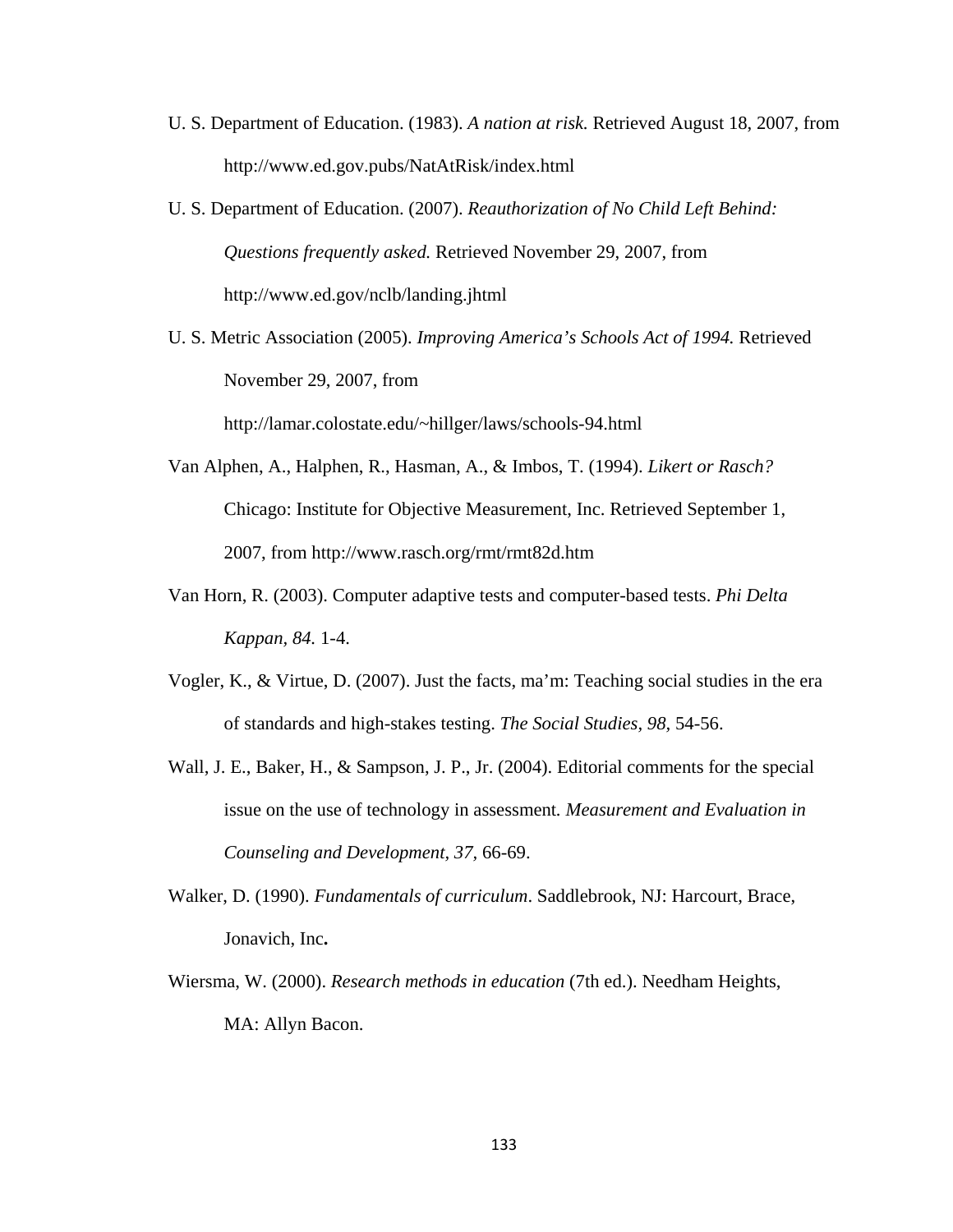U. S. Department of Education. (1983). *A nation at risk.* Retrieved August 18, 2007, from http://www.ed.gov.pubs/NatAtRisk/index.html

U. S. Department of Education. (2007). *Reauthorization of No Child Left Behind: Questions frequently asked.* Retrieved November 29, 2007, from http://www.ed.gov/nclb/landing.jhtml

U. S. Metric Association (2005). *Improving America's Schools Act of 1994.* Retrieved November 29, 2007, from http://lamar.colostate.edu/~hillger/laws/schools-94.html

Van Alphen, A., Halphen, R., Hasman, A., & Imbos, T. (1994). *Likert or Rasch?* Chicago: Institute for Objective Measurement, Inc. Retrieved September 1, 2007, from http://www.rasch.org/rmt/rmt82d.htm

Van Horn, R. (2003). Computer adaptive tests and computer-based tests. *Phi Delta Kappan, 84.* 1-4.

Vogler, K., & Virtue, D. (2007). Just the facts, ma'm: Teaching social studies in the era of standards and high-stakes testing. *The Social Studies, 98,* 54-56.

Wall, J. E., Baker, H., & Sampson, J. P., Jr. (2004). Editorial comments for the special issue on the use of technology in assessment. *Measurement and Evaluation in Counseling and Development, 37*, 66-69.

Walker, D. (1990). *Fundamentals of curriculum*. Saddlebrook, NJ: Harcourt, Brace, Jonavich, Inc**.**

Wiersma, W. (2000). *Research methods in education* (7th ed.). Needham Heights, MA: Allyn Bacon.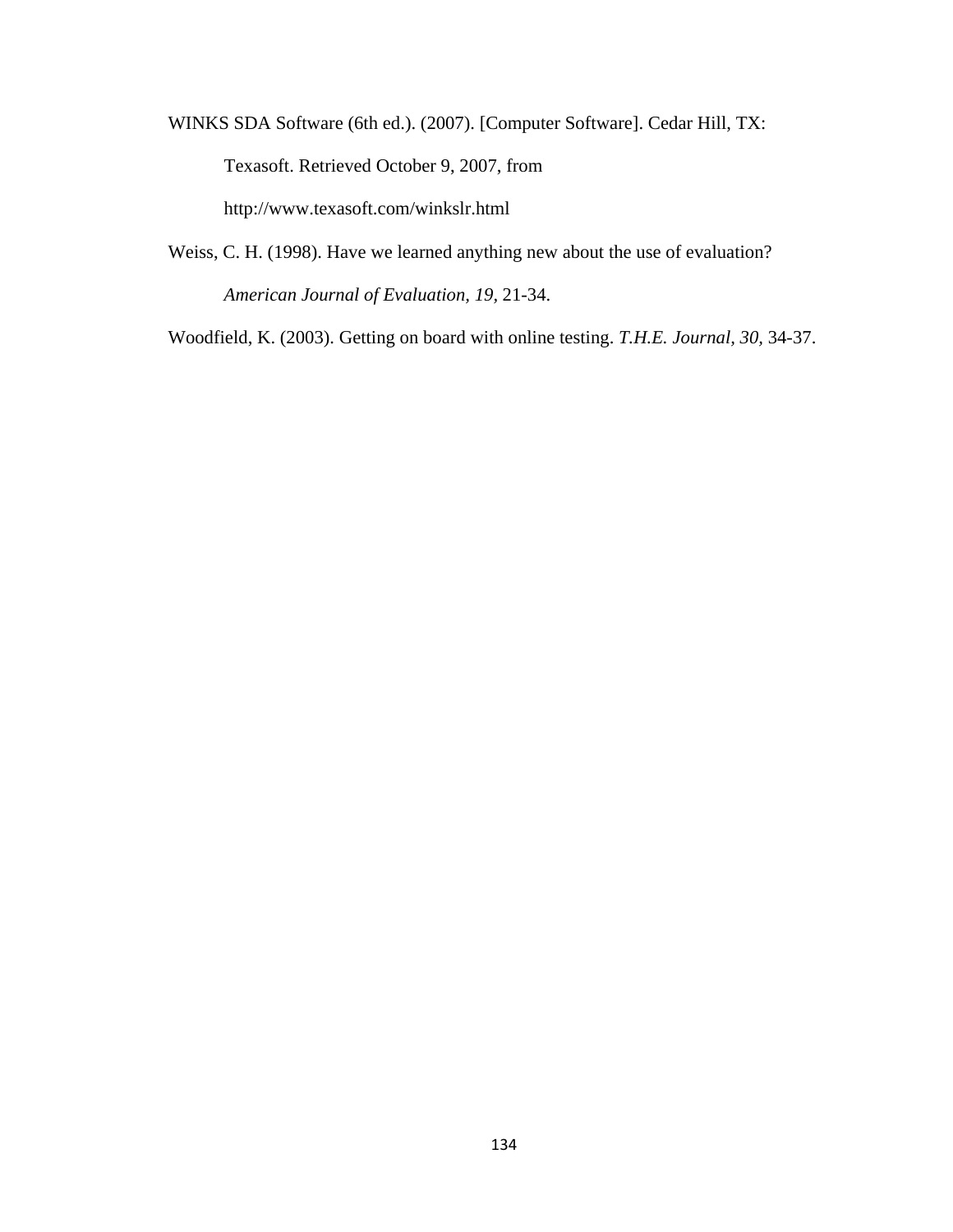WINKS SDA Software (6th ed.). (2007). [Computer Software]. Cedar Hill, TX: Texasoft. Retrieved October 9, 2007, from http://www.texasoft.com/winkslr.html

Weiss, C. H. (1998). Have we learned anything new about the use of evaluation? *American Journal of Evaluation, 19*, 21-34.

Woodfield, K. (2003). Getting on board with online testing. *T.H.E. Journal, 30*, 34-37.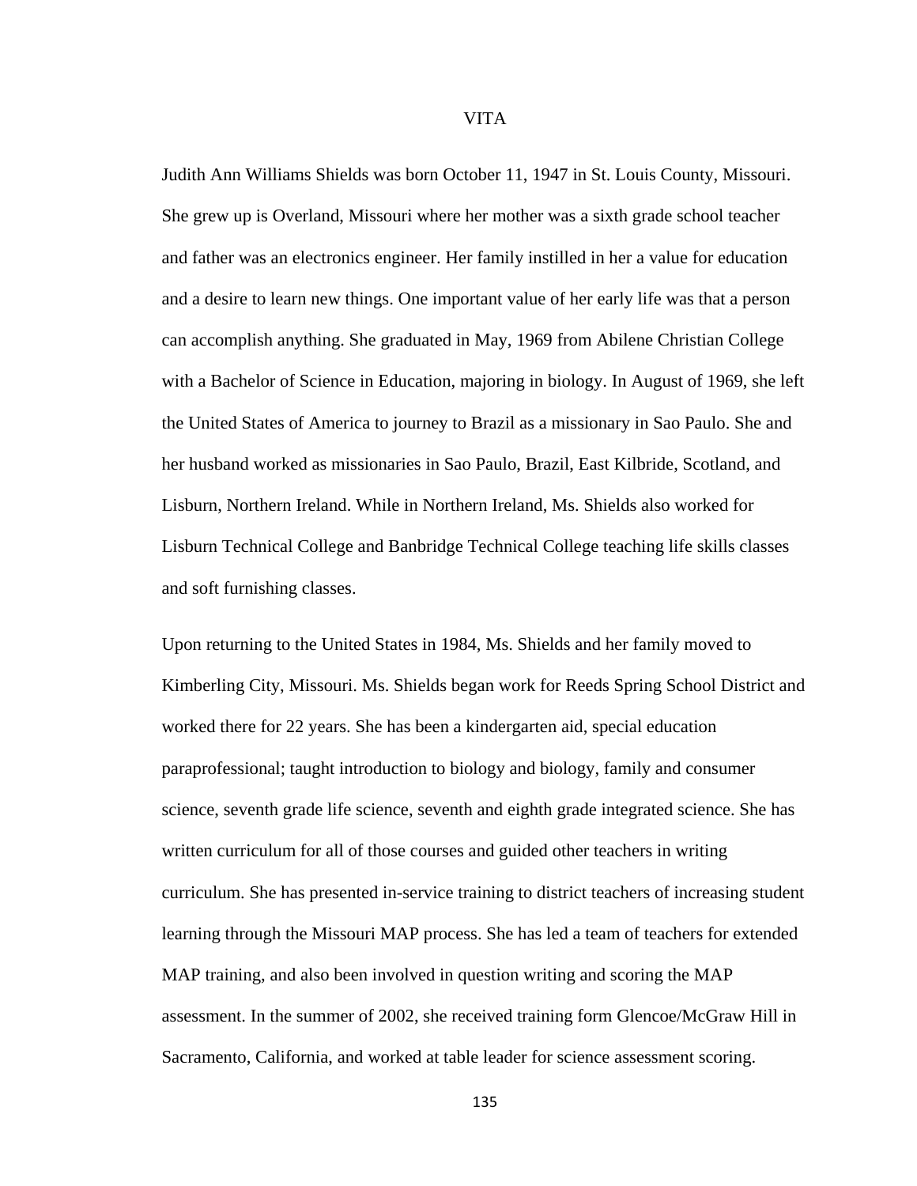# VITA

Judith Ann Williams Shields was born October 11, 1947 in St. Louis County, Missouri. She grew up is Overland, Missouri where her mother was a sixth grade school teacher and father was an electronics engineer. Her family instilled in her a value for education and a desire to learn new things. One important value of her early life was that a person can accomplish anything. She graduated in May, 1969 from Abilene Christian College with a Bachelor of Science in Education, majoring in biology. In August of 1969, she left the United States of America to journey to Brazil as a missionary in Sao Paulo. She and her husband worked as missionaries in Sao Paulo, Brazil, East Kilbride, Scotland, and Lisburn, Northern Ireland. While in Northern Ireland, Ms. Shields also worked for Lisburn Technical College and Banbridge Technical College teaching life skills classes and soft furnishing classes.

Upon returning to the United States in 1984, Ms. Shields and her family moved to Kimberling City, Missouri. Ms. Shields began work for Reeds Spring School District and worked there for 22 years. She has been a kindergarten aid, special education paraprofessional; taught introduction to biology and biology, family and consumer science, seventh grade life science, seventh and eighth grade integrated science. She has written curriculum for all of those courses and guided other teachers in writing curriculum. She has presented in-service training to district teachers of increasing student learning through the Missouri MAP process. She has led a team of teachers for extended MAP training, and also been involved in question writing and scoring the MAP assessment. In the summer of 2002, she received training form Glencoe/McGraw Hill in Sacramento, California, and worked at table leader for science assessment scoring.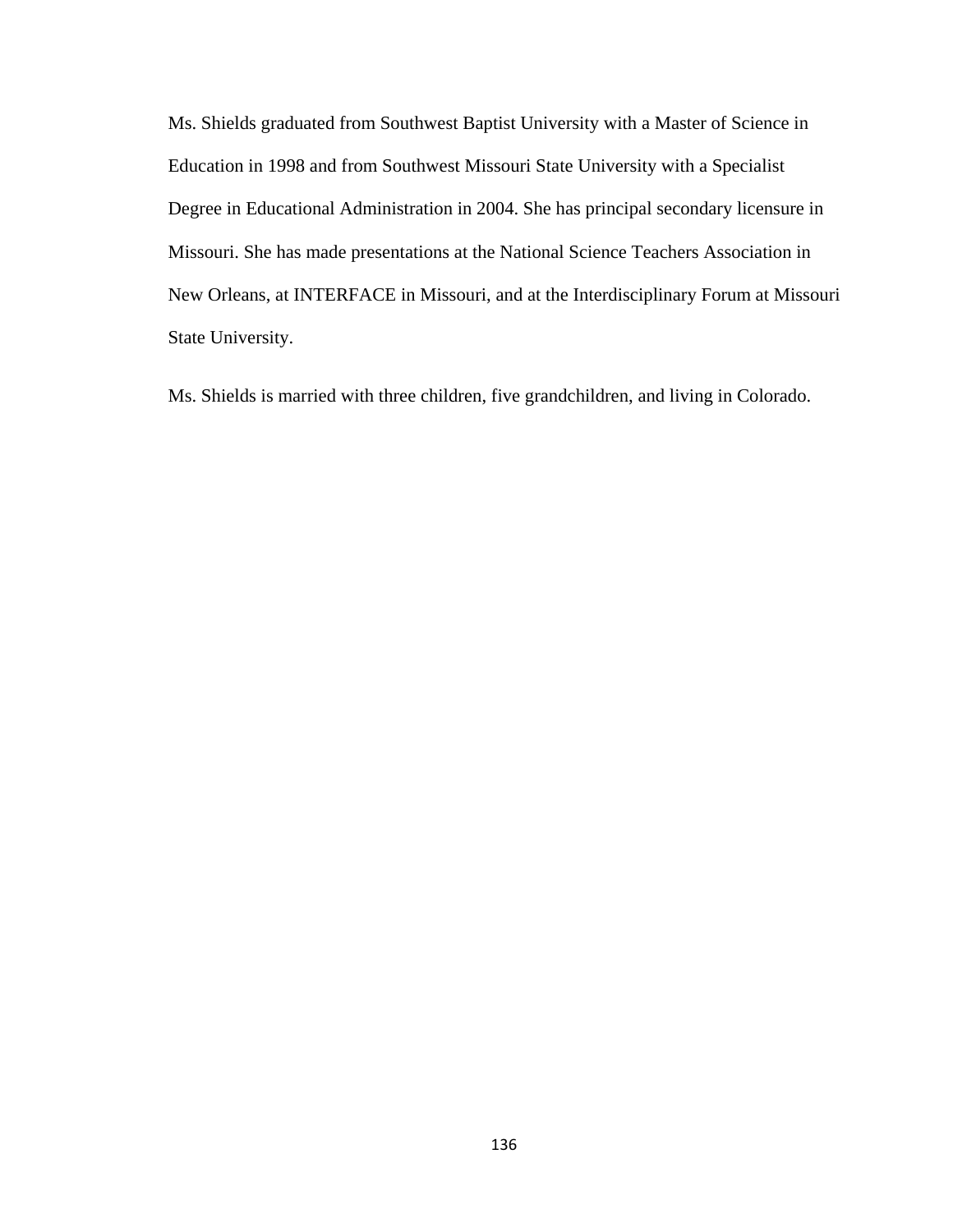Ms. Shields graduated from Southwest Baptist University with a Master of Science in Education in 1998 and from Southwest Missouri State University with a Specialist Degree in Educational Administration in 2004. She has principal secondary licensure in Missouri. She has made presentations at the National Science Teachers Association in New Orleans, at INTERFACE in Missouri, and at the Interdisciplinary Forum at Missouri State University.

Ms. Shields is married with three children, five grandchildren, and living in Colorado.